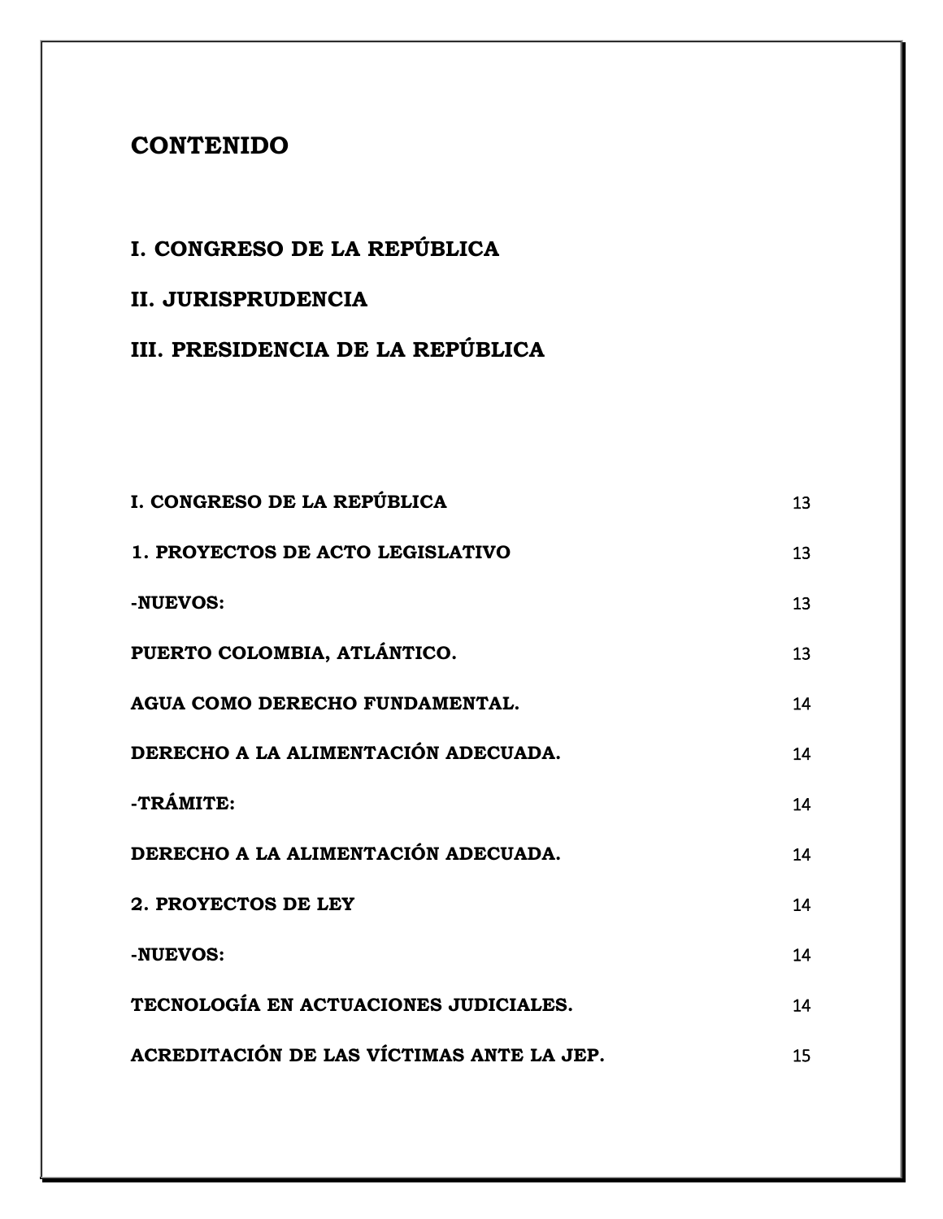# CONTENIDO

## I. CONGRESO DE LA REPÚBLICA

## II. JURISPRUDENCIA

## III. PRESIDENCIA DE LA REPÚBLICA

| | |
|---|---|
| **I. CONGRESO DE LA REPÚBLICA** | 13 |
| **1. PROYECTOS DE ACTO LEGISLATIVO** | 13 |
| **-NUEVOS:** | 13 |
| **PUERTO COLOMBIA, ATLÁNTICO.** | 13 |
| **AGUA COMO DERECHO FUNDAMENTAL.** | 14 |
| **DERECHO A LA ALIMENTACIÓN ADECUADA.** | 14 |
| **-TRÁMITE:** | 14 |
| **DERECHO A LA ALIMENTACIÓN ADECUADA.** | 14 |
| **2. PROYECTOS DE LEY** | 14 |
| **-NUEVOS:** | 14 |
| **TECNOLOGÍA EN ACTUACIONES JUDICIALES.** | 14 |
| **ACREDITACIÓN DE LAS VÍCTIMAS ANTE LA JEP.** | 15 |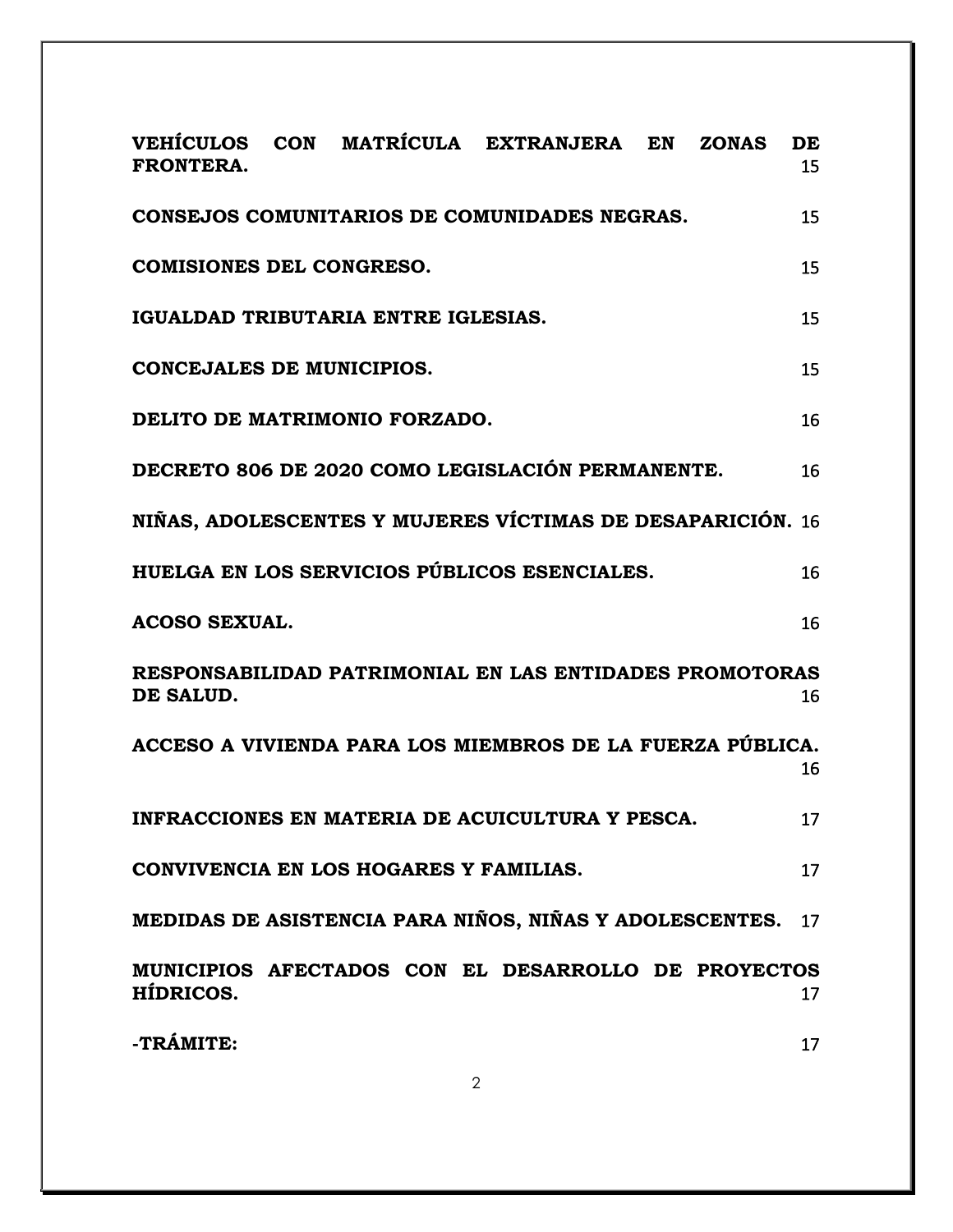**VEHÍCULOS CON MATRÍCULA EXTRANJERA EN ZONAS DE FRONTERA.** 15

**CONSEJOS COMUNITARIOS DE COMUNIDADES NEGRAS.** 15

**COMISIONES DEL CONGRESO.** 15

**IGUALDAD TRIBUTARIA ENTRE IGLESIAS.** 15

**CONCEJALES DE MUNICIPIOS.** 15

**DELITO DE MATRIMONIO FORZADO.** 16

**DECRETO 806 DE 2020 COMO LEGISLACIÓN PERMANENTE.** 16

**NIÑAS, ADOLESCENTES Y MUJERES VÍCTIMAS DE DESAPARICIÓN.** 16

**HUELGA EN LOS SERVICIOS PÚBLICOS ESENCIALES.** 16

**ACOSO SEXUAL.** 16

**RESPONSABILIDAD PATRIMONIAL EN LAS ENTIDADES PROMOTORAS DE SALUD.** 16

**ACCESO A VIVIENDA PARA LOS MIEMBROS DE LA FUERZA PÚBLICA.** 16

**INFRACCIONES EN MATERIA DE ACUICULTURA Y PESCA.** 17

**CONVIVENCIA EN LOS HOGARES Y FAMILIAS.** 17

**MEDIDAS DE ASISTENCIA PARA NIÑOS, NIÑAS Y ADOLESCENTES.** 17

**MUNICIPIOS AFECTADOS CON EL DESARROLLO DE PROYECTOS HÍDRICOS.** 17

**-TRÁMITE:** 17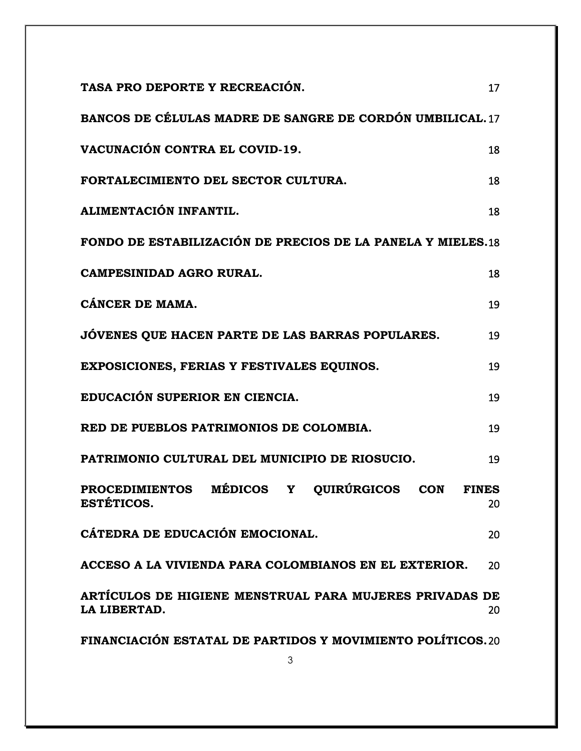**TASA PRO DEPORTE Y RECREACIÓN.** 17

**BANCOS DE CÉLULAS MADRE DE SANGRE DE CORDÓN UMBILICAL.** 17

**VACUNACIÓN CONTRA EL COVID-19.** 18

**FORTALECIMIENTO DEL SECTOR CULTURA.** 18

**ALIMENTACIÓN INFANTIL.** 18

**FONDO DE ESTABILIZACIÓN DE PRECIOS DE LA PANELA Y MIELES.** 18

**CAMPESINIDAD AGRO RURAL.** 18

**CÁNCER DE MAMA.** 19

**JÓVENES QUE HACEN PARTE DE LAS BARRAS POPULARES.** 19

**EXPOSICIONES, FERIAS Y FESTIVALES EQUINOS.** 19

**EDUCACIÓN SUPERIOR EN CIENCIA.** 19

**RED DE PUEBLOS PATRIMONIOS DE COLOMBIA.** 19

**PATRIMONIO CULTURAL DEL MUNICIPIO DE RIOSUCIO.** 19

**PROCEDIMIENTOS MÉDICOS Y QUIRÚRGICOS CON FINES ESTÉTICOS.** 20

**CÁTEDRA DE EDUCACIÓN EMOCIONAL.** 20

**ACCESO A LA VIVIENDA PARA COLOMBIANOS EN EL EXTERIOR.** 20

**ARTÍCULOS DE HIGIENE MENSTRUAL PARA MUJERES PRIVADAS DE LA LIBERTAD.** 20

**FINANCIACIÓN ESTATAL DE PARTIDOS Y MOVIMIENTO POLÍTICOS.** 20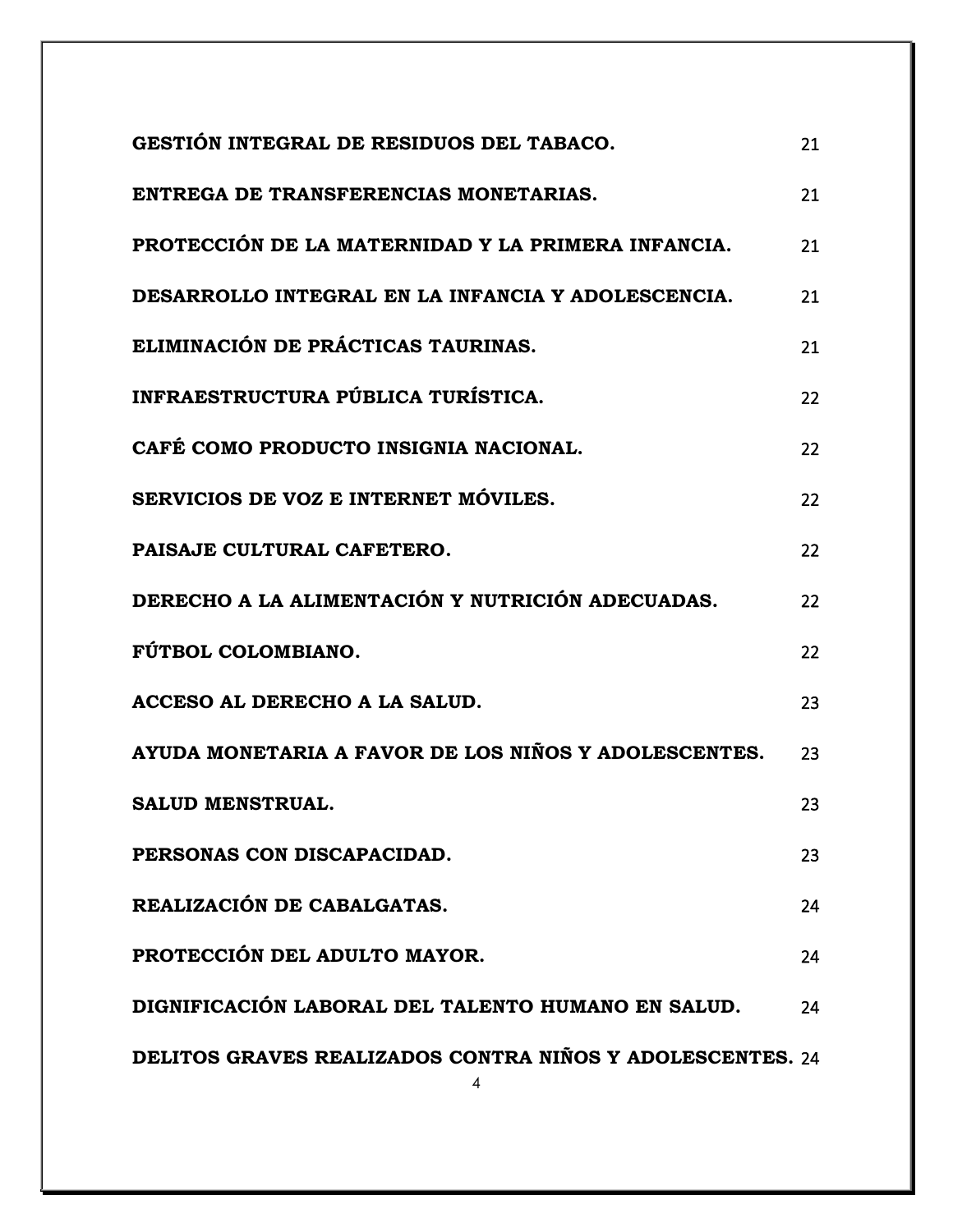| | |
|---|---|
| **GESTIÓN INTEGRAL DE RESIDUOS DEL TABACO.** | 21 |
| **ENTREGA DE TRANSFERENCIAS MONETARIAS.** | 21 |
| **PROTECCIÓN DE LA MATERNIDAD Y LA PRIMERA INFANCIA.** | 21 |
| **DESARROLLO INTEGRAL EN LA INFANCIA Y ADOLESCENCIA.** | 21 |
| **ELIMINACIÓN DE PRÁCTICAS TAURINAS.** | 21 |
| **INFRAESTRUCTURA PÚBLICA TURÍSTICA.** | 22 |
| **CAFÉ COMO PRODUCTO INSIGNIA NACIONAL.** | 22 |
| **SERVICIOS DE VOZ E INTERNET MÓVILES.** | 22 |
| **PAISAJE CULTURAL CAFETERO.** | 22 |
| **DERECHO A LA ALIMENTACIÓN Y NUTRICIÓN ADECUADAS.** | 22 |
| **FÚTBOL COLOMBIANO.** | 22 |
| **ACCESO AL DERECHO A LA SALUD.** | 23 |
| **AYUDA MONETARIA A FAVOR DE LOS NIÑOS Y ADOLESCENTES.** | 23 |
| **SALUD MENSTRUAL.** | 23 |
| **PERSONAS CON DISCAPACIDAD.** | 23 |
| **REALIZACIÓN DE CABALGATAS.** | 24 |
| **PROTECCIÓN DEL ADULTO MAYOR.** | 24 |
| **DIGNIFICACIÓN LABORAL DEL TALENTO HUMANO EN SALUD.** | 24 |
| **DELITOS GRAVES REALIZADOS CONTRA NIÑOS Y ADOLESCENTES.** | 24 |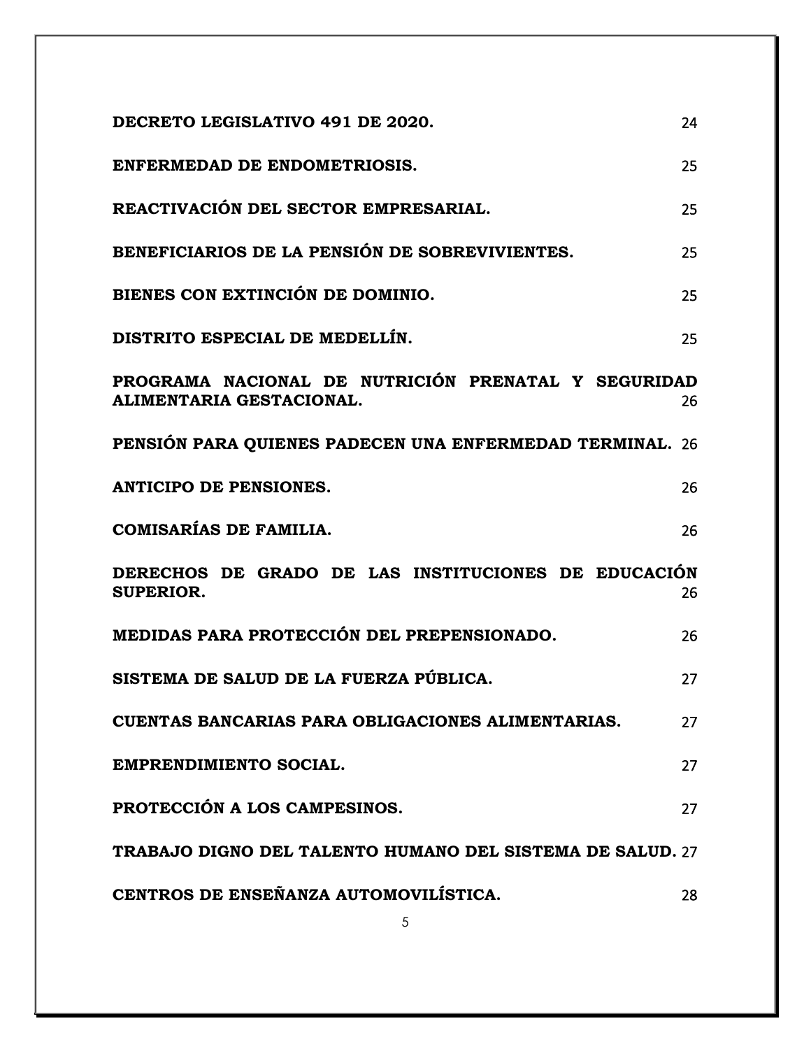| | |
|---|---|
| **DECRETO LEGISLATIVO 491 DE 2020.** | 24 |
| **ENFERMEDAD DE ENDOMETRIOSIS.** | 25 |
| **REACTIVACIÓN DEL SECTOR EMPRESARIAL.** | 25 |
| **BENEFICIARIOS DE LA PENSIÓN DE SOBREVIVIENTES.** | 25 |
| **BIENES CON EXTINCIÓN DE DOMINIO.** | 25 |
| **DISTRITO ESPECIAL DE MEDELLÍN.** | 25 |
| **PROGRAMA NACIONAL DE NUTRICIÓN PRENATAL Y SEGURIDAD ALIMENTARIA GESTACIONAL.** | 26 |
| **PENSIÓN PARA QUIENES PADECEN UNA ENFERMEDAD TERMINAL.** | 26 |
| **ANTICIPO DE PENSIONES.** | 26 |
| **COMISARÍAS DE FAMILIA.** | 26 |
| **DERECHOS DE GRADO DE LAS INSTITUCIONES DE EDUCACIÓN SUPERIOR.** | 26 |
| **MEDIDAS PARA PROTECCIÓN DEL PREPENSIONADO.** | 26 |
| **SISTEMA DE SALUD DE LA FUERZA PÚBLICA.** | 27 |
| **CUENTAS BANCARIAS PARA OBLIGACIONES ALIMENTARIAS.** | 27 |
| **EMPRENDIMIENTO SOCIAL.** | 27 |
| **PROTECCIÓN A LOS CAMPESINOS.** | 27 |
| **TRABAJO DIGNO DEL TALENTO HUMANO DEL SISTEMA DE SALUD.** | 27 |
| **CENTROS DE ENSEÑANZA AUTOMOVILÍSTICA.** | 28 |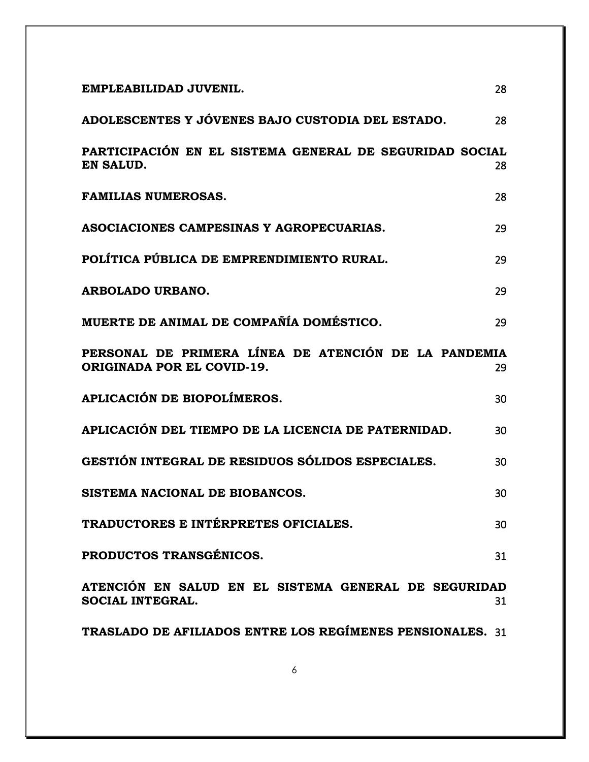| | |
|---|---|
| **EMPLEABILIDAD JUVENIL.** | 28 |
| **ADOLESCENTES Y JÓVENES BAJO CUSTODIA DEL ESTADO.** | 28 |
| **PARTICIPACIÓN EN EL SISTEMA GENERAL DE SEGURIDAD SOCIAL EN SALUD.** | 28 |
| **FAMILIAS NUMEROSAS.** | 28 |
| **ASOCIACIONES CAMPESINAS Y AGROPECUARIAS.** | 29 |
| **POLÍTICA PÚBLICA DE EMPRENDIMIENTO RURAL.** | 29 |
| **ARBOLADO URBANO.** | 29 |
| **MUERTE DE ANIMAL DE COMPAÑÍA DOMÉSTICO.** | 29 |
| **PERSONAL DE PRIMERA LÍNEA DE ATENCIÓN DE LA PANDEMIA ORIGINADA POR EL COVID-19.** | 29 |
| **APLICACIÓN DE BIOPOLÍMEROS.** | 30 |
| **APLICACIÓN DEL TIEMPO DE LA LICENCIA DE PATERNIDAD.** | 30 |
| **GESTIÓN INTEGRAL DE RESIDUOS SÓLIDOS ESPECIALES.** | 30 |
| **SISTEMA NACIONAL DE BIOBANCOS.** | 30 |
| **TRADUCTORES E INTÉRPRETES OFICIALES.** | 30 |
| **PRODUCTOS TRANSGÉNICOS.** | 31 |
| **ATENCIÓN EN SALUD EN EL SISTEMA GENERAL DE SEGURIDAD SOCIAL INTEGRAL.** | 31 |
| **TRASLADO DE AFILIADOS ENTRE LOS REGÍMENES PENSIONALES.** | 31 |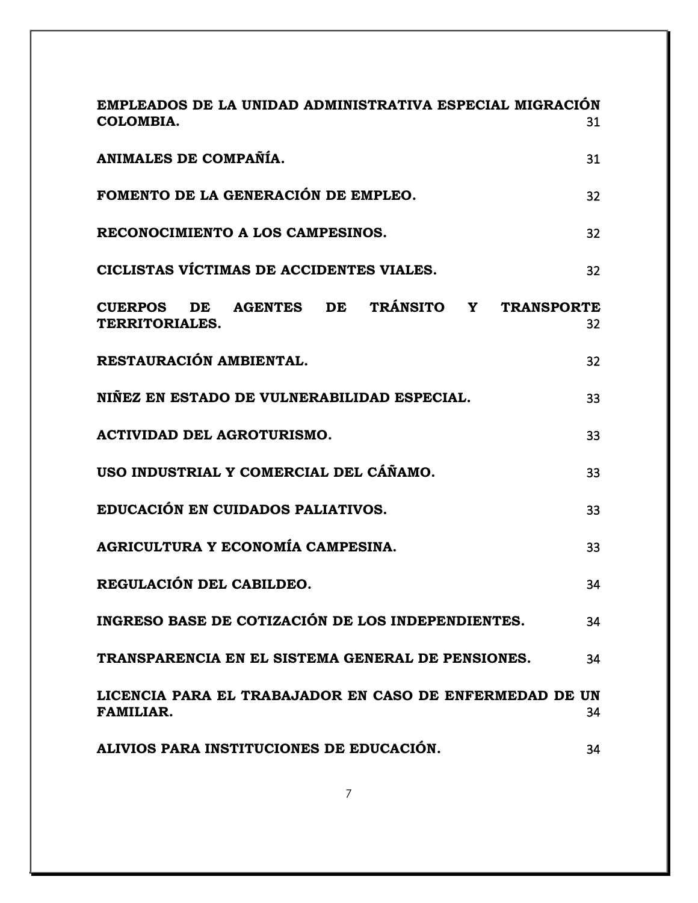| | |
|---|---|
| **EMPLEADOS DE LA UNIDAD ADMINISTRATIVA ESPECIAL MIGRACIÓN COLOMBIA.** | 31 |
| **ANIMALES DE COMPAÑÍA.** | 31 |
| **FOMENTO DE LA GENERACIÓN DE EMPLEO.** | 32 |
| **RECONOCIMIENTO A LOS CAMPESINOS.** | 32 |
| **CICLISTAS VÍCTIMAS DE ACCIDENTES VIALES.** | 32 |
| **CUERPOS DE AGENTES DE TRÁNSITO Y TRANSPORTE TERRITORIALES.** | 32 |
| **RESTAURACIÓN AMBIENTAL.** | 32 |
| **NIÑEZ EN ESTADO DE VULNERABILIDAD ESPECIAL.** | 33 |
| **ACTIVIDAD DEL AGROTURISMO.** | 33 |
| **USO INDUSTRIAL Y COMERCIAL DEL CÁÑAMO.** | 33 |
| **EDUCACIÓN EN CUIDADOS PALIATIVOS.** | 33 |
| **AGRICULTURA Y ECONOMÍA CAMPESINA.** | 33 |
| **REGULACIÓN DEL CABILDEO.** | 34 |
| **INGRESO BASE DE COTIZACIÓN DE LOS INDEPENDIENTES.** | 34 |
| **TRANSPARENCIA EN EL SISTEMA GENERAL DE PENSIONES.** | 34 |
| **LICENCIA PARA EL TRABAJADOR EN CASO DE ENFERMEDAD DE UN FAMILIAR.** | 34 |
| **ALIVIOS PARA INSTITUCIONES DE EDUCACIÓN.** | 34 |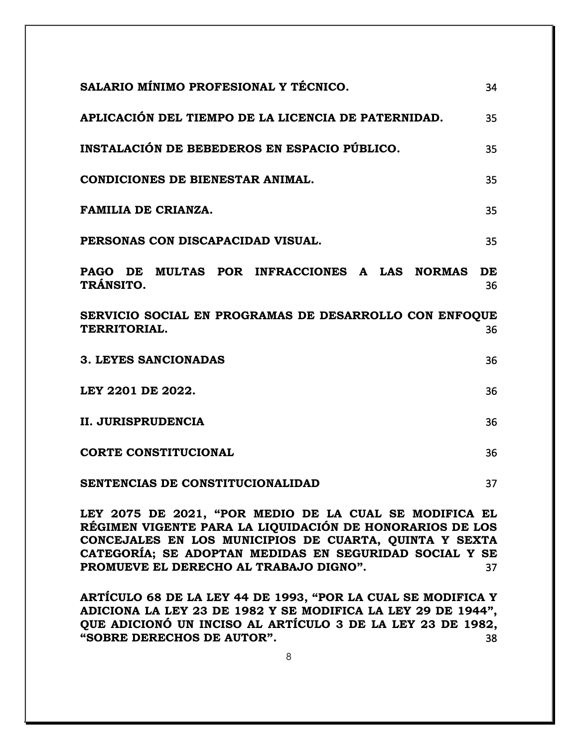**SALARIO MÍNIMO PROFESIONAL Y TÉCNICO.** 34

**APLICACIÓN DEL TIEMPO DE LA LICENCIA DE PATERNIDAD.** 35

**INSTALACIÓN DE BEBEDEROS EN ESPACIO PÚBLICO.** 35

**CONDICIONES DE BIENESTAR ANIMAL.** 35

**FAMILIA DE CRIANZA.** 35

**PERSONAS CON DISCAPACIDAD VISUAL.** 35

**PAGO DE MULTAS POR INFRACCIONES A LAS NORMAS DE TRÁNSITO.** 36

**SERVICIO SOCIAL EN PROGRAMAS DE DESARROLLO CON ENFOQUE TERRITORIAL.** 36

**3. LEYES SANCIONADAS** 36

**LEY 2201 DE 2022.** 36

**II. JURISPRUDENCIA** 36

**CORTE CONSTITUCIONAL** 36

**SENTENCIAS DE CONSTITUCIONALIDAD** 37

**LEY 2075 DE 2021, "POR MEDIO DE LA CUAL SE MODIFICA EL RÉGIMEN VIGENTE PARA LA LIQUIDACIÓN DE HONORARIOS DE LOS CONCEJALES EN LOS MUNICIPIOS DE CUARTA, QUINTA Y SEXTA CATEGORÍA; SE ADOPTAN MEDIDAS EN SEGURIDAD SOCIAL Y SE PROMUEVE EL DERECHO AL TRABAJO DIGNO".** 37

**ARTÍCULO 68 DE LA LEY 44 DE 1993, "POR LA CUAL SE MODIFICA Y ADICIONA LA LEY 23 DE 1982 Y SE MODIFICA LA LEY 29 DE 1944", QUE ADICIONÓ UN INCISO AL ARTÍCULO 3 DE LA LEY 23 DE 1982, "SOBRE DERECHOS DE AUTOR".** 38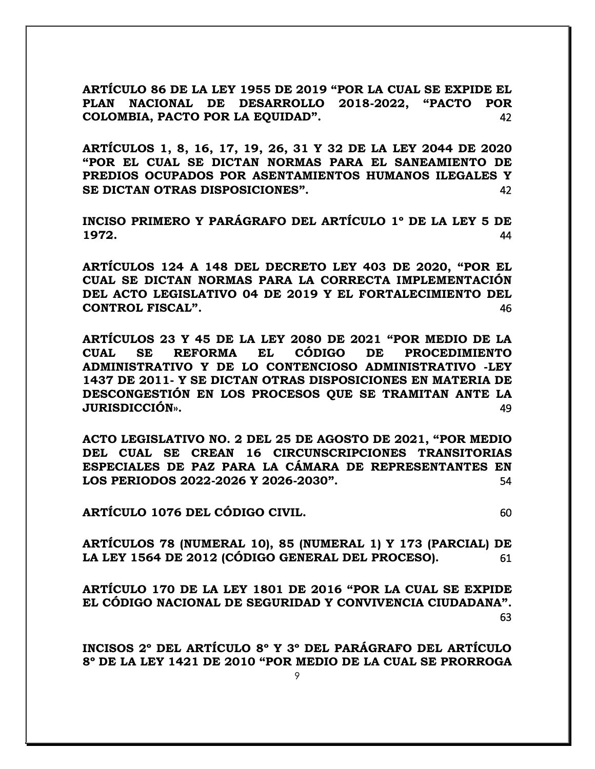**ARTÍCULO 86 DE LA LEY 1955 DE 2019 "POR LA CUAL SE EXPIDE EL PLAN NACIONAL DE DESARROLLO 2018-2022, "PACTO POR COLOMBIA, PACTO POR LA EQUIDAD".** 42

**ARTÍCULOS 1, 8, 16, 17, 19, 26, 31 Y 32 DE LA LEY 2044 DE 2020 "POR EL CUAL SE DICTAN NORMAS PARA EL SANEAMIENTO DE PREDIOS OCUPADOS POR ASENTAMIENTOS HUMANOS ILEGALES Y SE DICTAN OTRAS DISPOSICIONES".** 42

**INCISO PRIMERO Y PARÁGRAFO DEL ARTÍCULO 1º DE LA LEY 5 DE 1972.** 44

**ARTÍCULOS 124 A 148 DEL DECRETO LEY 403 DE 2020, "POR EL CUAL SE DICTAN NORMAS PARA LA CORRECTA IMPLEMENTACIÓN DEL ACTO LEGISLATIVO 04 DE 2019 Y EL FORTALECIMIENTO DEL CONTROL FISCAL".** 46

**ARTÍCULOS 23 Y 45 DE LA LEY 2080 DE 2021 "POR MEDIO DE LA CUAL SE REFORMA EL CÓDIGO DE PROCEDIMIENTO ADMINISTRATIVO Y DE LO CONTENCIOSO ADMINISTRATIVO -LEY 1437 DE 2011- Y SE DICTAN OTRAS DISPOSICIONES EN MATERIA DE DESCONGESTIÓN EN LOS PROCESOS QUE SE TRAMITAN ANTE LA JURISDICCIÓN».** 49

**ACTO LEGISLATIVO NO. 2 DEL 25 DE AGOSTO DE 2021, "POR MEDIO DEL CUAL SE CREAN 16 CIRCUNSCRIPCIONES TRANSITORIAS ESPECIALES DE PAZ PARA LA CÁMARA DE REPRESENTANTES EN LOS PERIODOS 2022-2026 Y 2026-2030".** 54

**ARTÍCULO 1076 DEL CÓDIGO CIVIL.** 60

**ARTÍCULOS 78 (NUMERAL 10), 85 (NUMERAL 1) Y 173 (PARCIAL) DE LA LEY 1564 DE 2012 (CÓDIGO GENERAL DEL PROCESO).** 61

**ARTÍCULO 170 DE LA LEY 1801 DE 2016 "POR LA CUAL SE EXPIDE EL CÓDIGO NACIONAL DE SEGURIDAD Y CONVIVENCIA CIUDADANA".** 63

**INCISOS 2º DEL ARTÍCULO 8º Y 3º DEL PARÁGRAFO DEL ARTÍCULO 8º DE LA LEY 1421 DE 2010 "POR MEDIO DE LA CUAL SE PRORROGA**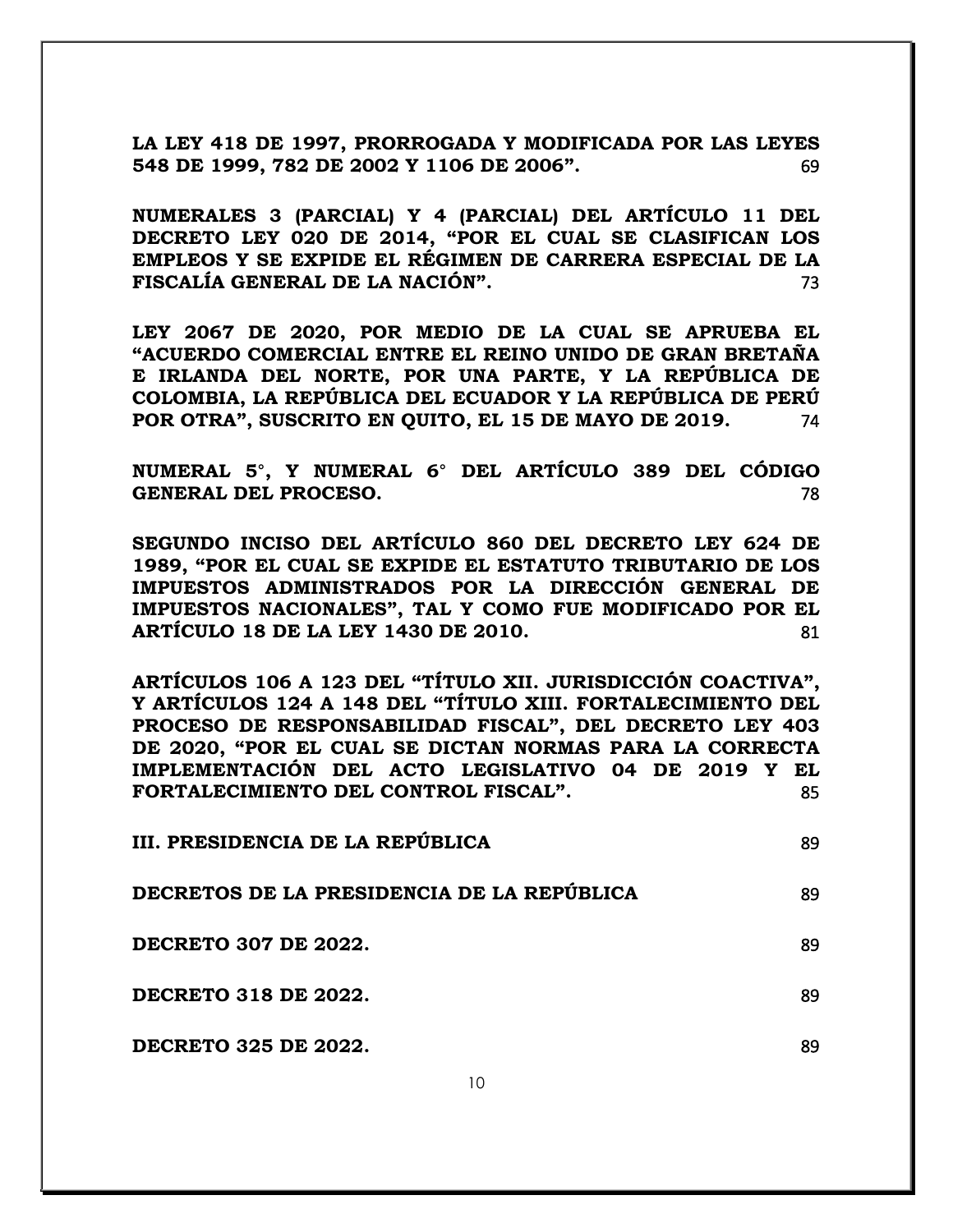**LA LEY 418 DE 1997, PRORROGADA Y MODIFICADA POR LAS LEYES 548 DE 1999, 782 DE 2002 Y 1106 DE 2006".** 69

**NUMERALES 3 (PARCIAL) Y 4 (PARCIAL) DEL ARTÍCULO 11 DEL DECRETO LEY 020 DE 2014, "POR EL CUAL SE CLASIFICAN LOS EMPLEOS Y SE EXPIDE EL RÉGIMEN DE CARRERA ESPECIAL DE LA FISCALÍA GENERAL DE LA NACIÓN".** 73

**LEY 2067 DE 2020, POR MEDIO DE LA CUAL SE APRUEBA EL "ACUERDO COMERCIAL ENTRE EL REINO UNIDO DE GRAN BRETAÑA E IRLANDA DEL NORTE, POR UNA PARTE, Y LA REPÚBLICA DE COLOMBIA, LA REPÚBLICA DEL ECUADOR Y LA REPÚBLICA DE PERÚ POR OTRA", SUSCRITO EN QUITO, EL 15 DE MAYO DE 2019.** 74

**NUMERAL 5°, Y NUMERAL 6° DEL ARTÍCULO 389 DEL CÓDIGO GENERAL DEL PROCESO.** 78

**SEGUNDO INCISO DEL ARTÍCULO 860 DEL DECRETO LEY 624 DE 1989, "POR EL CUAL SE EXPIDE EL ESTATUTO TRIBUTARIO DE LOS IMPUESTOS ADMINISTRADOS POR LA DIRECCIÓN GENERAL DE IMPUESTOS NACIONALES", TAL Y COMO FUE MODIFICADO POR EL ARTÍCULO 18 DE LA LEY 1430 DE 2010.** 81

**ARTÍCULOS 106 A 123 DEL "TÍTULO XII. JURISDICCIÓN COACTIVA", Y ARTÍCULOS 124 A 148 DEL "TÍTULO XIII. FORTALECIMIENTO DEL PROCESO DE RESPONSABILIDAD FISCAL", DEL DECRETO LEY 403 DE 2020, "POR EL CUAL SE DICTAN NORMAS PARA LA CORRECTA IMPLEMENTACIÓN DEL ACTO LEGISLATIVO 04 DE 2019 Y EL FORTALECIMIENTO DEL CONTROL FISCAL".** 85

**III. PRESIDENCIA DE LA REPÚBLICA** 89

**DECRETOS DE LA PRESIDENCIA DE LA REPÚBLICA** 89

**DECRETO 307 DE 2022.** 89

**DECRETO 318 DE 2022.** 89

**DECRETO 325 DE 2022.** 89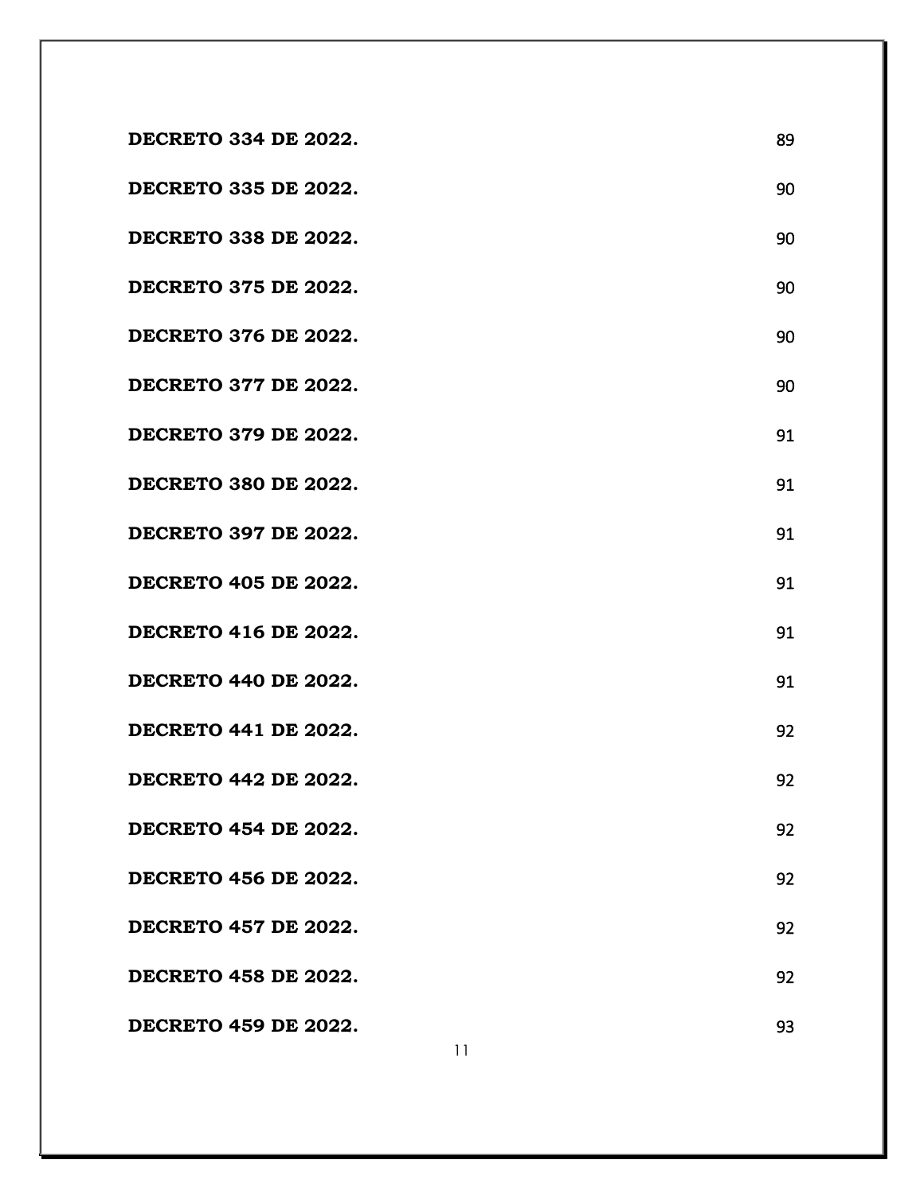| | |
|---|---|
| **DECRETO 334 DE 2022.** | 89 |
| **DECRETO 335 DE 2022.** | 90 |
| **DECRETO 338 DE 2022.** | 90 |
| **DECRETO 375 DE 2022.** | 90 |
| **DECRETO 376 DE 2022.** | 90 |
| **DECRETO 377 DE 2022.** | 90 |
| **DECRETO 379 DE 2022.** | 91 |
| **DECRETO 380 DE 2022.** | 91 |
| **DECRETO 397 DE 2022.** | 91 |
| **DECRETO 405 DE 2022.** | 91 |
| **DECRETO 416 DE 2022.** | 91 |
| **DECRETO 440 DE 2022.** | 91 |
| **DECRETO 441 DE 2022.** | 92 |
| **DECRETO 442 DE 2022.** | 92 |
| **DECRETO 454 DE 2022.** | 92 |
| **DECRETO 456 DE 2022.** | 92 |
| **DECRETO 457 DE 2022.** | 92 |
| **DECRETO 458 DE 2022.** | 92 |
| **DECRETO 459 DE 2022.** | 93 |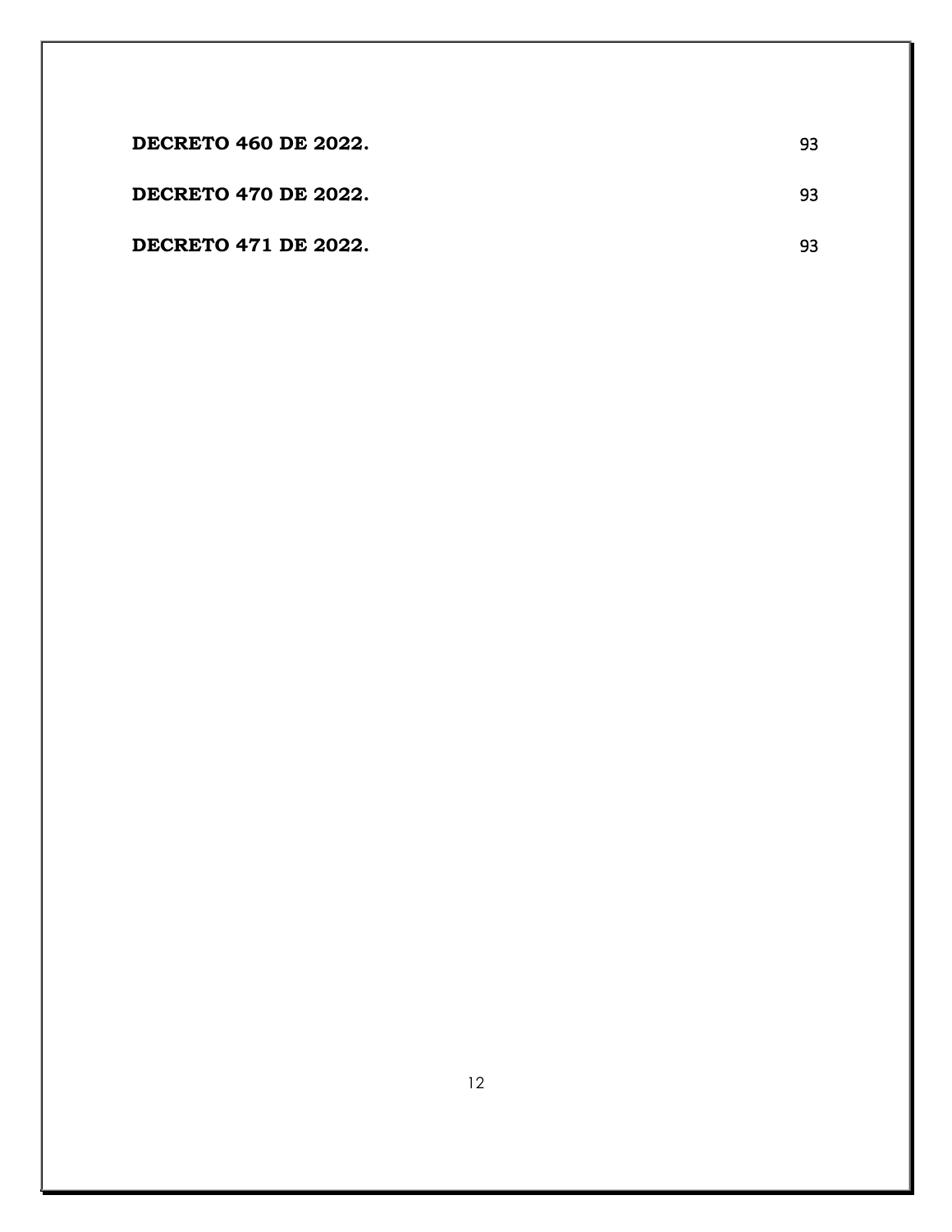**DECRETO 460 DE 2022.** 93

**DECRETO 470 DE 2022.** 93

**DECRETO 471 DE 2022.** 93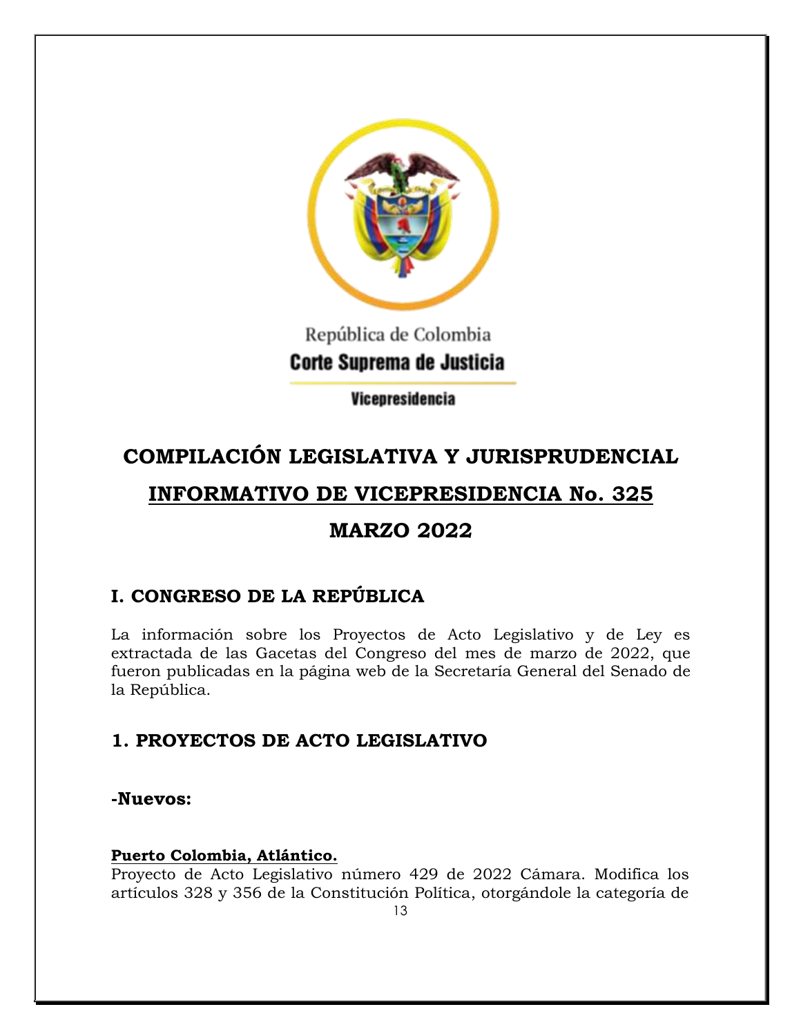República de Colombia

**Corte Suprema de Justicia**

**Vicepresidencia**

# COMPILACIÓN LEGISLATIVA Y JURISPRUDENCIAL

# INFORMATIVO DE VICEPRESIDENCIA No. 325

# MARZO 2022

## I. CONGRESO DE LA REPÚBLICA

La información sobre los Proyectos de Acto Legislativo y de Ley es extractada de las Gacetas del Congreso del mes de marzo de 2022, que fueron publicadas en la página web de la Secretaría General del Senado de la República.

## 1. PROYECTOS DE ACTO LEGISLATIVO

### -Nuevos:

**Puerto Colombia, Atlántico.**

Proyecto de Acto Legislativo número 429 de 2022 Cámara. Modifica los artículos 328 y 356 de la Constitución Política, otorgándole la categoría de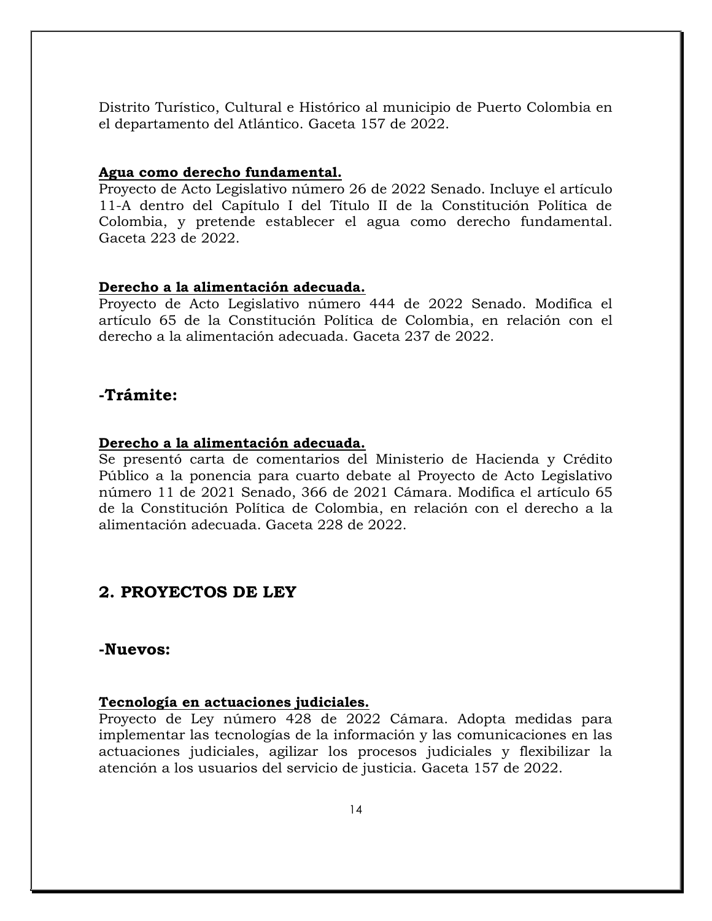Distrito Turístico, Cultural e Histórico al municipio de Puerto Colombia en el departamento del Atlántico. Gaceta 157 de 2022.

**Agua como derecho fundamental.**
Proyecto de Acto Legislativo número 26 de 2022 Senado. Incluye el artículo 11-A dentro del Capítulo I del Título II de la Constitución Política de Colombia, y pretende establecer el agua como derecho fundamental. Gaceta 223 de 2022.

**Derecho a la alimentación adecuada.**
Proyecto de Acto Legislativo número 444 de 2022 Senado. Modifica el artículo 65 de la Constitución Política de Colombia, en relación con el derecho a la alimentación adecuada. Gaceta 237 de 2022.

### -Trámite:

**Derecho a la alimentación adecuada.**
Se presentó carta de comentarios del Ministerio de Hacienda y Crédito Público a la ponencia para cuarto debate al Proyecto de Acto Legislativo número 11 de 2021 Senado, 366 de 2021 Cámara. Modifica el artículo 65 de la Constitución Política de Colombia, en relación con el derecho a la alimentación adecuada. Gaceta 228 de 2022.

## 2. PROYECTOS DE LEY

### -Nuevos:

**Tecnología en actuaciones judiciales.**
Proyecto de Ley número 428 de 2022 Cámara. Adopta medidas para implementar las tecnologías de la información y las comunicaciones en las actuaciones judiciales, agilizar los procesos judiciales y flexibilizar la atención a los usuarios del servicio de justicia. Gaceta 157 de 2022.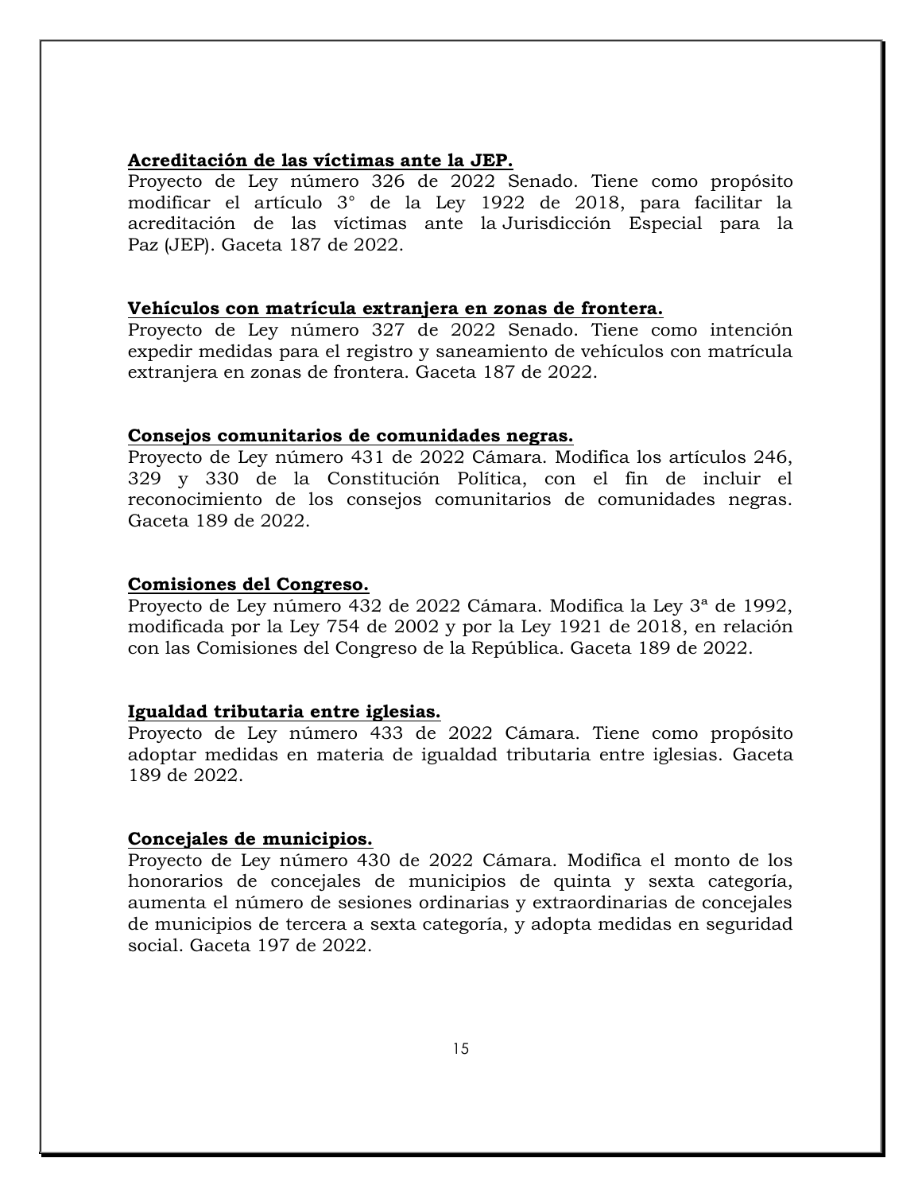**Acreditación de las víctimas ante la JEP.**
Proyecto de Ley número 326 de 2022 Senado. Tiene como propósito modificar el artículo 3° de la Ley 1922 de 2018, para facilitar la acreditación de las víctimas ante la Jurisdicción Especial para la Paz (JEP). Gaceta 187 de 2022.

**Vehículos con matrícula extranjera en zonas de frontera.**
Proyecto de Ley número 327 de 2022 Senado. Tiene como intención expedir medidas para el registro y saneamiento de vehículos con matrícula extranjera en zonas de frontera. Gaceta 187 de 2022.

**Consejos comunitarios de comunidades negras.**
Proyecto de Ley número 431 de 2022 Cámara. Modifica los artículos 246, 329 y 330 de la Constitución Política, con el fin de incluir el reconocimiento de los consejos comunitarios de comunidades negras. Gaceta 189 de 2022.

**Comisiones del Congreso.**
Proyecto de Ley número 432 de 2022 Cámara. Modifica la Ley 3ª de 1992, modificada por la Ley 754 de 2002 y por la Ley 1921 de 2018, en relación con las Comisiones del Congreso de la República. Gaceta 189 de 2022.

**Igualdad tributaria entre iglesias.**
Proyecto de Ley número 433 de 2022 Cámara. Tiene como propósito adoptar medidas en materia de igualdad tributaria entre iglesias. Gaceta 189 de 2022.

**Concejales de municipios.**
Proyecto de Ley número 430 de 2022 Cámara. Modifica el monto de los honorarios de concejales de municipios de quinta y sexta categoría, aumenta el número de sesiones ordinarias y extraordinarias de concejales de municipios de tercera a sexta categoría, y adopta medidas en seguridad social. Gaceta 197 de 2022.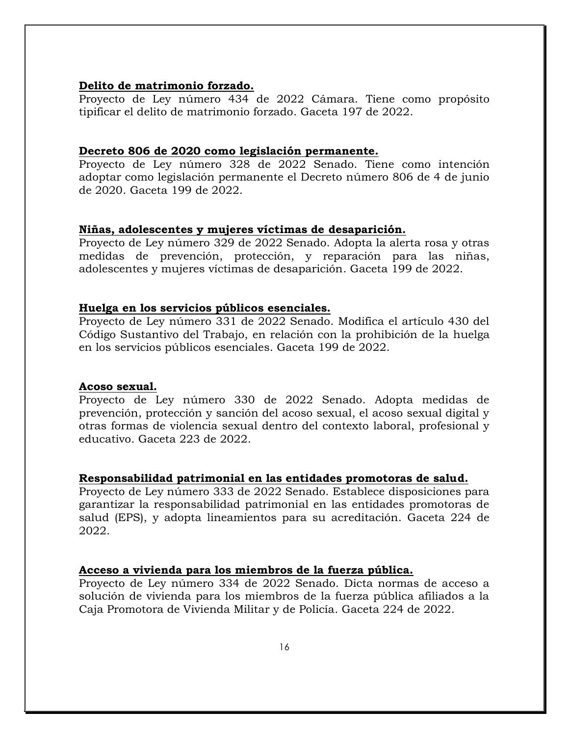**<u>Delito de matrimonio forzado.</u>**
Proyecto de Ley número 434 de 2022 Cámara. Tiene como propósito tipificar el delito de matrimonio forzado. Gaceta 197 de 2022.

**<u>Decreto 806 de 2020 como legislación permanente.</u>**
Proyecto de Ley número 328 de 2022 Senado. Tiene como intención adoptar como legislación permanente el Decreto número 806 de 4 de junio de 2020. Gaceta 199 de 2022.

**<u>Niñas, adolescentes y mujeres víctimas de desaparición.</u>**
Proyecto de Ley número 329 de 2022 Senado. Adopta la alerta rosa y otras medidas de prevención, protección, y reparación para las niñas, adolescentes y mujeres víctimas de desaparición. Gaceta 199 de 2022.

**<u>Huelga en los servicios públicos esenciales.</u>**
Proyecto de Ley número 331 de 2022 Senado. Modifica el artículo 430 del Código Sustantivo del Trabajo, en relación con la prohibición de la huelga en los servicios públicos esenciales. Gaceta 199 de 2022.

**<u>Acoso sexual.</u>**
Proyecto de Ley número 330 de 2022 Senado. Adopta medidas de prevención, protección y sanción del acoso sexual, el acoso sexual digital y otras formas de violencia sexual dentro del contexto laboral, profesional y educativo. Gaceta 223 de 2022.

**<u>Responsabilidad patrimonial en las entidades promotoras de salud.</u>**
Proyecto de Ley número 333 de 2022 Senado. Establece disposiciones para garantizar la responsabilidad patrimonial en las entidades promotoras de salud (EPS), y adopta lineamientos para su acreditación. Gaceta 224 de 2022.

**<u>Acceso a vivienda para los miembros de la fuerza pública.</u>**
Proyecto de Ley número 334 de 2022 Senado. Dicta normas de acceso a solución de vivienda para los miembros de la fuerza pública afiliados a la Caja Promotora de Vivienda Militar y de Policía. Gaceta 224 de 2022.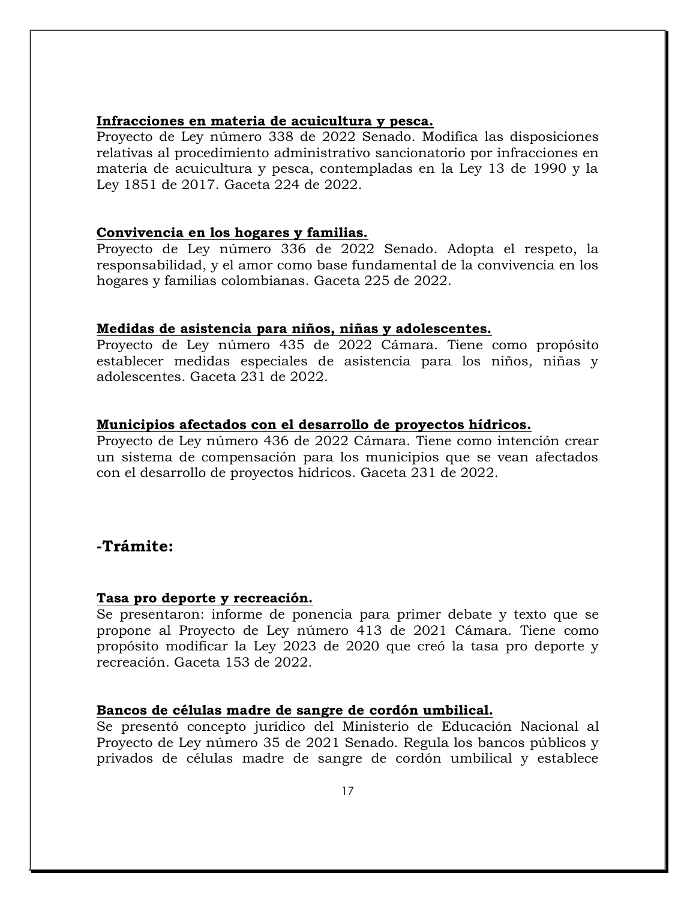**Infracciones en materia de acuicultura y pesca.**
Proyecto de Ley número 338 de 2022 Senado. Modifica las disposiciones relativas al procedimiento administrativo sancionatorio por infracciones en materia de acuicultura y pesca, contempladas en la Ley 13 de 1990 y la Ley 1851 de 2017. Gaceta 224 de 2022.

**Convivencia en los hogares y familias.**
Proyecto de Ley número 336 de 2022 Senado. Adopta el respeto, la responsabilidad, y el amor como base fundamental de la convivencia en los hogares y familias colombianas. Gaceta 225 de 2022.

**Medidas de asistencia para niños, niñas y adolescentes.**
Proyecto de Ley número 435 de 2022 Cámara. Tiene como propósito establecer medidas especiales de asistencia para los niños, niñas y adolescentes. Gaceta 231 de 2022.

**Municipios afectados con el desarrollo de proyectos hídricos.**
Proyecto de Ley número 436 de 2022 Cámara. Tiene como intención crear un sistema de compensación para los municipios que se vean afectados con el desarrollo de proyectos hídricos. Gaceta 231 de 2022.

## -Trámite:

**Tasa pro deporte y recreación.**
Se presentaron: informe de ponencia para primer debate y texto que se propone al Proyecto de Ley número 413 de 2021 Cámara. Tiene como propósito modificar la Ley 2023 de 2020 que creó la tasa pro deporte y recreación. Gaceta 153 de 2022.

**Bancos de células madre de sangre de cordón umbilical.**
Se presentó concepto jurídico del Ministerio de Educación Nacional al Proyecto de Ley número 35 de 2021 Senado. Regula los bancos públicos y privados de células madre de sangre de cordón umbilical y establece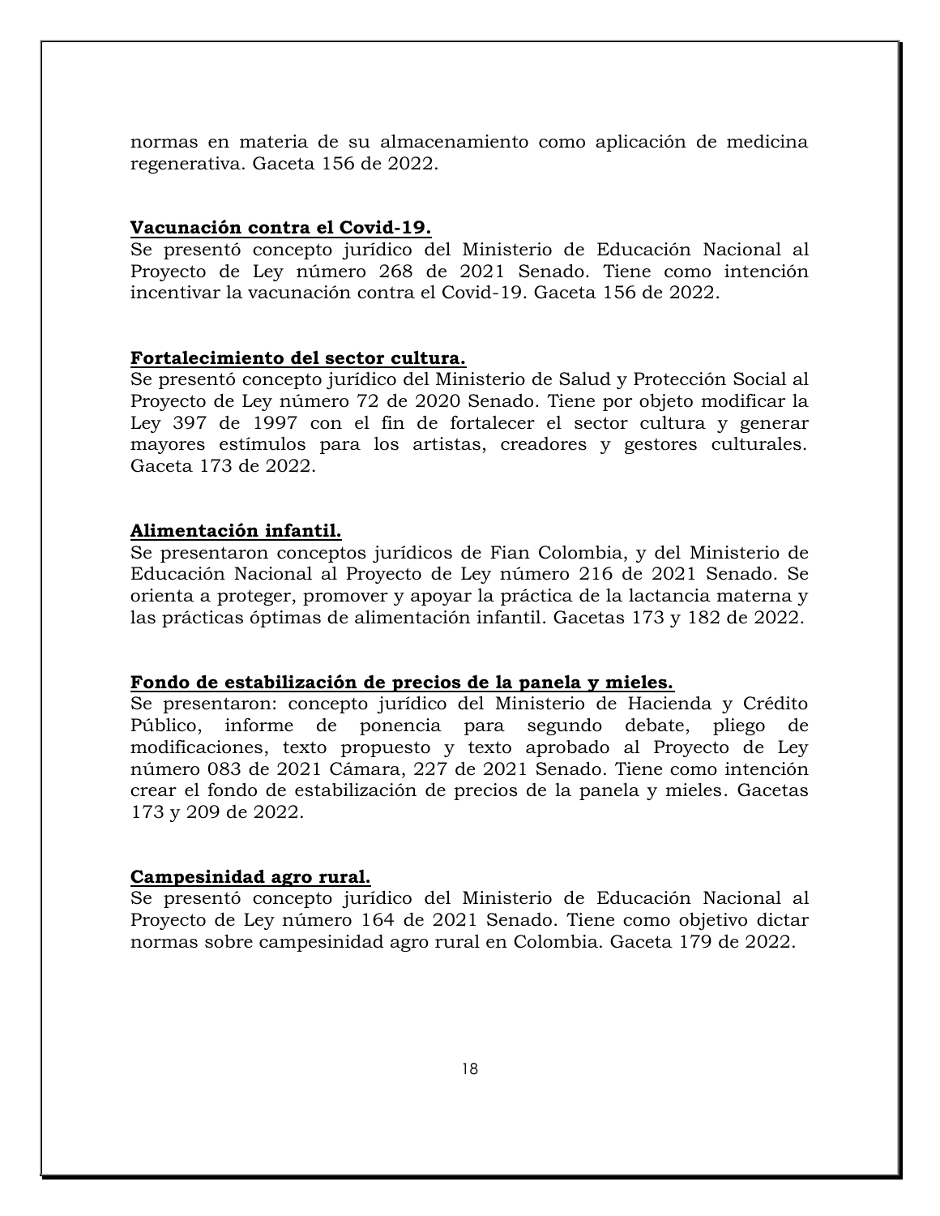normas en materia de su almacenamiento como aplicación de medicina regenerativa. Gaceta 156 de 2022.

**Vacunación contra el Covid-19.**
Se presentó concepto jurídico del Ministerio de Educación Nacional al Proyecto de Ley número 268 de 2021 Senado. Tiene como intención incentivar la vacunación contra el Covid-19. Gaceta 156 de 2022.

**Fortalecimiento del sector cultura.**
Se presentó concepto jurídico del Ministerio de Salud y Protección Social al Proyecto de Ley número 72 de 2020 Senado. Tiene por objeto modificar la Ley 397 de 1997 con el fin de fortalecer el sector cultura y generar mayores estímulos para los artistas, creadores y gestores culturales. Gaceta 173 de 2022.

**Alimentación infantil.**
Se presentaron conceptos jurídicos de Fian Colombia, y del Ministerio de Educación Nacional al Proyecto de Ley número 216 de 2021 Senado. Se orienta a proteger, promover y apoyar la práctica de la lactancia materna y las prácticas óptimas de alimentación infantil. Gacetas 173 y 182 de 2022.

**Fondo de estabilización de precios de la panela y mieles.**
Se presentaron: concepto jurídico del Ministerio de Hacienda y Crédito Público, informe de ponencia para segundo debate, pliego de modificaciones, texto propuesto y texto aprobado al Proyecto de Ley número 083 de 2021 Cámara, 227 de 2021 Senado. Tiene como intención crear el fondo de estabilización de precios de la panela y mieles. Gacetas 173 y 209 de 2022.

**Campesinidad agro rural.**
Se presentó concepto jurídico del Ministerio de Educación Nacional al Proyecto de Ley número 164 de 2021 Senado. Tiene como objetivo dictar normas sobre campesinidad agro rural en Colombia. Gaceta 179 de 2022.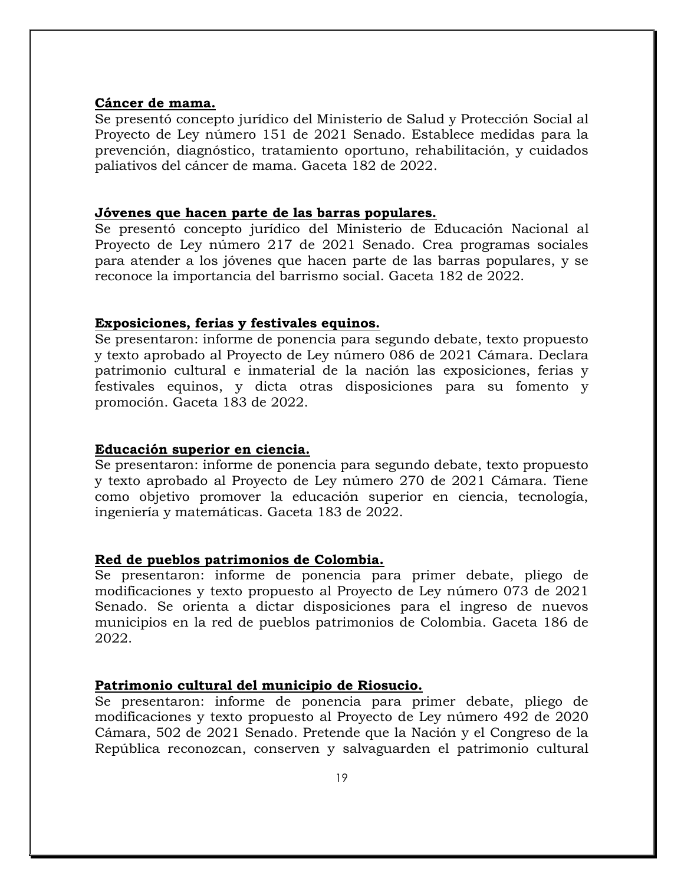**Cáncer de mama.**
Se presentó concepto jurídico del Ministerio de Salud y Protección Social al Proyecto de Ley número 151 de 2021 Senado. Establece medidas para la prevención, diagnóstico, tratamiento oportuno, rehabilitación, y cuidados paliativos del cáncer de mama. Gaceta 182 de 2022.

**Jóvenes que hacen parte de las barras populares.**
Se presentó concepto jurídico del Ministerio de Educación Nacional al Proyecto de Ley número 217 de 2021 Senado. Crea programas sociales para atender a los jóvenes que hacen parte de las barras populares, y se reconoce la importancia del barrismo social. Gaceta 182 de 2022.

**Exposiciones, ferias y festivales equinos.**
Se presentaron: informe de ponencia para segundo debate, texto propuesto y texto aprobado al Proyecto de Ley número 086 de 2021 Cámara. Declara patrimonio cultural e inmaterial de la nación las exposiciones, ferias y festivales equinos, y dicta otras disposiciones para su fomento y promoción. Gaceta 183 de 2022.

**Educación superior en ciencia.**
Se presentaron: informe de ponencia para segundo debate, texto propuesto y texto aprobado al Proyecto de Ley número 270 de 2021 Cámara. Tiene como objetivo promover la educación superior en ciencia, tecnología, ingeniería y matemáticas. Gaceta 183 de 2022.

**Red de pueblos patrimonios de Colombia.**
Se presentaron: informe de ponencia para primer debate, pliego de modificaciones y texto propuesto al Proyecto de Ley número 073 de 2021 Senado. Se orienta a dictar disposiciones para el ingreso de nuevos municipios en la red de pueblos patrimonios de Colombia. Gaceta 186 de 2022.

**Patrimonio cultural del municipio de Riosucio.**
Se presentaron: informe de ponencia para primer debate, pliego de modificaciones y texto propuesto al Proyecto de Ley número 492 de 2020 Cámara, 502 de 2021 Senado. Pretende que la Nación y el Congreso de la República reconozcan, conserven y salvaguarden el patrimonio cultural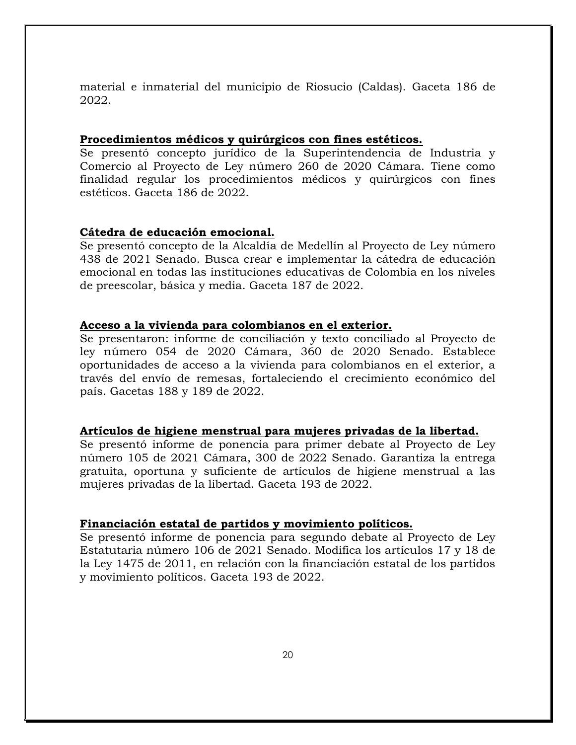material e inmaterial del municipio de Riosucio (Caldas). Gaceta 186 de 2022.

**Procedimientos médicos y quirúrgicos con fines estéticos.**

Se presentó concepto jurídico de la Superintendencia de Industria y Comercio al Proyecto de Ley número 260 de 2020 Cámara. Tiene como finalidad regular los procedimientos médicos y quirúrgicos con fines estéticos. Gaceta 186 de 2022.

**Cátedra de educación emocional.**

Se presentó concepto de la Alcaldía de Medellín al Proyecto de Ley número 438 de 2021 Senado. Busca crear e implementar la cátedra de educación emocional en todas las instituciones educativas de Colombia en los niveles de preescolar, básica y media. Gaceta 187 de 2022.

**Acceso a la vivienda para colombianos en el exterior.**

Se presentaron: informe de conciliación y texto conciliado al Proyecto de ley número 054 de 2020 Cámara, 360 de 2020 Senado. Establece oportunidades de acceso a la vivienda para colombianos en el exterior, a través del envío de remesas, fortaleciendo el crecimiento económico del país. Gacetas 188 y 189 de 2022.

**Artículos de higiene menstrual para mujeres privadas de la libertad.**

Se presentó informe de ponencia para primer debate al Proyecto de Ley número 105 de 2021 Cámara, 300 de 2022 Senado. Garantiza la entrega gratuita, oportuna y suficiente de artículos de higiene menstrual a las mujeres privadas de la libertad. Gaceta 193 de 2022.

**Financiación estatal de partidos y movimiento políticos.**

Se presentó informe de ponencia para segundo debate al Proyecto de Ley Estatutaria número 106 de 2021 Senado. Modifica los artículos 17 y 18 de la Ley 1475 de 2011, en relación con la financiación estatal de los partidos y movimiento políticos. Gaceta 193 de 2022.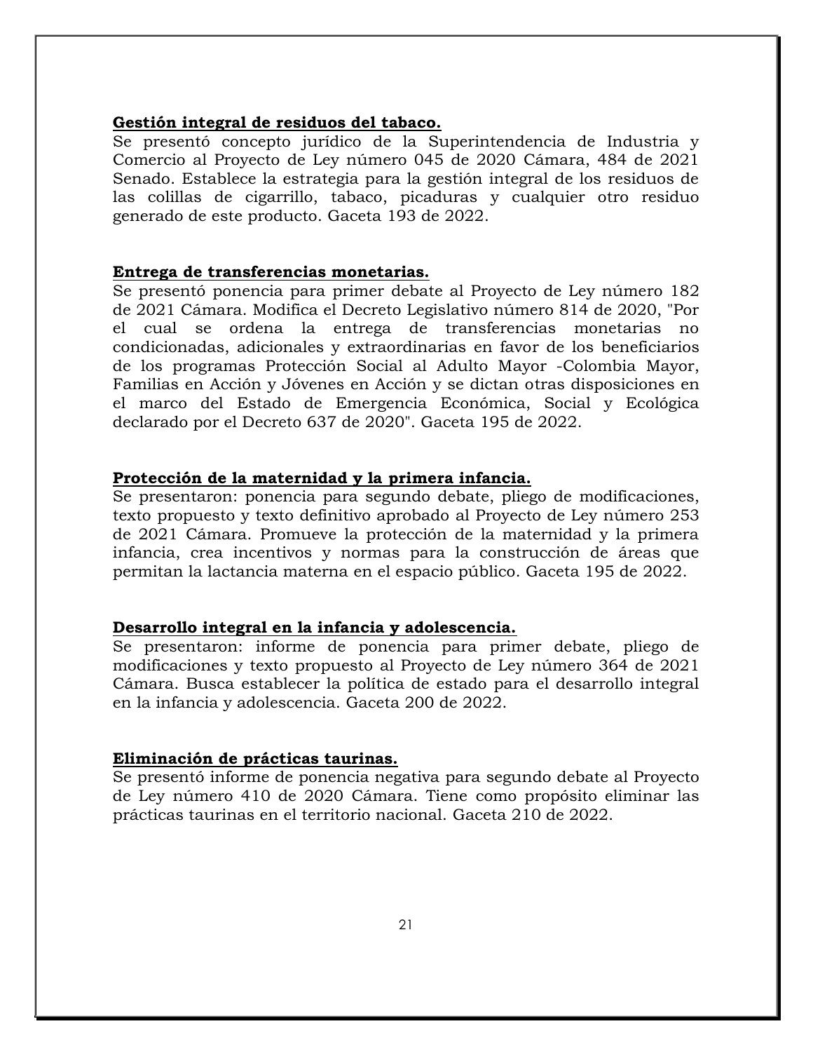**Gestión integral de residuos del tabaco.**
Se presentó concepto jurídico de la Superintendencia de Industria y Comercio al Proyecto de Ley número 045 de 2020 Cámara, 484 de 2021 Senado. Establece la estrategia para la gestión integral de los residuos de las colillas de cigarrillo, tabaco, picaduras y cualquier otro residuo generado de este producto. Gaceta 193 de 2022.

**Entrega de transferencias monetarias.**
Se presentó ponencia para primer debate al Proyecto de Ley número 182 de 2021 Cámara. Modifica el Decreto Legislativo número 814 de 2020, "Por el cual se ordena la entrega de transferencias monetarias no condicionadas, adicionales y extraordinarias en favor de los beneficiarios de los programas Protección Social al Adulto Mayor -Colombia Mayor, Familias en Acción y Jóvenes en Acción y se dictan otras disposiciones en el marco del Estado de Emergencia Económica, Social y Ecológica declarado por el Decreto 637 de 2020". Gaceta 195 de 2022.

**Protección de la maternidad y la primera infancia.**
Se presentaron: ponencia para segundo debate, pliego de modificaciones, texto propuesto y texto definitivo aprobado al Proyecto de Ley número 253 de 2021 Cámara. Promueve la protección de la maternidad y la primera infancia, crea incentivos y normas para la construcción de áreas que permitan la lactancia materna en el espacio público. Gaceta 195 de 2022.

**Desarrollo integral en la infancia y adolescencia.**
Se presentaron: informe de ponencia para primer debate, pliego de modificaciones y texto propuesto al Proyecto de Ley número 364 de 2021 Cámara. Busca establecer la política de estado para el desarrollo integral en la infancia y adolescencia. Gaceta 200 de 2022.

**Eliminación de prácticas taurinas.**
Se presentó informe de ponencia negativa para segundo debate al Proyecto de Ley número 410 de 2020 Cámara. Tiene como propósito eliminar las prácticas taurinas en el territorio nacional. Gaceta 210 de 2022.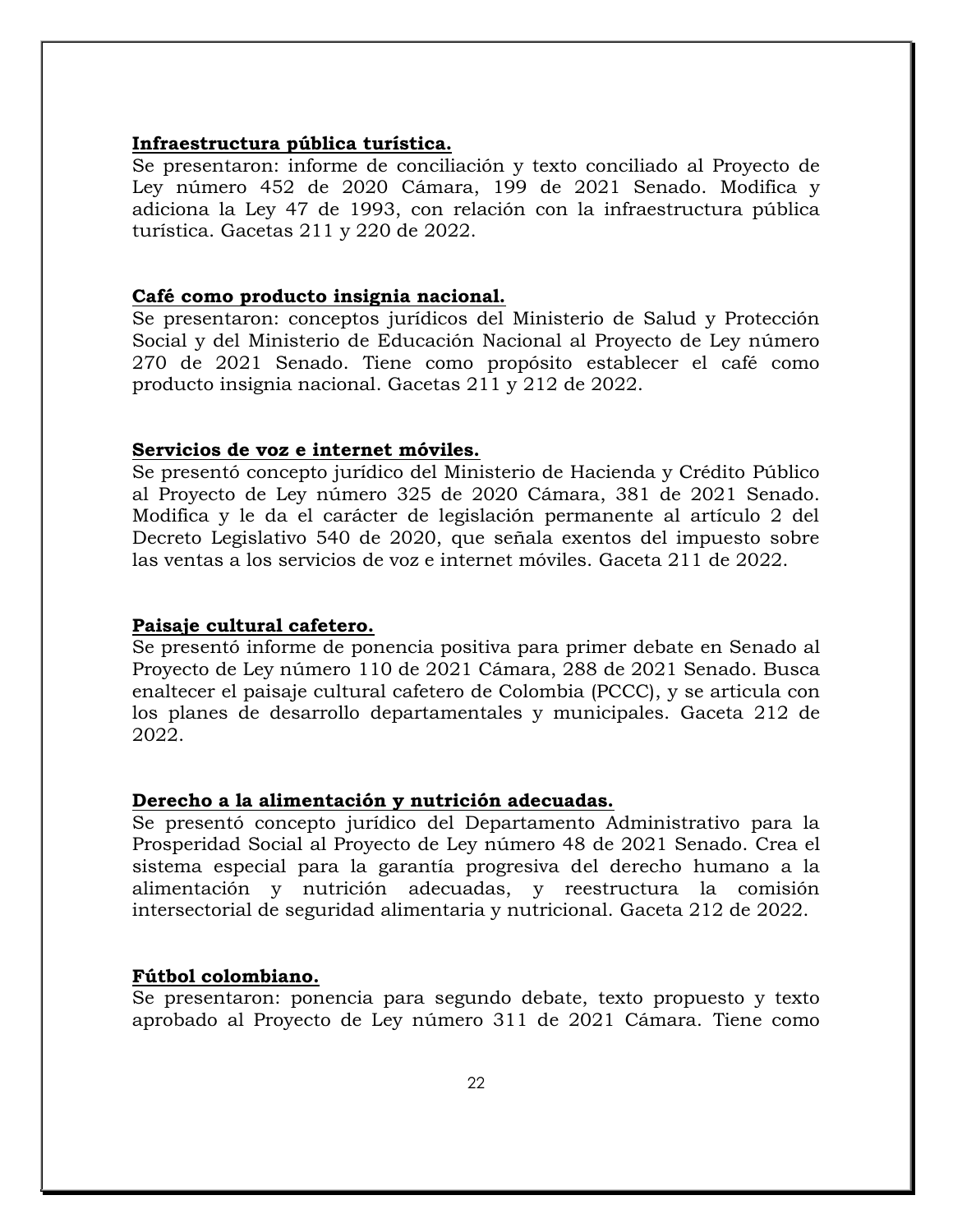**Infraestructura pública turística.**
Se presentaron: informe de conciliación y texto conciliado al Proyecto de Ley número 452 de 2020 Cámara, 199 de 2021 Senado. Modifica y adiciona la Ley 47 de 1993, con relación con la infraestructura pública turística. Gacetas 211 y 220 de 2022.

**Café como producto insignia nacional.**
Se presentaron: conceptos jurídicos del Ministerio de Salud y Protección Social y del Ministerio de Educación Nacional al Proyecto de Ley número 270 de 2021 Senado. Tiene como propósito establecer el café como producto insignia nacional. Gacetas 211 y 212 de 2022.

**Servicios de voz e internet móviles.**
Se presentó concepto jurídico del Ministerio de Hacienda y Crédito Público al Proyecto de Ley número 325 de 2020 Cámara, 381 de 2021 Senado. Modifica y le da el carácter de legislación permanente al artículo 2 del Decreto Legislativo 540 de 2020, que señala exentos del impuesto sobre las ventas a los servicios de voz e internet móviles. Gaceta 211 de 2022.

**Paisaje cultural cafetero.**
Se presentó informe de ponencia positiva para primer debate en Senado al Proyecto de Ley número 110 de 2021 Cámara, 288 de 2021 Senado. Busca enaltecer el paisaje cultural cafetero de Colombia (PCCC), y se articula con los planes de desarrollo departamentales y municipales. Gaceta 212 de 2022.

**Derecho a la alimentación y nutrición adecuadas.**
Se presentó concepto jurídico del Departamento Administrativo para la Prosperidad Social al Proyecto de Ley número 48 de 2021 Senado. Crea el sistema especial para la garantía progresiva del derecho humano a la alimentación y nutrición adecuadas, y reestructura la comisión intersectorial de seguridad alimentaria y nutricional. Gaceta 212 de 2022.

**Fútbol colombiano.**
Se presentaron: ponencia para segundo debate, texto propuesto y texto aprobado al Proyecto de Ley número 311 de 2021 Cámara. Tiene como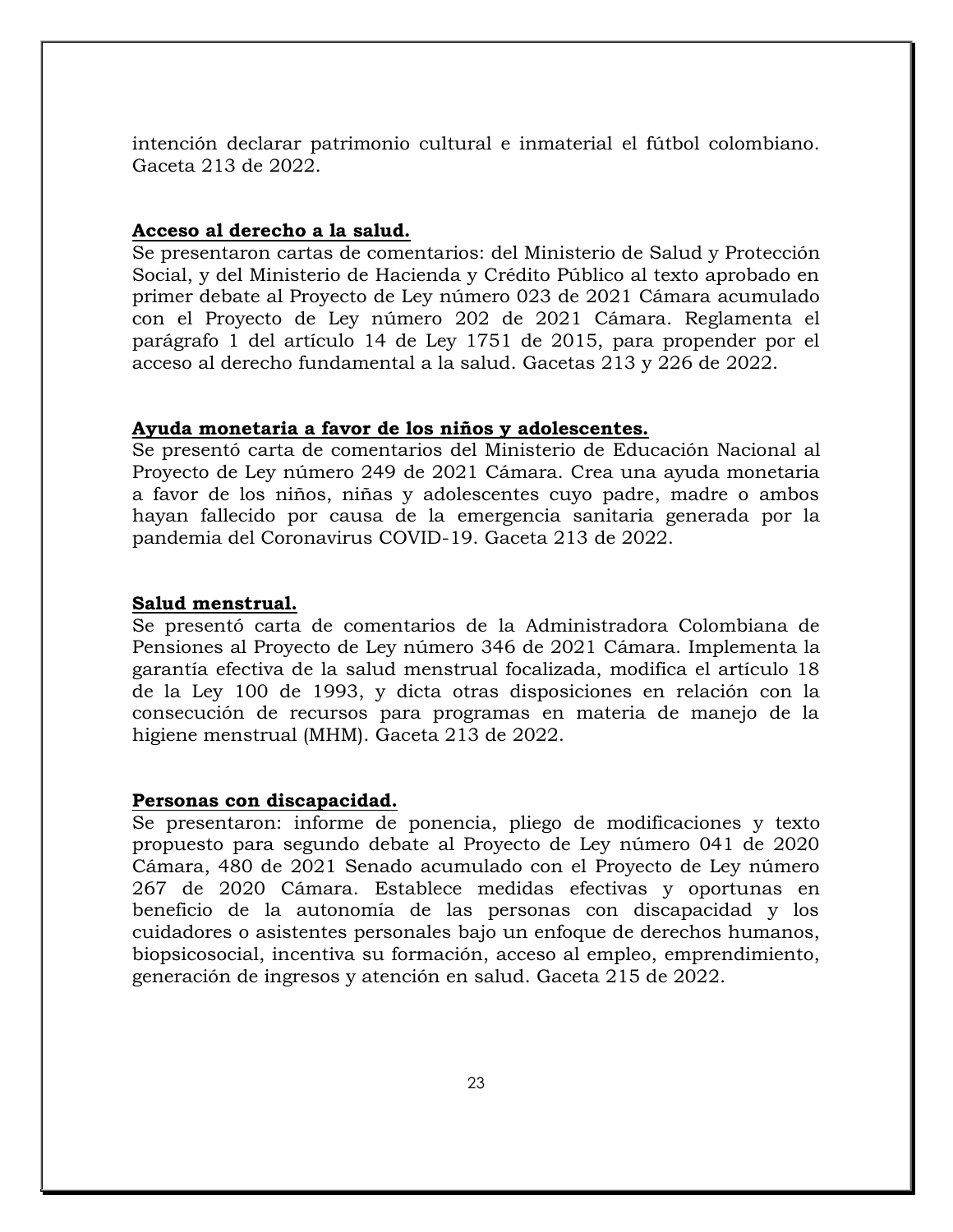intención declarar patrimonio cultural e inmaterial el fútbol colombiano. Gaceta 213 de 2022.

**Acceso al derecho a la salud.**

Se presentaron cartas de comentarios: del Ministerio de Salud y Protección Social, y del Ministerio de Hacienda y Crédito Público al texto aprobado en primer debate al Proyecto de Ley número 023 de 2021 Cámara acumulado con el Proyecto de Ley número 202 de 2021 Cámara. Reglamenta el parágrafo 1 del artículo 14 de Ley 1751 de 2015, para propender por el acceso al derecho fundamental a la salud. Gacetas 213 y 226 de 2022.

**Ayuda monetaria a favor de los niños y adolescentes.**

Se presentó carta de comentarios del Ministerio de Educación Nacional al Proyecto de Ley número 249 de 2021 Cámara. Crea una ayuda monetaria a favor de los niños, niñas y adolescentes cuyo padre, madre o ambos hayan fallecido por causa de la emergencia sanitaria generada por la pandemia del Coronavirus COVID-19. Gaceta 213 de 2022.

**Salud menstrual.**

Se presentó carta de comentarios de la Administradora Colombiana de Pensiones al Proyecto de Ley número 346 de 2021 Cámara. Implementa la garantía efectiva de la salud menstrual focalizada, modifica el artículo 18 de la Ley 100 de 1993, y dicta otras disposiciones en relación con la consecución de recursos para programas en materia de manejo de la higiene menstrual (MHM). Gaceta 213 de 2022.

**Personas con discapacidad.**

Se presentaron: informe de ponencia, pliego de modificaciones y texto propuesto para segundo debate al Proyecto de Ley número 041 de 2020 Cámara, 480 de 2021 Senado acumulado con el Proyecto de Ley número 267 de 2020 Cámara. Establece medidas efectivas y oportunas en beneficio de la autonomía de las personas con discapacidad y los cuidadores o asistentes personales bajo un enfoque de derechos humanos, biopsicosocial, incentiva su formación, acceso al empleo, emprendimiento, generación de ingresos y atención en salud. Gaceta 215 de 2022.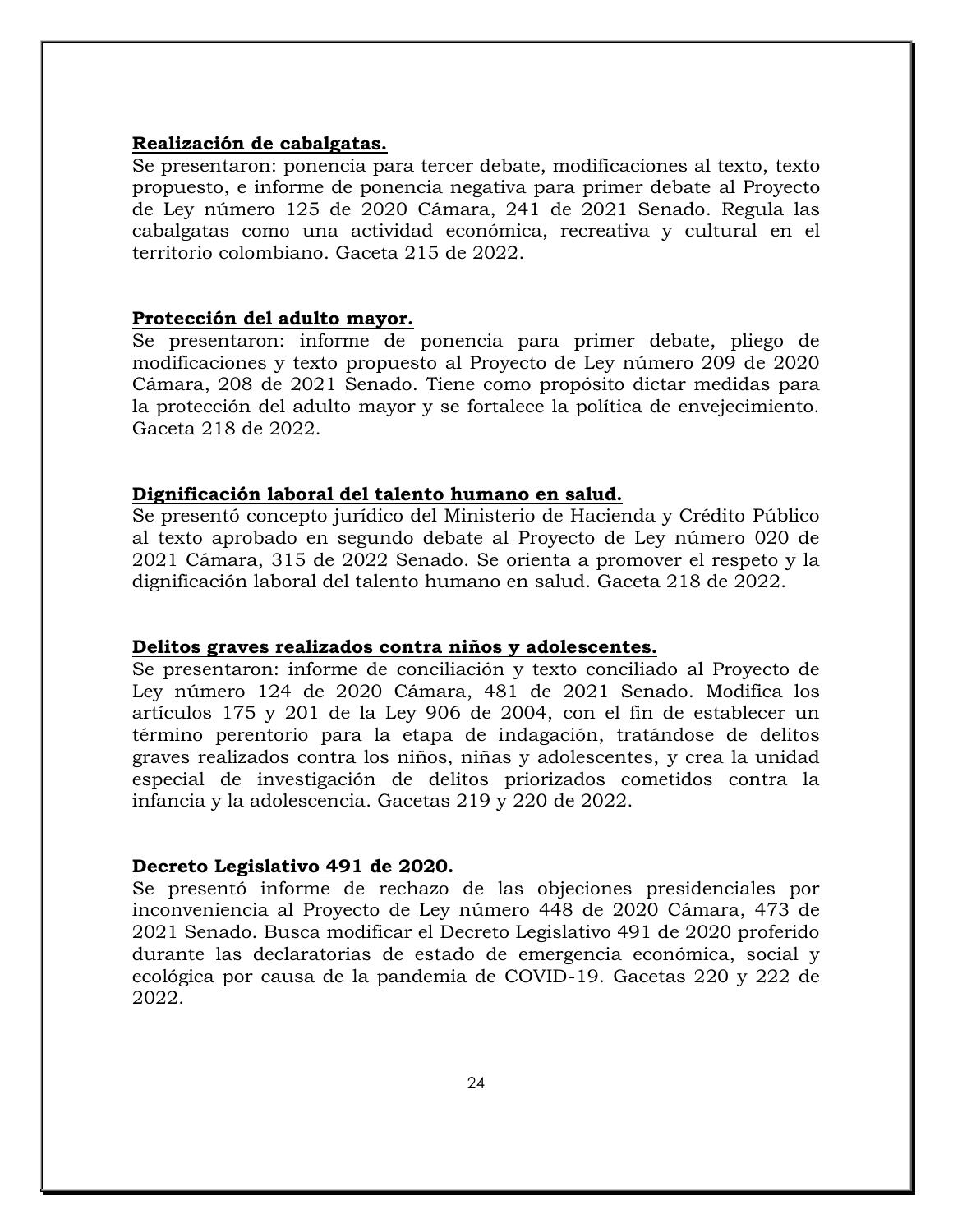**Realización de cabalgatas.**

Se presentaron: ponencia para tercer debate, modificaciones al texto, texto propuesto, e informe de ponencia negativa para primer debate al Proyecto de Ley número 125 de 2020 Cámara, 241 de 2021 Senado. Regula las cabalgatas como una actividad económica, recreativa y cultural en el territorio colombiano. Gaceta 215 de 2022.

**Protección del adulto mayor.**

Se presentaron: informe de ponencia para primer debate, pliego de modificaciones y texto propuesto al Proyecto de Ley número 209 de 2020 Cámara, 208 de 2021 Senado. Tiene como propósito dictar medidas para la protección del adulto mayor y se fortalece la política de envejecimiento. Gaceta 218 de 2022.

**Dignificación laboral del talento humano en salud.**

Se presentó concepto jurídico del Ministerio de Hacienda y Crédito Público al texto aprobado en segundo debate al Proyecto de Ley número 020 de 2021 Cámara, 315 de 2022 Senado. Se orienta a promover el respeto y la dignificación laboral del talento humano en salud. Gaceta 218 de 2022.

**Delitos graves realizados contra niños y adolescentes.**

Se presentaron: informe de conciliación y texto conciliado al Proyecto de Ley número 124 de 2020 Cámara, 481 de 2021 Senado. Modifica los artículos 175 y 201 de la Ley 906 de 2004, con el fin de establecer un término perentorio para la etapa de indagación, tratándose de delitos graves realizados contra los niños, niñas y adolescentes, y crea la unidad especial de investigación de delitos priorizados cometidos contra la infancia y la adolescencia. Gacetas 219 y 220 de 2022.

**Decreto Legislativo 491 de 2020.**

Se presentó informe de rechazo de las objeciones presidenciales por inconveniencia al Proyecto de Ley número 448 de 2020 Cámara, 473 de 2021 Senado. Busca modificar el Decreto Legislativo 491 de 2020 proferido durante las declaratorias de estado de emergencia económica, social y ecológica por causa de la pandemia de COVID-19. Gacetas 220 y 222 de 2022.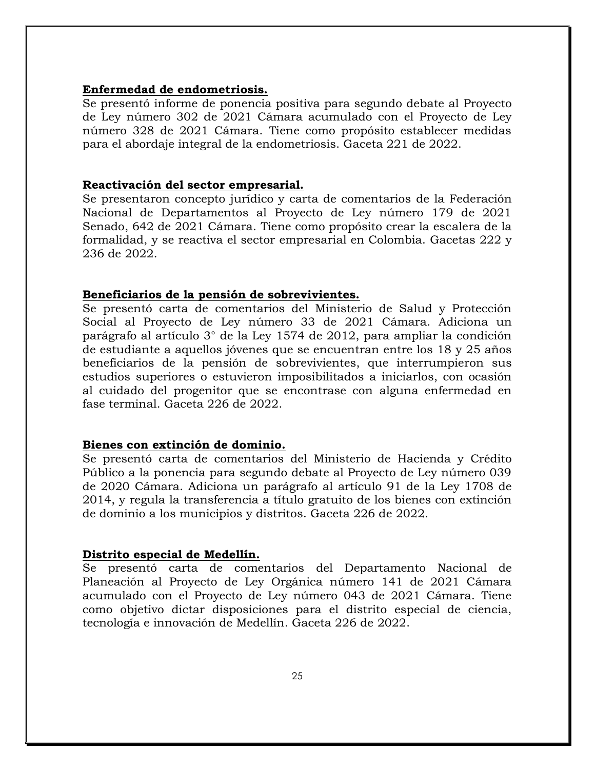**Enfermedad de endometriosis.**

Se presentó informe de ponencia positiva para segundo debate al Proyecto de Ley número 302 de 2021 Cámara acumulado con el Proyecto de Ley número 328 de 2021 Cámara. Tiene como propósito establecer medidas para el abordaje integral de la endometriosis. Gaceta 221 de 2022.

**Reactivación del sector empresarial.**

Se presentaron concepto jurídico y carta de comentarios de la Federación Nacional de Departamentos al Proyecto de Ley número 179 de 2021 Senado, 642 de 2021 Cámara. Tiene como propósito crear la escalera de la formalidad, y se reactiva el sector empresarial en Colombia. Gacetas 222 y 236 de 2022.

**Beneficiarios de la pensión de sobrevivientes.**

Se presentó carta de comentarios del Ministerio de Salud y Protección Social al Proyecto de Ley número 33 de 2021 Cámara. Adiciona un parágrafo al artículo 3° de la Ley 1574 de 2012, para ampliar la condición de estudiante a aquellos jóvenes que se encuentran entre los 18 y 25 años beneficiarios de la pensión de sobrevivientes, que interrumpieron sus estudios superiores o estuvieron imposibilitados a iniciarlos, con ocasión al cuidado del progenitor que se encontrase con alguna enfermedad en fase terminal. Gaceta 226 de 2022.

**Bienes con extinción de dominio.**

Se presentó carta de comentarios del Ministerio de Hacienda y Crédito Público a la ponencia para segundo debate al Proyecto de Ley número 039 de 2020 Cámara. Adiciona un parágrafo al artículo 91 de la Ley 1708 de 2014, y regula la transferencia a título gratuito de los bienes con extinción de dominio a los municipios y distritos. Gaceta 226 de 2022.

**Distrito especial de Medellín.**

Se presentó carta de comentarios del Departamento Nacional de Planeación al Proyecto de Ley Orgánica número 141 de 2021 Cámara acumulado con el Proyecto de Ley número 043 de 2021 Cámara. Tiene como objetivo dictar disposiciones para el distrito especial de ciencia, tecnología e innovación de Medellín. Gaceta 226 de 2022.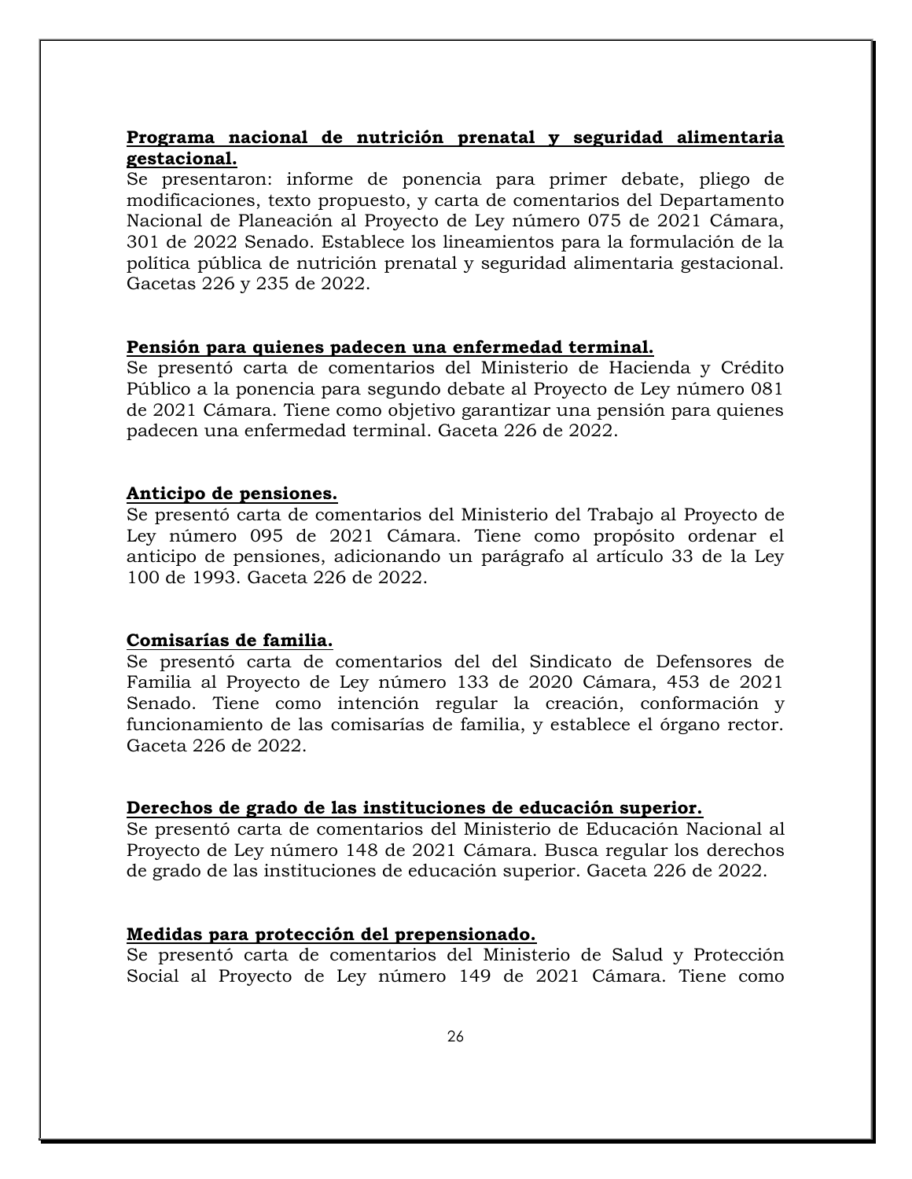**<u>Programa nacional de nutrición prenatal y seguridad alimentaria gestacional.</u>**
Se presentaron: informe de ponencia para primer debate, pliego de modificaciones, texto propuesto, y carta de comentarios del Departamento Nacional de Planeación al Proyecto de Ley número 075 de 2021 Cámara, 301 de 2022 Senado. Establece los lineamientos para la formulación de la política pública de nutrición prenatal y seguridad alimentaria gestacional. Gacetas 226 y 235 de 2022.

**<u>Pensión para quienes padecen una enfermedad terminal.</u>**
Se presentó carta de comentarios del Ministerio de Hacienda y Crédito Público a la ponencia para segundo debate al Proyecto de Ley número 081 de 2021 Cámara. Tiene como objetivo garantizar una pensión para quienes padecen una enfermedad terminal. Gaceta 226 de 2022.

**<u>Anticipo de pensiones.</u>**
Se presentó carta de comentarios del Ministerio del Trabajo al Proyecto de Ley número 095 de 2021 Cámara. Tiene como propósito ordenar el anticipo de pensiones, adicionando un parágrafo al artículo 33 de la Ley 100 de 1993. Gaceta 226 de 2022.

**<u>Comisarías de familia.</u>**
Se presentó carta de comentarios del del Sindicato de Defensores de Familia al Proyecto de Ley número 133 de 2020 Cámara, 453 de 2021 Senado. Tiene como intención regular la creación, conformación y funcionamiento de las comisarías de familia, y establece el órgano rector. Gaceta 226 de 2022.

**<u>Derechos de grado de las instituciones de educación superior.</u>**
Se presentó carta de comentarios del Ministerio de Educación Nacional al Proyecto de Ley número 148 de 2021 Cámara. Busca regular los derechos de grado de las instituciones de educación superior. Gaceta 226 de 2022.

**<u>Medidas para protección del prepensionado.</u>**
Se presentó carta de comentarios del Ministerio de Salud y Protección Social al Proyecto de Ley número 149 de 2021 Cámara. Tiene como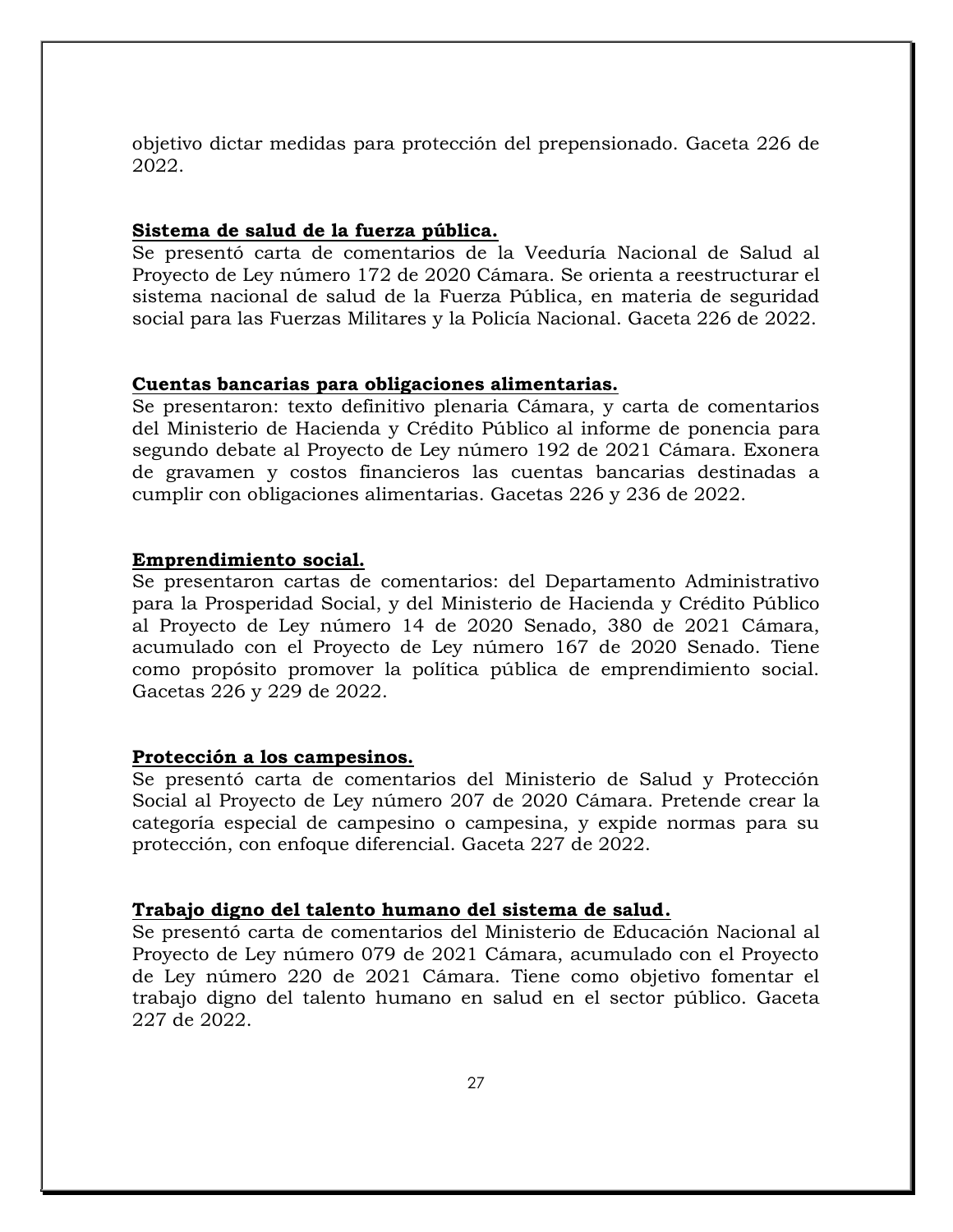objetivo dictar medidas para protección del prepensionado. Gaceta 226 de 2022.

**Sistema de salud de la fuerza pública.**

Se presentó carta de comentarios de la Veeduría Nacional de Salud al Proyecto de Ley número 172 de 2020 Cámara. Se orienta a reestructurar el sistema nacional de salud de la Fuerza Pública, en materia de seguridad social para las Fuerzas Militares y la Policía Nacional. Gaceta 226 de 2022.

**Cuentas bancarias para obligaciones alimentarias.**

Se presentaron: texto definitivo plenaria Cámara, y carta de comentarios del Ministerio de Hacienda y Crédito Público al informe de ponencia para segundo debate al Proyecto de Ley número 192 de 2021 Cámara. Exonera de gravamen y costos financieros las cuentas bancarias destinadas a cumplir con obligaciones alimentarias. Gacetas 226 y 236 de 2022.

**Emprendimiento social.**

Se presentaron cartas de comentarios: del Departamento Administrativo para la Prosperidad Social, y del Ministerio de Hacienda y Crédito Público al Proyecto de Ley número 14 de 2020 Senado, 380 de 2021 Cámara, acumulado con el Proyecto de Ley número 167 de 2020 Senado. Tiene como propósito promover la política pública de emprendimiento social. Gacetas 226 y 229 de 2022.

**Protección a los campesinos.**

Se presentó carta de comentarios del Ministerio de Salud y Protección Social al Proyecto de Ley número 207 de 2020 Cámara. Pretende crear la categoría especial de campesino o campesina, y expide normas para su protección, con enfoque diferencial. Gaceta 227 de 2022.

**Trabajo digno del talento humano del sistema de salud.**

Se presentó carta de comentarios del Ministerio de Educación Nacional al Proyecto de Ley número 079 de 2021 Cámara, acumulado con el Proyecto de Ley número 220 de 2021 Cámara. Tiene como objetivo fomentar el trabajo digno del talento humano en salud en el sector público. Gaceta 227 de 2022.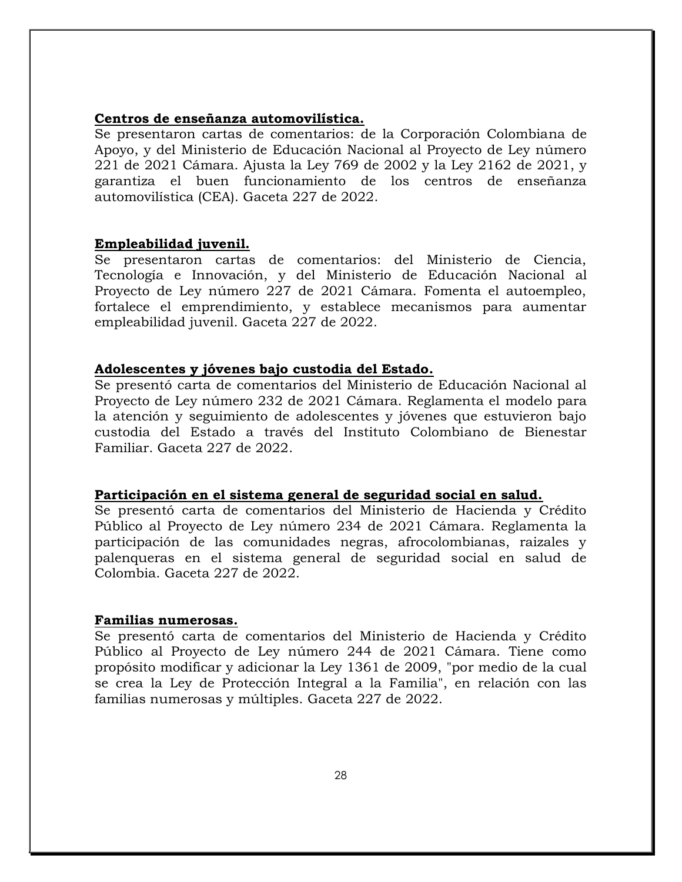**Centros de enseñanza automovilística.**
Se presentaron cartas de comentarios: de la Corporación Colombiana de Apoyo, y del Ministerio de Educación Nacional al Proyecto de Ley número 221 de 2021 Cámara. Ajusta la Ley 769 de 2002 y la Ley 2162 de 2021, y garantiza el buen funcionamiento de los centros de enseñanza automovilística (CEA). Gaceta 227 de 2022.

**Empleabilidad juvenil.**
Se presentaron cartas de comentarios: del Ministerio de Ciencia, Tecnología e Innovación, y del Ministerio de Educación Nacional al Proyecto de Ley número 227 de 2021 Cámara. Fomenta el autoempleo, fortalece el emprendimiento, y establece mecanismos para aumentar empleabilidad juvenil. Gaceta 227 de 2022.

**Adolescentes y jóvenes bajo custodia del Estado.**
Se presentó carta de comentarios del Ministerio de Educación Nacional al Proyecto de Ley número 232 de 2021 Cámara. Reglamenta el modelo para la atención y seguimiento de adolescentes y jóvenes que estuvieron bajo custodia del Estado a través del Instituto Colombiano de Bienestar Familiar. Gaceta 227 de 2022.

**Participación en el sistema general de seguridad social en salud.**
Se presentó carta de comentarios del Ministerio de Hacienda y Crédito Público al Proyecto de Ley número 234 de 2021 Cámara. Reglamenta la participación de las comunidades negras, afrocolombianas, raizales y palenqueras en el sistema general de seguridad social en salud de Colombia. Gaceta 227 de 2022.

**Familias numerosas.**
Se presentó carta de comentarios del Ministerio de Hacienda y Crédito Público al Proyecto de Ley número 244 de 2021 Cámara. Tiene como propósito modificar y adicionar la Ley 1361 de 2009, "por medio de la cual se crea la Ley de Protección Integral a la Familia", en relación con las familias numerosas y múltiples. Gaceta 227 de 2022.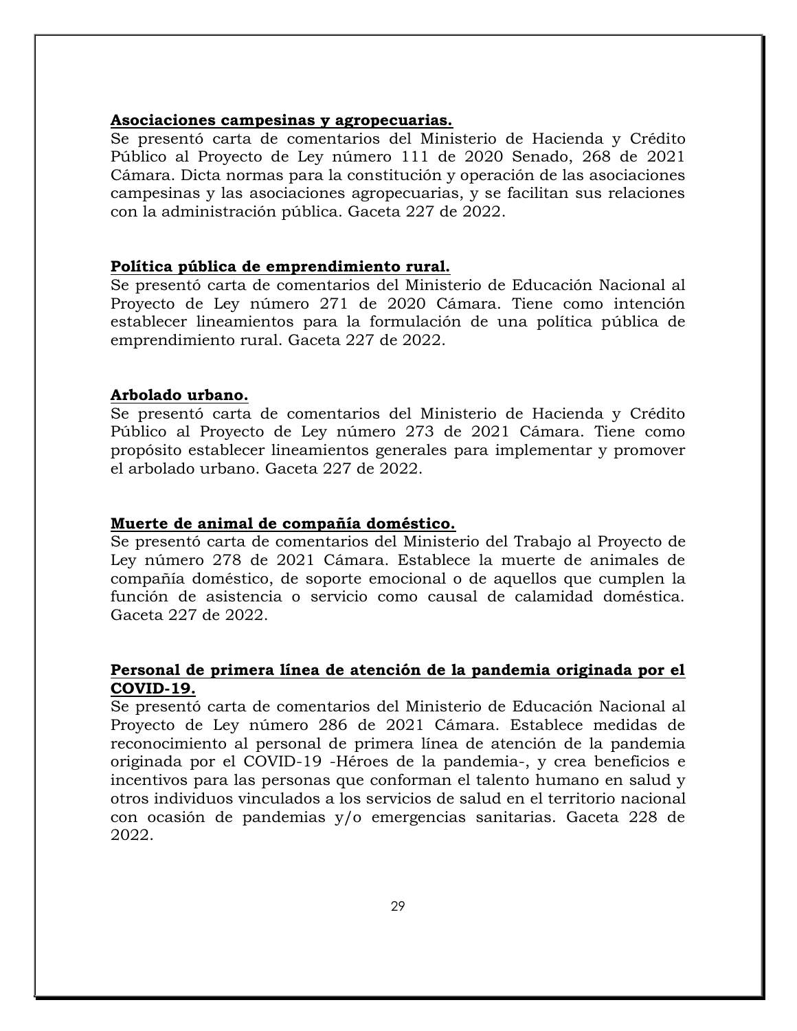**Asociaciones campesinas y agropecuarias.**
Se presentó carta de comentarios del Ministerio de Hacienda y Crédito Público al Proyecto de Ley número 111 de 2020 Senado, 268 de 2021 Cámara. Dicta normas para la constitución y operación de las asociaciones campesinas y las asociaciones agropecuarias, y se facilitan sus relaciones con la administración pública. Gaceta 227 de 2022.

**Política pública de emprendimiento rural.**
Se presentó carta de comentarios del Ministerio de Educación Nacional al Proyecto de Ley número 271 de 2020 Cámara. Tiene como intención establecer lineamientos para la formulación de una política pública de emprendimiento rural. Gaceta 227 de 2022.

**Arbolado urbano.**
Se presentó carta de comentarios del Ministerio de Hacienda y Crédito Público al Proyecto de Ley número 273 de 2021 Cámara. Tiene como propósito establecer lineamientos generales para implementar y promover el arbolado urbano. Gaceta 227 de 2022.

**Muerte de animal de compañía doméstico.**
Se presentó carta de comentarios del Ministerio del Trabajo al Proyecto de Ley número 278 de 2021 Cámara. Establece la muerte de animales de compañía doméstico, de soporte emocional o de aquellos que cumplen la función de asistencia o servicio como causal de calamidad doméstica. Gaceta 227 de 2022.

**Personal de primera línea de atención de la pandemia originada por el COVID-19.**
Se presentó carta de comentarios del Ministerio de Educación Nacional al Proyecto de Ley número 286 de 2021 Cámara. Establece medidas de reconocimiento al personal de primera línea de atención de la pandemia originada por el COVID-19 -Héroes de la pandemia-, y crea beneficios e incentivos para las personas que conforman el talento humano en salud y otros individuos vinculados a los servicios de salud en el territorio nacional con ocasión de pandemias y/o emergencias sanitarias. Gaceta 228 de 2022.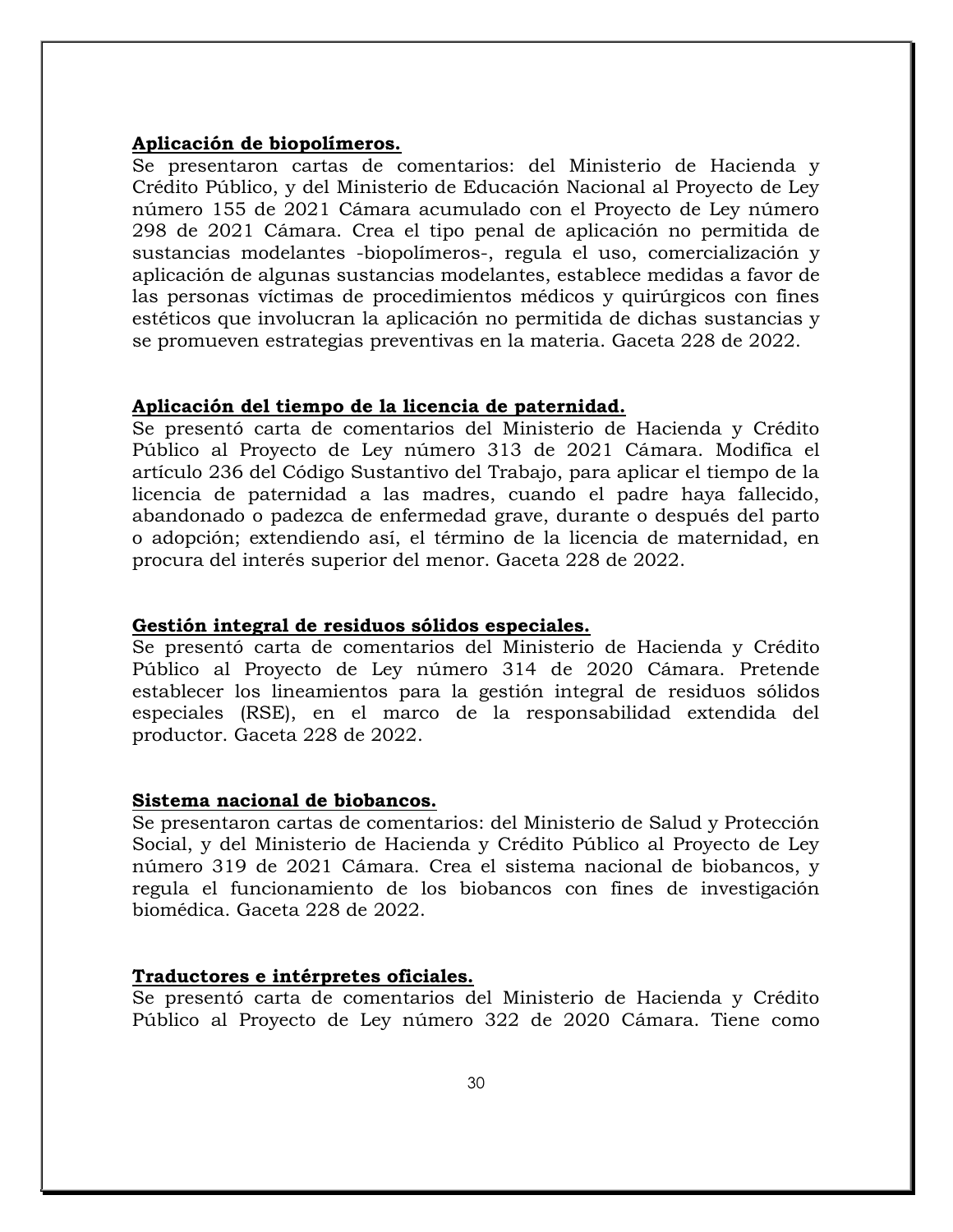**Aplicación de biopolímeros.**
Se presentaron cartas de comentarios: del Ministerio de Hacienda y Crédito Público, y del Ministerio de Educación Nacional al Proyecto de Ley número 155 de 2021 Cámara acumulado con el Proyecto de Ley número 298 de 2021 Cámara. Crea el tipo penal de aplicación no permitida de sustancias modelantes -biopolímeros-, regula el uso, comercialización y aplicación de algunas sustancias modelantes, establece medidas a favor de las personas víctimas de procedimientos médicos y quirúrgicos con fines estéticos que involucran la aplicación no permitida de dichas sustancias y se promueven estrategias preventivas en la materia. Gaceta 228 de 2022.

**Aplicación del tiempo de la licencia de paternidad.**
Se presentó carta de comentarios del Ministerio de Hacienda y Crédito Público al Proyecto de Ley número 313 de 2021 Cámara. Modifica el artículo 236 del Código Sustantivo del Trabajo, para aplicar el tiempo de la licencia de paternidad a las madres, cuando el padre haya fallecido, abandonado o padezca de enfermedad grave, durante o después del parto o adopción; extendiendo así, el término de la licencia de maternidad, en procura del interés superior del menor. Gaceta 228 de 2022.

**Gestión integral de residuos sólidos especiales.**
Se presentó carta de comentarios del Ministerio de Hacienda y Crédito Público al Proyecto de Ley número 314 de 2020 Cámara. Pretende establecer los lineamientos para la gestión integral de residuos sólidos especiales (RSE), en el marco de la responsabilidad extendida del productor. Gaceta 228 de 2022.

**Sistema nacional de biobancos.**
Se presentaron cartas de comentarios: del Ministerio de Salud y Protección Social, y del Ministerio de Hacienda y Crédito Público al Proyecto de Ley número 319 de 2021 Cámara. Crea el sistema nacional de biobancos, y regula el funcionamiento de los biobancos con fines de investigación biomédica. Gaceta 228 de 2022.

**Traductores e intérpretes oficiales.**
Se presentó carta de comentarios del Ministerio de Hacienda y Crédito Público al Proyecto de Ley número 322 de 2020 Cámara. Tiene como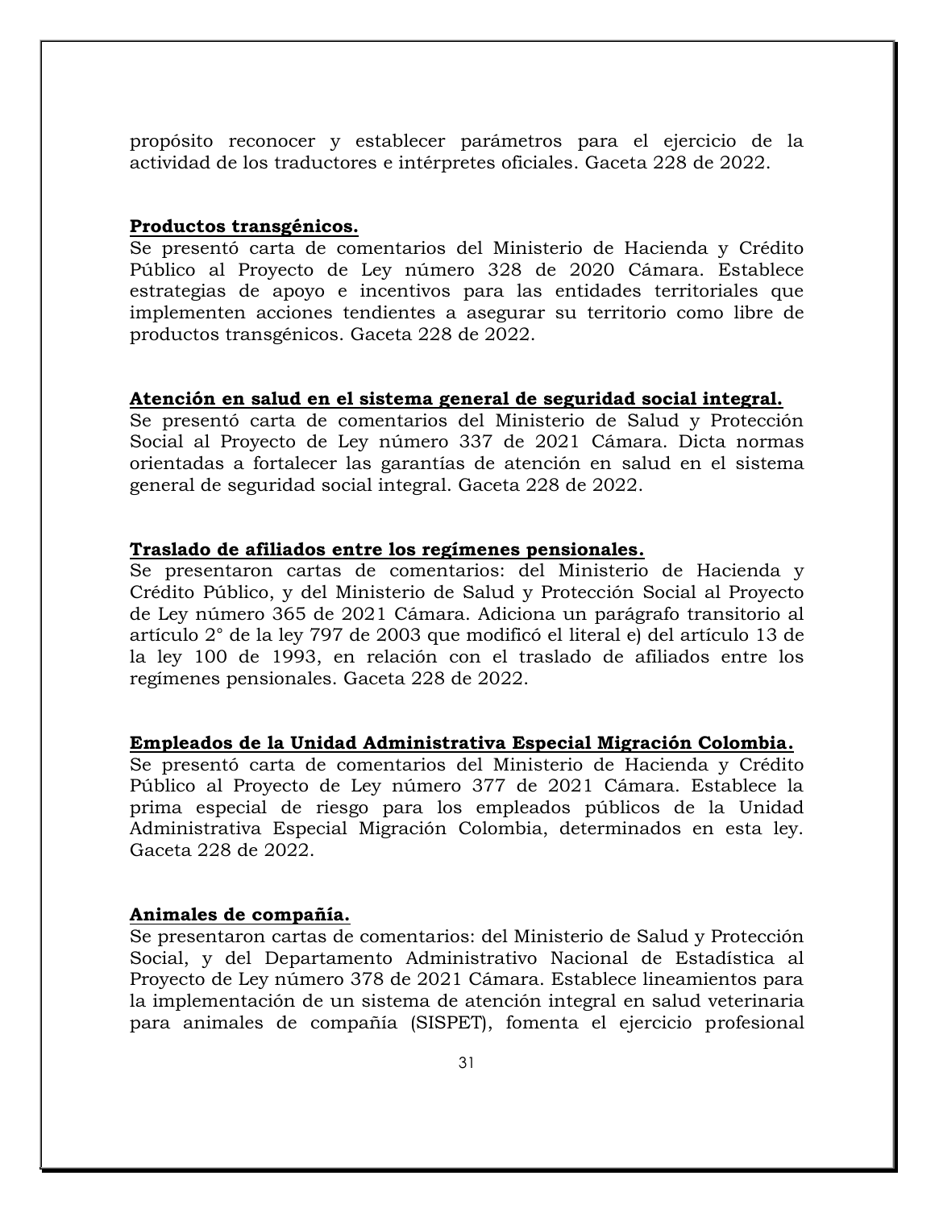propósito reconocer y establecer parámetros para el ejercicio de la actividad de los traductores e intérpretes oficiales. Gaceta 228 de 2022.

**Productos transgénicos.**

Se presentó carta de comentarios del Ministerio de Hacienda y Crédito Público al Proyecto de Ley número 328 de 2020 Cámara. Establece estrategias de apoyo e incentivos para las entidades territoriales que implementen acciones tendientes a asegurar su territorio como libre de productos transgénicos. Gaceta 228 de 2022.

**Atención en salud en el sistema general de seguridad social integral.**

Se presentó carta de comentarios del Ministerio de Salud y Protección Social al Proyecto de Ley número 337 de 2021 Cámara. Dicta normas orientadas a fortalecer las garantías de atención en salud en el sistema general de seguridad social integral. Gaceta 228 de 2022.

**Traslado de afiliados entre los regímenes pensionales.**

Se presentaron cartas de comentarios: del Ministerio de Hacienda y Crédito Público, y del Ministerio de Salud y Protección Social al Proyecto de Ley número 365 de 2021 Cámara. Adiciona un parágrafo transitorio al artículo 2° de la ley 797 de 2003 que modificó el literal e) del artículo 13 de la ley 100 de 1993, en relación con el traslado de afiliados entre los regímenes pensionales. Gaceta 228 de 2022.

**Empleados de la Unidad Administrativa Especial Migración Colombia.**

Se presentó carta de comentarios del Ministerio de Hacienda y Crédito Público al Proyecto de Ley número 377 de 2021 Cámara. Establece la prima especial de riesgo para los empleados públicos de la Unidad Administrativa Especial Migración Colombia, determinados en esta ley. Gaceta 228 de 2022.

**Animales de compañía.**

Se presentaron cartas de comentarios: del Ministerio de Salud y Protección Social, y del Departamento Administrativo Nacional de Estadística al Proyecto de Ley número 378 de 2021 Cámara. Establece lineamientos para la implementación de un sistema de atención integral en salud veterinaria para animales de compañía (SISPET), fomenta el ejercicio profesional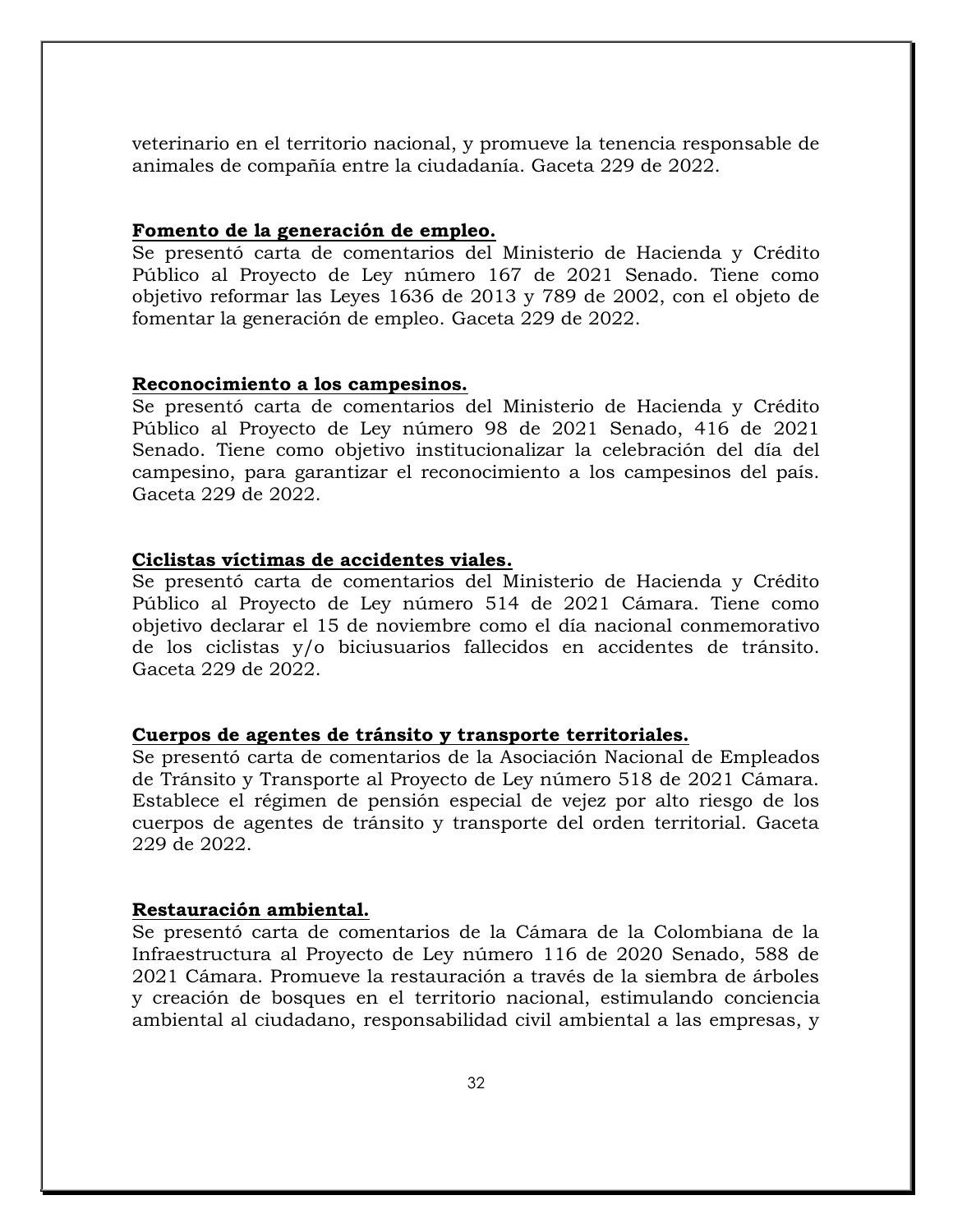veterinario en el territorio nacional, y promueve la tenencia responsable de animales de compañía entre la ciudadanía. Gaceta 229 de 2022.

**Fomento de la generación de empleo.**

Se presentó carta de comentarios del Ministerio de Hacienda y Crédito Público al Proyecto de Ley número 167 de 2021 Senado. Tiene como objetivo reformar las Leyes 1636 de 2013 y 789 de 2002, con el objeto de fomentar la generación de empleo. Gaceta 229 de 2022.

**Reconocimiento a los campesinos.**

Se presentó carta de comentarios del Ministerio de Hacienda y Crédito Público al Proyecto de Ley número 98 de 2021 Senado, 416 de 2021 Senado. Tiene como objetivo institucionalizar la celebración del día del campesino, para garantizar el reconocimiento a los campesinos del país. Gaceta 229 de 2022.

**Ciclistas víctimas de accidentes viales.**

Se presentó carta de comentarios del Ministerio de Hacienda y Crédito Público al Proyecto de Ley número 514 de 2021 Cámara. Tiene como objetivo declarar el 15 de noviembre como el día nacional conmemorativo de los ciclistas y/o biciusuarios fallecidos en accidentes de tránsito. Gaceta 229 de 2022.

**Cuerpos de agentes de tránsito y transporte territoriales.**

Se presentó carta de comentarios de la Asociación Nacional de Empleados de Tránsito y Transporte al Proyecto de Ley número 518 de 2021 Cámara. Establece el régimen de pensión especial de vejez por alto riesgo de los cuerpos de agentes de tránsito y transporte del orden territorial. Gaceta 229 de 2022.

**Restauración ambiental.**

Se presentó carta de comentarios de la Cámara de la Colombiana de la Infraestructura al Proyecto de Ley número 116 de 2020 Senado, 588 de 2021 Cámara. Promueve la restauración a través de la siembra de árboles y creación de bosques en el territorio nacional, estimulando conciencia ambiental al ciudadano, responsabilidad civil ambiental a las empresas, y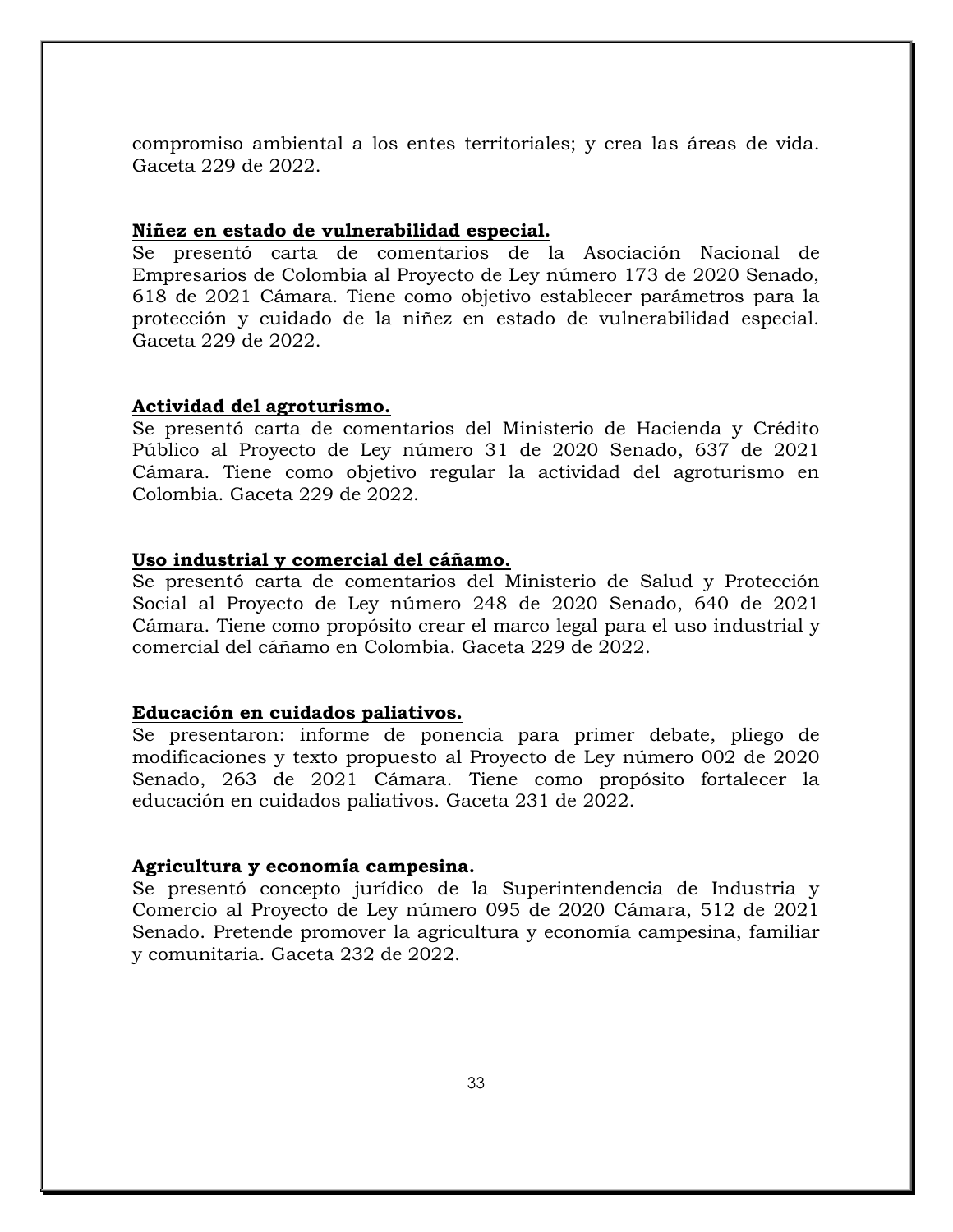compromiso ambiental a los entes territoriales; y crea las áreas de vida. Gaceta 229 de 2022.

**Niñez en estado de vulnerabilidad especial.**
Se presentó carta de comentarios de la Asociación Nacional de Empresarios de Colombia al Proyecto de Ley número 173 de 2020 Senado, 618 de 2021 Cámara. Tiene como objetivo establecer parámetros para la protección y cuidado de la niñez en estado de vulnerabilidad especial. Gaceta 229 de 2022.

**Actividad del agroturismo.**
Se presentó carta de comentarios del Ministerio de Hacienda y Crédito Público al Proyecto de Ley número 31 de 2020 Senado, 637 de 2021 Cámara. Tiene como objetivo regular la actividad del agroturismo en Colombia. Gaceta 229 de 2022.

**Uso industrial y comercial del cáñamo.**
Se presentó carta de comentarios del Ministerio de Salud y Protección Social al Proyecto de Ley número 248 de 2020 Senado, 640 de 2021 Cámara. Tiene como propósito crear el marco legal para el uso industrial y comercial del cáñamo en Colombia. Gaceta 229 de 2022.

**Educación en cuidados paliativos.**
Se presentaron: informe de ponencia para primer debate, pliego de modificaciones y texto propuesto al Proyecto de Ley número 002 de 2020 Senado, 263 de 2021 Cámara. Tiene como propósito fortalecer la educación en cuidados paliativos. Gaceta 231 de 2022.

**Agricultura y economía campesina.**
Se presentó concepto jurídico de la Superintendencia de Industria y Comercio al Proyecto de Ley número 095 de 2020 Cámara, 512 de 2021 Senado. Pretende promover la agricultura y economía campesina, familiar y comunitaria. Gaceta 232 de 2022.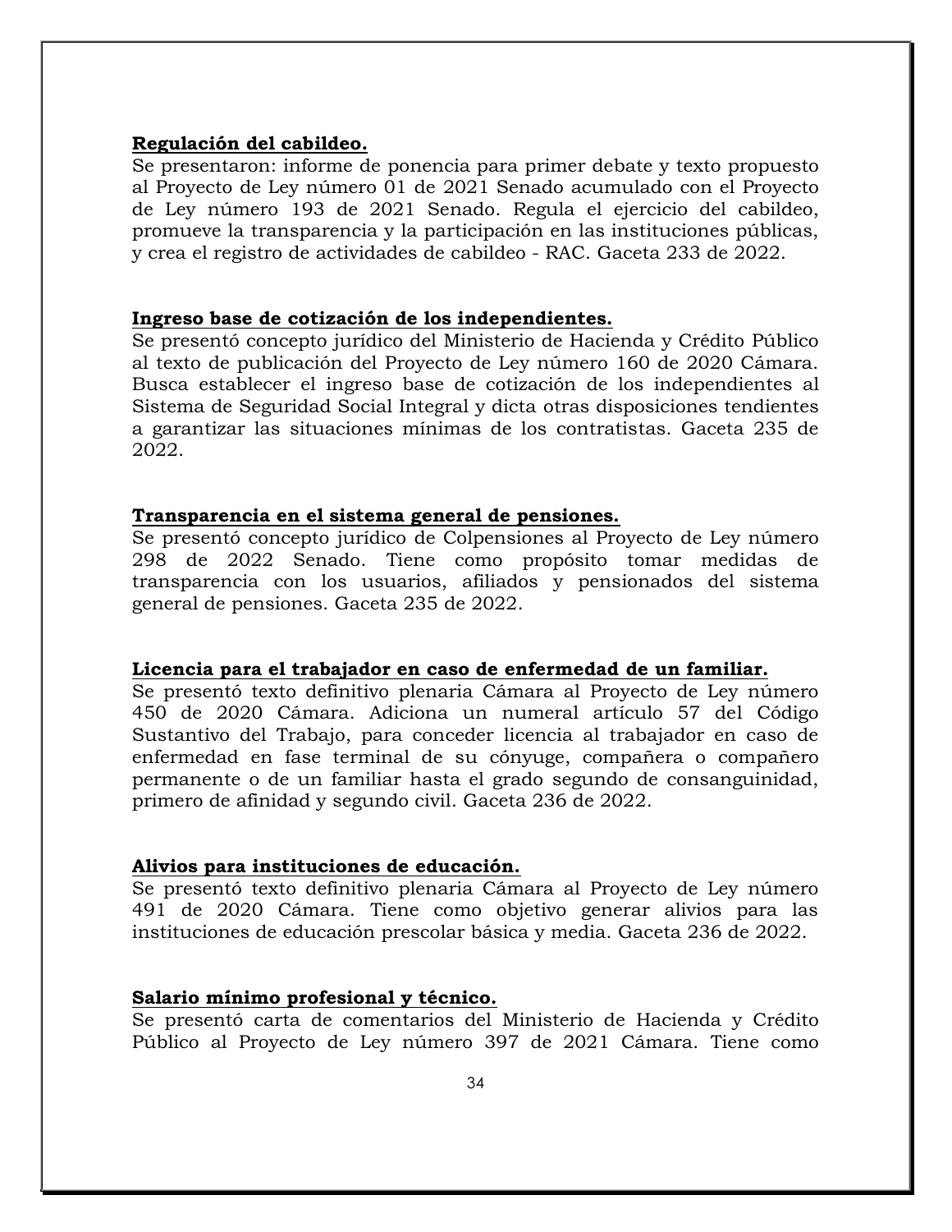**Regulación del cabildeo.**
Se presentaron: informe de ponencia para primer debate y texto propuesto al Proyecto de Ley número 01 de 2021 Senado acumulado con el Proyecto de Ley número 193 de 2021 Senado. Regula el ejercicio del cabildeo, promueve la transparencia y la participación en las instituciones públicas, y crea el registro de actividades de cabildeo - RAC. Gaceta 233 de 2022.

**Ingreso base de cotización de los independientes.**
Se presentó concepto jurídico del Ministerio de Hacienda y Crédito Público al texto de publicación del Proyecto de Ley número 160 de 2020 Cámara. Busca establecer el ingreso base de cotización de los independientes al Sistema de Seguridad Social Integral y dicta otras disposiciones tendientes a garantizar las situaciones mínimas de los contratistas. Gaceta 235 de 2022.

**Transparencia en el sistema general de pensiones.**
Se presentó concepto jurídico de Colpensiones al Proyecto de Ley número 298 de 2022 Senado. Tiene como propósito tomar medidas de transparencia con los usuarios, afiliados y pensionados del sistema general de pensiones. Gaceta 235 de 2022.

**Licencia para el trabajador en caso de enfermedad de un familiar.**
Se presentó texto definitivo plenaria Cámara al Proyecto de Ley número 450 de 2020 Cámara. Adiciona un numeral artículo 57 del Código Sustantivo del Trabajo, para conceder licencia al trabajador en caso de enfermedad en fase terminal de su cónyuge, compañera o compañero permanente o de un familiar hasta el grado segundo de consanguinidad, primero de afinidad y segundo civil. Gaceta 236 de 2022.

**Alivios para instituciones de educación.**
Se presentó texto definitivo plenaria Cámara al Proyecto de Ley número 491 de 2020 Cámara. Tiene como objetivo generar alivios para las instituciones de educación prescolar básica y media. Gaceta 236 de 2022.

**Salario mínimo profesional y técnico.**
Se presentó carta de comentarios del Ministerio de Hacienda y Crédito Público al Proyecto de Ley número 397 de 2021 Cámara. Tiene como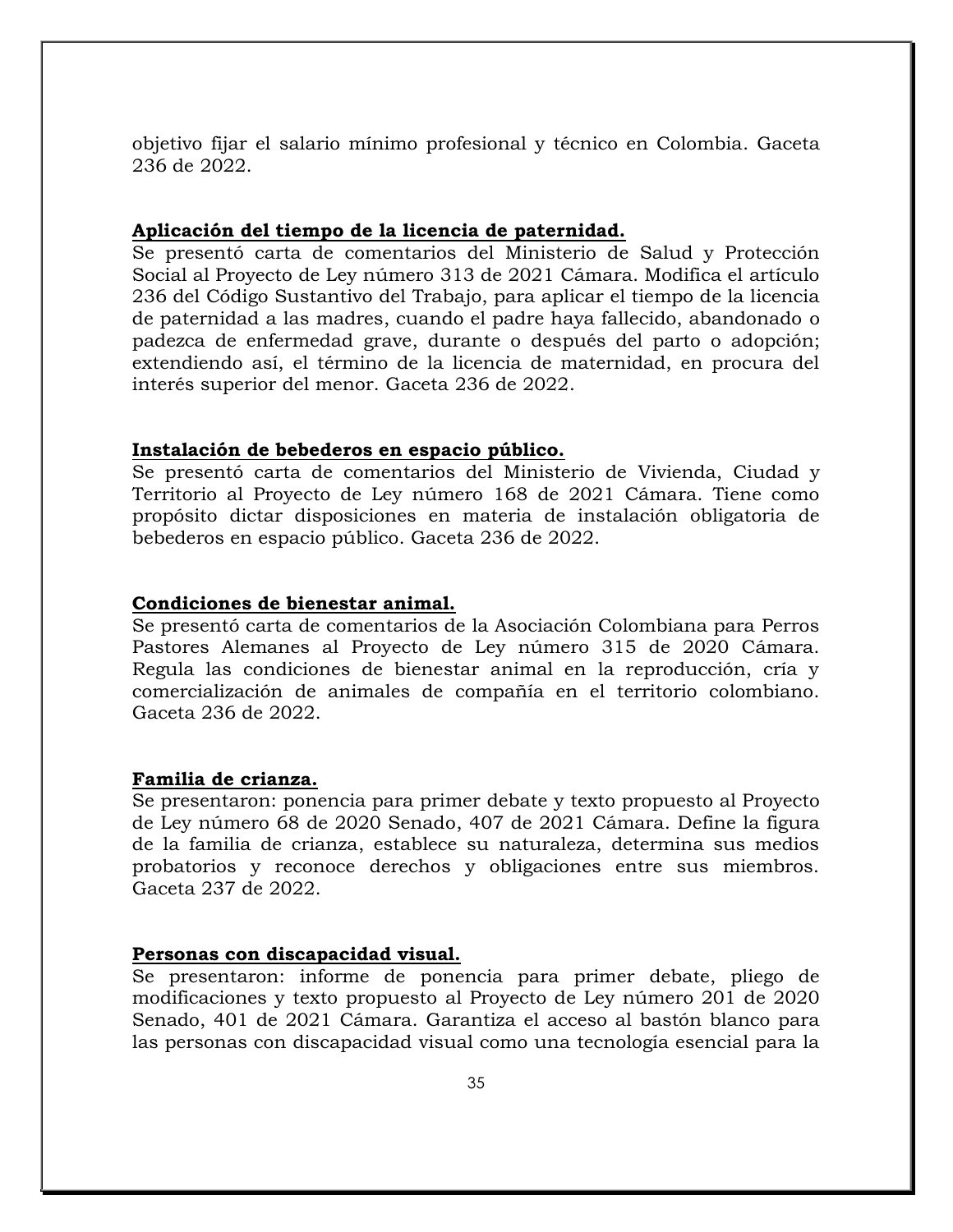objetivo fijar el salario mínimo profesional y técnico en Colombia. Gaceta 236 de 2022.

**Aplicación del tiempo de la licencia de paternidad.**
Se presentó carta de comentarios del Ministerio de Salud y Protección Social al Proyecto de Ley número 313 de 2021 Cámara. Modifica el artículo 236 del Código Sustantivo del Trabajo, para aplicar el tiempo de la licencia de paternidad a las madres, cuando el padre haya fallecido, abandonado o padezca de enfermedad grave, durante o después del parto o adopción; extendiendo así, el término de la licencia de maternidad, en procura del interés superior del menor. Gaceta 236 de 2022.

**Instalación de bebederos en espacio público.**
Se presentó carta de comentarios del Ministerio de Vivienda, Ciudad y Territorio al Proyecto de Ley número 168 de 2021 Cámara. Tiene como propósito dictar disposiciones en materia de instalación obligatoria de bebederos en espacio público. Gaceta 236 de 2022.

**Condiciones de bienestar animal.**
Se presentó carta de comentarios de la Asociación Colombiana para Perros Pastores Alemanes al Proyecto de Ley número 315 de 2020 Cámara. Regula las condiciones de bienestar animal en la reproducción, cría y comercialización de animales de compañía en el territorio colombiano. Gaceta 236 de 2022.

**Familia de crianza.**
Se presentaron: ponencia para primer debate y texto propuesto al Proyecto de Ley número 68 de 2020 Senado, 407 de 2021 Cámara. Define la figura de la familia de crianza, establece su naturaleza, determina sus medios probatorios y reconoce derechos y obligaciones entre sus miembros. Gaceta 237 de 2022.

**Personas con discapacidad visual.**
Se presentaron: informe de ponencia para primer debate, pliego de modificaciones y texto propuesto al Proyecto de Ley número 201 de 2020 Senado, 401 de 2021 Cámara. Garantiza el acceso al bastón blanco para las personas con discapacidad visual como una tecnología esencial para la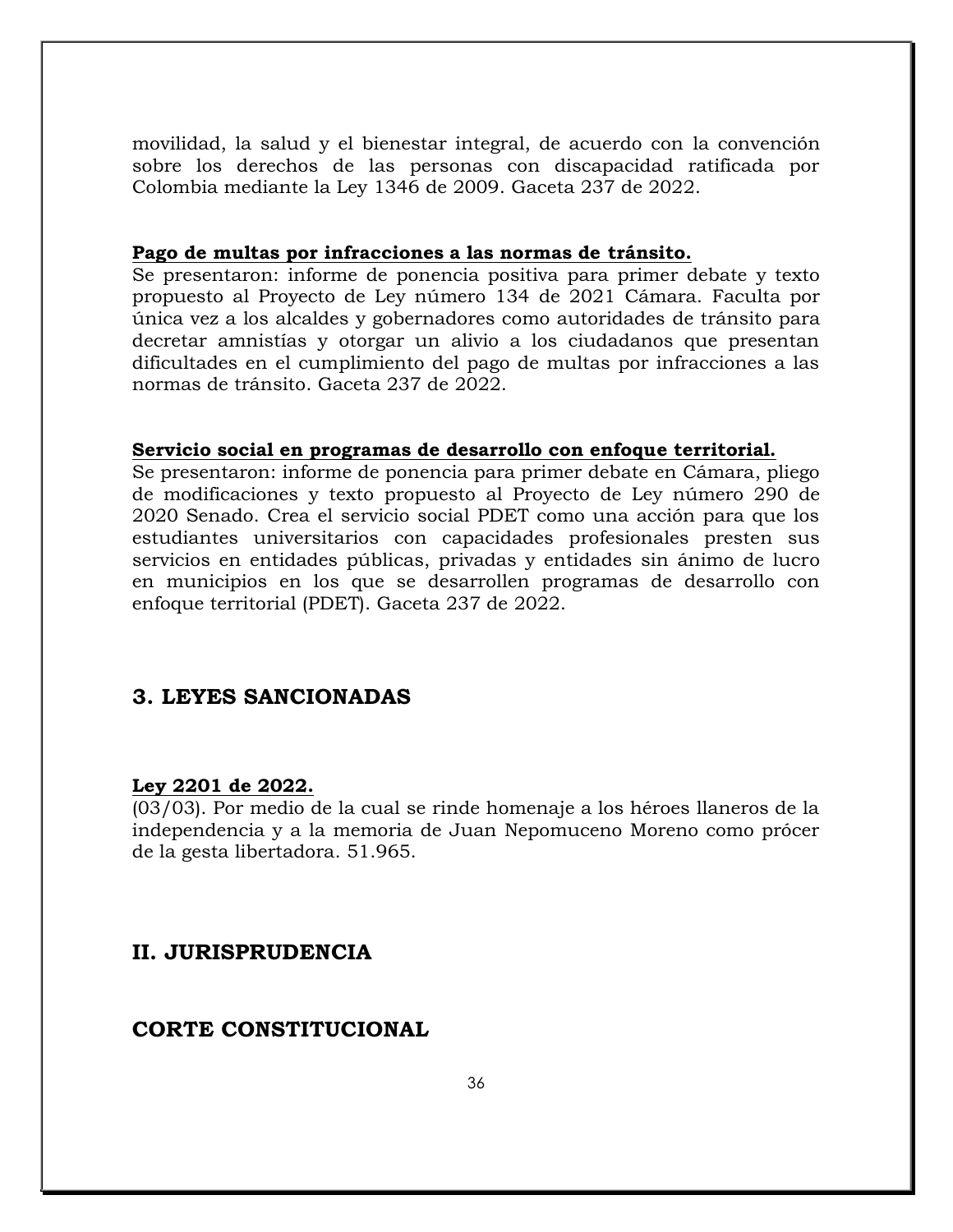movilidad, la salud y el bienestar integral, de acuerdo con la convención sobre los derechos de las personas con discapacidad ratificada por Colombia mediante la Ley 1346 de 2009. Gaceta 237 de 2022.

**Pago de multas por infracciones a las normas de tránsito.**
Se presentaron: informe de ponencia positiva para primer debate y texto propuesto al Proyecto de Ley número 134 de 2021 Cámara. Faculta por única vez a los alcaldes y gobernadores como autoridades de tránsito para decretar amnistías y otorgar un alivio a los ciudadanos que presentan dificultades en el cumplimiento del pago de multas por infracciones a las normas de tránsito. Gaceta 237 de 2022.

**Servicio social en programas de desarrollo con enfoque territorial.**
Se presentaron: informe de ponencia para primer debate en Cámara, pliego de modificaciones y texto propuesto al Proyecto de Ley número 290 de 2020 Senado. Crea el servicio social PDET como una acción para que los estudiantes universitarios con capacidades profesionales presten sus servicios en entidades públicas, privadas y entidades sin ánimo de lucro en municipios en los que se desarrollen programas de desarrollo con enfoque territorial (PDET). Gaceta 237 de 2022.

## 3. LEYES SANCIONADAS

**Ley 2201 de 2022.**
(03/03). Por medio de la cual se rinde homenaje a los héroes llaneros de la independencia y a la memoria de Juan Nepomuceno Moreno como prócer de la gesta libertadora. 51.965.

# II. JURISPRUDENCIA

## CORTE CONSTITUCIONAL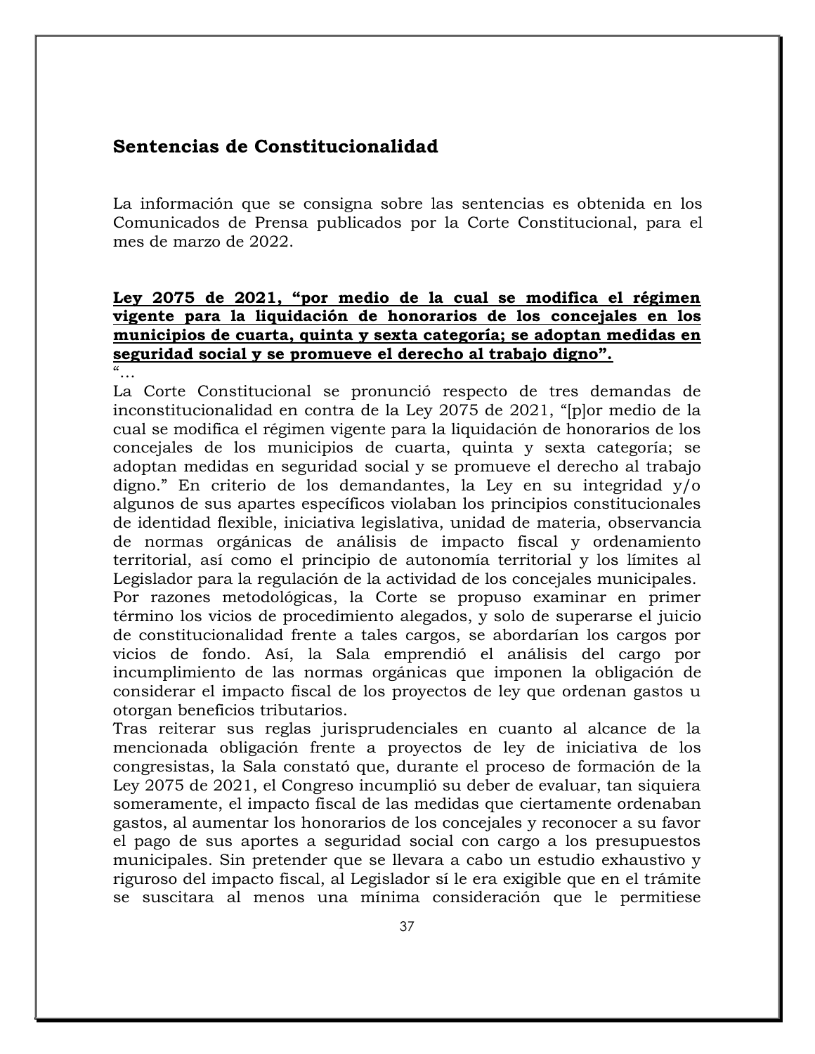## Sentencias de Constitucionalidad

La información que se consigna sobre las sentencias es obtenida en los Comunicados de Prensa publicados por la Corte Constitucional, para el mes de marzo de 2022.

**Ley 2075 de 2021, "por medio de la cual se modifica el régimen vigente para la liquidación de honorarios de los concejales en los municipios de cuarta, quinta y sexta categoría; se adoptan medidas en seguridad social y se promueve el derecho al trabajo digno".**

"…

La Corte Constitucional se pronunció respecto de tres demandas de inconstitucionalidad en contra de la Ley 2075 de 2021, "[p]or medio de la cual se modifica el régimen vigente para la liquidación de honorarios de los concejales de los municipios de cuarta, quinta y sexta categoría; se adoptan medidas en seguridad social y se promueve el derecho al trabajo digno." En criterio de los demandantes, la Ley en su integridad y/o algunos de sus apartes específicos violaban los principios constitucionales de identidad flexible, iniciativa legislativa, unidad de materia, observancia de normas orgánicas de análisis de impacto fiscal y ordenamiento territorial, así como el principio de autonomía territorial y los límites al Legislador para la regulación de la actividad de los concejales municipales.

Por razones metodológicas, la Corte se propuso examinar en primer término los vicios de procedimiento alegados, y solo de superarse el juicio de constitucionalidad frente a tales cargos, se abordarían los cargos por vicios de fondo. Así, la Sala emprendió el análisis del cargo por incumplimiento de las normas orgánicas que imponen la obligación de considerar el impacto fiscal de los proyectos de ley que ordenan gastos u otorgan beneficios tributarios.

Tras reiterar sus reglas jurisprudenciales en cuanto al alcance de la mencionada obligación frente a proyectos de ley de iniciativa de los congresistas, la Sala constató que, durante el proceso de formación de la Ley 2075 de 2021, el Congreso incumplió su deber de evaluar, tan siquiera someramente, el impacto fiscal de las medidas que ciertamente ordenaban gastos, al aumentar los honorarios de los concejales y reconocer a su favor el pago de sus aportes a seguridad social con cargo a los presupuestos municipales. Sin pretender que se llevara a cabo un estudio exhaustivo y riguroso del impacto fiscal, al Legislador sí le era exigible que en el trámite se suscitara al menos una mínima consideración que le permitiese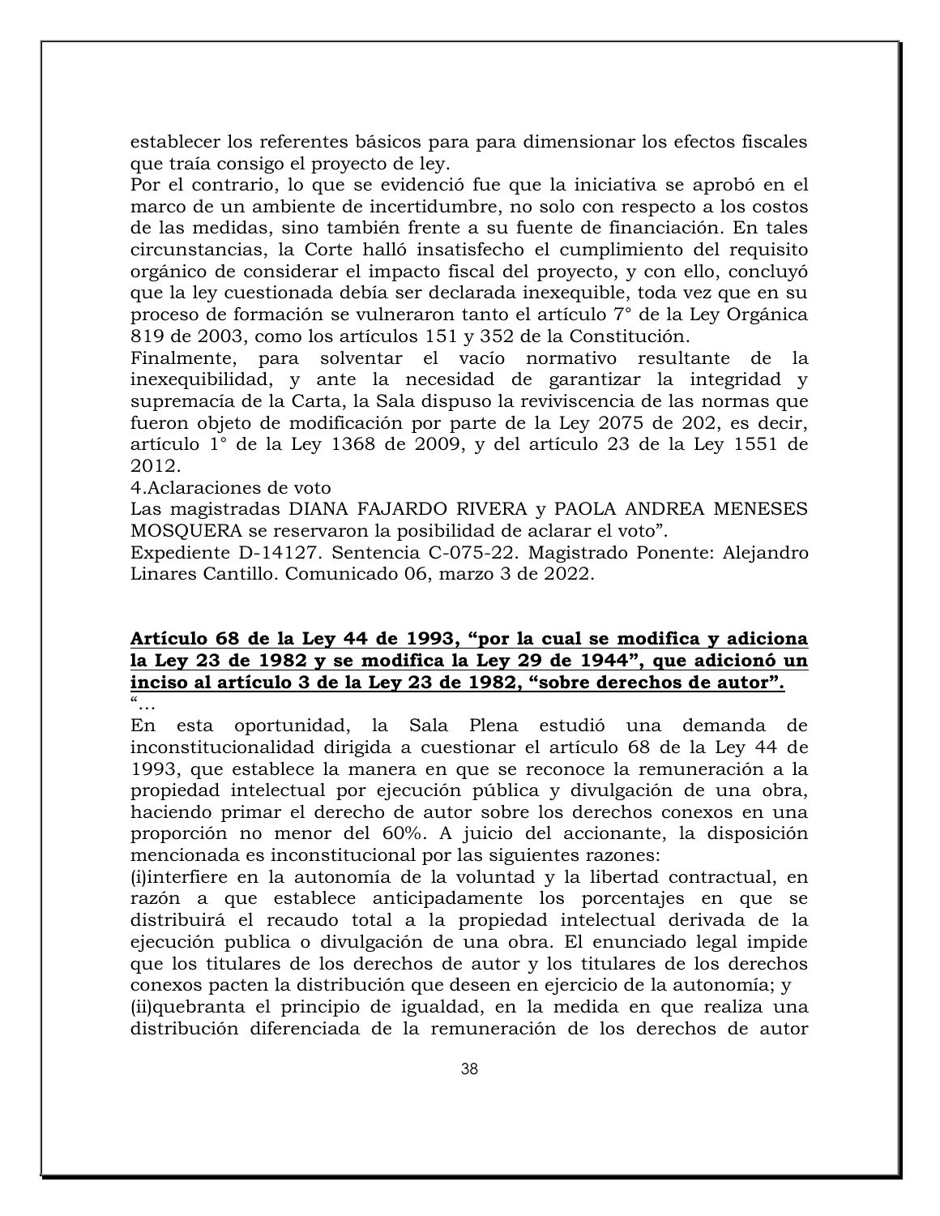establecer los referentes básicos para para dimensionar los efectos fiscales que traía consigo el proyecto de ley.

Por el contrario, lo que se evidenció fue que la iniciativa se aprobó en el marco de un ambiente de incertidumbre, no solo con respecto a los costos de las medidas, sino también frente a su fuente de financiación. En tales circunstancias, la Corte halló insatisfecho el cumplimiento del requisito orgánico de considerar el impacto fiscal del proyecto, y con ello, concluyó que la ley cuestionada debía ser declarada inexequible, toda vez que en su proceso de formación se vulneraron tanto el artículo 7° de la Ley Orgánica 819 de 2003, como los artículos 151 y 352 de la Constitución.

Finalmente, para solventar el vacío normativo resultante de la inexequibilidad, y ante la necesidad de garantizar la integridad y supremacía de la Carta, la Sala dispuso la reviviscencia de las normas que fueron objeto de modificación por parte de la Ley 2075 de 202, es decir, artículo 1° de la Ley 1368 de 2009, y del artículo 23 de la Ley 1551 de 2012.

4.Aclaraciones de voto

Las magistradas DIANA FAJARDO RIVERA y PAOLA ANDREA MENESES MOSQUERA se reservaron la posibilidad de aclarar el voto".

Expediente D-14127. Sentencia C-075-22. Magistrado Ponente: Alejandro Linares Cantillo. Comunicado 06, marzo 3 de 2022.

**Artículo 68 de la Ley 44 de 1993, "por la cual se modifica y adiciona la Ley 23 de 1982 y se modifica la Ley 29 de 1944", que adicionó un inciso al artículo 3 de la Ley 23 de 1982, "sobre derechos de autor".**

"…

En esta oportunidad, la Sala Plena estudió una demanda de inconstitucionalidad dirigida a cuestionar el artículo 68 de la Ley 44 de 1993, que establece la manera en que se reconoce la remuneración a la propiedad intelectual por ejecución pública y divulgación de una obra, haciendo primar el derecho de autor sobre los derechos conexos en una proporción no menor del 60%. A juicio del accionante, la disposición mencionada es inconstitucional por las siguientes razones:

(i)interfiere en la autonomía de la voluntad y la libertad contractual, en razón a que establece anticipadamente los porcentajes en que se distribuirá el recaudo total a la propiedad intelectual derivada de la ejecución publica o divulgación de una obra. El enunciado legal impide que los titulares de los derechos de autor y los titulares de los derechos conexos pacten la distribución que deseen en ejercicio de la autonomía; y

(ii)quebranta el principio de igualdad, en la medida en que realiza una distribución diferenciada de la remuneración de los derechos de autor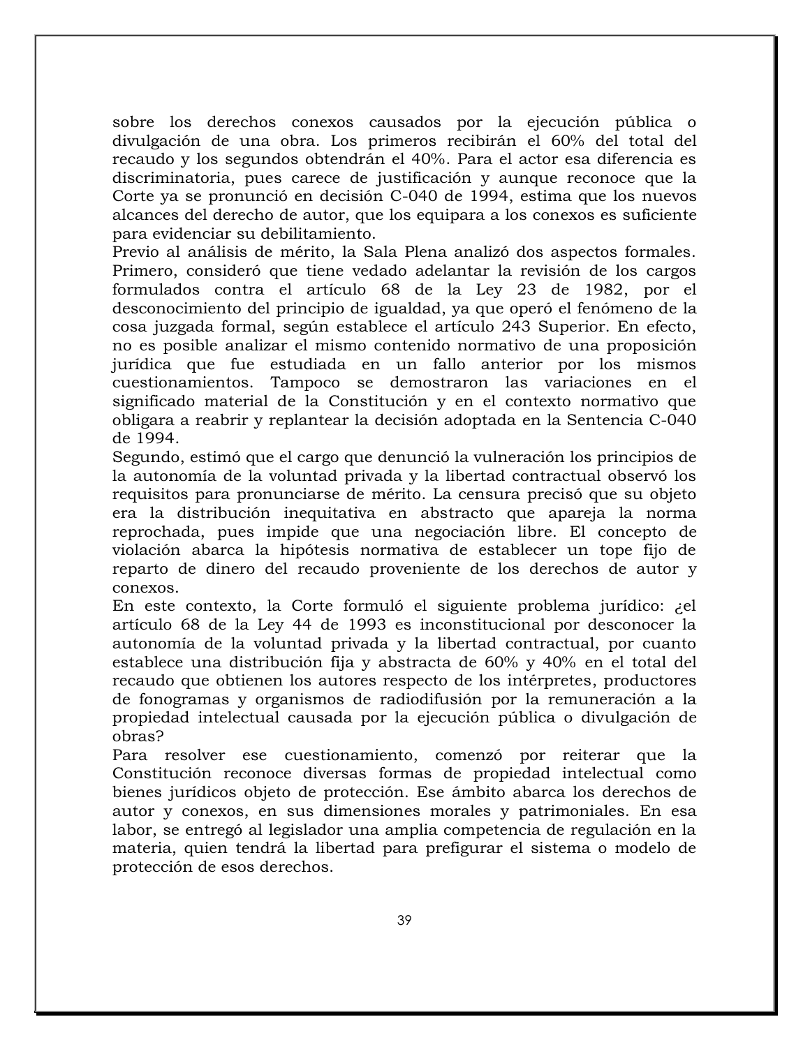sobre los derechos conexos causados por la ejecución pública o divulgación de una obra. Los primeros recibirán el 60% del total del recaudo y los segundos obtendrán el 40%. Para el actor esa diferencia es discriminatoria, pues carece de justificación y aunque reconoce que la Corte ya se pronunció en decisión C-040 de 1994, estima que los nuevos alcances del derecho de autor, que los equipara a los conexos es suficiente para evidenciar su debilitamiento.

Previo al análisis de mérito, la Sala Plena analizó dos aspectos formales. Primero, consideró que tiene vedado adelantar la revisión de los cargos formulados contra el artículo 68 de la Ley 23 de 1982, por el desconocimiento del principio de igualdad, ya que operó el fenómeno de la cosa juzgada formal, según establece el artículo 243 Superior. En efecto, no es posible analizar el mismo contenido normativo de una proposición jurídica que fue estudiada en un fallo anterior por los mismos cuestionamientos. Tampoco se demostraron las variaciones en el significado material de la Constitución y en el contexto normativo que obligara a reabrir y replantear la decisión adoptada en la Sentencia C-040 de 1994.

Segundo, estimó que el cargo que denunció la vulneración los principios de la autonomía de la voluntad privada y la libertad contractual observó los requisitos para pronunciarse de mérito. La censura precisó que su objeto era la distribución inequitativa en abstracto que apareja la norma reprochada, pues impide que una negociación libre. El concepto de violación abarca la hipótesis normativa de establecer un tope fijo de reparto de dinero del recaudo proveniente de los derechos de autor y conexos.

En este contexto, la Corte formuló el siguiente problema jurídico: ¿el artículo 68 de la Ley 44 de 1993 es inconstitucional por desconocer la autonomía de la voluntad privada y la libertad contractual, por cuanto establece una distribución fija y abstracta de 60% y 40% en el total del recaudo que obtienen los autores respecto de los intérpretes, productores de fonogramas y organismos de radiodifusión por la remuneración a la propiedad intelectual causada por la ejecución pública o divulgación de obras?

Para resolver ese cuestionamiento, comenzó por reiterar que la Constitución reconoce diversas formas de propiedad intelectual como bienes jurídicos objeto de protección. Ese ámbito abarca los derechos de autor y conexos, en sus dimensiones morales y patrimoniales. En esa labor, se entregó al legislador una amplia competencia de regulación en la materia, quien tendrá la libertad para prefigurar el sistema o modelo de protección de esos derechos.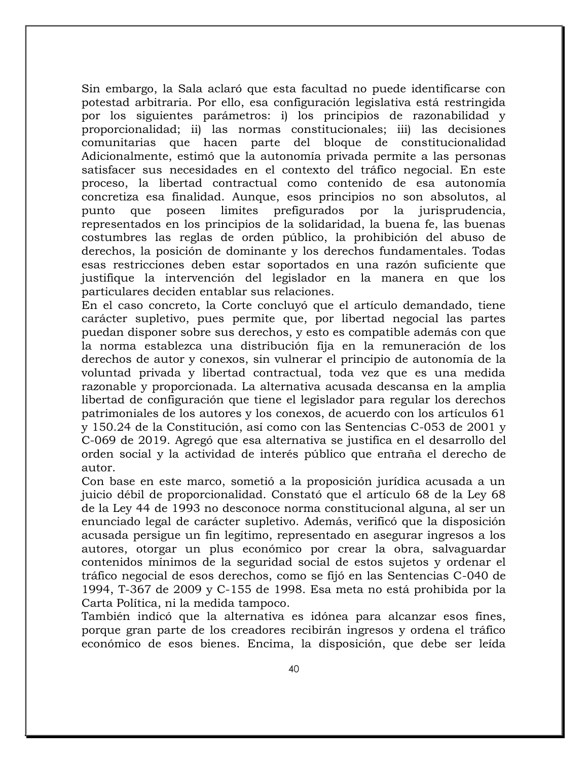Sin embargo, la Sala aclaró que esta facultad no puede identificarse con potestad arbitraria. Por ello, esa configuración legislativa está restringida por los siguientes parámetros: i) los principios de razonabilidad y proporcionalidad; ii) las normas constitucionales; iii) las decisiones comunitarias que hacen parte del bloque de constitucionalidad Adicionalmente, estimó que la autonomía privada permite a las personas satisfacer sus necesidades en el contexto del tráfico negocial. En este proceso, la libertad contractual como contenido de esa autonomía concretiza esa finalidad. Aunque, esos principios no son absolutos, al punto que poseen limites prefigurados por la jurisprudencia, representados en los principios de la solidaridad, la buena fe, las buenas costumbres las reglas de orden público, la prohibición del abuso de derechos, la posición de dominante y los derechos fundamentales. Todas esas restricciones deben estar soportados en una razón suficiente que justifique la intervención del legislador en la manera en que los particulares deciden entablar sus relaciones.

En el caso concreto, la Corte concluyó que el artículo demandado, tiene carácter supletivo, pues permite que, por libertad negocial las partes puedan disponer sobre sus derechos, y esto es compatible además con que la norma establezca una distribución fija en la remuneración de los derechos de autor y conexos, sin vulnerar el principio de autonomía de la voluntad privada y libertad contractual, toda vez que es una medida razonable y proporcionada. La alternativa acusada descansa en la amplia libertad de configuración que tiene el legislador para regular los derechos patrimoniales de los autores y los conexos, de acuerdo con los artículos 61 y 150.24 de la Constitución, así como con las Sentencias C-053 de 2001 y C-069 de 2019. Agregó que esa alternativa se justifica en el desarrollo del orden social y la actividad de interés público que entraña el derecho de autor.

Con base en este marco, sometió a la proposición jurídica acusada a un juicio débil de proporcionalidad. Constató que el artículo 68 de la Ley 68 de la Ley 44 de 1993 no desconoce norma constitucional alguna, al ser un enunciado legal de carácter supletivo. Además, verificó que la disposición acusada persigue un fin legítimo, representado en asegurar ingresos a los autores, otorgar un plus económico por crear la obra, salvaguardar contenidos mínimos de la seguridad social de estos sujetos y ordenar el tráfico negocial de esos derechos, como se fijó en las Sentencias C-040 de 1994, T-367 de 2009 y C-155 de 1998. Esa meta no está prohibida por la Carta Política, ni la medida tampoco.

También indicó que la alternativa es idónea para alcanzar esos fines, porque gran parte de los creadores recibirán ingresos y ordena el tráfico económico de esos bienes. Encima, la disposición, que debe ser leída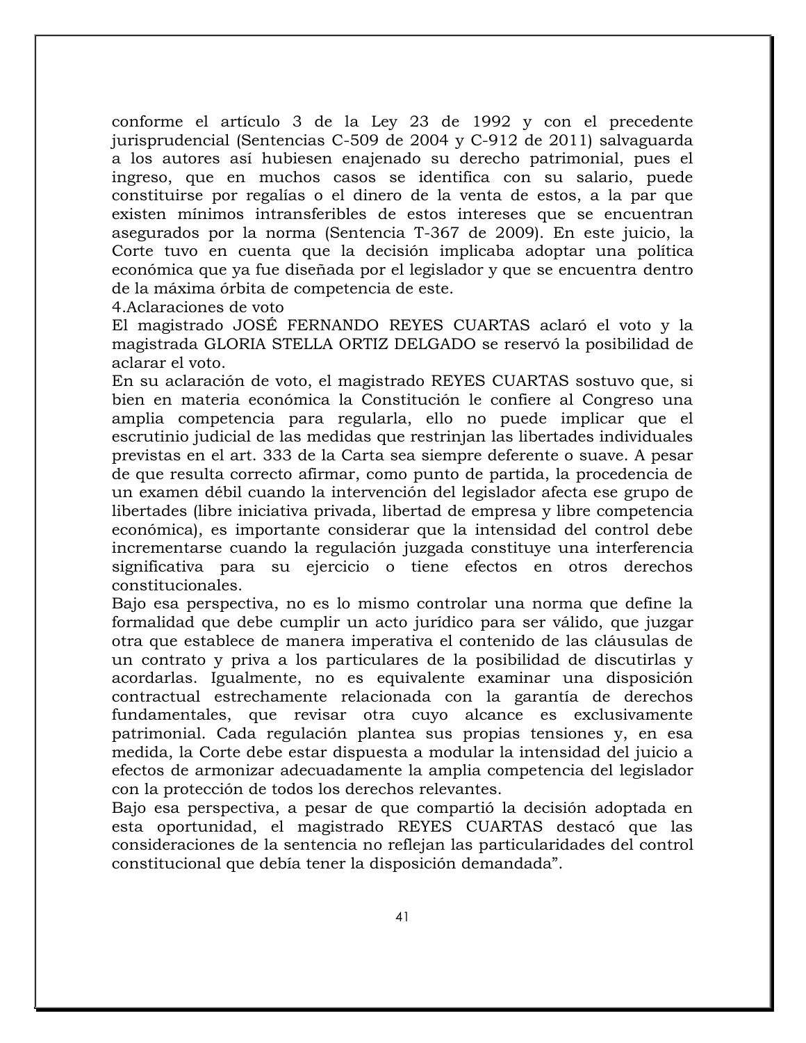conforme el artículo 3 de la Ley 23 de 1992 y con el precedente jurisprudencial (Sentencias C-509 de 2004 y C-912 de 2011) salvaguarda a los autores así hubiesen enajenado su derecho patrimonial, pues el ingreso, que en muchos casos se identifica con su salario, puede constituirse por regalías o el dinero de la venta de estos, a la par que existen mínimos intransferibles de estos intereses que se encuentran asegurados por la norma (Sentencia T-367 de 2009). En este juicio, la Corte tuvo en cuenta que la decisión implicaba adoptar una política económica que ya fue diseñada por el legislador y que se encuentra dentro de la máxima órbita de competencia de este.

4.Aclaraciones de voto

El magistrado JOSÉ FERNANDO REYES CUARTAS aclaró el voto y la magistrada GLORIA STELLA ORTIZ DELGADO se reservó la posibilidad de aclarar el voto.

En su aclaración de voto, el magistrado REYES CUARTAS sostuvo que, si bien en materia económica la Constitución le confiere al Congreso una amplia competencia para regularla, ello no puede implicar que el escrutinio judicial de las medidas que restrinjan las libertades individuales previstas en el art. 333 de la Carta sea siempre deferente o suave. A pesar de que resulta correcto afirmar, como punto de partida, la procedencia de un examen débil cuando la intervención del legislador afecta ese grupo de libertades (libre iniciativa privada, libertad de empresa y libre competencia económica), es importante considerar que la intensidad del control debe incrementarse cuando la regulación juzgada constituye una interferencia significativa para su ejercicio o tiene efectos en otros derechos constitucionales.

Bajo esa perspectiva, no es lo mismo controlar una norma que define la formalidad que debe cumplir un acto jurídico para ser válido, que juzgar otra que establece de manera imperativa el contenido de las cláusulas de un contrato y priva a los particulares de la posibilidad de discutirlas y acordarlas. Igualmente, no es equivalente examinar una disposición contractual estrechamente relacionada con la garantía de derechos fundamentales, que revisar otra cuyo alcance es exclusivamente patrimonial. Cada regulación plantea sus propias tensiones y, en esa medida, la Corte debe estar dispuesta a modular la intensidad del juicio a efectos de armonizar adecuadamente la amplia competencia del legislador con la protección de todos los derechos relevantes.

Bajo esa perspectiva, a pesar de que compartió la decisión adoptada en esta oportunidad, el magistrado REYES CUARTAS destacó que las consideraciones de la sentencia no reflejan las particularidades del control constitucional que debía tener la disposición demandada".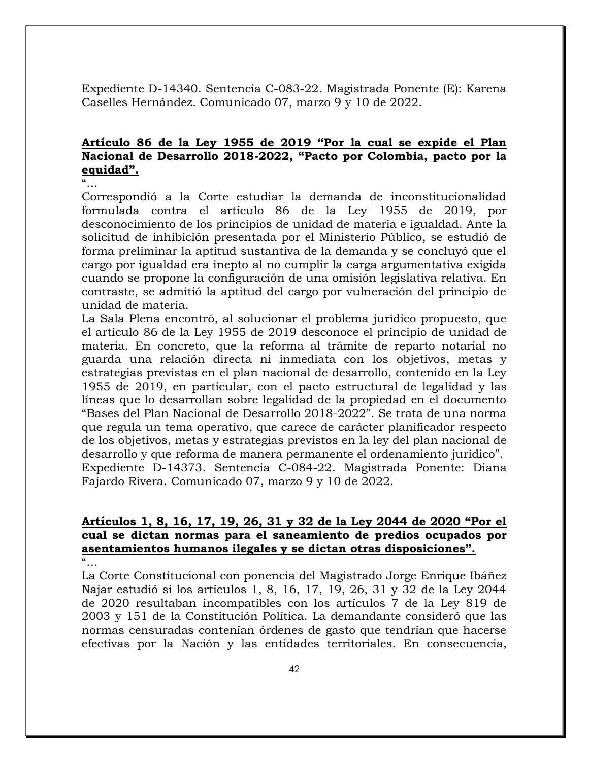Expediente D-14340. Sentencia C-083-22. Magistrada Ponente (E): Karena Caselles Hernández. Comunicado 07, marzo 9 y 10 de 2022.

**Artículo 86 de la Ley 1955 de 2019 “Por la cual se expide el Plan Nacional de Desarrollo 2018-2022, “Pacto por Colombia, pacto por la equidad”.**

“…

Correspondió a la Corte estudiar la demanda de inconstitucionalidad formulada contra el artículo 86 de la Ley 1955 de 2019, por desconocimiento de los principios de unidad de materia e igualdad. Ante la solicitud de inhibición presentada por el Ministerio Público, se estudió de forma preliminar la aptitud sustantiva de la demanda y se concluyó que el cargo por igualdad era inepto al no cumplir la carga argumentativa exigida cuando se propone la configuración de una omisión legislativa relativa. En contraste, se admitió la aptitud del cargo por vulneración del principio de unidad de materia.

La Sala Plena encontró, al solucionar el problema jurídico propuesto, que el artículo 86 de la Ley 1955 de 2019 desconoce el principio de unidad de materia. En concreto, que la reforma al trámite de reparto notarial no guarda una relación directa ni inmediata con los objetivos, metas y estrategias previstas en el plan nacional de desarrollo, contenido en la Ley 1955 de 2019, en particular, con el pacto estructural de legalidad y las líneas que lo desarrollan sobre legalidad de la propiedad en el documento “Bases del Plan Nacional de Desarrollo 2018-2022”. Se trata de una norma que regula un tema operativo, que carece de carácter planificador respecto de los objetivos, metas y estrategias previstos en la ley del plan nacional de desarrollo y que reforma de manera permanente el ordenamiento jurídico”.

Expediente D-14373. Sentencia C-084-22. Magistrada Ponente: Diana Fajardo Rivera. Comunicado 07, marzo 9 y 10 de 2022.

**Artículos 1, 8, 16, 17, 19, 26, 31 y 32 de la Ley 2044 de 2020 “Por el cual se dictan normas para el saneamiento de predios ocupados por asentamientos humanos ilegales y se dictan otras disposiciones”.**

“…

La Corte Constitucional con ponencia del Magistrado Jorge Enrique Ibáñez Najar estudió si los artículos 1, 8, 16, 17, 19, 26, 31 y 32 de la Ley 2044 de 2020 resultaban incompatibles con los artículos 7 de la Ley 819 de 2003 y 151 de la Constitución Política. La demandante consideró que las normas censuradas contenían órdenes de gasto que tendrían que hacerse efectivas por la Nación y las entidades territoriales. En consecuencia,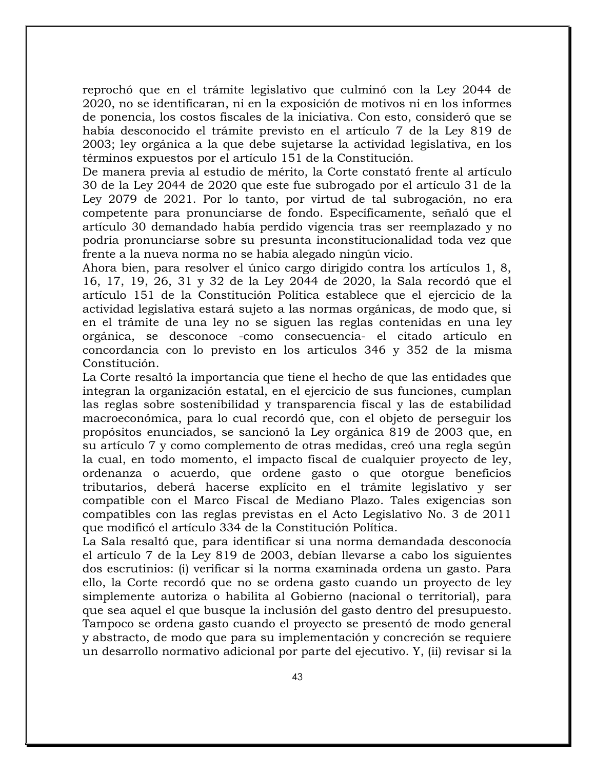reprochó que en el trámite legislativo que culminó con la Ley 2044 de 2020, no se identificaran, ni en la exposición de motivos ni en los informes de ponencia, los costos fiscales de la iniciativa. Con esto, consideró que se había desconocido el trámite previsto en el artículo 7 de la Ley 819 de 2003; ley orgánica a la que debe sujetarse la actividad legislativa, en los términos expuestos por el artículo 151 de la Constitución.

De manera previa al estudio de mérito, la Corte constató frente al artículo 30 de la Ley 2044 de 2020 que este fue subrogado por el artículo 31 de la Ley 2079 de 2021. Por lo tanto, por virtud de tal subrogación, no era competente para pronunciarse de fondo. Específicamente, señaló que el artículo 30 demandado había perdido vigencia tras ser reemplazado y no podría pronunciarse sobre su presunta inconstitucionalidad toda vez que frente a la nueva norma no se había alegado ningún vicio.

Ahora bien, para resolver el único cargo dirigido contra los artículos 1, 8, 16, 17, 19, 26, 31 y 32 de la Ley 2044 de 2020, la Sala recordó que el artículo 151 de la Constitución Política establece que el ejercicio de la actividad legislativa estará sujeto a las normas orgánicas, de modo que, si en el trámite de una ley no se siguen las reglas contenidas en una ley orgánica, se desconoce -como consecuencia- el citado artículo en concordancia con lo previsto en los artículos 346 y 352 de la misma Constitución.

La Corte resaltó la importancia que tiene el hecho de que las entidades que integran la organización estatal, en el ejercicio de sus funciones, cumplan las reglas sobre sostenibilidad y transparencia fiscal y las de estabilidad macroeconómica, para lo cual recordó que, con el objeto de perseguir los propósitos enunciados, se sancionó la Ley orgánica 819 de 2003 que, en su artículo 7 y como complemento de otras medidas, creó una regla según la cual, en todo momento, el impacto fiscal de cualquier proyecto de ley, ordenanza o acuerdo, que ordene gasto o que otorgue beneficios tributarios, deberá hacerse explícito en el trámite legislativo y ser compatible con el Marco Fiscal de Mediano Plazo. Tales exigencias son compatibles con las reglas previstas en el Acto Legislativo No. 3 de 2011 que modificó el artículo 334 de la Constitución Política.

La Sala resaltó que, para identificar si una norma demandada desconocía el artículo 7 de la Ley 819 de 2003, debían llevarse a cabo los siguientes dos escrutinios: (i) verificar si la norma examinada ordena un gasto. Para ello, la Corte recordó que no se ordena gasto cuando un proyecto de ley simplemente autoriza o habilita al Gobierno (nacional o territorial), para que sea aquel el que busque la inclusión del gasto dentro del presupuesto. Tampoco se ordena gasto cuando el proyecto se presentó de modo general y abstracto, de modo que para su implementación y concreción se requiere un desarrollo normativo adicional por parte del ejecutivo. Y, (ii) revisar si la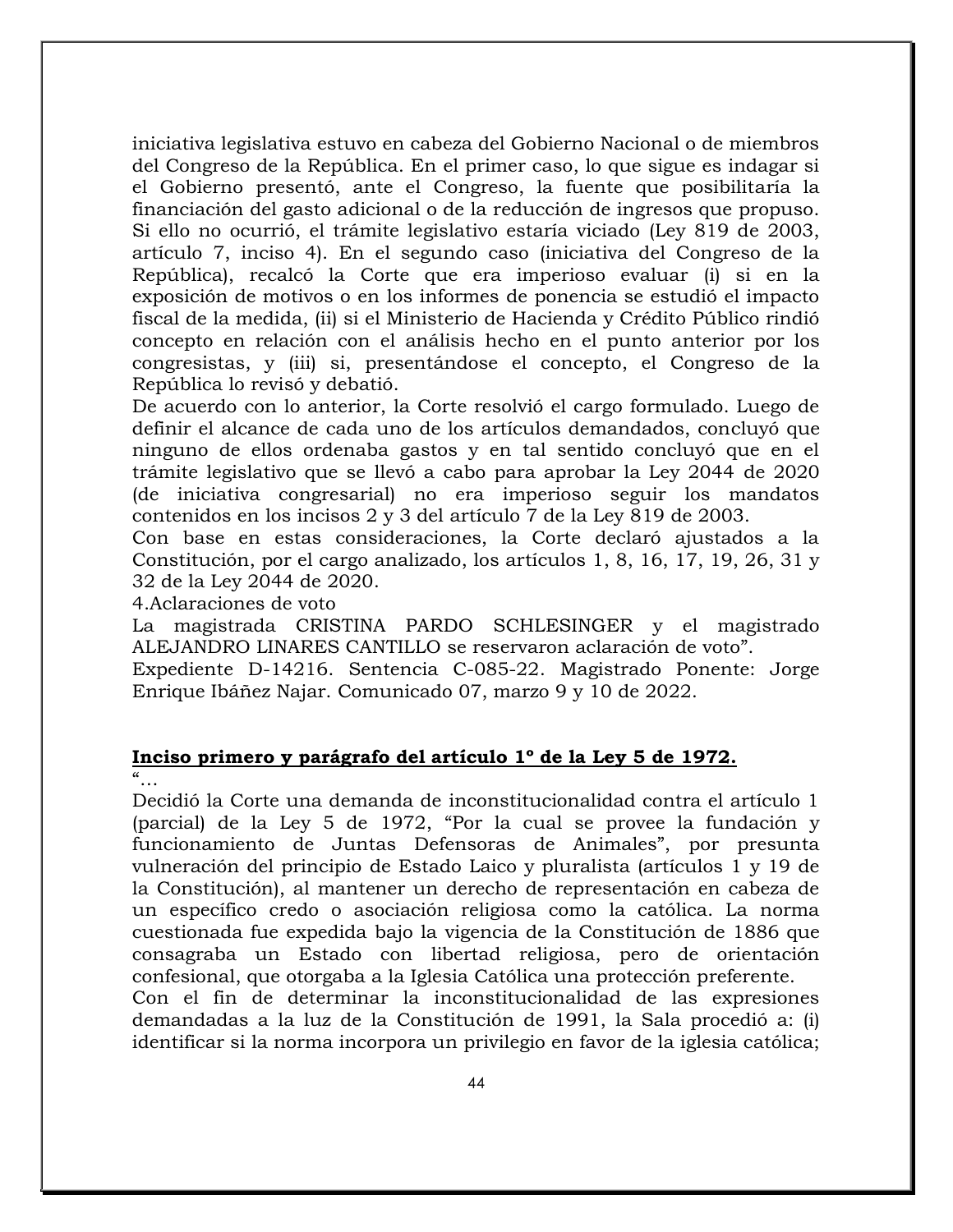iniciativa legislativa estuvo en cabeza del Gobierno Nacional o de miembros del Congreso de la República. En el primer caso, lo que sigue es indagar si el Gobierno presentó, ante el Congreso, la fuente que posibilitaría la financiación del gasto adicional o de la reducción de ingresos que propuso. Si ello no ocurrió, el trámite legislativo estaría viciado (Ley 819 de 2003, artículo 7, inciso 4). En el segundo caso (iniciativa del Congreso de la República), recalcó la Corte que era imperioso evaluar (i) si en la exposición de motivos o en los informes de ponencia se estudió el impacto fiscal de la medida, (ii) si el Ministerio de Hacienda y Crédito Público rindió concepto en relación con el análisis hecho en el punto anterior por los congresistas, y (iii) si, presentándose el concepto, el Congreso de la República lo revisó y debatió.
De acuerdo con lo anterior, la Corte resolvió el cargo formulado. Luego de definir el alcance de cada uno de los artículos demandados, concluyó que ninguno de ellos ordenaba gastos y en tal sentido concluyó que en el trámite legislativo que se llevó a cabo para aprobar la Ley 2044 de 2020 (de iniciativa congresarial) no era imperioso seguir los mandatos contenidos en los incisos 2 y 3 del artículo 7 de la Ley 819 de 2003.
Con base en estas consideraciones, la Corte declaró ajustados a la Constitución, por el cargo analizado, los artículos 1, 8, 16, 17, 19, 26, 31 y 32 de la Ley 2044 de 2020.
4.Aclaraciones de voto
La magistrada CRISTINA PARDO SCHLESINGER y el magistrado ALEJANDRO LINARES CANTILLO se reservaron aclaración de voto".
Expediente D-14216. Sentencia C-085-22. Magistrado Ponente: Jorge Enrique Ibáñez Najar. Comunicado 07, marzo 9 y 10 de 2022.

**Inciso primero y parágrafo del artículo 1º de la Ley 5 de 1972.**

"…
Decidió la Corte una demanda de inconstitucionalidad contra el artículo 1 (parcial) de la Ley 5 de 1972, "Por la cual se provee la fundación y funcionamiento de Juntas Defensoras de Animales", por presunta vulneración del principio de Estado Laico y pluralista (artículos 1 y 19 de la Constitución), al mantener un derecho de representación en cabeza de un específico credo o asociación religiosa como la católica. La norma cuestionada fue expedida bajo la vigencia de la Constitución de 1886 que consagraba un Estado con libertad religiosa, pero de orientación confesional, que otorgaba a la Iglesia Católica una protección preferente.
Con el fin de determinar la inconstitucionalidad de las expresiones demandadas a la luz de la Constitución de 1991, la Sala procedió a: (i) identificar si la norma incorpora un privilegio en favor de la iglesia católica;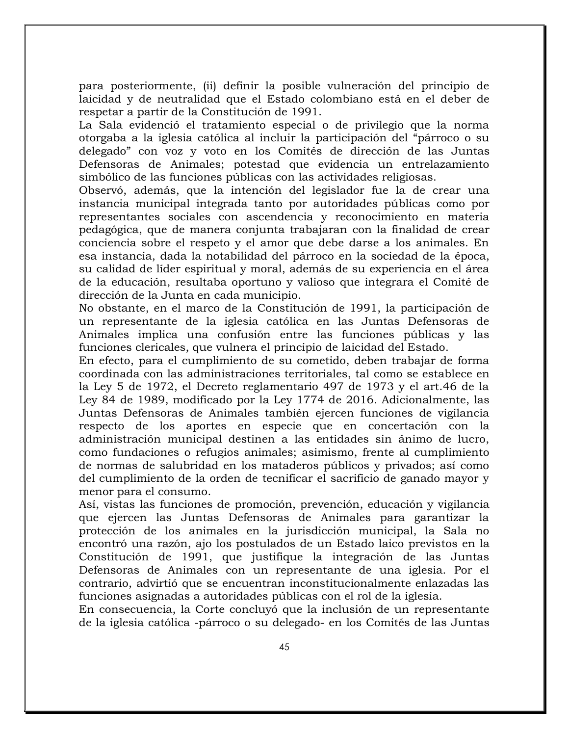para posteriormente, (ii) definir la posible vulneración del principio de laicidad y de neutralidad que el Estado colombiano está en el deber de respetar a partir de la Constitución de 1991.

La Sala evidenció el tratamiento especial o de privilegio que la norma otorgaba a la iglesia católica al incluir la participación del "párroco o su delegado" con voz y voto en los Comités de dirección de las Juntas Defensoras de Animales; potestad que evidencia un entrelazamiento simbólico de las funciones públicas con las actividades religiosas.

Observó, además, que la intención del legislador fue la de crear una instancia municipal integrada tanto por autoridades públicas como por representantes sociales con ascendencia y reconocimiento en materia pedagógica, que de manera conjunta trabajaran con la finalidad de crear conciencia sobre el respeto y el amor que debe darse a los animales. En esa instancia, dada la notabilidad del párroco en la sociedad de la época, su calidad de líder espiritual y moral, además de su experiencia en el área de la educación, resultaba oportuno y valioso que integrara el Comité de dirección de la Junta en cada municipio.

No obstante, en el marco de la Constitución de 1991, la participación de un representante de la iglesia católica en las Juntas Defensoras de Animales implica una confusión entre las funciones públicas y las funciones clericales, que vulnera el principio de laicidad del Estado.

En efecto, para el cumplimiento de su cometido, deben trabajar de forma coordinada con las administraciones territoriales, tal como se establece en la Ley 5 de 1972, el Decreto reglamentario 497 de 1973 y el art.46 de la Ley 84 de 1989, modificado por la Ley 1774 de 2016. Adicionalmente, las Juntas Defensoras de Animales también ejercen funciones de vigilancia respecto de los aportes en especie que en concertación con la administración municipal destinen a las entidades sin ánimo de lucro, como fundaciones o refugios animales; asimismo, frente al cumplimiento de normas de salubridad en los mataderos públicos y privados; así como del cumplimiento de la orden de tecnificar el sacrificio de ganado mayor y menor para el consumo.

Así, vistas las funciones de promoción, prevención, educación y vigilancia que ejercen las Juntas Defensoras de Animales para garantizar la protección de los animales en la jurisdicción municipal, la Sala no encontró una razón, ajo los postulados de un Estado laico previstos en la Constitución de 1991, que justifique la integración de las Juntas Defensoras de Animales con un representante de una iglesia. Por el contrario, advirtió que se encuentran inconstitucionalmente enlazadas las funciones asignadas a autoridades públicas con el rol de la iglesia.

En consecuencia, la Corte concluyó que la inclusión de un representante de la iglesia católica -párroco o su delegado- en los Comités de las Juntas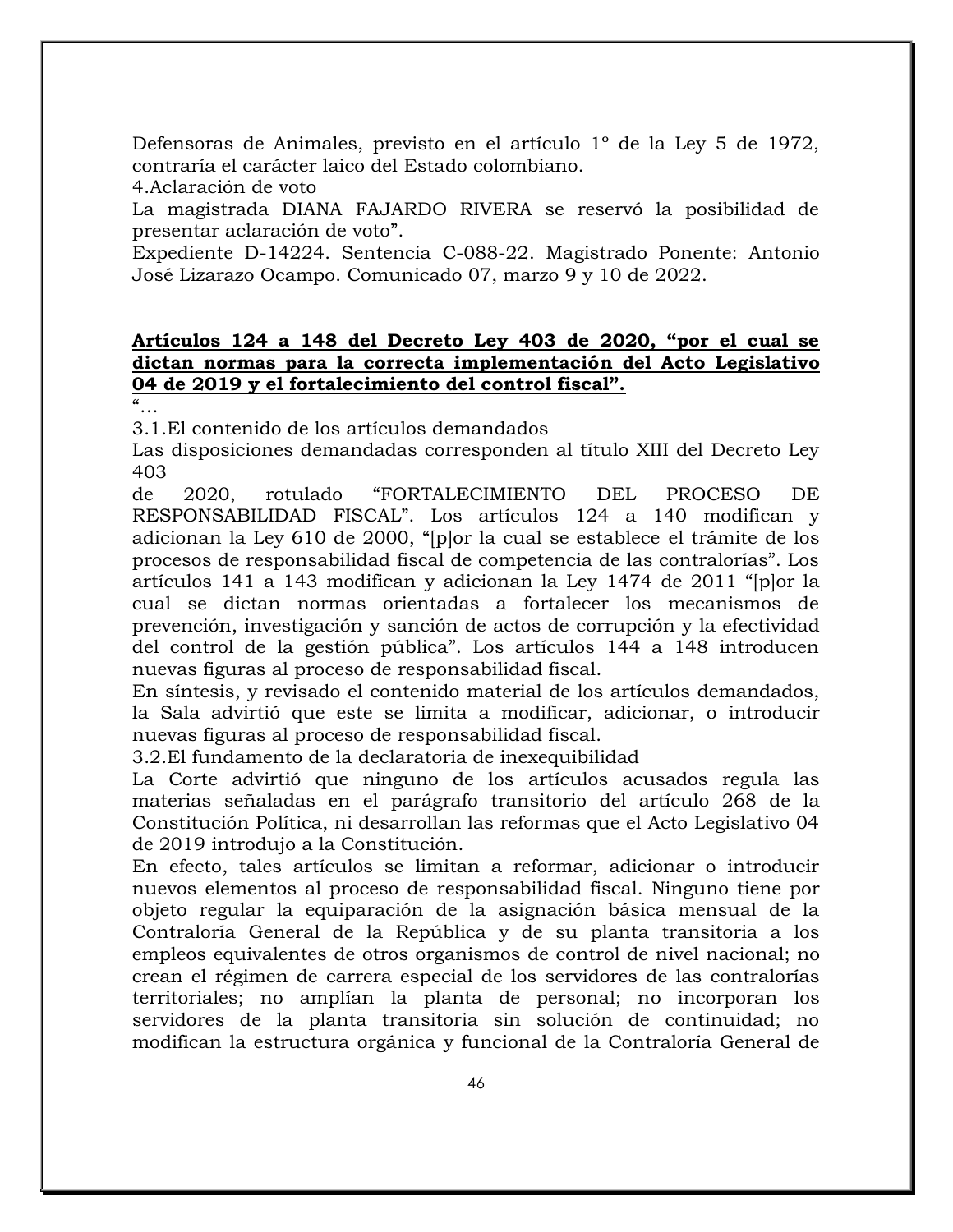Defensoras de Animales, previsto en el artículo 1º de la Ley 5 de 1972, contraría el carácter laico del Estado colombiano.

4.Aclaración de voto

La magistrada DIANA FAJARDO RIVERA se reservó la posibilidad de presentar aclaración de voto".

Expediente D-14224. Sentencia C-088-22. Magistrado Ponente: Antonio José Lizarazo Ocampo. Comunicado 07, marzo 9 y 10 de 2022.

**<u>Artículos 124 a 148 del Decreto Ley 403 de 2020, "por el cual se dictan normas para la correcta implementación del Acto Legislativo 04 de 2019 y el fortalecimiento del control fiscal".</u>**

"…

3.1.El contenido de los artículos demandados

Las disposiciones demandadas corresponden al título XIII del Decreto Ley 403 de 2020, rotulado "FORTALECIMIENTO DEL PROCESO DE RESPONSABILIDAD FISCAL". Los artículos 124 a 140 modifican y adicionan la Ley 610 de 2000, "[p]or la cual se establece el trámite de los procesos de responsabilidad fiscal de competencia de las contralorías". Los artículos 141 a 143 modifican y adicionan la Ley 1474 de 2011 "[p]or la cual se dictan normas orientadas a fortalecer los mecanismos de prevención, investigación y sanción de actos de corrupción y la efectividad del control de la gestión pública". Los artículos 144 a 148 introducen nuevas figuras al proceso de responsabilidad fiscal.

En síntesis, y revisado el contenido material de los artículos demandados, la Sala advirtió que este se limita a modificar, adicionar, o introducir nuevas figuras al proceso de responsabilidad fiscal.

3.2.El fundamento de la declaratoria de inexequibilidad

La Corte advirtió que ninguno de los artículos acusados regula las materias señaladas en el parágrafo transitorio del artículo 268 de la Constitución Política, ni desarrollan las reformas que el Acto Legislativo 04 de 2019 introdujo a la Constitución.

En efecto, tales artículos se limitan a reformar, adicionar o introducir nuevos elementos al proceso de responsabilidad fiscal. Ninguno tiene por objeto regular la equiparación de la asignación básica mensual de la Contraloría General de la República y de su planta transitoria a los empleos equivalentes de otros organismos de control de nivel nacional; no crean el régimen de carrera especial de los servidores de las contralorías territoriales; no amplían la planta de personal; no incorporan los servidores de la planta transitoria sin solución de continuidad; no modifican la estructura orgánica y funcional de la Contraloría General de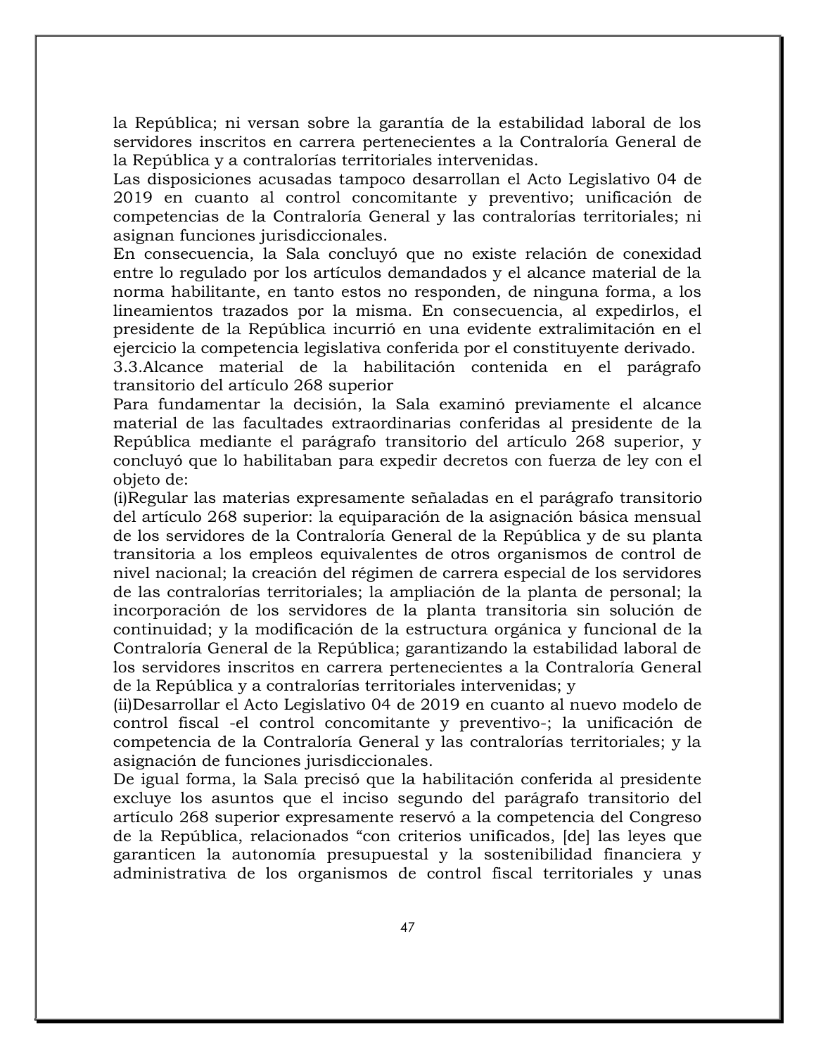la República; ni versan sobre la garantía de la estabilidad laboral de los servidores inscritos en carrera pertenecientes a la Contraloría General de la República y a contralorías territoriales intervenidas.

Las disposiciones acusadas tampoco desarrollan el Acto Legislativo 04 de 2019 en cuanto al control concomitante y preventivo; unificación de competencias de la Contraloría General y las contralorías territoriales; ni asignan funciones jurisdiccionales.

En consecuencia, la Sala concluyó que no existe relación de conexidad entre lo regulado por los artículos demandados y el alcance material de la norma habilitante, en tanto estos no responden, de ninguna forma, a los lineamientos trazados por la misma. En consecuencia, al expedirlos, el presidente de la República incurrió en una evidente extralimitación en el ejercicio la competencia legislativa conferida por el constituyente derivado.

3.3.Alcance material de la habilitación contenida en el parágrafo transitorio del artículo 268 superior

Para fundamentar la decisión, la Sala examinó previamente el alcance material de las facultades extraordinarias conferidas al presidente de la República mediante el parágrafo transitorio del artículo 268 superior, y concluyó que lo habilitaban para expedir decretos con fuerza de ley con el objeto de:

(i)Regular las materias expresamente señaladas en el parágrafo transitorio del artículo 268 superior: la equiparación de la asignación básica mensual de los servidores de la Contraloría General de la República y de su planta transitoria a los empleos equivalentes de otros organismos de control de nivel nacional; la creación del régimen de carrera especial de los servidores de las contralorías territoriales; la ampliación de la planta de personal; la incorporación de los servidores de la planta transitoria sin solución de continuidad; y la modificación de la estructura orgánica y funcional de la Contraloría General de la República; garantizando la estabilidad laboral de los servidores inscritos en carrera pertenecientes a la Contraloría General de la República y a contralorías territoriales intervenidas; y

(ii)Desarrollar el Acto Legislativo 04 de 2019 en cuanto al nuevo modelo de control fiscal -el control concomitante y preventivo-; la unificación de competencia de la Contraloría General y las contralorías territoriales; y la asignación de funciones jurisdiccionales.

De igual forma, la Sala precisó que la habilitación conferida al presidente excluye los asuntos que el inciso segundo del parágrafo transitorio del artículo 268 superior expresamente reservó a la competencia del Congreso de la República, relacionados "con criterios unificados, [de] las leyes que garanticen la autonomía presupuestal y la sostenibilidad financiera y administrativa de los organismos de control fiscal territoriales y unas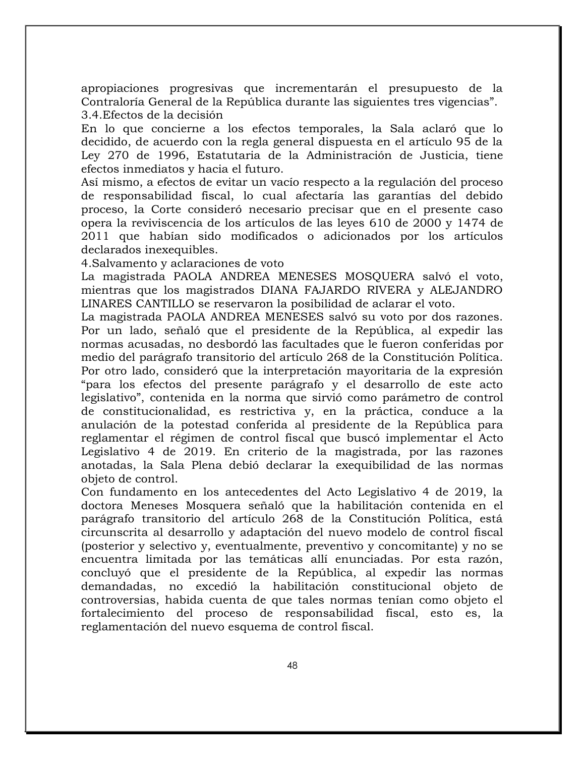apropiaciones progresivas que incrementarán el presupuesto de la Contraloría General de la República durante las siguientes tres vigencias".

### 3.4. Efectos de la decisión

En lo que concierne a los efectos temporales, la Sala aclaró que lo decidido, de acuerdo con la regla general dispuesta en el artículo 95 de la Ley 270 de 1996, Estatutaria de la Administración de Justicia, tiene efectos inmediatos y hacia el futuro.

Así mismo, a efectos de evitar un vacío respecto a la regulación del proceso de responsabilidad fiscal, lo cual afectaría las garantías del debido proceso, la Corte consideró necesario precisar que en el presente caso opera la reviviscencia de los artículos de las leyes 610 de 2000 y 1474 de 2011 que habían sido modificados o adicionados por los artículos declarados inexequibles.

## 4. Salvamento y aclaraciones de voto

La magistrada PAOLA ANDREA MENESES MOSQUERA salvó el voto, mientras que los magistrados DIANA FAJARDO RIVERA y ALEJANDRO LINARES CANTILLO se reservaron la posibilidad de aclarar el voto.

La magistrada PAOLA ANDREA MENESES salvó su voto por dos razones. Por un lado, señaló que el presidente de la República, al expedir las normas acusadas, no desbordó las facultades que le fueron conferidas por medio del parágrafo transitorio del artículo 268 de la Constitución Política. Por otro lado, consideró que la interpretación mayoritaria de la expresión "para los efectos del presente parágrafo y el desarrollo de este acto legislativo", contenida en la norma que sirvió como parámetro de control de constitucionalidad, es restrictiva y, en la práctica, conduce a la anulación de la potestad conferida al presidente de la República para reglamentar el régimen de control fiscal que buscó implementar el Acto Legislativo 4 de 2019. En criterio de la magistrada, por las razones anotadas, la Sala Plena debió declarar la exequibilidad de las normas objeto de control.

Con fundamento en los antecedentes del Acto Legislativo 4 de 2019, la doctora Meneses Mosquera señaló que la habilitación contenida en el parágrafo transitorio del artículo 268 de la Constitución Política, está circunscrita al desarrollo y adaptación del nuevo modelo de control fiscal (posterior y selectivo y, eventualmente, preventivo y concomitante) y no se encuentra limitada por las temáticas allí enunciadas. Por esta razón, concluyó que el presidente de la República, al expedir las normas demandadas, no excedió la habilitación constitucional objeto de controversias, habida cuenta de que tales normas tenían como objeto el fortalecimiento del proceso de responsabilidad fiscal, esto es, la reglamentación del nuevo esquema de control fiscal.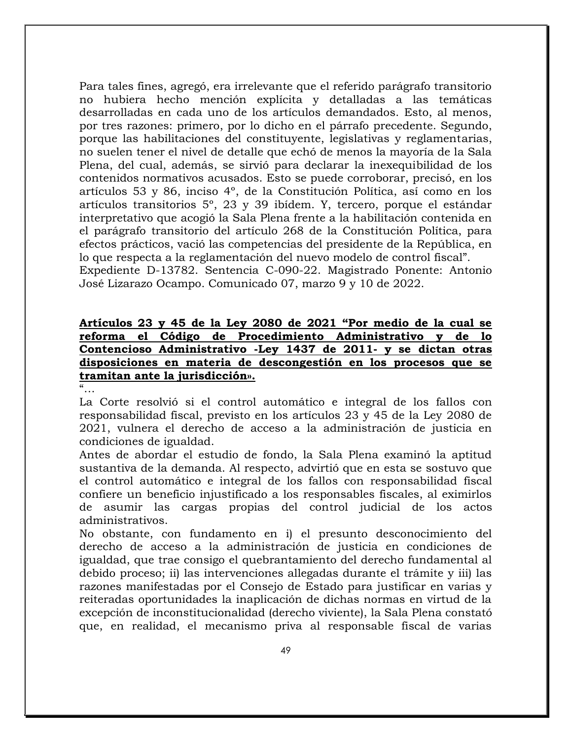Para tales fines, agregó, era irrelevante que el referido parágrafo transitorio no hubiera hecho mención explícita y detalladas a las temáticas desarrolladas en cada uno de los artículos demandados. Esto, al menos, por tres razones: primero, por lo dicho en el párrafo precedente. Segundo, porque las habilitaciones del constituyente, legislativas y reglamentarias, no suelen tener el nivel de detalle que echó de menos la mayoría de la Sala Plena, del cual, además, se sirvió para declarar la inexequibilidad de los contenidos normativos acusados. Esto se puede corroborar, precisó, en los artículos 53 y 86, inciso 4º, de la Constitución Política, así como en los artículos transitorios 5º, 23 y 39 ibídem. Y, tercero, porque el estándar interpretativo que acogió la Sala Plena frente a la habilitación contenida en el parágrafo transitorio del artículo 268 de la Constitución Política, para efectos prácticos, vació las competencias del presidente de la República, en lo que respecta a la reglamentación del nuevo modelo de control fiscal".
Expediente D-13782. Sentencia C-090-22. Magistrado Ponente: Antonio José Lizarazo Ocampo. Comunicado 07, marzo 9 y 10 de 2022.

**<u>Artículos 23 y 45 de la Ley 2080 de 2021 "Por medio de la cual se reforma el Código de Procedimiento Administrativo y de lo Contencioso Administrativo -Ley 1437 de 2011- y se dictan otras disposiciones en materia de descongestión en los procesos que se tramitan ante la jurisdicción».</u>**

"…
La Corte resolvió si el control automático e integral de los fallos con responsabilidad fiscal, previsto en los artículos 23 y 45 de la Ley 2080 de 2021, vulnera el derecho de acceso a la administración de justicia en condiciones de igualdad.
Antes de abordar el estudio de fondo, la Sala Plena examinó la aptitud sustantiva de la demanda. Al respecto, advirtió que en esta se sostuvo que el control automático e integral de los fallos con responsabilidad fiscal confiere un beneficio injustificado a los responsables fiscales, al eximirlos de asumir las cargas propias del control judicial de los actos administrativos.
No obstante, con fundamento en i) el presunto desconocimiento del derecho de acceso a la administración de justicia en condiciones de igualdad, que trae consigo el quebrantamiento del derecho fundamental al debido proceso; ii) las intervenciones allegadas durante el trámite y iii) las razones manifestadas por el Consejo de Estado para justificar en varias y reiteradas oportunidades la inaplicación de dichas normas en virtud de la excepción de inconstitucionalidad (derecho viviente), la Sala Plena constató que, en realidad, el mecanismo priva al responsable fiscal de varias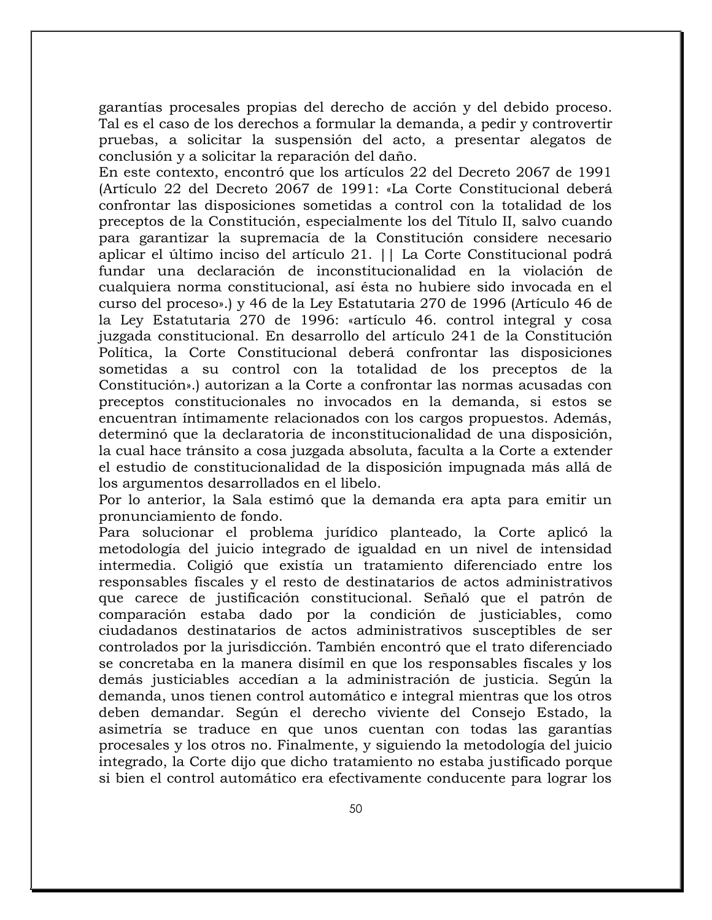garantías procesales propias del derecho de acción y del debido proceso. Tal es el caso de los derechos a formular la demanda, a pedir y controvertir pruebas, a solicitar la suspensión del acto, a presentar alegatos de conclusión y a solicitar la reparación del daño.

En este contexto, encontró que los artículos 22 del Decreto 2067 de 1991 (Artículo 22 del Decreto 2067 de 1991: «La Corte Constitucional deberá confrontar las disposiciones sometidas a control con la totalidad de los preceptos de la Constitución, especialmente los del Título II, salvo cuando para garantizar la supremacía de la Constitución considere necesario aplicar el último inciso del artículo 21. || La Corte Constitucional podrá fundar una declaración de inconstitucionalidad en la violación de cualquiera norma constitucional, así ésta no hubiere sido invocada en el curso del proceso».) y 46 de la Ley Estatutaria 270 de 1996 (Artículo 46 de la Ley Estatutaria 270 de 1996: «artículo 46. control integral y cosa juzgada constitucional. En desarrollo del artículo 241 de la Constitución Política, la Corte Constitucional deberá confrontar las disposiciones sometidas a su control con la totalidad de los preceptos de la Constitución».) autorizan a la Corte a confrontar las normas acusadas con preceptos constitucionales no invocados en la demanda, si estos se encuentran íntimamente relacionados con los cargos propuestos. Además, determinó que la declaratoria de inconstitucionalidad de una disposición, la cual hace tránsito a cosa juzgada absoluta, faculta a la Corte a extender el estudio de constitucionalidad de la disposición impugnada más allá de los argumentos desarrollados en el libelo.

Por lo anterior, la Sala estimó que la demanda era apta para emitir un pronunciamiento de fondo.

Para solucionar el problema jurídico planteado, la Corte aplicó la metodología del juicio integrado de igualdad en un nivel de intensidad intermedia. Coligió que existía un tratamiento diferenciado entre los responsables fiscales y el resto de destinatarios de actos administrativos que carece de justificación constitucional. Señaló que el patrón de comparación estaba dado por la condición de justiciables, como ciudadanos destinatarios de actos administrativos susceptibles de ser controlados por la jurisdicción. También encontró que el trato diferenciado se concretaba en la manera disímil en que los responsables fiscales y los demás justiciables accedían a la administración de justicia. Según la demanda, unos tienen control automático e integral mientras que los otros deben demandar. Según el derecho viviente del Consejo Estado, la asimetría se traduce en que unos cuentan con todas las garantías procesales y los otros no. Finalmente, y siguiendo la metodología del juicio integrado, la Corte dijo que dicho tratamiento no estaba justificado porque si bien el control automático era efectivamente conducente para lograr los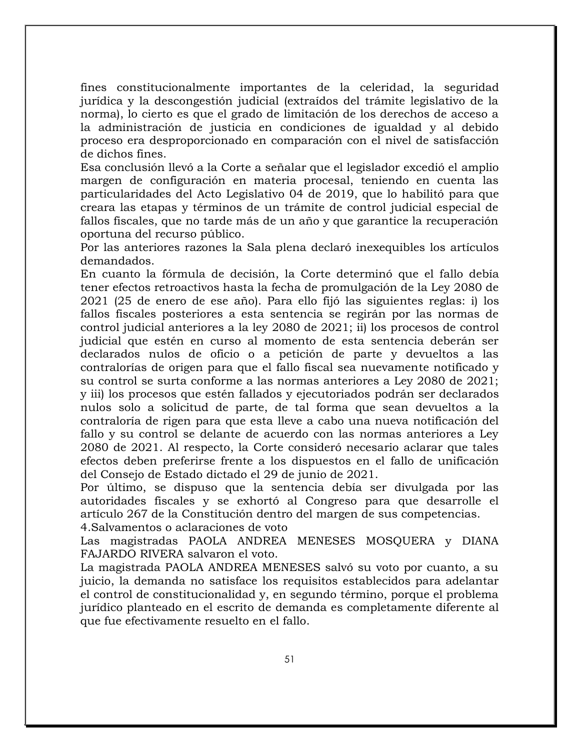fines constitucionalmente importantes de la celeridad, la seguridad jurídica y la descongestión judicial (extraídos del trámite legislativo de la norma), lo cierto es que el grado de limitación de los derechos de acceso a la administración de justicia en condiciones de igualdad y al debido proceso era desproporcionado en comparación con el nivel de satisfacción de dichos fines.

Esa conclusión llevó a la Corte a señalar que el legislador excedió el amplio margen de configuración en materia procesal, teniendo en cuenta las particularidades del Acto Legislativo 04 de 2019, que lo habilitó para que creara las etapas y términos de un trámite de control judicial especial de fallos fiscales, que no tarde más de un año y que garantice la recuperación oportuna del recurso público.

Por las anteriores razones la Sala plena declaró inexequibles los artículos demandados.

En cuanto la fórmula de decisión, la Corte determinó que el fallo debía tener efectos retroactivos hasta la fecha de promulgación de la Ley 2080 de 2021 (25 de enero de ese año). Para ello fijó las siguientes reglas: i) los fallos fiscales posteriores a esta sentencia se regirán por las normas de control judicial anteriores a la ley 2080 de 2021; ii) los procesos de control judicial que estén en curso al momento de esta sentencia deberán ser declarados nulos de oficio o a petición de parte y devueltos a las contralorías de origen para que el fallo fiscal sea nuevamente notificado y su control se surta conforme a las normas anteriores a Ley 2080 de 2021; y iii) los procesos que estén fallados y ejecutoriados podrán ser declarados nulos solo a solicitud de parte, de tal forma que sean devueltos a la contraloría de rigen para que esta lleve a cabo una nueva notificación del fallo y su control se delante de acuerdo con las normas anteriores a Ley 2080 de 2021. Al respecto, la Corte consideró necesario aclarar que tales efectos deben preferirse frente a los dispuestos en el fallo de unificación del Consejo de Estado dictado el 29 de junio de 2021.

Por último, se dispuso que la sentencia debía ser divulgada por las autoridades fiscales y se exhortó al Congreso para que desarrolle el artículo 267 de la Constitución dentro del margen de sus competencias.

4.Salvamentos o aclaraciones de voto

Las magistradas PAOLA ANDREA MENESES MOSQUERA y DIANA FAJARDO RIVERA salvaron el voto.

La magistrada PAOLA ANDREA MENESES salvó su voto por cuanto, a su juicio, la demanda no satisface los requisitos establecidos para adelantar el control de constitucionalidad y, en segundo término, porque el problema jurídico planteado en el escrito de demanda es completamente diferente al que fue efectivamente resuelto en el fallo.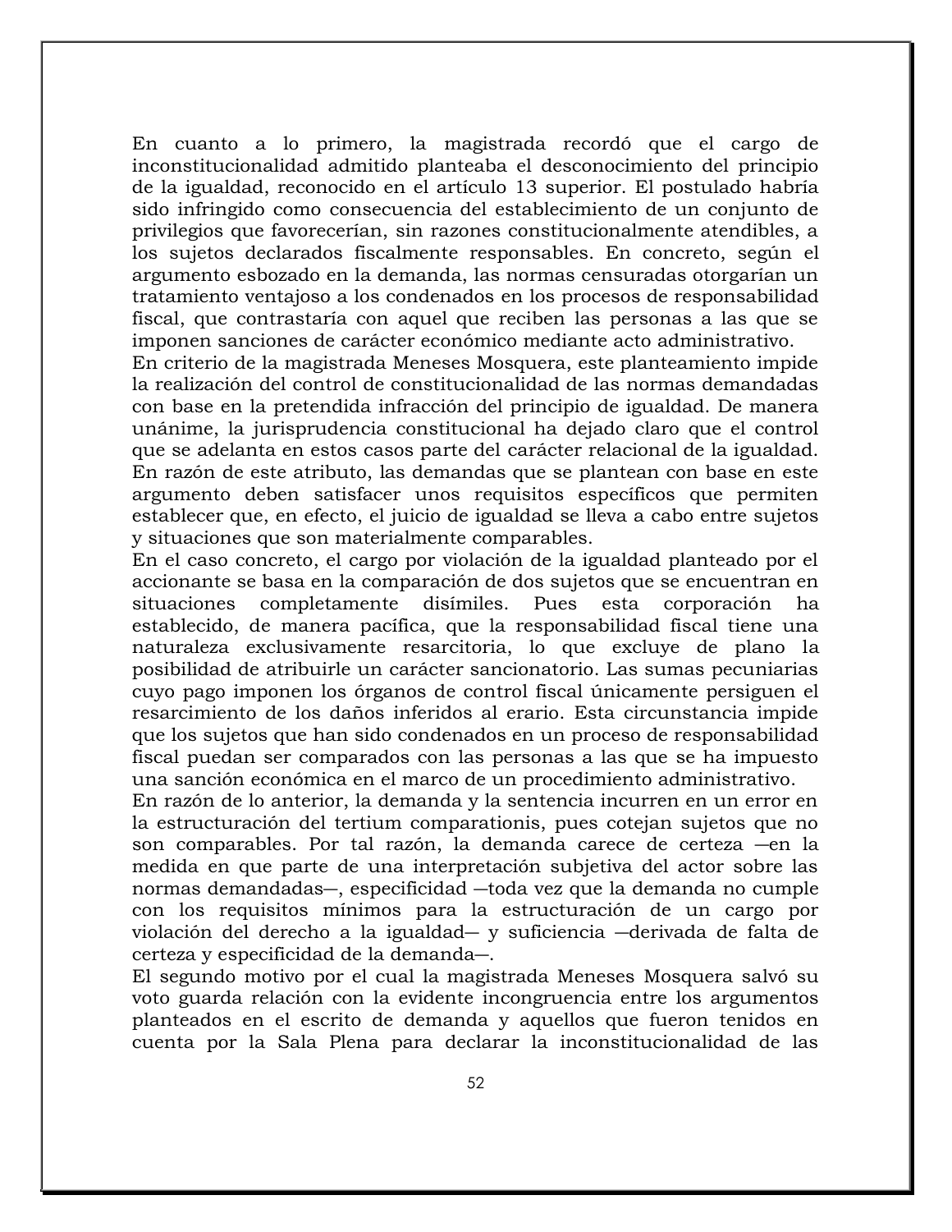En cuanto a lo primero, la magistrada recordó que el cargo de inconstitucionalidad admitido planteaba el desconocimiento del principio de la igualdad, reconocido en el artículo 13 superior. El postulado habría sido infringido como consecuencia del establecimiento de un conjunto de privilegios que favorecerían, sin razones constitucionalmente atendibles, a los sujetos declarados fiscalmente responsables. En concreto, según el argumento esbozado en la demanda, las normas censuradas otorgarían un tratamiento ventajoso a los condenados en los procesos de responsabilidad fiscal, que contrastaría con aquel que reciben las personas a las que se imponen sanciones de carácter económico mediante acto administrativo.

En criterio de la magistrada Meneses Mosquera, este planteamiento impide la realización del control de constitucionalidad de las normas demandadas con base en la pretendida infracción del principio de igualdad. De manera unánime, la jurisprudencia constitucional ha dejado claro que el control que se adelanta en estos casos parte del carácter relacional de la igualdad. En razón de este atributo, las demandas que se plantean con base en este argumento deben satisfacer unos requisitos específicos que permiten establecer que, en efecto, el juicio de igualdad se lleva a cabo entre sujetos y situaciones que son materialmente comparables.

En el caso concreto, el cargo por violación de la igualdad planteado por el accionante se basa en la comparación de dos sujetos que se encuentran en situaciones completamente disímiles. Pues esta corporación ha establecido, de manera pacífica, que la responsabilidad fiscal tiene una naturaleza exclusivamente resarcitoria, lo que excluye de plano la posibilidad de atribuirle un carácter sancionatorio. Las sumas pecuniarias cuyo pago imponen los órganos de control fiscal únicamente persiguen el resarcimiento de los daños inferidos al erario. Esta circunstancia impide que los sujetos que han sido condenados en un proceso de responsabilidad fiscal puedan ser comparados con las personas a las que se ha impuesto una sanción económica en el marco de un procedimiento administrativo.

En razón de lo anterior, la demanda y la sentencia incurren en un error en la estructuración del tertium comparationis, pues cotejan sujetos que no son comparables. Por tal razón, la demanda carece de certeza —en la medida en que parte de una interpretación subjetiva del actor sobre las normas demandadas—, especificidad —toda vez que la demanda no cumple con los requisitos mínimos para la estructuración de un cargo por violación del derecho a la igualdad— y suficiencia —derivada de falta de certeza y especificidad de la demanda—.

El segundo motivo por el cual la magistrada Meneses Mosquera salvó su voto guarda relación con la evidente incongruencia entre los argumentos planteados en el escrito de demanda y aquellos que fueron tenidos en cuenta por la Sala Plena para declarar la inconstitucionalidad de las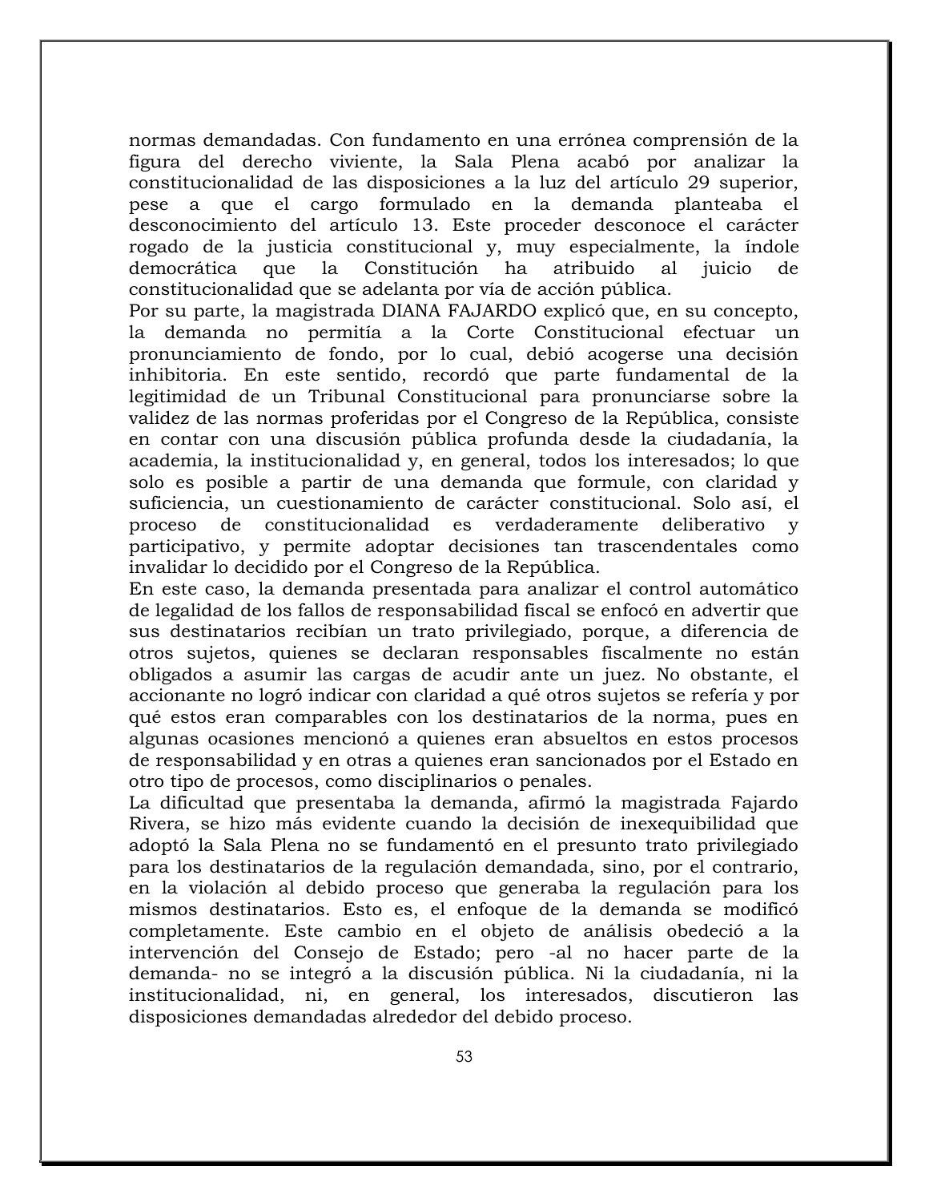normas demandadas. Con fundamento en una errónea comprensión de la figura del derecho viviente, la Sala Plena acabó por analizar la constitucionalidad de las disposiciones a la luz del artículo 29 superior, pese a que el cargo formulado en la demanda planteaba el desconocimiento del artículo 13. Este proceder desconoce el carácter rogado de la justicia constitucional y, muy especialmente, la índole democrática que la Constitución ha atribuido al juicio de constitucionalidad que se adelanta por vía de acción pública.

Por su parte, la magistrada DIANA FAJARDO explicó que, en su concepto, la demanda no permitía a la Corte Constitucional efectuar un pronunciamiento de fondo, por lo cual, debió acogerse una decisión inhibitoria. En este sentido, recordó que parte fundamental de la legitimidad de un Tribunal Constitucional para pronunciarse sobre la validez de las normas proferidas por el Congreso de la República, consiste en contar con una discusión pública profunda desde la ciudadanía, la academia, la institucionalidad y, en general, todos los interesados; lo que solo es posible a partir de una demanda que formule, con claridad y suficiencia, un cuestionamiento de carácter constitucional. Solo así, el proceso de constitucionalidad es verdaderamente deliberativo y participativo, y permite adoptar decisiones tan trascendentales como invalidar lo decidido por el Congreso de la República.

En este caso, la demanda presentada para analizar el control automático de legalidad de los fallos de responsabilidad fiscal se enfocó en advertir que sus destinatarios recibían un trato privilegiado, porque, a diferencia de otros sujetos, quienes se declaran responsables fiscalmente no están obligados a asumir las cargas de acudir ante un juez. No obstante, el accionante no logró indicar con claridad a qué otros sujetos se refería y por qué estos eran comparables con los destinatarios de la norma, pues en algunas ocasiones mencionó a quienes eran absueltos en estos procesos de responsabilidad y en otras a quienes eran sancionados por el Estado en otro tipo de procesos, como disciplinarios o penales.

La dificultad que presentaba la demanda, afirmó la magistrada Fajardo Rivera, se hizo más evidente cuando la decisión de inexequibilidad que adoptó la Sala Plena no se fundamentó en el presunto trato privilegiado para los destinatarios de la regulación demandada, sino, por el contrario, en la violación al debido proceso que generaba la regulación para los mismos destinatarios. Esto es, el enfoque de la demanda se modificó completamente. Este cambio en el objeto de análisis obedeció a la intervención del Consejo de Estado; pero -al no hacer parte de la demanda- no se integró a la discusión pública. Ni la ciudadanía, ni la institucionalidad, ni, en general, los interesados, discutieron las disposiciones demandadas alrededor del debido proceso.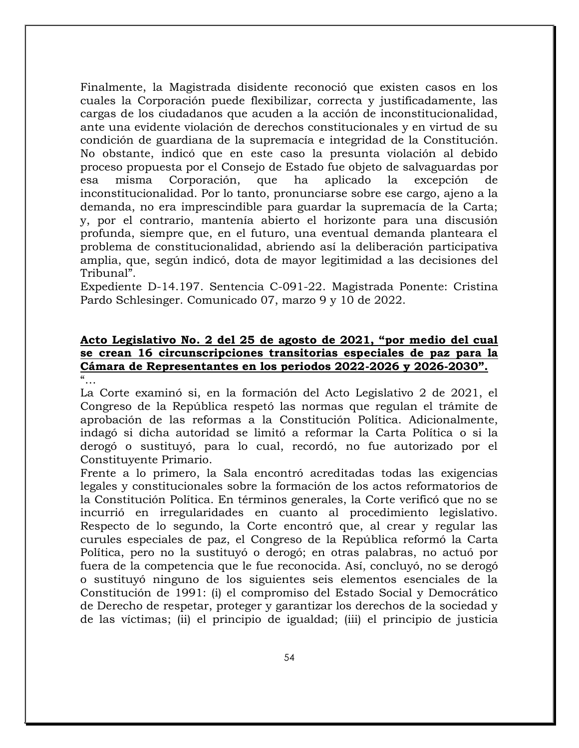Finalmente, la Magistrada disidente reconoció que existen casos en los cuales la Corporación puede flexibilizar, correcta y justificadamente, las cargas de los ciudadanos que acuden a la acción de inconstitucionalidad, ante una evidente violación de derechos constitucionales y en virtud de su condición de guardiana de la supremacía e integridad de la Constitución. No obstante, indicó que en este caso la presunta violación al debido proceso propuesta por el Consejo de Estado fue objeto de salvaguardas por esa misma Corporación, que ha aplicado la excepción de inconstitucionalidad. Por lo tanto, pronunciarse sobre ese cargo, ajeno a la demanda, no era imprescindible para guardar la supremacía de la Carta; y, por el contrario, mantenía abierto el horizonte para una discusión profunda, siempre que, en el futuro, una eventual demanda planteara el problema de constitucionalidad, abriendo así la deliberación participativa amplia, que, según indicó, dota de mayor legitimidad a las decisiones del Tribunal".
Expediente D-14.197. Sentencia C-091-22. Magistrada Ponente: Cristina Pardo Schlesinger. Comunicado 07, marzo 9 y 10 de 2022.

**Acto Legislativo No. 2 del 25 de agosto de 2021, "por medio del cual se crean 16 circunscripciones transitorias especiales de paz para la Cámara de Representantes en los periodos 2022-2026 y 2026-2030".**

"…
La Corte examinó si, en la formación del Acto Legislativo 2 de 2021, el Congreso de la República respetó las normas que regulan el trámite de aprobación de las reformas a la Constitución Política. Adicionalmente, indagó si dicha autoridad se limitó a reformar la Carta Política o si la derogó o sustituyó, para lo cual, recordó, no fue autorizado por el Constituyente Primario.
Frente a lo primero, la Sala encontró acreditadas todas las exigencias legales y constitucionales sobre la formación de los actos reformatorios de la Constitución Política. En términos generales, la Corte verificó que no se incurrió en irregularidades en cuanto al procedimiento legislativo. Respecto de lo segundo, la Corte encontró que, al crear y regular las curules especiales de paz, el Congreso de la República reformó la Carta Política, pero no la sustituyó o derogó; en otras palabras, no actuó por fuera de la competencia que le fue reconocida. Así, concluyó, no se derogó o sustituyó ninguno de los siguientes seis elementos esenciales de la Constitución de 1991: (i) el compromiso del Estado Social y Democrático de Derecho de respetar, proteger y garantizar los derechos de la sociedad y de las víctimas; (ii) el principio de igualdad; (iii) el principio de justicia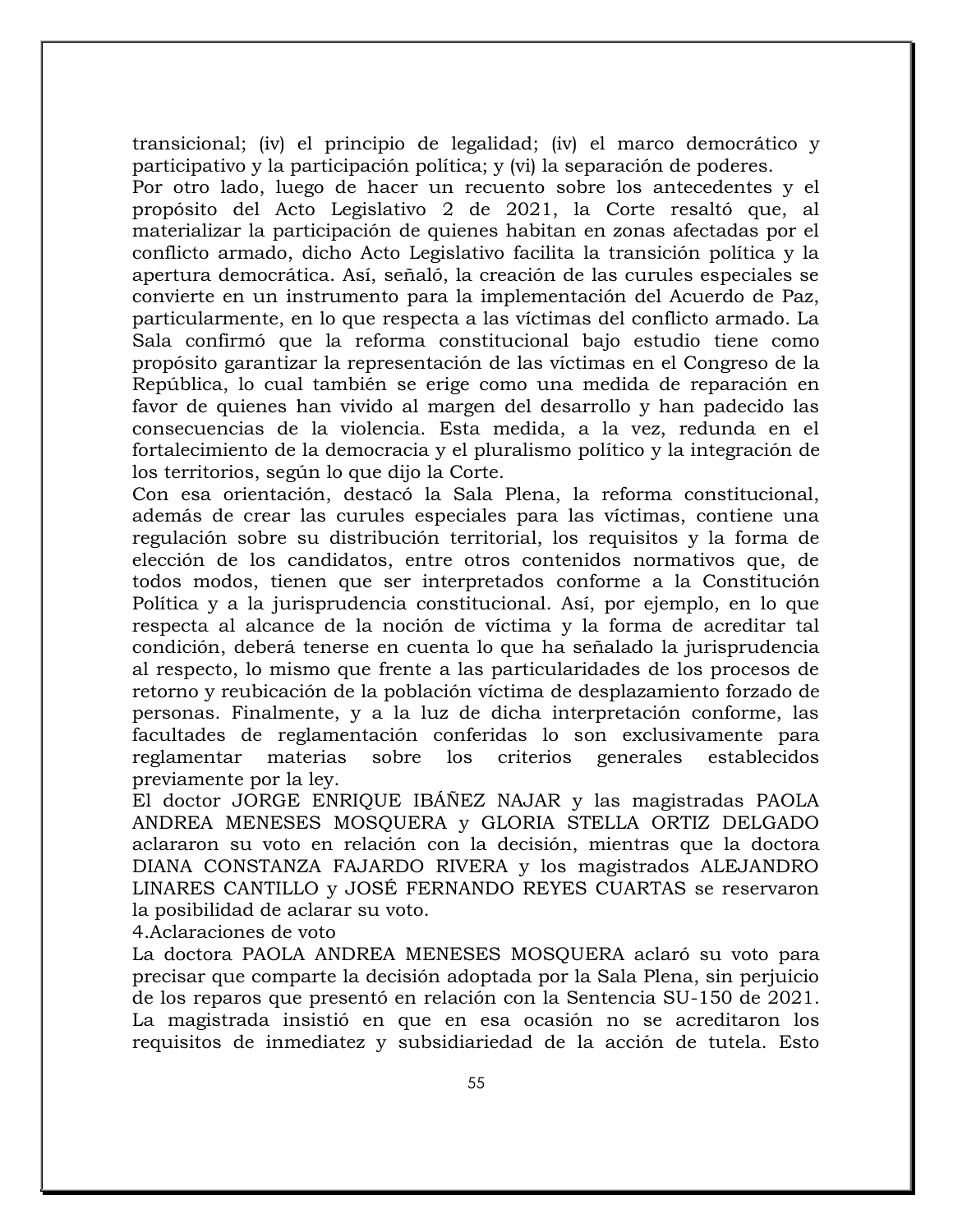transicional; (iv) el principio de legalidad; (iv) el marco democrático y participativo y la participación política; y (vi) la separación de poderes.

Por otro lado, luego de hacer un recuento sobre los antecedentes y el propósito del Acto Legislativo 2 de 2021, la Corte resaltó que, al materializar la participación de quienes habitan en zonas afectadas por el conflicto armado, dicho Acto Legislativo facilita la transición política y la apertura democrática. Así, señaló, la creación de las curules especiales se convierte en un instrumento para la implementación del Acuerdo de Paz, particularmente, en lo que respecta a las víctimas del conflicto armado. La Sala confirmó que la reforma constitucional bajo estudio tiene como propósito garantizar la representación de las víctimas en el Congreso de la República, lo cual también se erige como una medida de reparación en favor de quienes han vivido al margen del desarrollo y han padecido las consecuencias de la violencia. Esta medida, a la vez, redunda en el fortalecimiento de la democracia y el pluralismo político y la integración de los territorios, según lo que dijo la Corte.

Con esa orientación, destacó la Sala Plena, la reforma constitucional, además de crear las curules especiales para las víctimas, contiene una regulación sobre su distribución territorial, los requisitos y la forma de elección de los candidatos, entre otros contenidos normativos que, de todos modos, tienen que ser interpretados conforme a la Constitución Política y a la jurisprudencia constitucional. Así, por ejemplo, en lo que respecta al alcance de la noción de víctima y la forma de acreditar tal condición, deberá tenerse en cuenta lo que ha señalado la jurisprudencia al respecto, lo mismo que frente a las particularidades de los procesos de retorno y reubicación de la población víctima de desplazamiento forzado de personas. Finalmente, y a la luz de dicha interpretación conforme, las facultades de reglamentación conferidas lo son exclusivamente para reglamentar materias sobre los criterios generales establecidos previamente por la ley.

El doctor JORGE ENRIQUE IBÁÑEZ NAJAR y las magistradas PAOLA ANDREA MENESES MOSQUERA y GLORIA STELLA ORTIZ DELGADO aclararon su voto en relación con la decisión, mientras que la doctora DIANA CONSTANZA FAJARDO RIVERA y los magistrados ALEJANDRO LINARES CANTILLO y JOSÉ FERNANDO REYES CUARTAS se reservaron la posibilidad de aclarar su voto.

4.Aclaraciones de voto

La doctora PAOLA ANDREA MENESES MOSQUERA aclaró su voto para precisar que comparte la decisión adoptada por la Sala Plena, sin perjuicio de los reparos que presentó en relación con la Sentencia SU-150 de 2021. La magistrada insistió en que en esa ocasión no se acreditaron los requisitos de inmediatez y subsidiariedad de la acción de tutela. Esto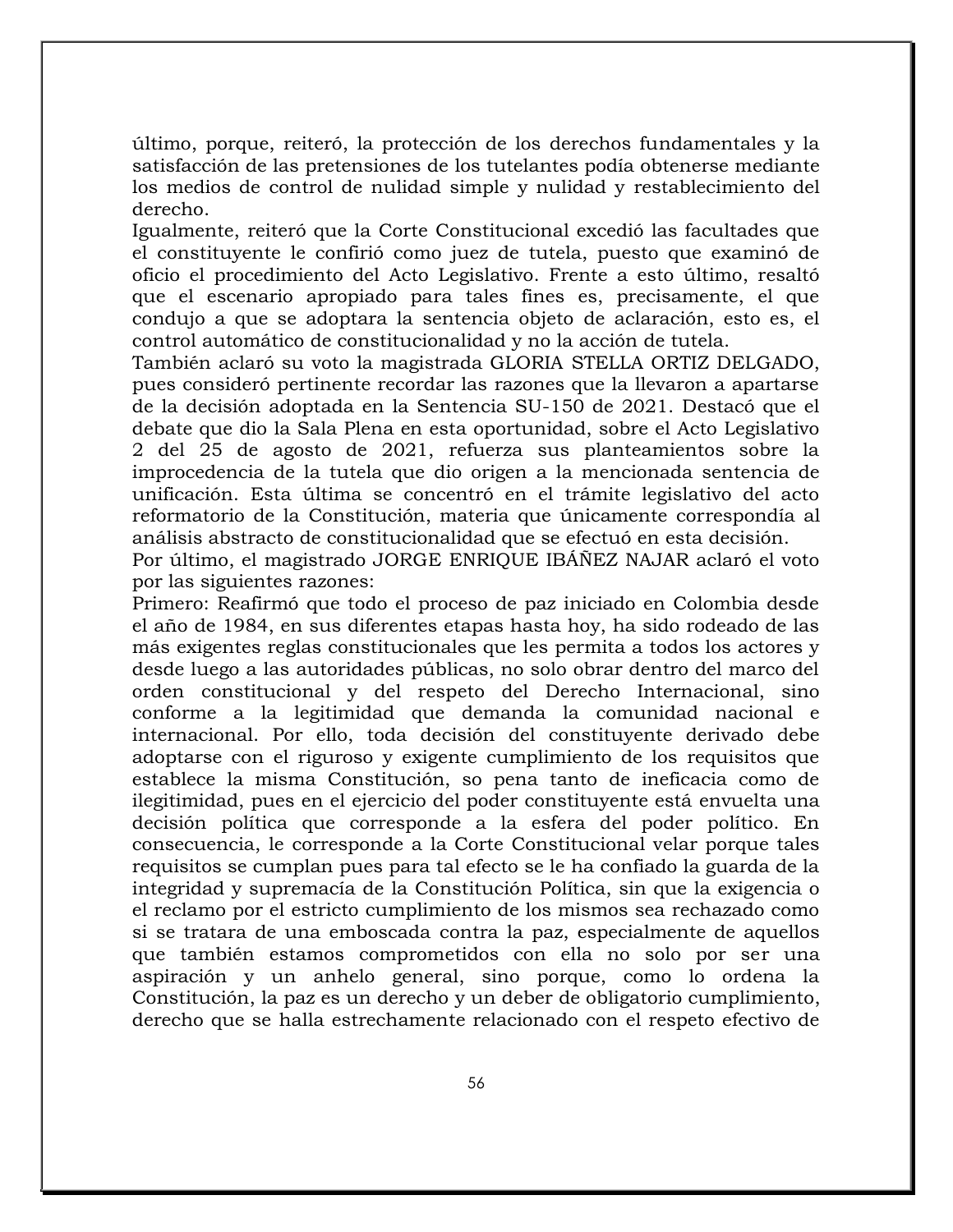último, porque, reiteró, la protección de los derechos fundamentales y la satisfacción de las pretensiones de los tutelantes podía obtenerse mediante los medios de control de nulidad simple y nulidad y restablecimiento del derecho.

Igualmente, reiteró que la Corte Constitucional excedió las facultades que el constituyente le confirió como juez de tutela, puesto que examinó de oficio el procedimiento del Acto Legislativo. Frente a esto último, resaltó que el escenario apropiado para tales fines es, precisamente, el que condujo a que se adoptara la sentencia objeto de aclaración, esto es, el control automático de constitucionalidad y no la acción de tutela.

También aclaró su voto la magistrada GLORIA STELLA ORTIZ DELGADO, pues consideró pertinente recordar las razones que la llevaron a apartarse de la decisión adoptada en la Sentencia SU-150 de 2021. Destacó que el debate que dio la Sala Plena en esta oportunidad, sobre el Acto Legislativo 2 del 25 de agosto de 2021, refuerza sus planteamientos sobre la improcedencia de la tutela que dio origen a la mencionada sentencia de unificación. Esta última se concentró en el trámite legislativo del acto reformatorio de la Constitución, materia que únicamente correspondía al análisis abstracto de constitucionalidad que se efectuó en esta decisión.

Por último, el magistrado JORGE ENRIQUE IBÁÑEZ NAJAR aclaró el voto por las siguientes razones:

Primero: Reafirmó que todo el proceso de paz iniciado en Colombia desde el año de 1984, en sus diferentes etapas hasta hoy, ha sido rodeado de las más exigentes reglas constitucionales que les permita a todos los actores y desde luego a las autoridades públicas, no solo obrar dentro del marco del orden constitucional y del respeto del Derecho Internacional, sino conforme a la legitimidad que demanda la comunidad nacional e internacional. Por ello, toda decisión del constituyente derivado debe adoptarse con el riguroso y exigente cumplimiento de los requisitos que establece la misma Constitución, so pena tanto de ineficacia como de ilegitimidad, pues en el ejercicio del poder constituyente está envuelta una decisión política que corresponde a la esfera del poder político. En consecuencia, le corresponde a la Corte Constitucional velar porque tales requisitos se cumplan pues para tal efecto se le ha confiado la guarda de la integridad y supremacía de la Constitución Política, sin que la exigencia o el reclamo por el estricto cumplimiento de los mismos sea rechazado como si se tratara de una emboscada contra la paz, especialmente de aquellos que también estamos comprometidos con ella no solo por ser una aspiración y un anhelo general, sino porque, como lo ordena la Constitución, la paz es un derecho y un deber de obligatorio cumplimiento, derecho que se halla estrechamente relacionado con el respeto efectivo de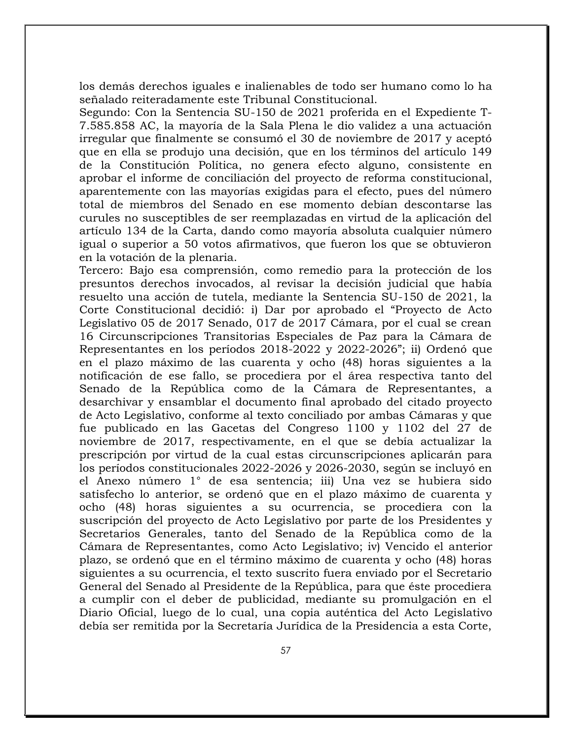los demás derechos iguales e inalienables de todo ser humano como lo ha señalado reiteradamente este Tribunal Constitucional.

Segundo: Con la Sentencia SU-150 de 2021 proferida en el Expediente T-7.585.858 AC, la mayoría de la Sala Plena le dio validez a una actuación irregular que finalmente se consumó el 30 de noviembre de 2017 y aceptó que en ella se produjo una decisión, que en los términos del artículo 149 de la Constitución Política, no genera efecto alguno, consistente en aprobar el informe de conciliación del proyecto de reforma constitucional, aparentemente con las mayorías exigidas para el efecto, pues del número total de miembros del Senado en ese momento debían descontarse las curules no susceptibles de ser reemplazadas en virtud de la aplicación del artículo 134 de la Carta, dando como mayoría absoluta cualquier número igual o superior a 50 votos afirmativos, que fueron los que se obtuvieron en la votación de la plenaria.

Tercero: Bajo esa comprensión, como remedio para la protección de los presuntos derechos invocados, al revisar la decisión judicial que había resuelto una acción de tutela, mediante la Sentencia SU-150 de 2021, la Corte Constitucional decidió: i) Dar por aprobado el "Proyecto de Acto Legislativo 05 de 2017 Senado, 017 de 2017 Cámara, por el cual se crean 16 Circunscripciones Transitorias Especiales de Paz para la Cámara de Representantes en los períodos 2018-2022 y 2022-2026"; ii) Ordenó que en el plazo máximo de las cuarenta y ocho (48) horas siguientes a la notificación de ese fallo, se procediera por el área respectiva tanto del Senado de la República como de la Cámara de Representantes, a desarchivar y ensamblar el documento final aprobado del citado proyecto de Acto Legislativo, conforme al texto conciliado por ambas Cámaras y que fue publicado en las Gacetas del Congreso 1100 y 1102 del 27 de noviembre de 2017, respectivamente, en el que se debía actualizar la prescripción por virtud de la cual estas circunscripciones aplicarán para los períodos constitucionales 2022-2026 y 2026-2030, según se incluyó en el Anexo número 1° de esa sentencia; iii) Una vez se hubiera sido satisfecho lo anterior, se ordenó que en el plazo máximo de cuarenta y ocho (48) horas siguientes a su ocurrencia, se procediera con la suscripción del proyecto de Acto Legislativo por parte de los Presidentes y Secretarios Generales, tanto del Senado de la República como de la Cámara de Representantes, como Acto Legislativo; iv) Vencido el anterior plazo, se ordenó que en el término máximo de cuarenta y ocho (48) horas siguientes a su ocurrencia, el texto suscrito fuera enviado por el Secretario General del Senado al Presidente de la República, para que éste procediera a cumplir con el deber de publicidad, mediante su promulgación en el Diario Oficial, luego de lo cual, una copia auténtica del Acto Legislativo debía ser remitida por la Secretaría Jurídica de la Presidencia a esta Corte,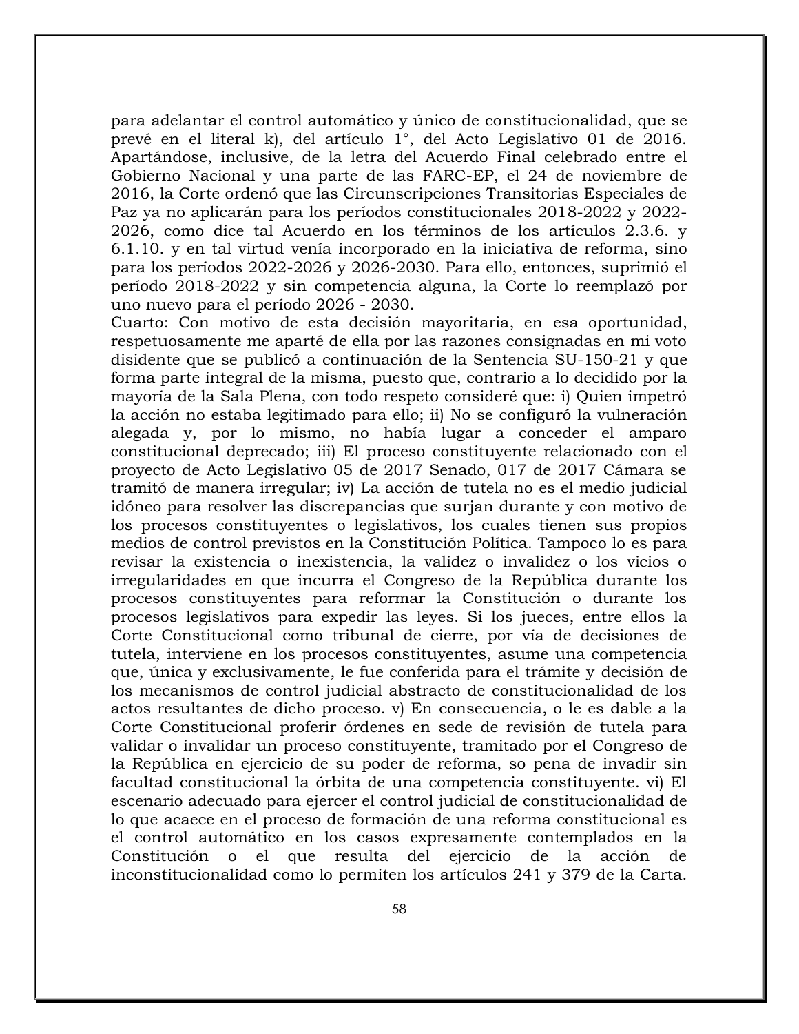para adelantar el control automático y único de constitucionalidad, que se prevé en el literal k), del artículo 1°, del Acto Legislativo 01 de 2016. Apartándose, inclusive, de la letra del Acuerdo Final celebrado entre el Gobierno Nacional y una parte de las FARC-EP, el 24 de noviembre de 2016, la Corte ordenó que las Circunscripciones Transitorias Especiales de Paz ya no aplicarán para los períodos constitucionales 2018-2022 y 2022-2026, como dice tal Acuerdo en los términos de los artículos 2.3.6. y 6.1.10. y en tal virtud venía incorporado en la iniciativa de reforma, sino para los períodos 2022-2026 y 2026-2030. Para ello, entonces, suprimió el período 2018-2022 y sin competencia alguna, la Corte lo reemplazó por uno nuevo para el período 2026 - 2030.

Cuarto: Con motivo de esta decisión mayoritaria, en esa oportunidad, respetuosamente me aparté de ella por las razones consignadas en mi voto disidente que se publicó a continuación de la Sentencia SU-150-21 y que forma parte integral de la misma, puesto que, contrario a lo decidido por la mayoría de la Sala Plena, con todo respeto consideré que: i) Quien impetró la acción no estaba legitimado para ello; ii) No se configuró la vulneración alegada y, por lo mismo, no había lugar a conceder el amparo constitucional deprecado; iii) El proceso constituyente relacionado con el proyecto de Acto Legislativo 05 de 2017 Senado, 017 de 2017 Cámara se tramitó de manera irregular; iv) La acción de tutela no es el medio judicial idóneo para resolver las discrepancias que surjan durante y con motivo de los procesos constituyentes o legislativos, los cuales tienen sus propios medios de control previstos en la Constitución Política. Tampoco lo es para revisar la existencia o inexistencia, la validez o invalidez o los vicios o irregularidades en que incurra el Congreso de la República durante los procesos constituyentes para reformar la Constitución o durante los procesos legislativos para expedir las leyes. Si los jueces, entre ellos la Corte Constitucional como tribunal de cierre, por vía de decisiones de tutela, interviene en los procesos constituyentes, asume una competencia que, única y exclusivamente, le fue conferida para el trámite y decisión de los mecanismos de control judicial abstracto de constitucionalidad de los actos resultantes de dicho proceso. v) En consecuencia, o le es dable a la Corte Constitucional proferir órdenes en sede de revisión de tutela para validar o invalidar un proceso constituyente, tramitado por el Congreso de la República en ejercicio de su poder de reforma, so pena de invadir sin facultad constitucional la órbita de una competencia constituyente. vi) El escenario adecuado para ejercer el control judicial de constitucionalidad de lo que acaece en el proceso de formación de una reforma constitucional es el control automático en los casos expresamente contemplados en la Constitución o el que resulta del ejercicio de la acción de inconstitucionalidad como lo permiten los artículos 241 y 379 de la Carta.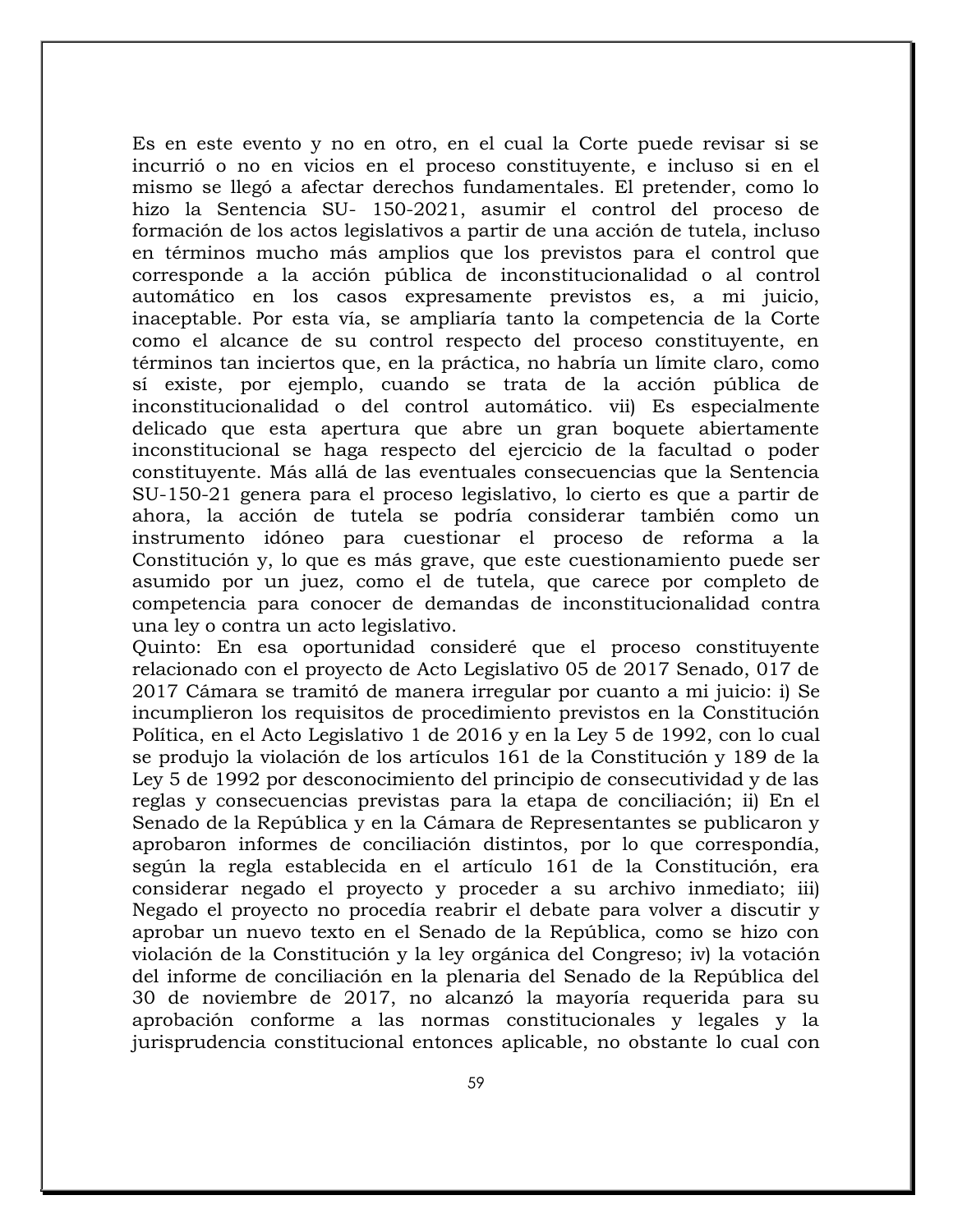Es en este evento y no en otro, en el cual la Corte puede revisar si se incurrió o no en vicios en el proceso constituyente, e incluso si en el mismo se llegó a afectar derechos fundamentales. El pretender, como lo hizo la Sentencia SU- 150-2021, asumir el control del proceso de formación de los actos legislativos a partir de una acción de tutela, incluso en términos mucho más amplios que los previstos para el control que corresponde a la acción pública de inconstitucionalidad o al control automático en los casos expresamente previstos es, a mi juicio, inaceptable. Por esta vía, se ampliaría tanto la competencia de la Corte como el alcance de su control respecto del proceso constituyente, en términos tan inciertos que, en la práctica, no habría un límite claro, como sí existe, por ejemplo, cuando se trata de la acción pública de inconstitucionalidad o del control automático. vii) Es especialmente delicado que esta apertura que abre un gran boquete abiertamente inconstitucional se haga respecto del ejercicio de la facultad o poder constituyente. Más allá de las eventuales consecuencias que la Sentencia SU-150-21 genera para el proceso legislativo, lo cierto es que a partir de ahora, la acción de tutela se podría considerar también como un instrumento idóneo para cuestionar el proceso de reforma a la Constitución y, lo que es más grave, que este cuestionamiento puede ser asumido por un juez, como el de tutela, que carece por completo de competencia para conocer de demandas de inconstitucionalidad contra una ley o contra un acto legislativo.

Quinto: En esa oportunidad consideré que el proceso constituyente relacionado con el proyecto de Acto Legislativo 05 de 2017 Senado, 017 de 2017 Cámara se tramitó de manera irregular por cuanto a mi juicio: i) Se incumplieron los requisitos de procedimiento previstos en la Constitución Política, en el Acto Legislativo 1 de 2016 y en la Ley 5 de 1992, con lo cual se produjo la violación de los artículos 161 de la Constitución y 189 de la Ley 5 de 1992 por desconocimiento del principio de consecutividad y de las reglas y consecuencias previstas para la etapa de conciliación; ii) En el Senado de la República y en la Cámara de Representantes se publicaron y aprobaron informes de conciliación distintos, por lo que correspondía, según la regla establecida en el artículo 161 de la Constitución, era considerar negado el proyecto y proceder a su archivo inmediato; iii) Negado el proyecto no procedía reabrir el debate para volver a discutir y aprobar un nuevo texto en el Senado de la República, como se hizo con violación de la Constitución y la ley orgánica del Congreso; iv) la votación del informe de conciliación en la plenaria del Senado de la República del 30 de noviembre de 2017, no alcanzó la mayoría requerida para su aprobación conforme a las normas constitucionales y legales y la jurisprudencia constitucional entonces aplicable, no obstante lo cual con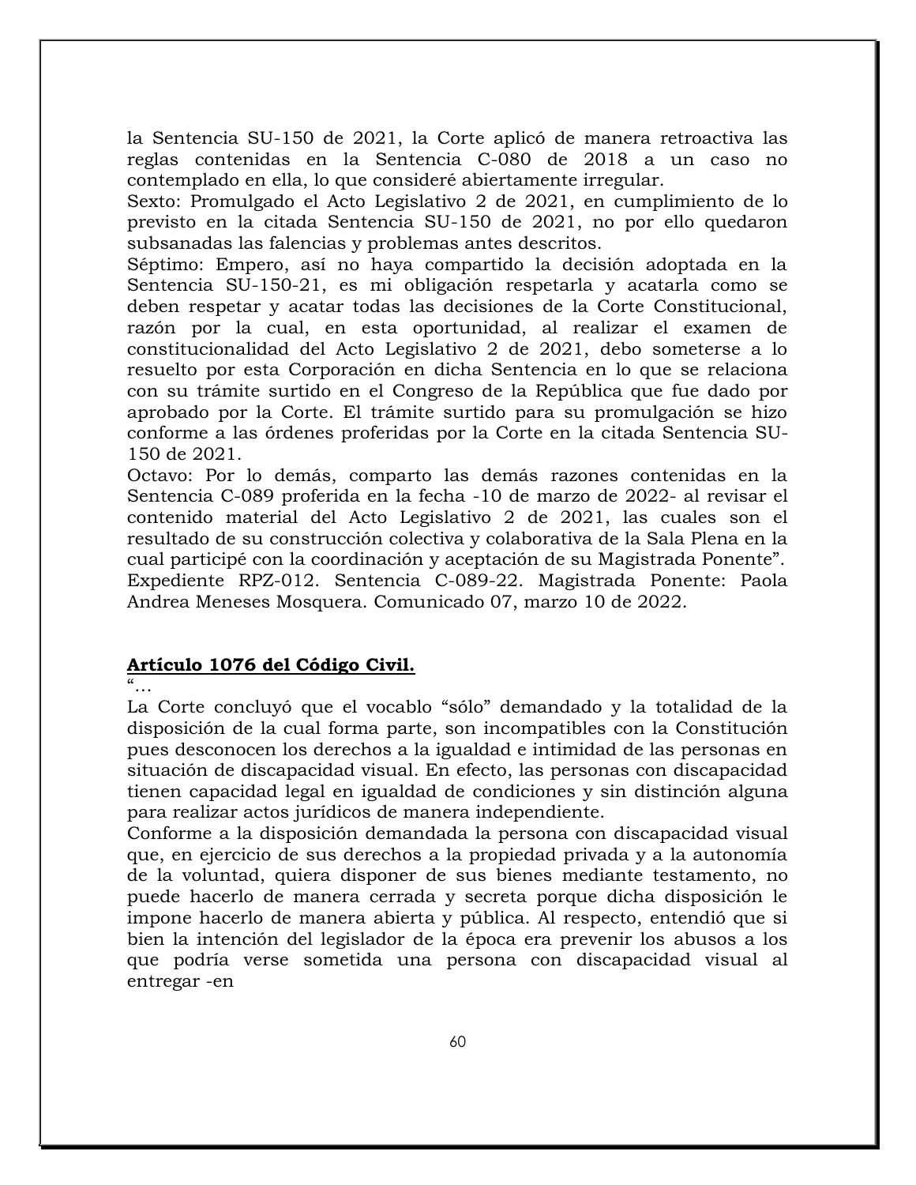la Sentencia SU-150 de 2021, la Corte aplicó de manera retroactiva las reglas contenidas en la Sentencia C-080 de 2018 a un caso no contemplado en ella, lo que consideré abiertamente irregular.

Sexto: Promulgado el Acto Legislativo 2 de 2021, en cumplimiento de lo previsto en la citada Sentencia SU-150 de 2021, no por ello quedaron subsanadas las falencias y problemas antes descritos.

Séptimo: Empero, así no haya compartido la decisión adoptada en la Sentencia SU-150-21, es mi obligación respetarla y acatarla como se deben respetar y acatar todas las decisiones de la Corte Constitucional, razón por la cual, en esta oportunidad, al realizar el examen de constitucionalidad del Acto Legislativo 2 de 2021, debo someterse a lo resuelto por esta Corporación en dicha Sentencia en lo que se relaciona con su trámite surtido en el Congreso de la República que fue dado por aprobado por la Corte. El trámite surtido para su promulgación se hizo conforme a las órdenes proferidas por la Corte en la citada Sentencia SU-150 de 2021.

Octavo: Por lo demás, comparto las demás razones contenidas en la Sentencia C-089 proferida en la fecha -10 de marzo de 2022- al revisar el contenido material del Acto Legislativo 2 de 2021, las cuales son el resultado de su construcción colectiva y colaborativa de la Sala Plena en la cual participé con la coordinación y aceptación de su Magistrada Ponente". Expediente RPZ-012. Sentencia C-089-22. Magistrada Ponente: Paola Andrea Meneses Mosquera. Comunicado 07, marzo 10 de 2022.

**Artículo 1076 del Código Civil.**

"…

La Corte concluyó que el vocablo "sólo" demandado y la totalidad de la disposición de la cual forma parte, son incompatibles con la Constitución pues desconocen los derechos a la igualdad e intimidad de las personas en situación de discapacidad visual. En efecto, las personas con discapacidad tienen capacidad legal en igualdad de condiciones y sin distinción alguna para realizar actos jurídicos de manera independiente.

Conforme a la disposición demandada la persona con discapacidad visual que, en ejercicio de sus derechos a la propiedad privada y a la autonomía de la voluntad, quiera disponer de sus bienes mediante testamento, no puede hacerlo de manera cerrada y secreta porque dicha disposición le impone hacerlo de manera abierta y pública. Al respecto, entendió que si bien la intención del legislador de la época era prevenir los abusos a los que podría verse sometida una persona con discapacidad visual al entregar -en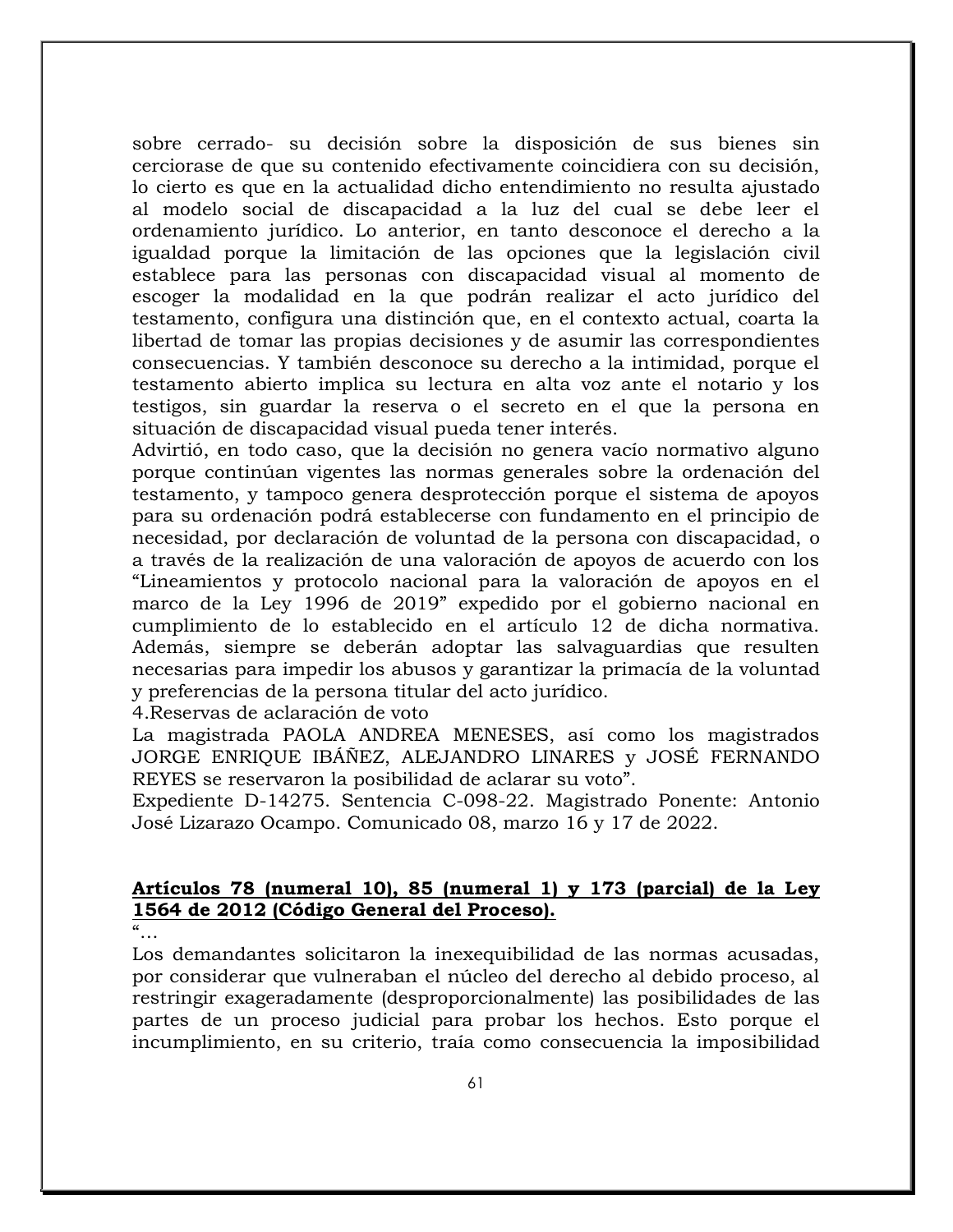sobre cerrado- su decisión sobre la disposición de sus bienes sin cerciorase de que su contenido efectivamente coincidiera con su decisión, lo cierto es que en la actualidad dicho entendimiento no resulta ajustado al modelo social de discapacidad a la luz del cual se debe leer el ordenamiento jurídico. Lo anterior, en tanto desconoce el derecho a la igualdad porque la limitación de las opciones que la legislación civil establece para las personas con discapacidad visual al momento de escoger la modalidad en la que podrán realizar el acto jurídico del testamento, configura una distinción que, en el contexto actual, coarta la libertad de tomar las propias decisiones y de asumir las correspondientes consecuencias. Y también desconoce su derecho a la intimidad, porque el testamento abierto implica su lectura en alta voz ante el notario y los testigos, sin guardar la reserva o el secreto en el que la persona en situación de discapacidad visual pueda tener interés.

Advirtió, en todo caso, que la decisión no genera vacío normativo alguno porque continúan vigentes las normas generales sobre la ordenación del testamento, y tampoco genera desprotección porque el sistema de apoyos para su ordenación podrá establecerse con fundamento en el principio de necesidad, por declaración de voluntad de la persona con discapacidad, o a través de la realización de una valoración de apoyos de acuerdo con los "Lineamientos y protocolo nacional para la valoración de apoyos en el marco de la Ley 1996 de 2019" expedido por el gobierno nacional en cumplimiento de lo establecido en el artículo 12 de dicha normativa. Además, siempre se deberán adoptar las salvaguardias que resulten necesarias para impedir los abusos y garantizar la primacía de la voluntad y preferencias de la persona titular del acto jurídico.

4.Reservas de aclaración de voto

La magistrada PAOLA ANDREA MENESES, así como los magistrados JORGE ENRIQUE IBÁÑEZ, ALEJANDRO LINARES y JOSÉ FERNANDO REYES se reservaron la posibilidad de aclarar su voto".

Expediente D-14275. Sentencia C-098-22. Magistrado Ponente: Antonio José Lizarazo Ocampo. Comunicado 08, marzo 16 y 17 de 2022.

**Artículos 78 (numeral 10), 85 (numeral 1) y 173 (parcial) de la Ley 1564 de 2012 (Código General del Proceso).**

"…

Los demandantes solicitaron la inexequibilidad de las normas acusadas, por considerar que vulneraban el núcleo del derecho al debido proceso, al restringir exageradamente (desproporcionalmente) las posibilidades de las partes de un proceso judicial para probar los hechos. Esto porque el incumplimiento, en su criterio, traía como consecuencia la imposibilidad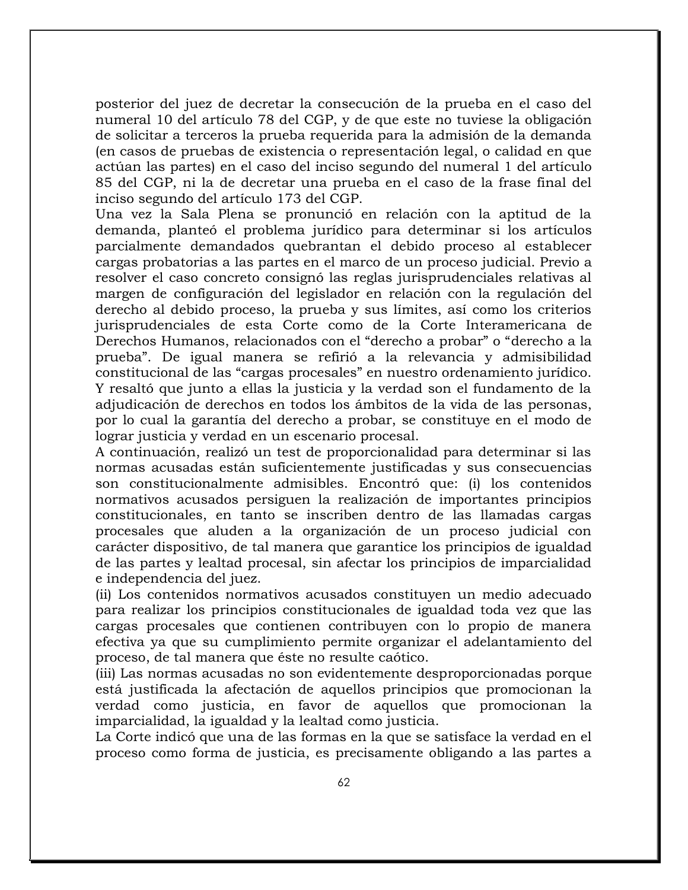posterior del juez de decretar la consecución de la prueba en el caso del numeral 10 del artículo 78 del CGP, y de que este no tuviese la obligación de solicitar a terceros la prueba requerida para la admisión de la demanda (en casos de pruebas de existencia o representación legal, o calidad en que actúan las partes) en el caso del inciso segundo del numeral 1 del artículo 85 del CGP, ni la de decretar una prueba en el caso de la frase final del inciso segundo del artículo 173 del CGP.

Una vez la Sala Plena se pronunció en relación con la aptitud de la demanda, planteó el problema jurídico para determinar si los artículos parcialmente demandados quebrantan el debido proceso al establecer cargas probatorias a las partes en el marco de un proceso judicial. Previo a resolver el caso concreto consignó las reglas jurisprudenciales relativas al margen de configuración del legislador en relación con la regulación del derecho al debido proceso, la prueba y sus límites, así como los criterios jurisprudenciales de esta Corte como de la Corte Interamericana de Derechos Humanos, relacionados con el "derecho a probar" o "derecho a la prueba". De igual manera se refirió a la relevancia y admisibilidad constitucional de las "cargas procesales" en nuestro ordenamiento jurídico. Y resaltó que junto a ellas la justicia y la verdad son el fundamento de la adjudicación de derechos en todos los ámbitos de la vida de las personas, por lo cual la garantía del derecho a probar, se constituye en el modo de lograr justicia y verdad en un escenario procesal.

A continuación, realizó un test de proporcionalidad para determinar si las normas acusadas están suficientemente justificadas y sus consecuencias son constitucionalmente admisibles. Encontró que: (i) los contenidos normativos acusados persiguen la realización de importantes principios constitucionales, en tanto se inscriben dentro de las llamadas cargas procesales que aluden a la organización de un proceso judicial con carácter dispositivo, de tal manera que garantice los principios de igualdad de las partes y lealtad procesal, sin afectar los principios de imparcialidad e independencia del juez.

(ii) Los contenidos normativos acusados constituyen un medio adecuado para realizar los principios constitucionales de igualdad toda vez que las cargas procesales que contienen contribuyen con lo propio de manera efectiva ya que su cumplimiento permite organizar el adelantamiento del proceso, de tal manera que éste no resulte caótico.

(iii) Las normas acusadas no son evidentemente desproporcionadas porque está justificada la afectación de aquellos principios que promocionan la verdad como justicia, en favor de aquellos que promocionan la imparcialidad, la igualdad y la lealtad como justicia.

La Corte indicó que una de las formas en la que se satisface la verdad en el proceso como forma de justicia, es precisamente obligando a las partes a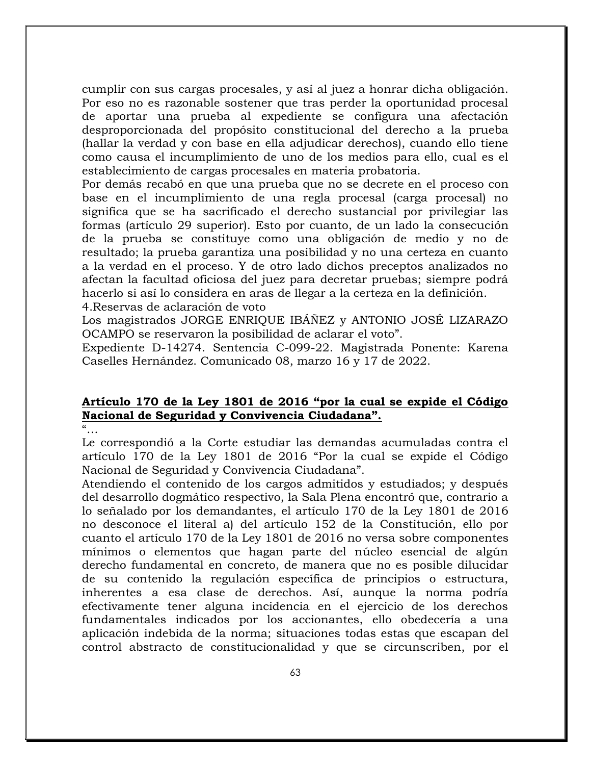cumplir con sus cargas procesales, y así al juez a honrar dicha obligación. Por eso no es razonable sostener que tras perder la oportunidad procesal de aportar una prueba al expediente se configura una afectación desproporcionada del propósito constitucional del derecho a la prueba (hallar la verdad y con base en ella adjudicar derechos), cuando ello tiene como causa el incumplimiento de uno de los medios para ello, cual es el establecimiento de cargas procesales en materia probatoria.

Por demás recabó en que una prueba que no se decrete en el proceso con base en el incumplimiento de una regla procesal (carga procesal) no significa que se ha sacrificado el derecho sustancial por privilegiar las formas (artículo 29 superior). Esto por cuanto, de un lado la consecución de la prueba se constituye como una obligación de medio y no de resultado; la prueba garantiza una posibilidad y no una certeza en cuanto a la verdad en el proceso. Y de otro lado dichos preceptos analizados no afectan la facultad oficiosa del juez para decretar pruebas; siempre podrá hacerlo si así lo considera en aras de llegar a la certeza en la definición.

4.Reservas de aclaración de voto

Los magistrados JORGE ENRIQUE IBÁÑEZ y ANTONIO JOSÉ LIZARAZO OCAMPO se reservaron la posibilidad de aclarar el voto".

Expediente D-14274. Sentencia C-099-22. Magistrada Ponente: Karena Caselles Hernández. Comunicado 08, marzo 16 y 17 de 2022.

**Artículo 170 de la Ley 1801 de 2016 "por la cual se expide el Código Nacional de Seguridad y Convivencia Ciudadana".**

"…

Le correspondió a la Corte estudiar las demandas acumuladas contra el artículo 170 de la Ley 1801 de 2016 "Por la cual se expide el Código Nacional de Seguridad y Convivencia Ciudadana".

Atendiendo el contenido de los cargos admitidos y estudiados; y después del desarrollo dogmático respectivo, la Sala Plena encontró que, contrario a lo señalado por los demandantes, el artículo 170 de la Ley 1801 de 2016 no desconoce el literal a) del artículo 152 de la Constitución, ello por cuanto el artículo 170 de la Ley 1801 de 2016 no versa sobre componentes mínimos o elementos que hagan parte del núcleo esencial de algún derecho fundamental en concreto, de manera que no es posible dilucidar de su contenido la regulación específica de principios o estructura, inherentes a esa clase de derechos. Así, aunque la norma podría efectivamente tener alguna incidencia en el ejercicio de los derechos fundamentales indicados por los accionantes, ello obedecería a una aplicación indebida de la norma; situaciones todas estas que escapan del control abstracto de constitucionalidad y que se circunscriben, por el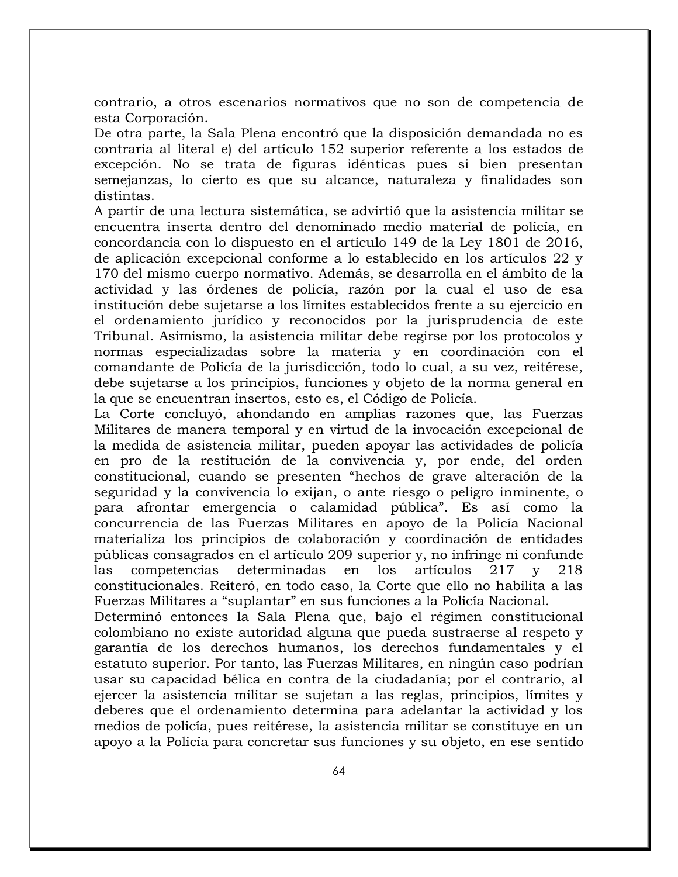contrario, a otros escenarios normativos que no son de competencia de esta Corporación.

De otra parte, la Sala Plena encontró que la disposición demandada no es contraria al literal e) del artículo 152 superior referente a los estados de excepción. No se trata de figuras idénticas pues si bien presentan semejanzas, lo cierto es que su alcance, naturaleza y finalidades son distintas.

A partir de una lectura sistemática, se advirtió que la asistencia militar se encuentra inserta dentro del denominado medio material de policía, en concordancia con lo dispuesto en el artículo 149 de la Ley 1801 de 2016, de aplicación excepcional conforme a lo establecido en los artículos 22 y 170 del mismo cuerpo normativo. Además, se desarrolla en el ámbito de la actividad y las órdenes de policía, razón por la cual el uso de esa institución debe sujetarse a los límites establecidos frente a su ejercicio en el ordenamiento jurídico y reconocidos por la jurisprudencia de este Tribunal. Asimismo, la asistencia militar debe regirse por los protocolos y normas especializadas sobre la materia y en coordinación con el comandante de Policía de la jurisdicción, todo lo cual, a su vez, reitérese, debe sujetarse a los principios, funciones y objeto de la norma general en la que se encuentran insertos, esto es, el Código de Policía.

La Corte concluyó, ahondando en amplias razones que, las Fuerzas Militares de manera temporal y en virtud de la invocación excepcional de la medida de asistencia militar, pueden apoyar las actividades de policía en pro de la restitución de la convivencia y, por ende, del orden constitucional, cuando se presenten "hechos de grave alteración de la seguridad y la convivencia lo exijan, o ante riesgo o peligro inminente, o para afrontar emergencia o calamidad pública". Es así como la concurrencia de las Fuerzas Militares en apoyo de la Policía Nacional materializa los principios de colaboración y coordinación de entidades públicas consagrados en el artículo 209 superior y, no infringe ni confunde las competencias determinadas en los artículos 217 y 218 constitucionales. Reiteró, en todo caso, la Corte que ello no habilita a las Fuerzas Militares a "suplantar" en sus funciones a la Policía Nacional.

Determinó entonces la Sala Plena que, bajo el régimen constitucional colombiano no existe autoridad alguna que pueda sustraerse al respeto y garantía de los derechos humanos, los derechos fundamentales y el estatuto superior. Por tanto, las Fuerzas Militares, en ningún caso podrían usar su capacidad bélica en contra de la ciudadanía; por el contrario, al ejercer la asistencia militar se sujetan a las reglas, principios, límites y deberes que el ordenamiento determina para adelantar la actividad y los medios de policía, pues reitérese, la asistencia militar se constituye en un apoyo a la Policía para concretar sus funciones y su objeto, en ese sentido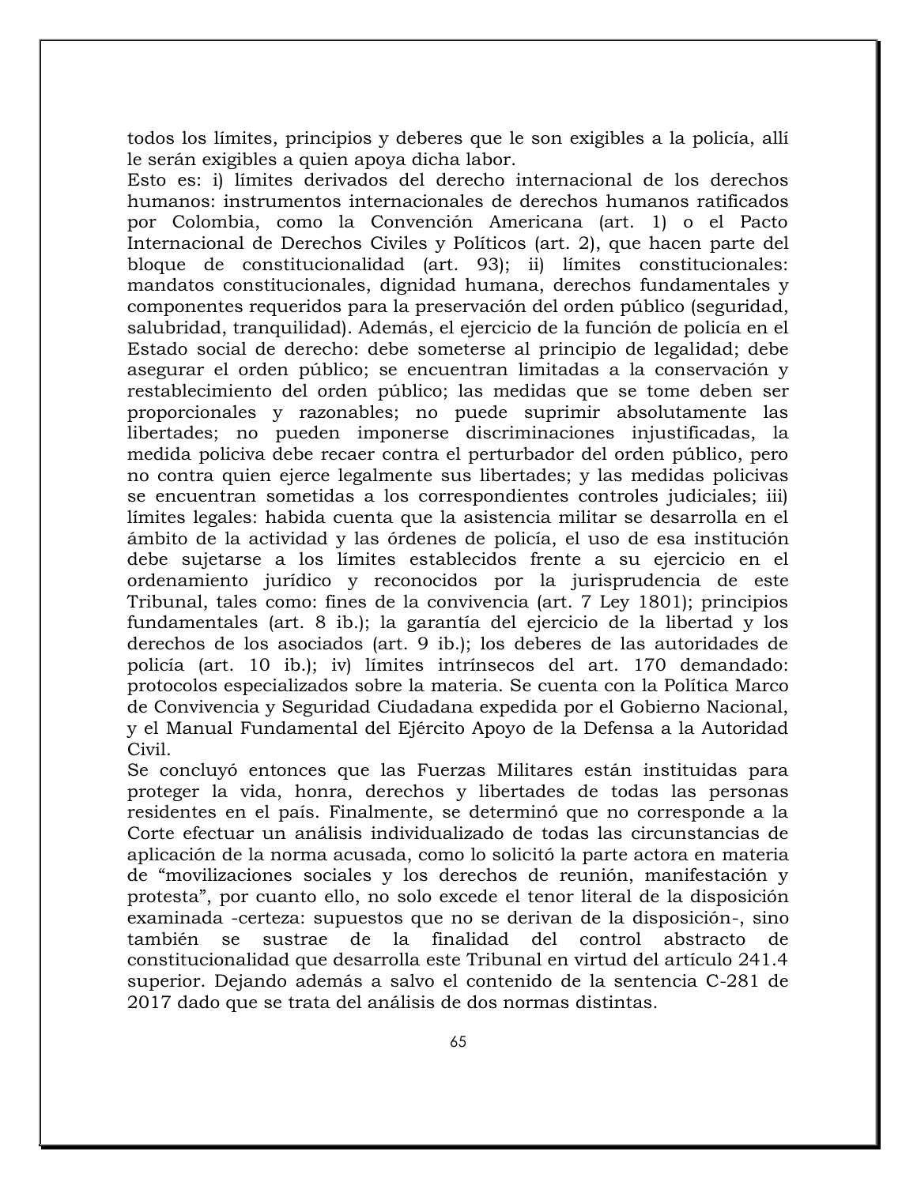todos los límites, principios y deberes que le son exigibles a la policía, allí le serán exigibles a quien apoya dicha labor.

Esto es: i) límites derivados del derecho internacional de los derechos humanos: instrumentos internacionales de derechos humanos ratificados por Colombia, como la Convención Americana (art. 1) o el Pacto Internacional de Derechos Civiles y Políticos (art. 2), que hacen parte del bloque de constitucionalidad (art. 93); ii) límites constitucionales: mandatos constitucionales, dignidad humana, derechos fundamentales y componentes requeridos para la preservación del orden público (seguridad, salubridad, tranquilidad). Además, el ejercicio de la función de policía en el Estado social de derecho: debe someterse al principio de legalidad; debe asegurar el orden público; se encuentran limitadas a la conservación y restablecimiento del orden público; las medidas que se tome deben ser proporcionales y razonables; no puede suprimir absolutamente las libertades; no pueden imponerse discriminaciones injustificadas, la medida policiva debe recaer contra el perturbador del orden público, pero no contra quien ejerce legalmente sus libertades; y las medidas policivas se encuentran sometidas a los correspondientes controles judiciales; iii) límites legales: habida cuenta que la asistencia militar se desarrolla en el ámbito de la actividad y las órdenes de policía, el uso de esa institución debe sujetarse a los límites establecidos frente a su ejercicio en el ordenamiento jurídico y reconocidos por la jurisprudencia de este Tribunal, tales como: fines de la convivencia (art. 7 Ley 1801); principios fundamentales (art. 8 ib.); la garantía del ejercicio de la libertad y los derechos de los asociados (art. 9 ib.); los deberes de las autoridades de policía (art. 10 ib.); iv) límites intrínsecos del art. 170 demandado: protocolos especializados sobre la materia. Se cuenta con la Política Marco de Convivencia y Seguridad Ciudadana expedida por el Gobierno Nacional, y el Manual Fundamental del Ejército Apoyo de la Defensa a la Autoridad Civil.

Se concluyó entonces que las Fuerzas Militares están instituidas para proteger la vida, honra, derechos y libertades de todas las personas residentes en el país. Finalmente, se determinó que no corresponde a la Corte efectuar un análisis individualizado de todas las circunstancias de aplicación de la norma acusada, como lo solicitó la parte actora en materia de "movilizaciones sociales y los derechos de reunión, manifestación y protesta", por cuanto ello, no solo excede el tenor literal de la disposición examinada -certeza: supuestos que no se derivan de la disposición-, sino también se sustrae de la finalidad del control abstracto de constitucionalidad que desarrolla este Tribunal en virtud del artículo 241.4 superior. Dejando además a salvo el contenido de la sentencia C-281 de 2017 dado que se trata del análisis de dos normas distintas.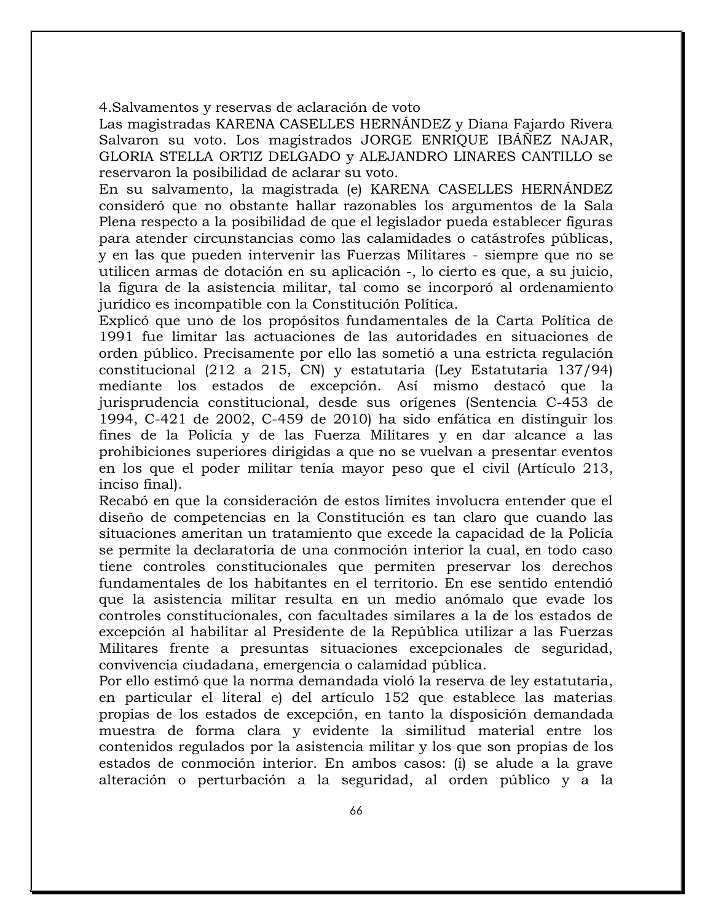4.Salvamentos y reservas de aclaración de voto

Las magistradas KARENA CASELLES HERNÁNDEZ y Diana Fajardo Rivera Salvaron su voto. Los magistrados JORGE ENRIQUE IBÁÑEZ NAJAR, GLORIA STELLA ORTIZ DELGADO y ALEJANDRO LINARES CANTILLO se reservaron la posibilidad de aclarar su voto.

En su salvamento, la magistrada (e) KARENA CASELLES HERNÁNDEZ consideró que no obstante hallar razonables los argumentos de la Sala Plena respecto a la posibilidad de que el legislador pueda establecer figuras para atender circunstancias como las calamidades o catástrofes públicas, y en las que pueden intervenir las Fuerzas Militares - siempre que no se utilicen armas de dotación en su aplicación -, lo cierto es que, a su juicio, la figura de la asistencia militar, tal como se incorporó al ordenamiento jurídico es incompatible con la Constitución Política.

Explicó que uno de los propósitos fundamentales de la Carta Política de 1991 fue limitar las actuaciones de las autoridades en situaciones de orden público. Precisamente por ello las sometió a una estricta regulación constitucional (212 a 215, CN) y estatutaria (Ley Estatutaria 137/94) mediante los estados de excepción. Así mismo destacó que la jurisprudencia constitucional, desde sus orígenes (Sentencia C-453 de 1994, C-421 de 2002, C-459 de 2010) ha sido enfática en distinguir los fines de la Policía y de las Fuerza Militares y en dar alcance a las prohibiciones superiores dirigidas a que no se vuelvan a presentar eventos en los que el poder militar tenía mayor peso que el civil (Artículo 213, inciso final).

Recabó en que la consideración de estos límites involucra entender que el diseño de competencias en la Constitución es tan claro que cuando las situaciones ameritan un tratamiento que excede la capacidad de la Policía se permite la declaratoria de una conmoción interior la cual, en todo caso tiene controles constitucionales que permiten preservar los derechos fundamentales de los habitantes en el territorio. En ese sentido entendió que la asistencia militar resulta en un medio anómalo que evade los controles constitucionales, con facultades similares a la de los estados de excepción al habilitar al Presidente de la República utilizar a las Fuerzas Militares frente a presuntas situaciones excepcionales de seguridad, convivencia ciudadana, emergencia o calamidad pública.

Por ello estimó que la norma demandada violó la reserva de ley estatutaria, en particular el literal e) del artículo 152 que establece las materias propias de los estados de excepción, en tanto la disposición demandada muestra de forma clara y evidente la similitud material entre los contenidos regulados por la asistencia militar y los que son propias de los estados de conmoción interior. En ambos casos: (i) se alude a la grave alteración o perturbación a la seguridad, al orden público y a la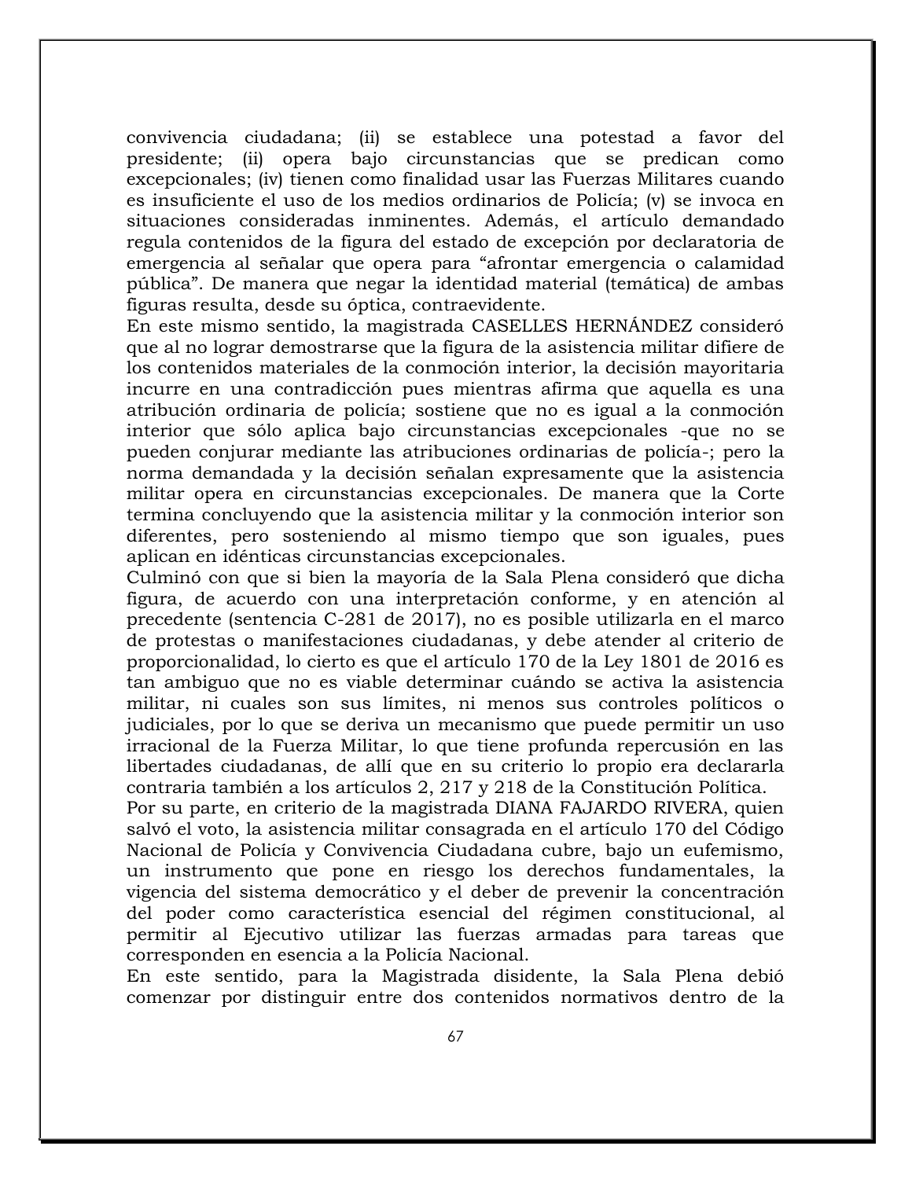convivencia ciudadana; (ii) se establece una potestad a favor del presidente; (ii) opera bajo circunstancias que se predican como excepcionales; (iv) tienen como finalidad usar las Fuerzas Militares cuando es insuficiente el uso de los medios ordinarios de Policía; (v) se invoca en situaciones consideradas inminentes. Además, el artículo demandado regula contenidos de la figura del estado de excepción por declaratoria de emergencia al señalar que opera para "afrontar emergencia o calamidad pública". De manera que negar la identidad material (temática) de ambas figuras resulta, desde su óptica, contraevidente.

En este mismo sentido, la magistrada CASELLES HERNÁNDEZ consideró que al no lograr demostrarse que la figura de la asistencia militar difiere de los contenidos materiales de la conmoción interior, la decisión mayoritaria incurre en una contradicción pues mientras afirma que aquella es una atribución ordinaria de policía; sostiene que no es igual a la conmoción interior que sólo aplica bajo circunstancias excepcionales -que no se pueden conjurar mediante las atribuciones ordinarias de policía-; pero la norma demandada y la decisión señalan expresamente que la asistencia militar opera en circunstancias excepcionales. De manera que la Corte termina concluyendo que la asistencia militar y la conmoción interior son diferentes, pero sosteniendo al mismo tiempo que son iguales, pues aplican en idénticas circunstancias excepcionales.

Culminó con que si bien la mayoría de la Sala Plena consideró que dicha figura, de acuerdo con una interpretación conforme, y en atención al precedente (sentencia C-281 de 2017), no es posible utilizarla en el marco de protestas o manifestaciones ciudadanas, y debe atender al criterio de proporcionalidad, lo cierto es que el artículo 170 de la Ley 1801 de 2016 es tan ambiguo que no es viable determinar cuándo se activa la asistencia militar, ni cuales son sus límites, ni menos sus controles políticos o judiciales, por lo que se deriva un mecanismo que puede permitir un uso irracional de la Fuerza Militar, lo que tiene profunda repercusión en las libertades ciudadanas, de allí que en su criterio lo propio era declararla contraria también a los artículos 2, 217 y 218 de la Constitución Política.

Por su parte, en criterio de la magistrada DIANA FAJARDO RIVERA, quien salvó el voto, la asistencia militar consagrada en el artículo 170 del Código Nacional de Policía y Convivencia Ciudadana cubre, bajo un eufemismo, un instrumento que pone en riesgo los derechos fundamentales, la vigencia del sistema democrático y el deber de prevenir la concentración del poder como característica esencial del régimen constitucional, al permitir al Ejecutivo utilizar las fuerzas armadas para tareas que corresponden en esencia a la Policía Nacional.

En este sentido, para la Magistrada disidente, la Sala Plena debió comenzar por distinguir entre dos contenidos normativos dentro de la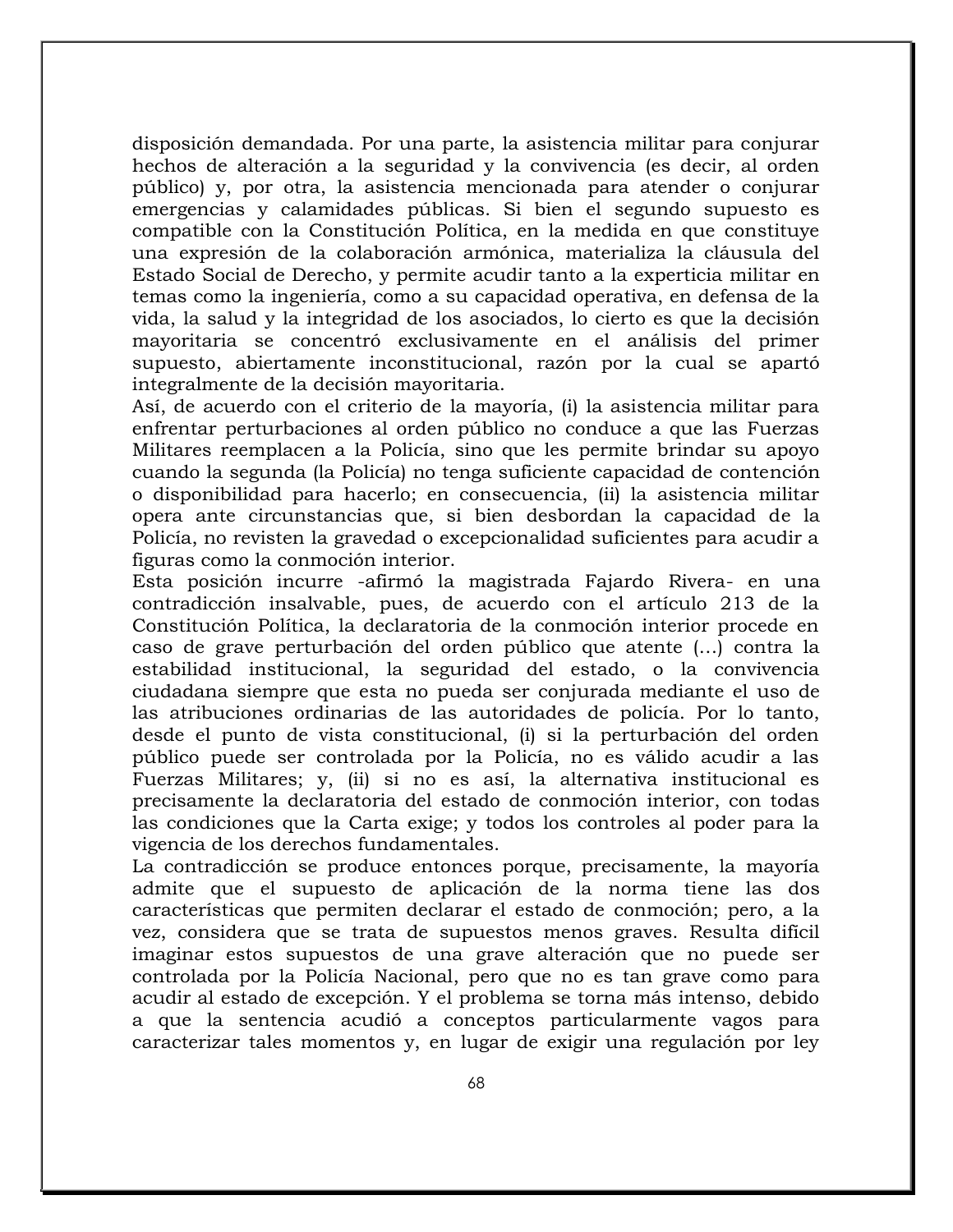disposición demandada. Por una parte, la asistencia militar para conjurar hechos de alteración a la seguridad y la convivencia (es decir, al orden público) y, por otra, la asistencia mencionada para atender o conjurar emergencias y calamidades públicas. Si bien el segundo supuesto es compatible con la Constitución Política, en la medida en que constituye una expresión de la colaboración armónica, materializa la cláusula del Estado Social de Derecho, y permite acudir tanto a la experticia militar en temas como la ingeniería, como a su capacidad operativa, en defensa de la vida, la salud y la integridad de los asociados, lo cierto es que la decisión mayoritaria se concentró exclusivamente en el análisis del primer supuesto, abiertamente inconstitucional, razón por la cual se apartó integralmente de la decisión mayoritaria.

Así, de acuerdo con el criterio de la mayoría, (i) la asistencia militar para enfrentar perturbaciones al orden público no conduce a que las Fuerzas Militares reemplacen a la Policía, sino que les permite brindar su apoyo cuando la segunda (la Policía) no tenga suficiente capacidad de contención o disponibilidad para hacerlo; en consecuencia, (ii) la asistencia militar opera ante circunstancias que, si bien desbordan la capacidad de la Policía, no revisten la gravedad o excepcionalidad suficientes para acudir a figuras como la conmoción interior.

Esta posición incurre -afirmó la magistrada Fajardo Rivera- en una contradicción insalvable, pues, de acuerdo con el artículo 213 de la Constitución Política, la declaratoria de la conmoción interior procede en caso de grave perturbación del orden público que atente (…) contra la estabilidad institucional, la seguridad del estado, o la convivencia ciudadana siempre que esta no pueda ser conjurada mediante el uso de las atribuciones ordinarias de las autoridades de policía. Por lo tanto, desde el punto de vista constitucional, (i) si la perturbación del orden público puede ser controlada por la Policía, no es válido acudir a las Fuerzas Militares; y, (ii) si no es así, la alternativa institucional es precisamente la declaratoria del estado de conmoción interior, con todas las condiciones que la Carta exige; y todos los controles al poder para la vigencia de los derechos fundamentales.

La contradicción se produce entonces porque, precisamente, la mayoría admite que el supuesto de aplicación de la norma tiene las dos características que permiten declarar el estado de conmoción; pero, a la vez, considera que se trata de supuestos menos graves. Resulta difícil imaginar estos supuestos de una grave alteración que no puede ser controlada por la Policía Nacional, pero que no es tan grave como para acudir al estado de excepción. Y el problema se torna más intenso, debido a que la sentencia acudió a conceptos particularmente vagos para caracterizar tales momentos y, en lugar de exigir una regulación por ley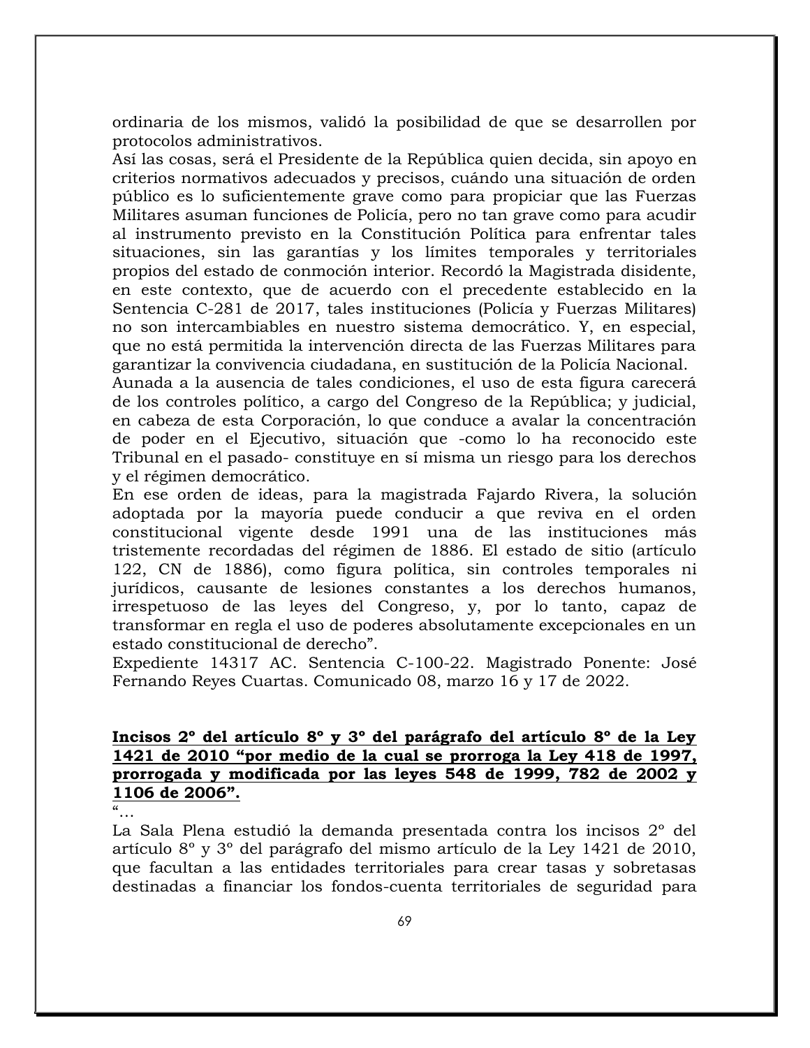ordinaria de los mismos, validó la posibilidad de que se desarrollen por protocolos administrativos.
Así las cosas, será el Presidente de la República quien decida, sin apoyo en criterios normativos adecuados y precisos, cuándo una situación de orden público es lo suficientemente grave como para propiciar que las Fuerzas Militares asuman funciones de Policía, pero no tan grave como para acudir al instrumento previsto en la Constitución Política para enfrentar tales situaciones, sin las garantías y los límites temporales y territoriales propios del estado de conmoción interior. Recordó la Magistrada disidente, en este contexto, que de acuerdo con el precedente establecido en la Sentencia C-281 de 2017, tales instituciones (Policía y Fuerzas Militares) no son intercambiables en nuestro sistema democrático. Y, en especial, que no está permitida la intervención directa de las Fuerzas Militares para garantizar la convivencia ciudadana, en sustitución de la Policía Nacional.
Aunada a la ausencia de tales condiciones, el uso de esta figura carecerá de los controles político, a cargo del Congreso de la República; y judicial, en cabeza de esta Corporación, lo que conduce a avalar la concentración de poder en el Ejecutivo, situación que -como lo ha reconocido este Tribunal en el pasado- constituye en sí misma un riesgo para los derechos y el régimen democrático.
En ese orden de ideas, para la magistrada Fajardo Rivera, la solución adoptada por la mayoría puede conducir a que reviva en el orden constitucional vigente desde 1991 una de las instituciones más tristemente recordadas del régimen de 1886. El estado de sitio (artículo 122, CN de 1886), como figura política, sin controles temporales ni jurídicos, causante de lesiones constantes a los derechos humanos, irrespetuoso de las leyes del Congreso, y, por lo tanto, capaz de transformar en regla el uso de poderes absolutamente excepcionales en un estado constitucional de derecho".
Expediente 14317 AC. Sentencia C-100-22. Magistrado Ponente: José Fernando Reyes Cuartas. Comunicado 08, marzo 16 y 17 de 2022.

**<u>Incisos 2º del artículo 8º y 3º del parágrafo del artículo 8º de la Ley 1421 de 2010 "por medio de la cual se prorroga la Ley 418 de 1997, prorrogada y modificada por las leyes 548 de 1999, 782 de 2002 y 1106 de 2006".</u>**

"…
La Sala Plena estudió la demanda presentada contra los incisos 2º del artículo 8º y 3º del parágrafo del mismo artículo de la Ley 1421 de 2010, que facultan a las entidades territoriales para crear tasas y sobretasas destinadas a financiar los fondos-cuenta territoriales de seguridad para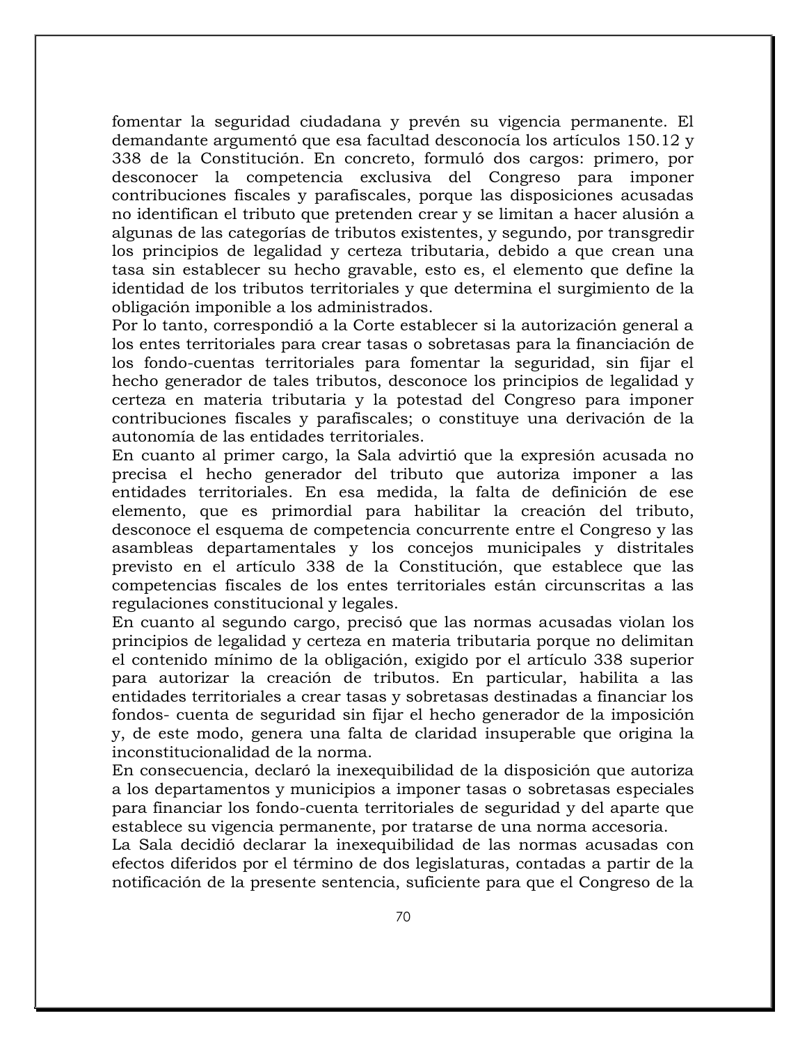fomentar la seguridad ciudadana y prevén su vigencia permanente. El demandante argumentó que esa facultad desconocía los artículos 150.12 y 338 de la Constitución. En concreto, formuló dos cargos: primero, por desconocer la competencia exclusiva del Congreso para imponer contribuciones fiscales y parafiscales, porque las disposiciones acusadas no identifican el tributo que pretenden crear y se limitan a hacer alusión a algunas de las categorías de tributos existentes, y segundo, por transgredir los principios de legalidad y certeza tributaria, debido a que crean una tasa sin establecer su hecho gravable, esto es, el elemento que define la identidad de los tributos territoriales y que determina el surgimiento de la obligación imponible a los administrados.

Por lo tanto, correspondió a la Corte establecer si la autorización general a los entes territoriales para crear tasas o sobretasas para la financiación de los fondo-cuentas territoriales para fomentar la seguridad, sin fijar el hecho generador de tales tributos, desconoce los principios de legalidad y certeza en materia tributaria y la potestad del Congreso para imponer contribuciones fiscales y parafiscales; o constituye una derivación de la autonomía de las entidades territoriales.

En cuanto al primer cargo, la Sala advirtió que la expresión acusada no precisa el hecho generador del tributo que autoriza imponer a las entidades territoriales. En esa medida, la falta de definición de ese elemento, que es primordial para habilitar la creación del tributo, desconoce el esquema de competencia concurrente entre el Congreso y las asambleas departamentales y los concejos municipales y distritales previsto en el artículo 338 de la Constitución, que establece que las competencias fiscales de los entes territoriales están circunscritas a las regulaciones constitucional y legales.

En cuanto al segundo cargo, precisó que las normas acusadas violan los principios de legalidad y certeza en materia tributaria porque no delimitan el contenido mínimo de la obligación, exigido por el artículo 338 superior para autorizar la creación de tributos. En particular, habilita a las entidades territoriales a crear tasas y sobretasas destinadas a financiar los fondos- cuenta de seguridad sin fijar el hecho generador de la imposición y, de este modo, genera una falta de claridad insuperable que origina la inconstitucionalidad de la norma.

En consecuencia, declaró la inexequibilidad de la disposición que autoriza a los departamentos y municipios a imponer tasas o sobretasas especiales para financiar los fondo-cuenta territoriales de seguridad y del aparte que establece su vigencia permanente, por tratarse de una norma accesoria.

La Sala decidió declarar la inexequibilidad de las normas acusadas con efectos diferidos por el término de dos legislaturas, contadas a partir de la notificación de la presente sentencia, suficiente para que el Congreso de la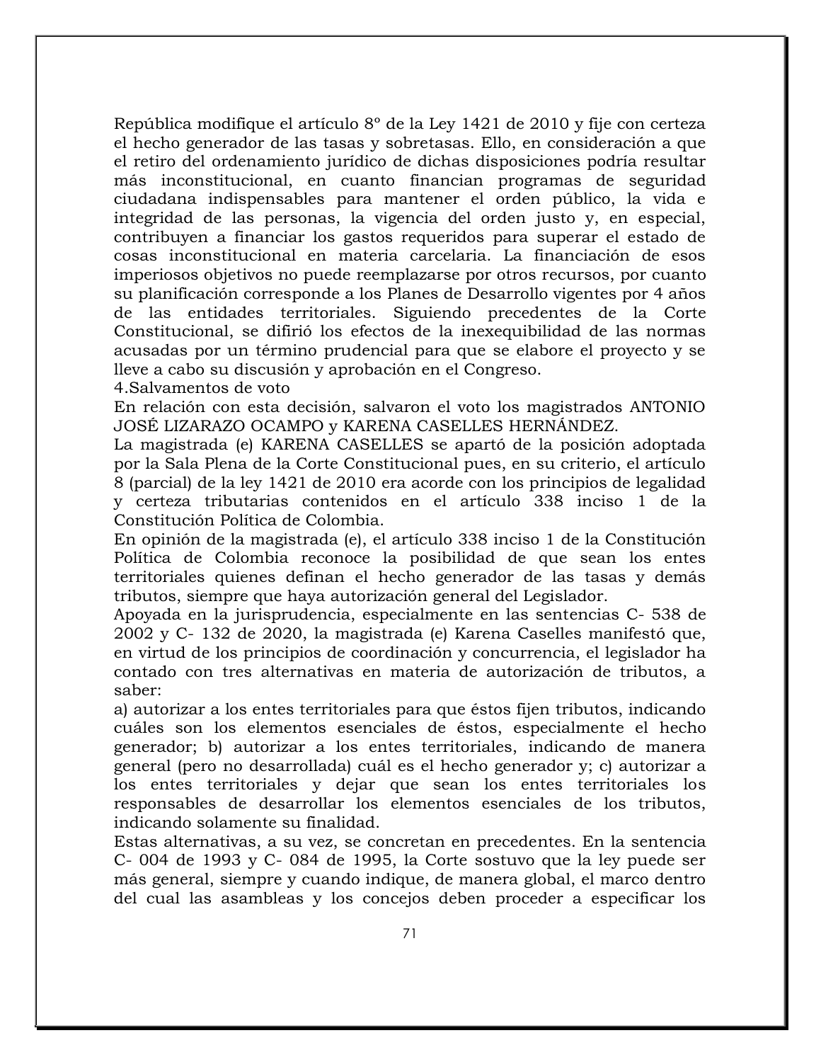República modifique el artículo 8º de la Ley 1421 de 2010 y fije con certeza el hecho generador de las tasas y sobretasas. Ello, en consideración a que el retiro del ordenamiento jurídico de dichas disposiciones podría resultar más inconstitucional, en cuanto financian programas de seguridad ciudadana indispensables para mantener el orden público, la vida e integridad de las personas, la vigencia del orden justo y, en especial, contribuyen a financiar los gastos requeridos para superar el estado de cosas inconstitucional en materia carcelaria. La financiación de esos imperiosos objetivos no puede reemplazarse por otros recursos, por cuanto su planificación corresponde a los Planes de Desarrollo vigentes por 4 años de las entidades territoriales. Siguiendo precedentes de la Corte Constitucional, se difirió los efectos de la inexequibilidad de las normas acusadas por un término prudencial para que se elabore el proyecto y se lleve a cabo su discusión y aprobación en el Congreso.

4.Salvamentos de voto

En relación con esta decisión, salvaron el voto los magistrados ANTONIO JOSÉ LIZARAZO OCAMPO y KARENA CASELLES HERNÁNDEZ.

La magistrada (e) KARENA CASELLES se apartó de la posición adoptada por la Sala Plena de la Corte Constitucional pues, en su criterio, el artículo 8 (parcial) de la ley 1421 de 2010 era acorde con los principios de legalidad y certeza tributarias contenidos en el artículo 338 inciso 1 de la Constitución Política de Colombia.

En opinión de la magistrada (e), el artículo 338 inciso 1 de la Constitución Política de Colombia reconoce la posibilidad de que sean los entes territoriales quienes definan el hecho generador de las tasas y demás tributos, siempre que haya autorización general del Legislador.

Apoyada en la jurisprudencia, especialmente en las sentencias C- 538 de 2002 y C- 132 de 2020, la magistrada (e) Karena Caselles manifestó que, en virtud de los principios de coordinación y concurrencia, el legislador ha contado con tres alternativas en materia de autorización de tributos, a saber:

a) autorizar a los entes territoriales para que éstos fijen tributos, indicando cuáles son los elementos esenciales de éstos, especialmente el hecho generador; b) autorizar a los entes territoriales, indicando de manera general (pero no desarrollada) cuál es el hecho generador y; c) autorizar a los entes territoriales y dejar que sean los entes territoriales los responsables de desarrollar los elementos esenciales de los tributos, indicando solamente su finalidad.

Estas alternativas, a su vez, se concretan en precedentes. En la sentencia C- 004 de 1993 y C- 084 de 1995, la Corte sostuvo que la ley puede ser más general, siempre y cuando indique, de manera global, el marco dentro del cual las asambleas y los concejos deben proceder a especificar los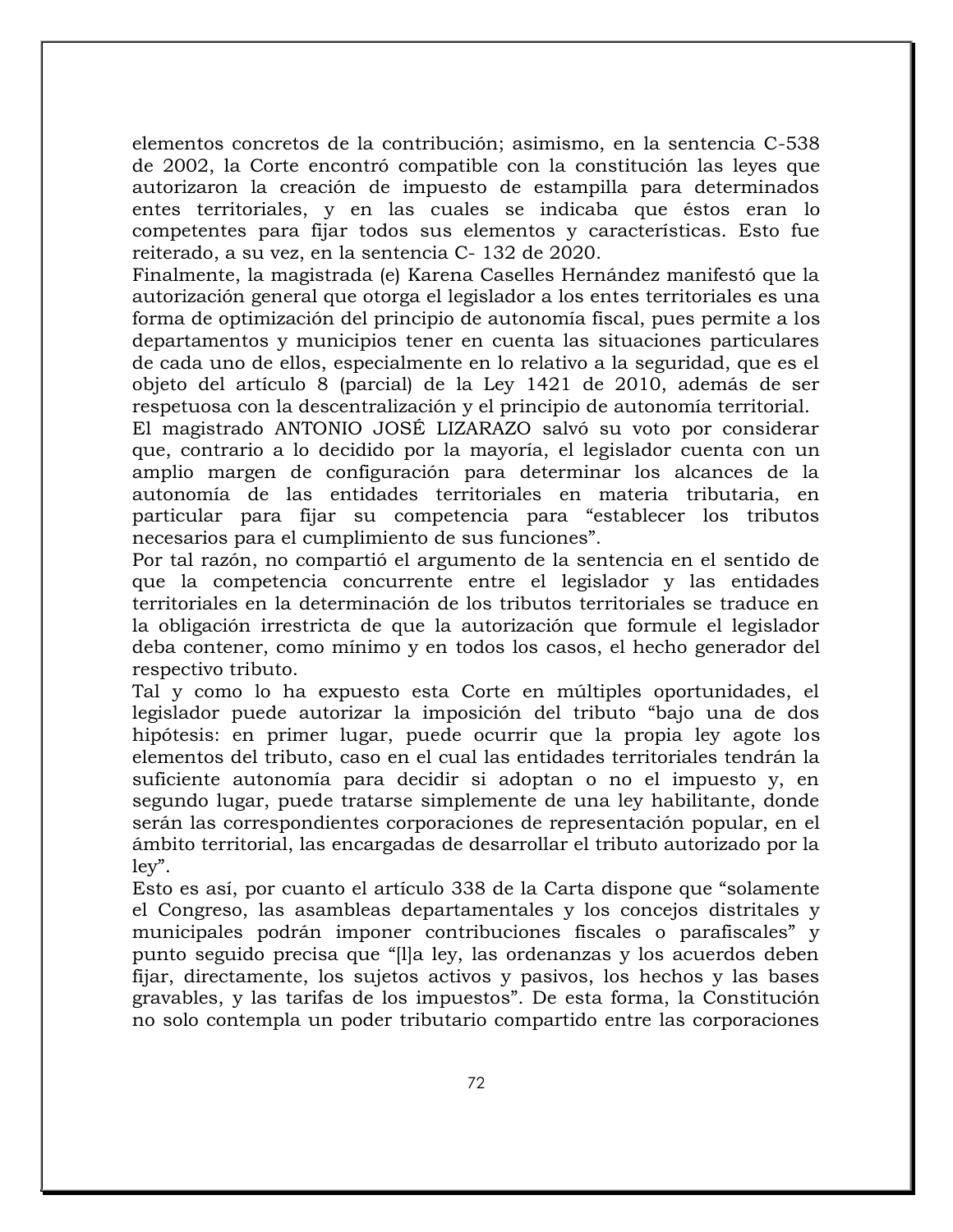elementos concretos de la contribución; asimismo, en la sentencia C-538 de 2002, la Corte encontró compatible con la constitución las leyes que autorizaron la creación de impuesto de estampilla para determinados entes territoriales, y en las cuales se indicaba que éstos eran lo competentes para fijar todos sus elementos y características. Esto fue reiterado, a su vez, en la sentencia C- 132 de 2020.

Finalmente, la magistrada (e) Karena Caselles Hernández manifestó que la autorización general que otorga el legislador a los entes territoriales es una forma de optimización del principio de autonomía fiscal, pues permite a los departamentos y municipios tener en cuenta las situaciones particulares de cada uno de ellos, especialmente en lo relativo a la seguridad, que es el objeto del artículo 8 (parcial) de la Ley 1421 de 2010, además de ser respetuosa con la descentralización y el principio de autonomía territorial.

El magistrado ANTONIO JOSÉ LIZARAZO salvó su voto por considerar que, contrario a lo decidido por la mayoría, el legislador cuenta con un amplio margen de configuración para determinar los alcances de la autonomía de las entidades territoriales en materia tributaria, en particular para fijar su competencia para "establecer los tributos necesarios para el cumplimiento de sus funciones".

Por tal razón, no compartió el argumento de la sentencia en el sentido de que la competencia concurrente entre el legislador y las entidades territoriales en la determinación de los tributos territoriales se traduce en la obligación irrestricta de que la autorización que formule el legislador deba contener, como mínimo y en todos los casos, el hecho generador del respectivo tributo.

Tal y como lo ha expuesto esta Corte en múltiples oportunidades, el legislador puede autorizar la imposición del tributo "bajo una de dos hipótesis: en primer lugar, puede ocurrir que la propia ley agote los elementos del tributo, caso en el cual las entidades territoriales tendrán la suficiente autonomía para decidir si adoptan o no el impuesto y, en segundo lugar, puede tratarse simplemente de una ley habilitante, donde serán las correspondientes corporaciones de representación popular, en el ámbito territorial, las encargadas de desarrollar el tributo autorizado por la ley".

Esto es así, por cuanto el artículo 338 de la Carta dispone que "solamente el Congreso, las asambleas departamentales y los concejos distritales y municipales podrán imponer contribuciones fiscales o parafiscales" y punto seguido precisa que "[l]a ley, las ordenanzas y los acuerdos deben fijar, directamente, los sujetos activos y pasivos, los hechos y las bases gravables, y las tarifas de los impuestos". De esta forma, la Constitución no solo contempla un poder tributario compartido entre las corporaciones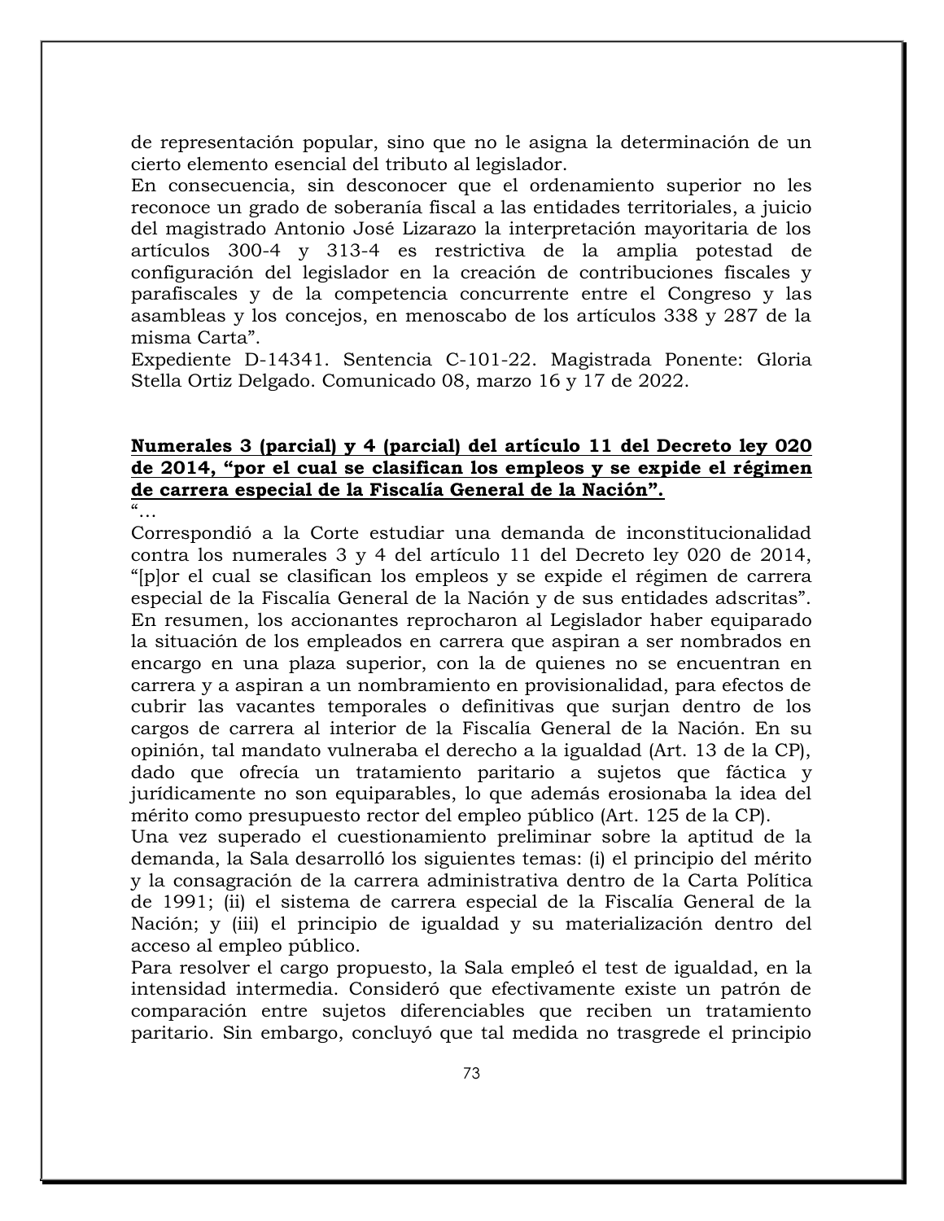de representación popular, sino que no le asigna la determinación de un cierto elemento esencial del tributo al legislador.
En consecuencia, sin desconocer que el ordenamiento superior no les reconoce un grado de soberanía fiscal a las entidades territoriales, a juicio del magistrado Antonio José Lizarazo la interpretación mayoritaria de los artículos 300-4 y 313-4 es restrictiva de la amplia potestad de configuración del legislador en la creación de contribuciones fiscales y parafiscales y de la competencia concurrente entre el Congreso y las asambleas y los concejos, en menoscabo de los artículos 338 y 287 de la misma Carta".
Expediente D-14341. Sentencia C-101-22. Magistrada Ponente: Gloria Stella Ortiz Delgado. Comunicado 08, marzo 16 y 17 de 2022.

**<u>Numerales 3 (parcial) y 4 (parcial) del artículo 11 del Decreto ley 020 de 2014, "por el cual se clasifican los empleos y se expide el régimen de carrera especial de la Fiscalía General de la Nación".</u>**

"…
Correspondió a la Corte estudiar una demanda de inconstitucionalidad contra los numerales 3 y 4 del artículo 11 del Decreto ley 020 de 2014, "[p]or el cual se clasifican los empleos y se expide el régimen de carrera especial de la Fiscalía General de la Nación y de sus entidades adscritas". En resumen, los accionantes reprocharon al Legislador haber equiparado la situación de los empleados en carrera que aspiran a ser nombrados en encargo en una plaza superior, con la de quienes no se encuentran en carrera y a aspiran a un nombramiento en provisionalidad, para efectos de cubrir las vacantes temporales o definitivas que surjan dentro de los cargos de carrera al interior de la Fiscalía General de la Nación. En su opinión, tal mandato vulneraba el derecho a la igualdad (Art. 13 de la CP), dado que ofrecía un tratamiento paritario a sujetos que fáctica y jurídicamente no son equiparables, lo que además erosionaba la idea del mérito como presupuesto rector del empleo público (Art. 125 de la CP).
Una vez superado el cuestionamiento preliminar sobre la aptitud de la demanda, la Sala desarrolló los siguientes temas: (i) el principio del mérito y la consagración de la carrera administrativa dentro de la Carta Política de 1991; (ii) el sistema de carrera especial de la Fiscalía General de la Nación; y (iii) el principio de igualdad y su materialización dentro del acceso al empleo público.
Para resolver el cargo propuesto, la Sala empleó el test de igualdad, en la intensidad intermedia. Consideró que efectivamente existe un patrón de comparación entre sujetos diferenciables que reciben un tratamiento paritario. Sin embargo, concluyó que tal medida no trasgrede el principio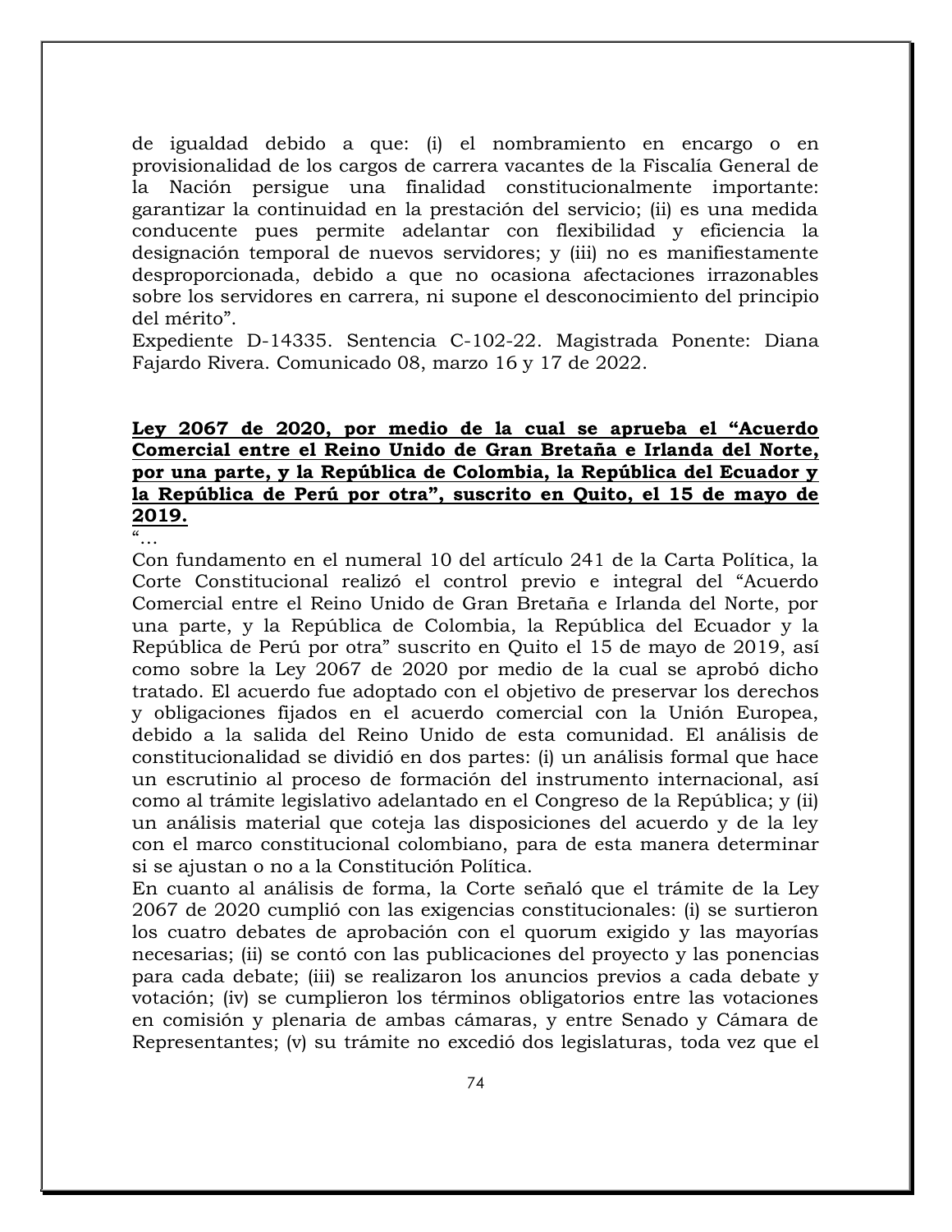de igualdad debido a que: (i) el nombramiento en encargo o en provisionalidad de los cargos de carrera vacantes de la Fiscalía General de la Nación persigue una finalidad constitucionalmente importante: garantizar la continuidad en la prestación del servicio; (ii) es una medida conducente pues permite adelantar con flexibilidad y eficiencia la designación temporal de nuevos servidores; y (iii) no es manifiestamente desproporcionada, debido a que no ocasiona afectaciones irrazonables sobre los servidores en carrera, ni supone el desconocimiento del principio del mérito".
Expediente D-14335. Sentencia C-102-22. Magistrada Ponente: Diana Fajardo Rivera. Comunicado 08, marzo 16 y 17 de 2022.

**Ley 2067 de 2020, por medio de la cual se aprueba el "Acuerdo Comercial entre el Reino Unido de Gran Bretaña e Irlanda del Norte, por una parte, y la República de Colombia, la República del Ecuador y la República de Perú por otra", suscrito en Quito, el 15 de mayo de 2019.**

"…
Con fundamento en el numeral 10 del artículo 241 de la Carta Política, la Corte Constitucional realizó el control previo e integral del "Acuerdo Comercial entre el Reino Unido de Gran Bretaña e Irlanda del Norte, por una parte, y la República de Colombia, la República del Ecuador y la República de Perú por otra" suscrito en Quito el 15 de mayo de 2019, así como sobre la Ley 2067 de 2020 por medio de la cual se aprobó dicho tratado. El acuerdo fue adoptado con el objetivo de preservar los derechos y obligaciones fijados en el acuerdo comercial con la Unión Europea, debido a la salida del Reino Unido de esta comunidad. El análisis de constitucionalidad se dividió en dos partes: (i) un análisis formal que hace un escrutinio al proceso de formación del instrumento internacional, así como al trámite legislativo adelantado en el Congreso de la República; y (ii) un análisis material que coteja las disposiciones del acuerdo y de la ley con el marco constitucional colombiano, para de esta manera determinar si se ajustan o no a la Constitución Política.
En cuanto al análisis de forma, la Corte señaló que el trámite de la Ley 2067 de 2020 cumplió con las exigencias constitucionales: (i) se surtieron los cuatro debates de aprobación con el quorum exigido y las mayorías necesarias; (ii) se contó con las publicaciones del proyecto y las ponencias para cada debate; (iii) se realizaron los anuncios previos a cada debate y votación; (iv) se cumplieron los términos obligatorios entre las votaciones en comisión y plenaria de ambas cámaras, y entre Senado y Cámara de Representantes; (v) su trámite no excedió dos legislaturas, toda vez que el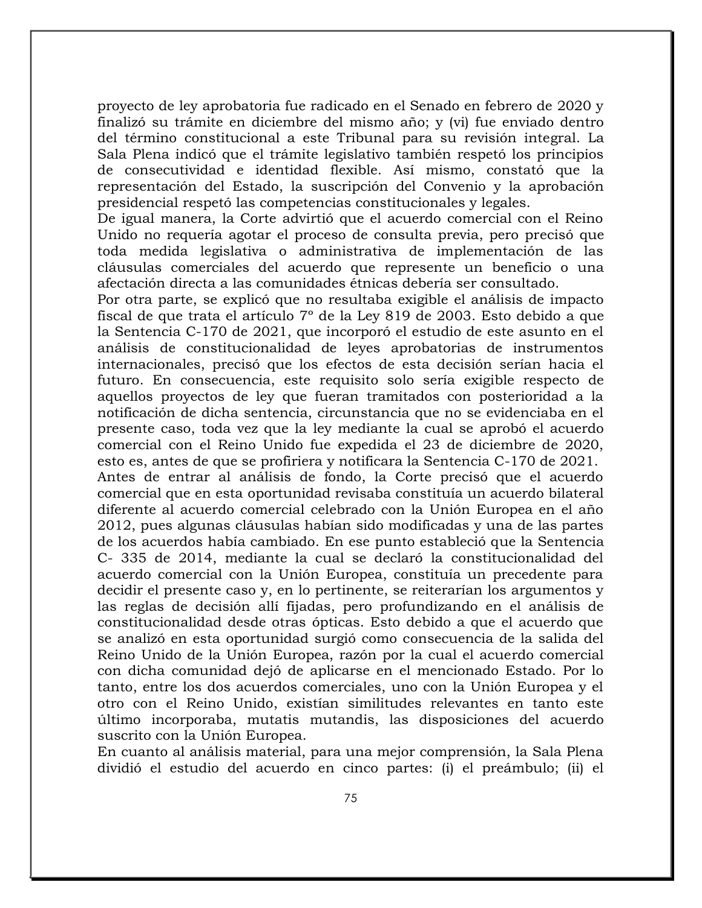proyecto de ley aprobatoria fue radicado en el Senado en febrero de 2020 y finalizó su trámite en diciembre del mismo año; y (vi) fue enviado dentro del término constitucional a este Tribunal para su revisión integral. La Sala Plena indicó que el trámite legislativo también respetó los principios de consecutividad e identidad flexible. Así mismo, constató que la representación del Estado, la suscripción del Convenio y la aprobación presidencial respetó las competencias constitucionales y legales.

De igual manera, la Corte advirtió que el acuerdo comercial con el Reino Unido no requería agotar el proceso de consulta previa, pero precisó que toda medida legislativa o administrativa de implementación de las cláusulas comerciales del acuerdo que represente un beneficio o una afectación directa a las comunidades étnicas debería ser consultado.

Por otra parte, se explicó que no resultaba exigible el análisis de impacto fiscal de que trata el artículo 7º de la Ley 819 de 2003. Esto debido a que la Sentencia C-170 de 2021, que incorporó el estudio de este asunto en el análisis de constitucionalidad de leyes aprobatorias de instrumentos internacionales, precisó que los efectos de esta decisión serían hacia el futuro. En consecuencia, este requisito solo sería exigible respecto de aquellos proyectos de ley que fueran tramitados con posterioridad a la notificación de dicha sentencia, circunstancia que no se evidenciaba en el presente caso, toda vez que la ley mediante la cual se aprobó el acuerdo comercial con el Reino Unido fue expedida el 23 de diciembre de 2020, esto es, antes de que se profiriera y notificara la Sentencia C-170 de 2021.

Antes de entrar al análisis de fondo, la Corte precisó que el acuerdo comercial que en esta oportunidad revisaba constituía un acuerdo bilateral diferente al acuerdo comercial celebrado con la Unión Europea en el año 2012, pues algunas cláusulas habían sido modificadas y una de las partes de los acuerdos había cambiado. En ese punto estableció que la Sentencia C- 335 de 2014, mediante la cual se declaró la constitucionalidad del acuerdo comercial con la Unión Europea, constituía un precedente para decidir el presente caso y, en lo pertinente, se reiterarían los argumentos y las reglas de decisión allí fijadas, pero profundizando en el análisis de constitucionalidad desde otras ópticas. Esto debido a que el acuerdo que se analizó en esta oportunidad surgió como consecuencia de la salida del Reino Unido de la Unión Europea, razón por la cual el acuerdo comercial con dicha comunidad dejó de aplicarse en el mencionado Estado. Por lo tanto, entre los dos acuerdos comerciales, uno con la Unión Europea y el otro con el Reino Unido, existían similitudes relevantes en tanto este último incorporaba, mutatis mutandis, las disposiciones del acuerdo suscrito con la Unión Europea.

En cuanto al análisis material, para una mejor comprensión, la Sala Plena dividió el estudio del acuerdo en cinco partes: (i) el preámbulo; (ii) el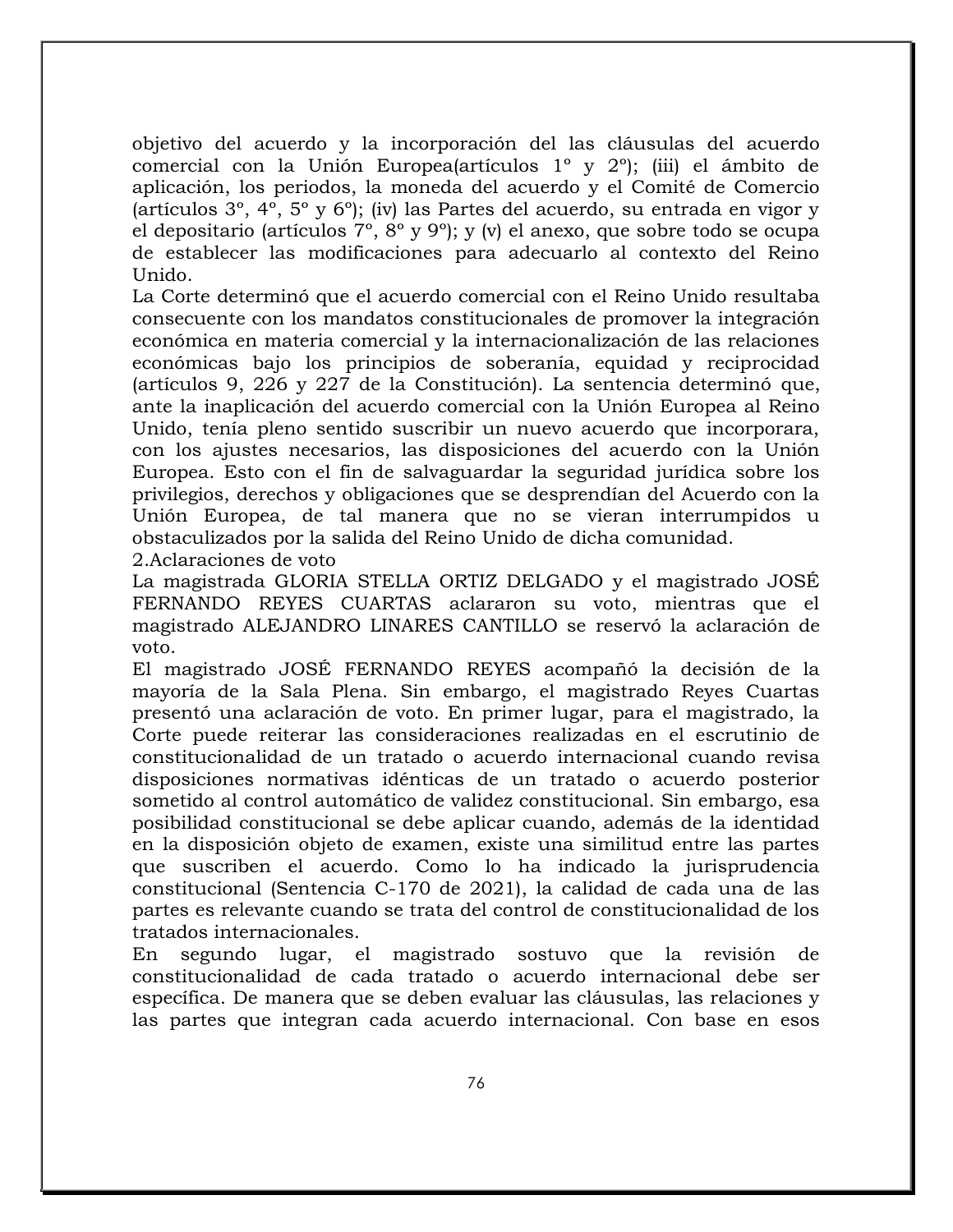objetivo del acuerdo y la incorporación del las cláusulas del acuerdo comercial con la Unión Europea(artículos 1º y 2º); (iii) el ámbito de aplicación, los periodos, la moneda del acuerdo y el Comité de Comercio (artículos 3º, 4º, 5º y 6º); (iv) las Partes del acuerdo, su entrada en vigor y el depositario (artículos 7º, 8º y 9º); y (v) el anexo, que sobre todo se ocupa de establecer las modificaciones para adecuarlo al contexto del Reino Unido.

La Corte determinó que el acuerdo comercial con el Reino Unido resultaba consecuente con los mandatos constitucionales de promover la integración económica en materia comercial y la internacionalización de las relaciones económicas bajo los principios de soberanía, equidad y reciprocidad (artículos 9, 226 y 227 de la Constitución). La sentencia determinó que, ante la inaplicación del acuerdo comercial con la Unión Europea al Reino Unido, tenía pleno sentido suscribir un nuevo acuerdo que incorporara, con los ajustes necesarios, las disposiciones del acuerdo con la Unión Europea. Esto con el fin de salvaguardar la seguridad jurídica sobre los privilegios, derechos y obligaciones que se desprendían del Acuerdo con la Unión Europea, de tal manera que no se vieran interrumpidos u obstaculizados por la salida del Reino Unido de dicha comunidad.

2.Aclaraciones de voto

La magistrada GLORIA STELLA ORTIZ DELGADO y el magistrado JOSÉ FERNANDO REYES CUARTAS aclararon su voto, mientras que el magistrado ALEJANDRO LINARES CANTILLO se reservó la aclaración de voto.

El magistrado JOSÉ FERNANDO REYES acompañó la decisión de la mayoría de la Sala Plena. Sin embargo, el magistrado Reyes Cuartas presentó una aclaración de voto. En primer lugar, para el magistrado, la Corte puede reiterar las consideraciones realizadas en el escrutinio de constitucionalidad de un tratado o acuerdo internacional cuando revisa disposiciones normativas idénticas de un tratado o acuerdo posterior sometido al control automático de validez constitucional. Sin embargo, esa posibilidad constitucional se debe aplicar cuando, además de la identidad en la disposición objeto de examen, existe una similitud entre las partes que suscriben el acuerdo. Como lo ha indicado la jurisprudencia constitucional (Sentencia C-170 de 2021), la calidad de cada una de las partes es relevante cuando se trata del control de constitucionalidad de los tratados internacionales.

En segundo lugar, el magistrado sostuvo que la revisión de constitucionalidad de cada tratado o acuerdo internacional debe ser específica. De manera que se deben evaluar las cláusulas, las relaciones y las partes que integran cada acuerdo internacional. Con base en esos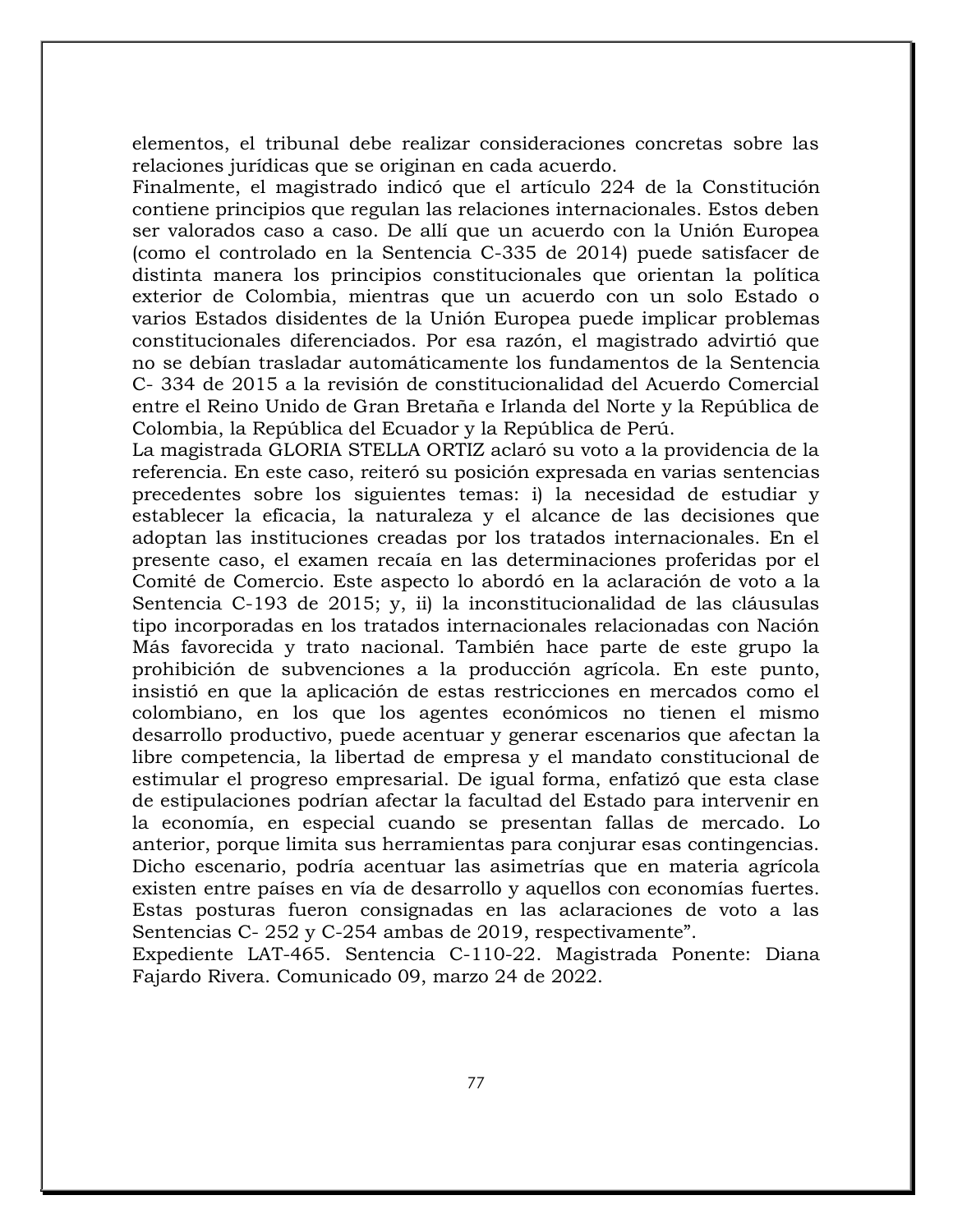elementos, el tribunal debe realizar consideraciones concretas sobre las relaciones jurídicas que se originan en cada acuerdo.

Finalmente, el magistrado indicó que el artículo 224 de la Constitución contiene principios que regulan las relaciones internacionales. Estos deben ser valorados caso a caso. De allí que un acuerdo con la Unión Europea (como el controlado en la Sentencia C-335 de 2014) puede satisfacer de distinta manera los principios constitucionales que orientan la política exterior de Colombia, mientras que un acuerdo con un solo Estado o varios Estados disidentes de la Unión Europea puede implicar problemas constitucionales diferenciados. Por esa razón, el magistrado advirtió que no se debían trasladar automáticamente los fundamentos de la Sentencia C- 334 de 2015 a la revisión de constitucionalidad del Acuerdo Comercial entre el Reino Unido de Gran Bretaña e Irlanda del Norte y la República de Colombia, la República del Ecuador y la República de Perú.

La magistrada GLORIA STELLA ORTIZ aclaró su voto a la providencia de la referencia. En este caso, reiteró su posición expresada en varias sentencias precedentes sobre los siguientes temas: i) la necesidad de estudiar y establecer la eficacia, la naturaleza y el alcance de las decisiones que adoptan las instituciones creadas por los tratados internacionales. En el presente caso, el examen recaía en las determinaciones proferidas por el Comité de Comercio. Este aspecto lo abordó en la aclaración de voto a la Sentencia C-193 de 2015; y, ii) la inconstitucionalidad de las cláusulas tipo incorporadas en los tratados internacionales relacionadas con Nación Más favorecida y trato nacional. También hace parte de este grupo la prohibición de subvenciones a la producción agrícola. En este punto, insistió en que la aplicación de estas restricciones en mercados como el colombiano, en los que los agentes económicos no tienen el mismo desarrollo productivo, puede acentuar y generar escenarios que afectan la libre competencia, la libertad de empresa y el mandato constitucional de estimular el progreso empresarial. De igual forma, enfatizó que esta clase de estipulaciones podrían afectar la facultad del Estado para intervenir en la economía, en especial cuando se presentan fallas de mercado. Lo anterior, porque limita sus herramientas para conjurar esas contingencias. Dicho escenario, podría acentuar las asimetrías que en materia agrícola existen entre países en vía de desarrollo y aquellos con economías fuertes. Estas posturas fueron consignadas en las aclaraciones de voto a las Sentencias C- 252 y C-254 ambas de 2019, respectivamente".

Expediente LAT-465. Sentencia C-110-22. Magistrada Ponente: Diana Fajardo Rivera. Comunicado 09, marzo 24 de 2022.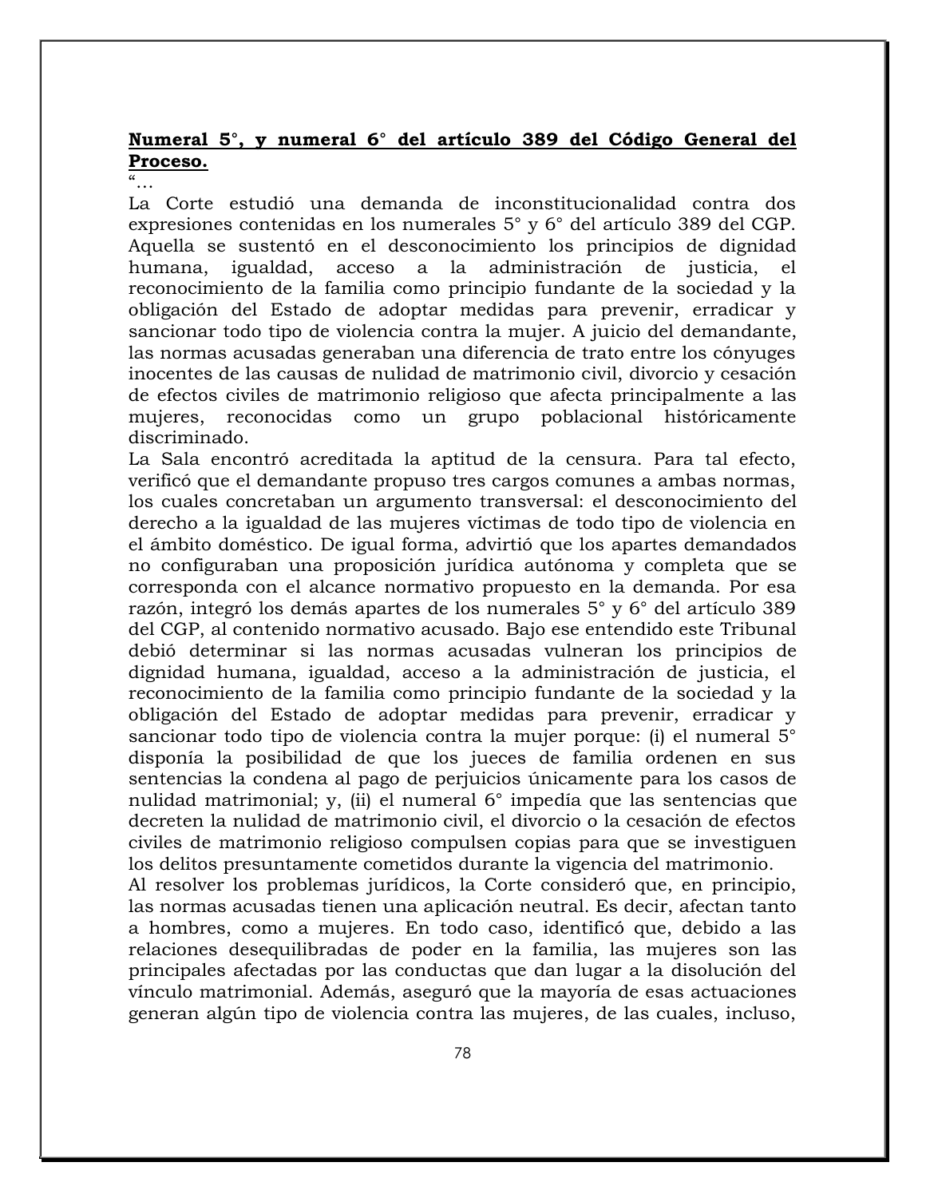**Numeral 5°, y numeral 6° del artículo 389 del Código General del Proceso.**

"…

La Corte estudió una demanda de inconstitucionalidad contra dos expresiones contenidas en los numerales 5° y 6° del artículo 389 del CGP. Aquella se sustentó en el desconocimiento los principios de dignidad humana, igualdad, acceso a la administración de justicia, el reconocimiento de la familia como principio fundante de la sociedad y la obligación del Estado de adoptar medidas para prevenir, erradicar y sancionar todo tipo de violencia contra la mujer. A juicio del demandante, las normas acusadas generaban una diferencia de trato entre los cónyuges inocentes de las causas de nulidad de matrimonio civil, divorcio y cesación de efectos civiles de matrimonio religioso que afecta principalmente a las mujeres, reconocidas como un grupo poblacional históricamente discriminado.

La Sala encontró acreditada la aptitud de la censura. Para tal efecto, verificó que el demandante propuso tres cargos comunes a ambas normas, los cuales concretaban un argumento transversal: el desconocimiento del derecho a la igualdad de las mujeres víctimas de todo tipo de violencia en el ámbito doméstico. De igual forma, advirtió que los apartes demandados no configuraban una proposición jurídica autónoma y completa que se corresponda con el alcance normativo propuesto en la demanda. Por esa razón, integró los demás apartes de los numerales 5° y 6° del artículo 389 del CGP, al contenido normativo acusado. Bajo ese entendido este Tribunal debió determinar si las normas acusadas vulneran los principios de dignidad humana, igualdad, acceso a la administración de justicia, el reconocimiento de la familia como principio fundante de la sociedad y la obligación del Estado de adoptar medidas para prevenir, erradicar y sancionar todo tipo de violencia contra la mujer porque: (i) el numeral 5° disponía la posibilidad de que los jueces de familia ordenen en sus sentencias la condena al pago de perjuicios únicamente para los casos de nulidad matrimonial; y, (ii) el numeral 6° impedía que las sentencias que decreten la nulidad de matrimonio civil, el divorcio o la cesación de efectos civiles de matrimonio religioso compulsen copias para que se investiguen los delitos presuntamente cometidos durante la vigencia del matrimonio.

Al resolver los problemas jurídicos, la Corte consideró que, en principio, las normas acusadas tienen una aplicación neutral. Es decir, afectan tanto a hombres, como a mujeres. En todo caso, identificó que, debido a las relaciones desequilibradas de poder en la familia, las mujeres son las principales afectadas por las conductas que dan lugar a la disolución del vínculo matrimonial. Además, aseguró que la mayoría de esas actuaciones generan algún tipo de violencia contra las mujeres, de las cuales, incluso,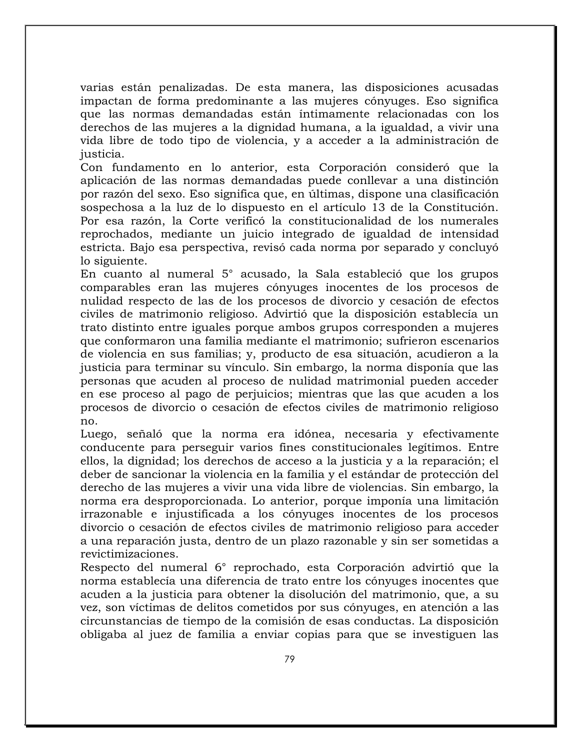varias están penalizadas. De esta manera, las disposiciones acusadas impactan de forma predominante a las mujeres cónyuges. Eso significa que las normas demandadas están íntimamente relacionadas con los derechos de las mujeres a la dignidad humana, a la igualdad, a vivir una vida libre de todo tipo de violencia, y a acceder a la administración de justicia.

Con fundamento en lo anterior, esta Corporación consideró que la aplicación de las normas demandadas puede conllevar a una distinción por razón del sexo. Eso significa que, en últimas, dispone una clasificación sospechosa a la luz de lo dispuesto en el artículo 13 de la Constitución. Por esa razón, la Corte verificó la constitucionalidad de los numerales reprochados, mediante un juicio integrado de igualdad de intensidad estricta. Bajo esa perspectiva, revisó cada norma por separado y concluyó lo siguiente.

En cuanto al numeral 5° acusado, la Sala estableció que los grupos comparables eran las mujeres cónyuges inocentes de los procesos de nulidad respecto de las de los procesos de divorcio y cesación de efectos civiles de matrimonio religioso. Advirtió que la disposición establecía un trato distinto entre iguales porque ambos grupos corresponden a mujeres que conformaron una familia mediante el matrimonio; sufrieron escenarios de violencia en sus familias; y, producto de esa situación, acudieron a la justicia para terminar su vínculo. Sin embargo, la norma disponía que las personas que acuden al proceso de nulidad matrimonial pueden acceder en ese proceso al pago de perjuicios; mientras que las que acuden a los procesos de divorcio o cesación de efectos civiles de matrimonio religioso no.

Luego, señaló que la norma era idónea, necesaria y efectivamente conducente para perseguir varios fines constitucionales legítimos. Entre ellos, la dignidad; los derechos de acceso a la justicia y a la reparación; el deber de sancionar la violencia en la familia y el estándar de protección del derecho de las mujeres a vivir una vida libre de violencias. Sin embargo, la norma era desproporcionada. Lo anterior, porque imponía una limitación irrazonable e injustificada a los cónyuges inocentes de los procesos divorcio o cesación de efectos civiles de matrimonio religioso para acceder a una reparación justa, dentro de un plazo razonable y sin ser sometidas a revictimizaciones.

Respecto del numeral 6° reprochado, esta Corporación advirtió que la norma establecía una diferencia de trato entre los cónyuges inocentes que acuden a la justicia para obtener la disolución del matrimonio, que, a su vez, son víctimas de delitos cometidos por sus cónyuges, en atención a las circunstancias de tiempo de la comisión de esas conductas. La disposición obligaba al juez de familia a enviar copias para que se investiguen las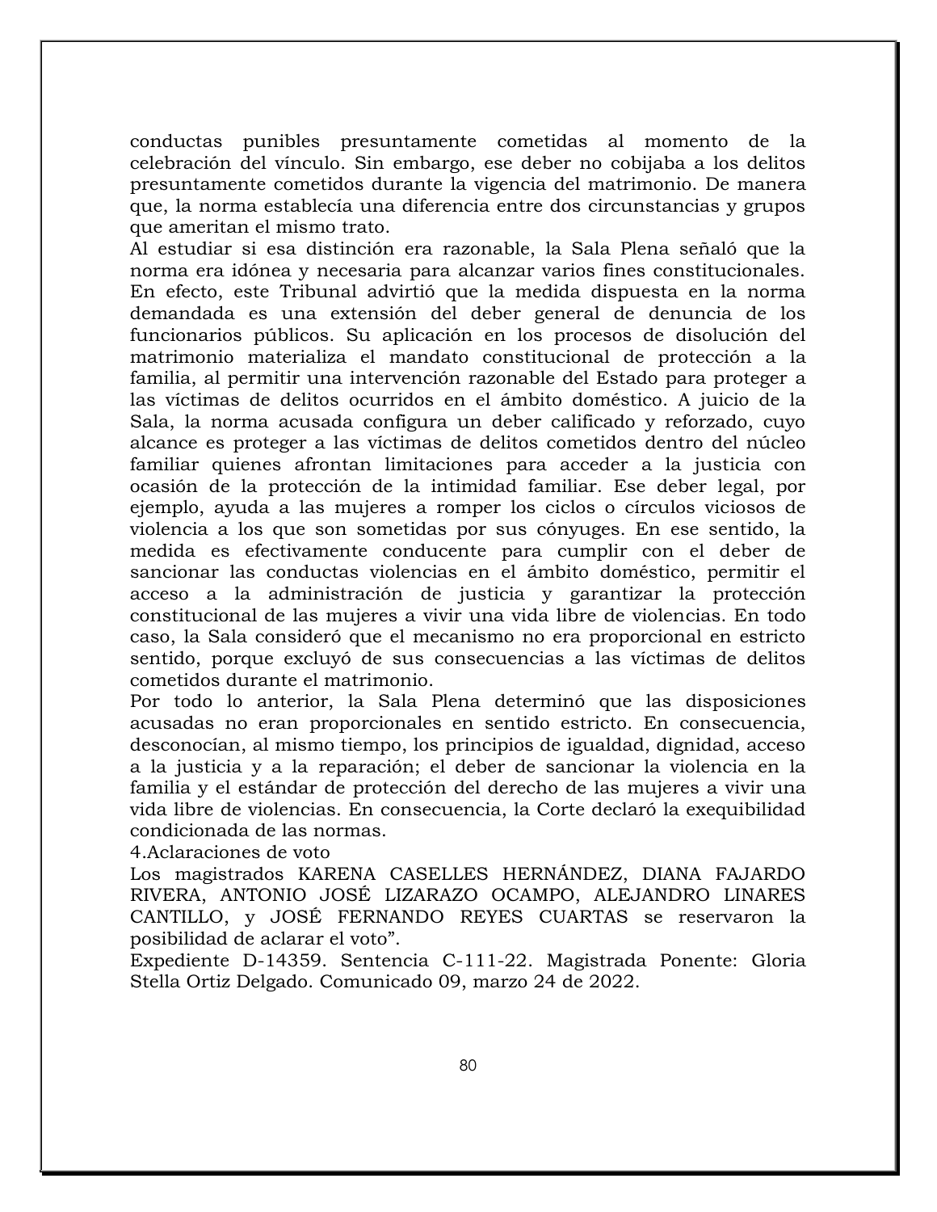conductas punibles presuntamente cometidas al momento de la celebración del vínculo. Sin embargo, ese deber no cobijaba a los delitos presuntamente cometidos durante la vigencia del matrimonio. De manera que, la norma establecía una diferencia entre dos circunstancias y grupos que ameritan el mismo trato.

Al estudiar si esa distinción era razonable, la Sala Plena señaló que la norma era idónea y necesaria para alcanzar varios fines constitucionales. En efecto, este Tribunal advirtió que la medida dispuesta en la norma demandada es una extensión del deber general de denuncia de los funcionarios públicos. Su aplicación en los procesos de disolución del matrimonio materializa el mandato constitucional de protección a la familia, al permitir una intervención razonable del Estado para proteger a las víctimas de delitos ocurridos en el ámbito doméstico. A juicio de la Sala, la norma acusada configura un deber calificado y reforzado, cuyo alcance es proteger a las víctimas de delitos cometidos dentro del núcleo familiar quienes afrontan limitaciones para acceder a la justicia con ocasión de la protección de la intimidad familiar. Ese deber legal, por ejemplo, ayuda a las mujeres a romper los ciclos o círculos viciosos de violencia a los que son sometidas por sus cónyuges. En ese sentido, la medida es efectivamente conducente para cumplir con el deber de sancionar las conductas violencias en el ámbito doméstico, permitir el acceso a la administración de justicia y garantizar la protección constitucional de las mujeres a vivir una vida libre de violencias. En todo caso, la Sala consideró que el mecanismo no era proporcional en estricto sentido, porque excluyó de sus consecuencias a las víctimas de delitos cometidos durante el matrimonio.

Por todo lo anterior, la Sala Plena determinó que las disposiciones acusadas no eran proporcionales en sentido estricto. En consecuencia, desconocían, al mismo tiempo, los principios de igualdad, dignidad, acceso a la justicia y a la reparación; el deber de sancionar la violencia en la familia y el estándar de protección del derecho de las mujeres a vivir una vida libre de violencias. En consecuencia, la Corte declaró la exequibilidad condicionada de las normas.

4.Aclaraciones de voto

Los magistrados KARENA CASELLES HERNÁNDEZ, DIANA FAJARDO RIVERA, ANTONIO JOSÉ LIZARAZO OCAMPO, ALEJANDRO LINARES CANTILLO, y JOSÉ FERNANDO REYES CUARTAS se reservaron la posibilidad de aclarar el voto".

Expediente D-14359. Sentencia C-111-22. Magistrada Ponente: Gloria Stella Ortiz Delgado. Comunicado 09, marzo 24 de 2022.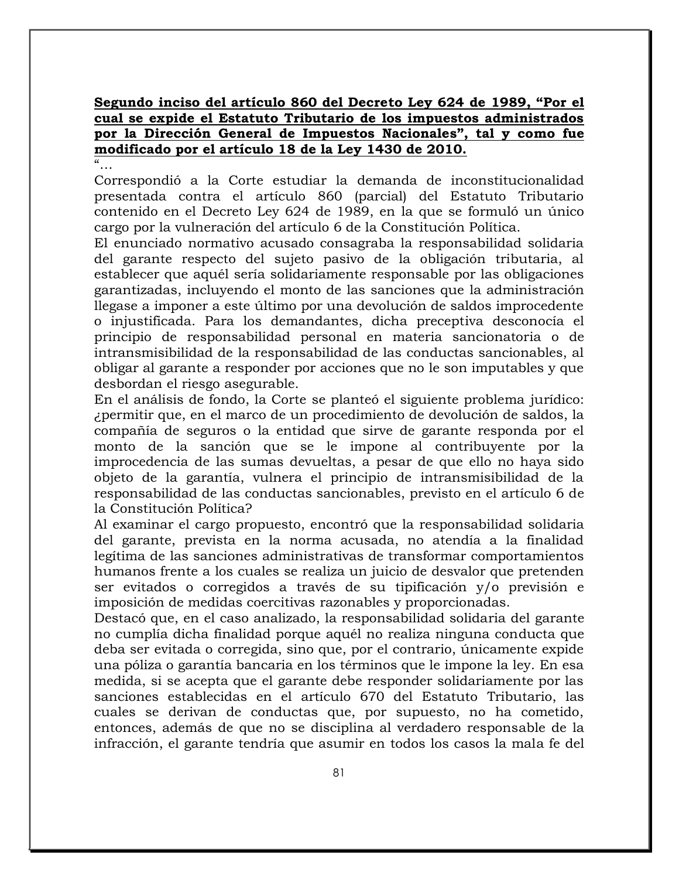**<u>Segundo inciso del artículo 860 del Decreto Ley 624 de 1989, "Por el cual se expide el Estatuto Tributario de los impuestos administrados por la Dirección General de Impuestos Nacionales", tal y como fue modificado por el artículo 18 de la Ley 1430 de 2010.</u>**

"…

Correspondió a la Corte estudiar la demanda de inconstitucionalidad presentada contra el artículo 860 (parcial) del Estatuto Tributario contenido en el Decreto Ley 624 de 1989, en la que se formuló un único cargo por la vulneración del artículo 6 de la Constitución Política.

El enunciado normativo acusado consagraba la responsabilidad solidaria del garante respecto del sujeto pasivo de la obligación tributaria, al establecer que aquél sería solidariamente responsable por las obligaciones garantizadas, incluyendo el monto de las sanciones que la administración llegase a imponer a este último por una devolución de saldos improcedente o injustificada. Para los demandantes, dicha preceptiva desconocía el principio de responsabilidad personal en materia sancionatoria o de intransmisibilidad de la responsabilidad de las conductas sancionables, al obligar al garante a responder por acciones que no le son imputables y que desbordan el riesgo asegurable.

En el análisis de fondo, la Corte se planteó el siguiente problema jurídico: ¿permitir que, en el marco de un procedimiento de devolución de saldos, la compañía de seguros o la entidad que sirve de garante responda por el monto de la sanción que se le impone al contribuyente por la improcedencia de las sumas devueltas, a pesar de que ello no haya sido objeto de la garantía, vulnera el principio de intransmisibilidad de la responsabilidad de las conductas sancionables, previsto en el artículo 6 de la Constitución Política?

Al examinar el cargo propuesto, encontró que la responsabilidad solidaria del garante, prevista en la norma acusada, no atendía a la finalidad legítima de las sanciones administrativas de transformar comportamientos humanos frente a los cuales se realiza un juicio de desvalor que pretenden ser evitados o corregidos a través de su tipificación y/o previsión e imposición de medidas coercitivas razonables y proporcionadas.

Destacó que, en el caso analizado, la responsabilidad solidaria del garante no cumplía dicha finalidad porque aquél no realiza ninguna conducta que deba ser evitada o corregida, sino que, por el contrario, únicamente expide una póliza o garantía bancaria en los términos que le impone la ley. En esa medida, si se acepta que el garante debe responder solidariamente por las sanciones establecidas en el artículo 670 del Estatuto Tributario, las cuales se derivan de conductas que, por supuesto, no ha cometido, entonces, además de que no se disciplina al verdadero responsable de la infracción, el garante tendría que asumir en todos los casos la mala fe del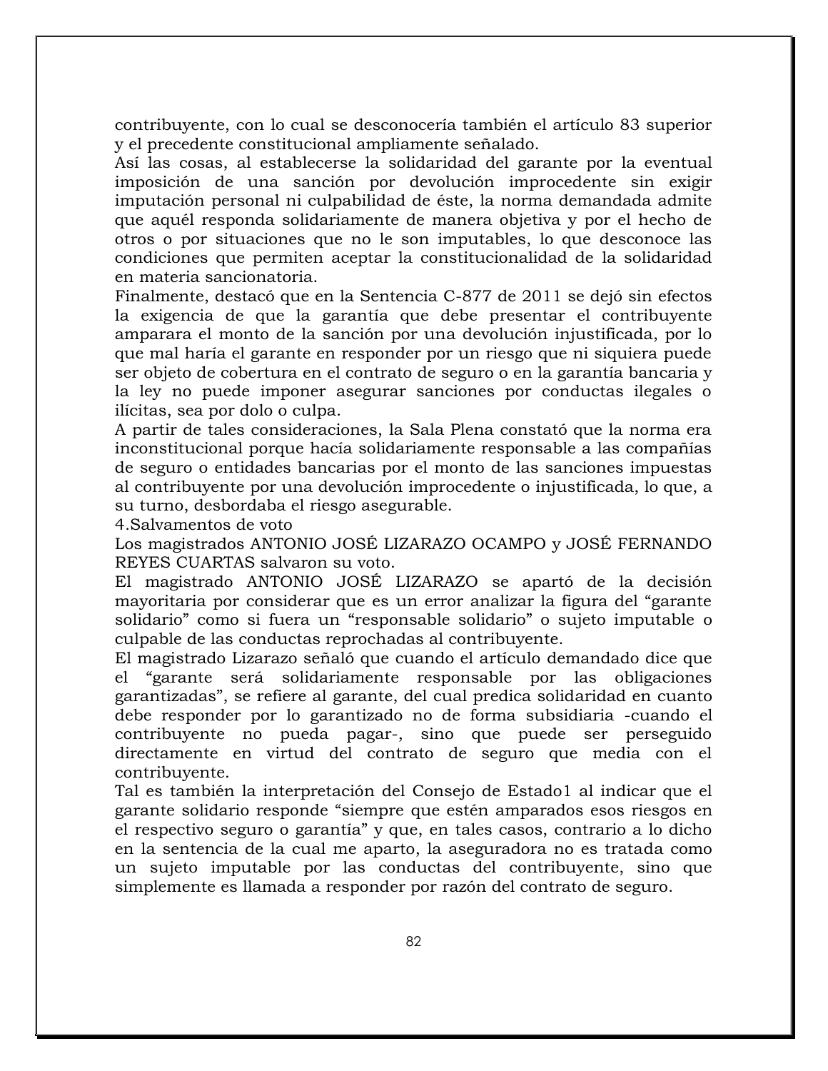contribuyente, con lo cual se desconocería también el artículo 83 superior y el precedente constitucional ampliamente señalado.

Así las cosas, al establecerse la solidaridad del garante por la eventual imposición de una sanción por devolución improcedente sin exigir imputación personal ni culpabilidad de éste, la norma demandada admite que aquél responda solidariamente de manera objetiva y por el hecho de otros o por situaciones que no le son imputables, lo que desconoce las condiciones que permiten aceptar la constitucionalidad de la solidaridad en materia sancionatoria.

Finalmente, destacó que en la Sentencia C-877 de 2011 se dejó sin efectos la exigencia de que la garantía que debe presentar el contribuyente amparara el monto de la sanción por una devolución injustificada, por lo que mal haría el garante en responder por un riesgo que ni siquiera puede ser objeto de cobertura en el contrato de seguro o en la garantía bancaria y la ley no puede imponer asegurar sanciones por conductas ilegales o ilícitas, sea por dolo o culpa.

A partir de tales consideraciones, la Sala Plena constató que la norma era inconstitucional porque hacía solidariamente responsable a las compañías de seguro o entidades bancarias por el monto de las sanciones impuestas al contribuyente por una devolución improcedente o injustificada, lo que, a su turno, desbordaba el riesgo asegurable.

4.Salvamentos de voto

Los magistrados ANTONIO JOSÉ LIZARAZO OCAMPO y JOSÉ FERNANDO REYES CUARTAS salvaron su voto.

El magistrado ANTONIO JOSÉ LIZARAZO se apartó de la decisión mayoritaria por considerar que es un error analizar la figura del "garante solidario" como si fuera un "responsable solidario" o sujeto imputable o culpable de las conductas reprochadas al contribuyente.

El magistrado Lizarazo señaló que cuando el artículo demandado dice que el "garante será solidariamente responsable por las obligaciones garantizadas", se refiere al garante, del cual predica solidaridad en cuanto debe responder por lo garantizado no de forma subsidiaria -cuando el contribuyente no pueda pagar-, sino que puede ser perseguido directamente en virtud del contrato de seguro que media con el contribuyente.

Tal es también la interpretación del Consejo de Estado[1] al indicar que el garante solidario responde "siempre que estén amparados esos riesgos en el respectivo seguro o garantía" y que, en tales casos, contrario a lo dicho en la sentencia de la cual me aparto, la aseguradora no es tratada como un sujeto imputable por las conductas del contribuyente, sino que simplemente es llamada a responder por razón del contrato de seguro.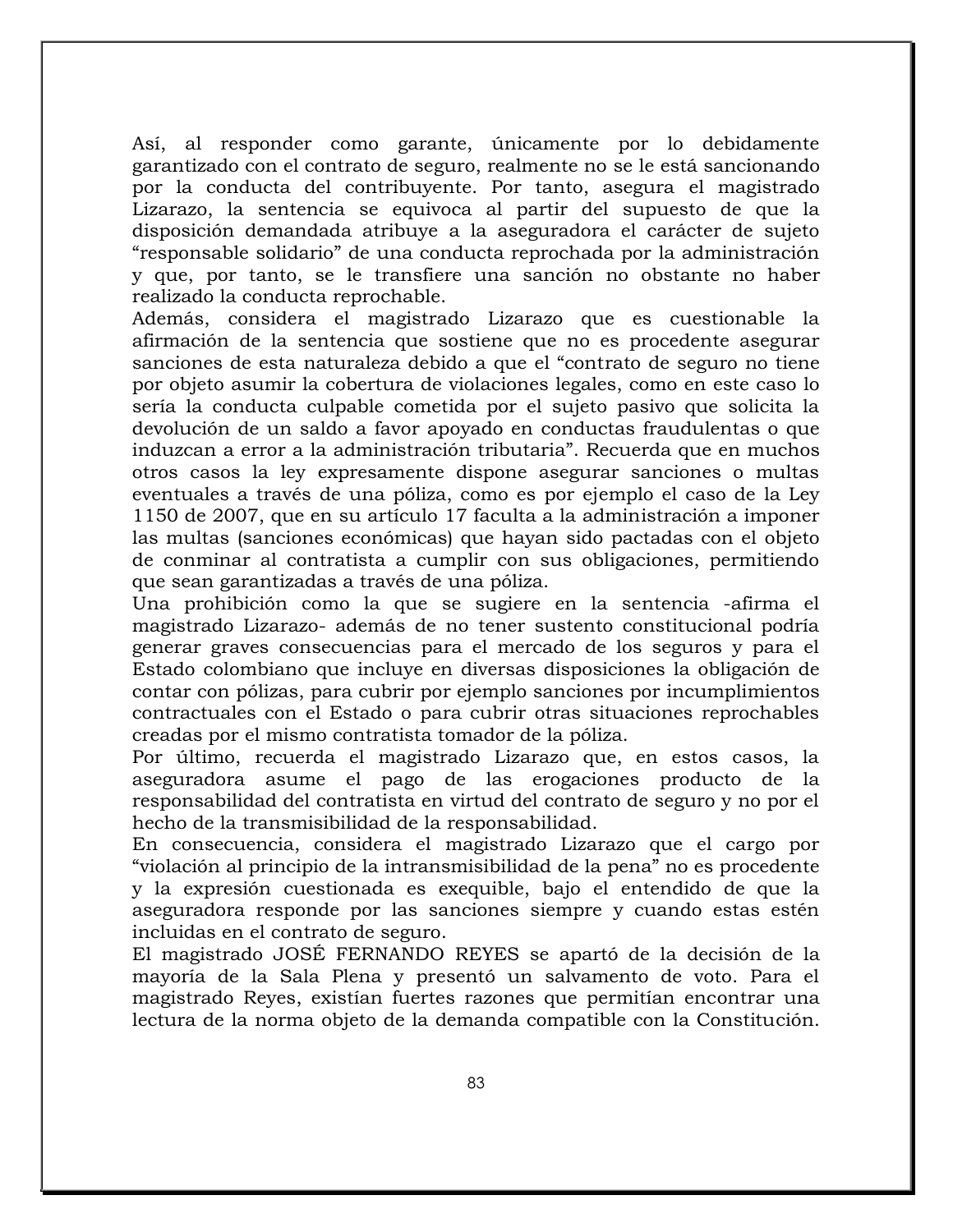Así, al responder como garante, únicamente por lo debidamente garantizado con el contrato de seguro, realmente no se le está sancionando por la conducta del contribuyente. Por tanto, asegura el magistrado Lizarazo, la sentencia se equivoca al partir del supuesto de que la disposición demandada atribuye a la aseguradora el carácter de sujeto "responsable solidario" de una conducta reprochada por la administración y que, por tanto, se le transfiere una sanción no obstante no haber realizado la conducta reprochable.

Además, considera el magistrado Lizarazo que es cuestionable la afirmación de la sentencia que sostiene que no es procedente asegurar sanciones de esta naturaleza debido a que el "contrato de seguro no tiene por objeto asumir la cobertura de violaciones legales, como en este caso lo sería la conducta culpable cometida por el sujeto pasivo que solicita la devolución de un saldo a favor apoyado en conductas fraudulentas o que induzcan a error a la administración tributaria". Recuerda que en muchos otros casos la ley expresamente dispone asegurar sanciones o multas eventuales a través de una póliza, como es por ejemplo el caso de la Ley 1150 de 2007, que en su artículo 17 faculta a la administración a imponer las multas (sanciones económicas) que hayan sido pactadas con el objeto de conminar al contratista a cumplir con sus obligaciones, permitiendo que sean garantizadas a través de una póliza.

Una prohibición como la que se sugiere en la sentencia -afirma el magistrado Lizarazo- además de no tener sustento constitucional podría generar graves consecuencias para el mercado de los seguros y para el Estado colombiano que incluye en diversas disposiciones la obligación de contar con pólizas, para cubrir por ejemplo sanciones por incumplimientos contractuales con el Estado o para cubrir otras situaciones reprochables creadas por el mismo contratista tomador de la póliza.

Por último, recuerda el magistrado Lizarazo que, en estos casos, la aseguradora asume el pago de las erogaciones producto de la responsabilidad del contratista en virtud del contrato de seguro y no por el hecho de la transmisibilidad de la responsabilidad.

En consecuencia, considera el magistrado Lizarazo que el cargo por "violación al principio de la intransmisibilidad de la pena" no es procedente y la expresión cuestionada es exequible, bajo el entendido de que la aseguradora responde por las sanciones siempre y cuando estas estén incluidas en el contrato de seguro.

El magistrado JOSÉ FERNANDO REYES se apartó de la decisión de la mayoría de la Sala Plena y presentó un salvamento de voto. Para el magistrado Reyes, existían fuertes razones que permitían encontrar una lectura de la norma objeto de la demanda compatible con la Constitución.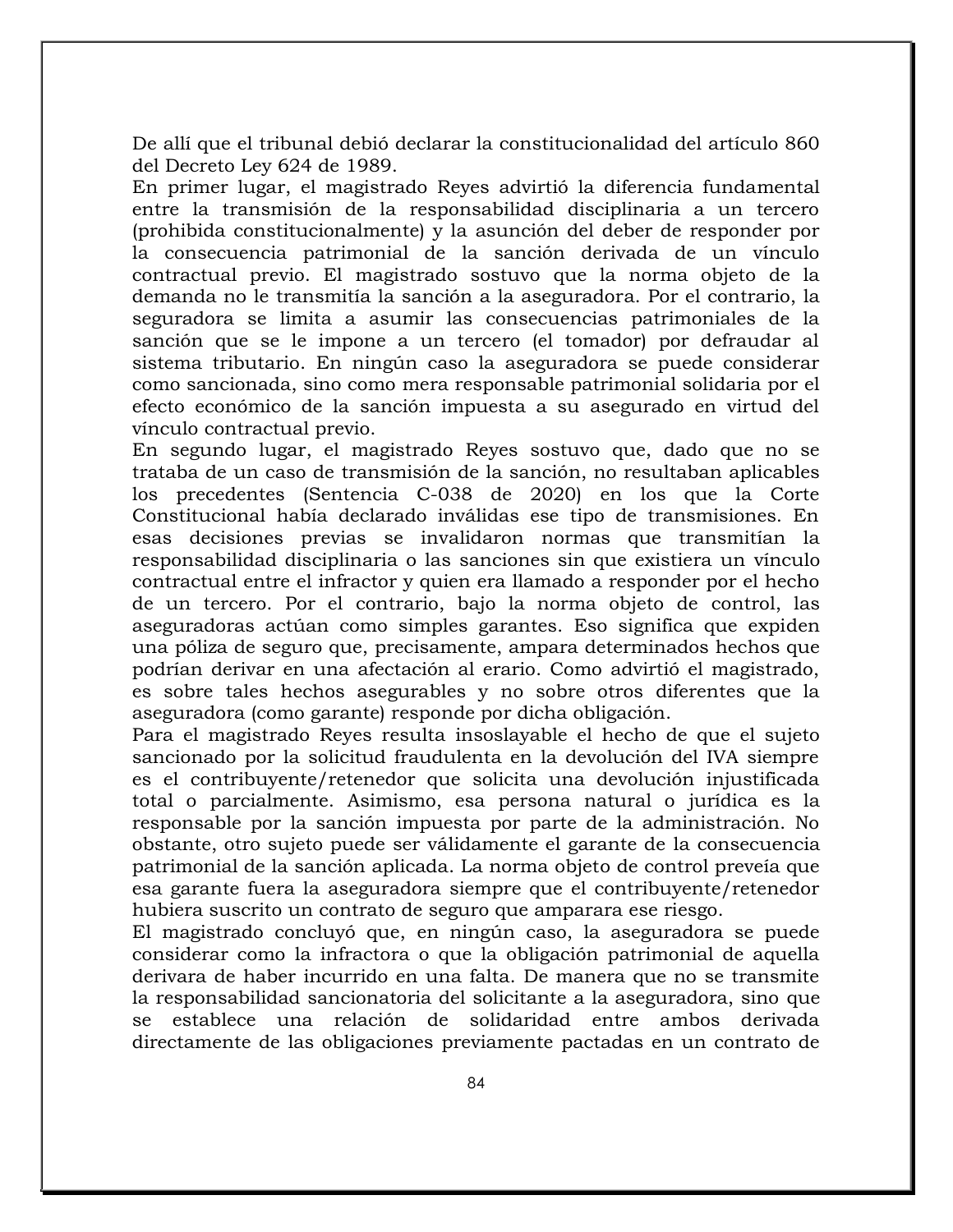De allí que el tribunal debió declarar la constitucionalidad del artículo 860 del Decreto Ley 624 de 1989.

En primer lugar, el magistrado Reyes advirtió la diferencia fundamental entre la transmisión de la responsabilidad disciplinaria a un tercero (prohibida constitucionalmente) y la asunción del deber de responder por la consecuencia patrimonial de la sanción derivada de un vínculo contractual previo. El magistrado sostuvo que la norma objeto de la demanda no le transmitía la sanción a la aseguradora. Por el contrario, la seguradora se limita a asumir las consecuencias patrimoniales de la sanción que se le impone a un tercero (el tomador) por defraudar al sistema tributario. En ningún caso la aseguradora se puede considerar como sancionada, sino como mera responsable patrimonial solidaria por el efecto económico de la sanción impuesta a su asegurado en virtud del vínculo contractual previo.

En segundo lugar, el magistrado Reyes sostuvo que, dado que no se trataba de un caso de transmisión de la sanción, no resultaban aplicables los precedentes (Sentencia C-038 de 2020) en los que la Corte Constitucional había declarado inválidas ese tipo de transmisiones. En esas decisiones previas se invalidaron normas que transmitían la responsabilidad disciplinaria o las sanciones sin que existiera un vínculo contractual entre el infractor y quien era llamado a responder por el hecho de un tercero. Por el contrario, bajo la norma objeto de control, las aseguradoras actúan como simples garantes. Eso significa que expiden una póliza de seguro que, precisamente, ampara determinados hechos que podrían derivar en una afectación al erario. Como advirtió el magistrado, es sobre tales hechos asegurables y no sobre otros diferentes que la aseguradora (como garante) responde por dicha obligación.

Para el magistrado Reyes resulta insoslayable el hecho de que el sujeto sancionado por la solicitud fraudulenta en la devolución del IVA siempre es el contribuyente/retenedor que solicita una devolución injustificada total o parcialmente. Asimismo, esa persona natural o jurídica es la responsable por la sanción impuesta por parte de la administración. No obstante, otro sujeto puede ser válidamente el garante de la consecuencia patrimonial de la sanción aplicada. La norma objeto de control preveía que esa garante fuera la aseguradora siempre que el contribuyente/retenedor hubiera suscrito un contrato de seguro que amparara ese riesgo.

El magistrado concluyó que, en ningún caso, la aseguradora se puede considerar como la infractora o que la obligación patrimonial de aquella derivara de haber incurrido en una falta. De manera que no se transmite la responsabilidad sancionatoria del solicitante a la aseguradora, sino que se establece una relación de solidaridad entre ambos derivada directamente de las obligaciones previamente pactadas en un contrato de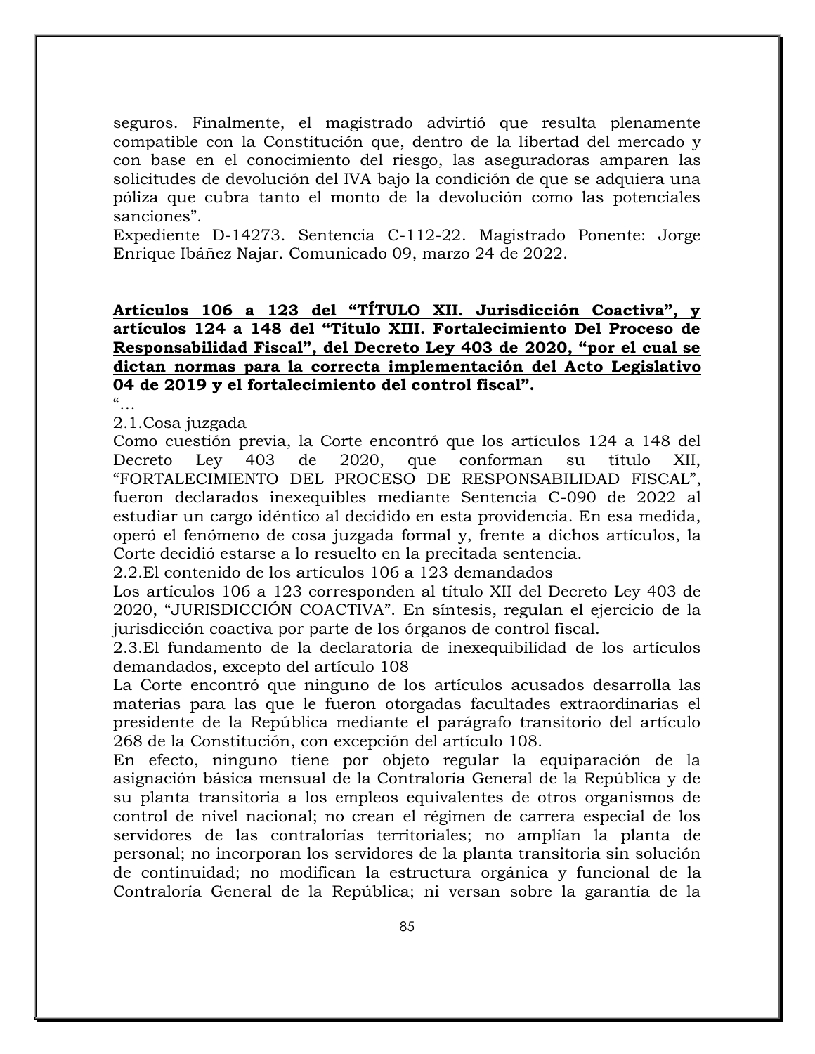seguros. Finalmente, el magistrado advirtió que resulta plenamente compatible con la Constitución que, dentro de la libertad del mercado y con base en el conocimiento del riesgo, las aseguradoras amparen las solicitudes de devolución del IVA bajo la condición de que se adquiera una póliza que cubra tanto el monto de la devolución como las potenciales sanciones".
Expediente D-14273. Sentencia C-112-22. Magistrado Ponente: Jorge Enrique Ibáñez Najar. Comunicado 09, marzo 24 de 2022.

**Artículos 106 a 123 del "TÍTULO XII. Jurisdicción Coactiva", y artículos 124 a 148 del "Título XIII. Fortalecimiento Del Proceso de Responsabilidad Fiscal", del Decreto Ley 403 de 2020, "por el cual se dictan normas para la correcta implementación del Acto Legislativo 04 de 2019 y el fortalecimiento del control fiscal".**

"…

2.1.Cosa juzgada
Como cuestión previa, la Corte encontró que los artículos 124 a 148 del Decreto Ley 403 de 2020, que conforman su título XII, "FORTALECIMIENTO DEL PROCESO DE RESPONSABILIDAD FISCAL", fueron declarados inexequibles mediante Sentencia C-090 de 2022 al estudiar un cargo idéntico al decidido en esta providencia. En esa medida, operó el fenómeno de cosa juzgada formal y, frente a dichos artículos, la Corte decidió estarse a lo resuelto en la precitada sentencia.

2.2.El contenido de los artículos 106 a 123 demandados
Los artículos 106 a 123 corresponden al título XII del Decreto Ley 403 de 2020, "JURISDICCIÓN COACTIVA". En síntesis, regulan el ejercicio de la jurisdicción coactiva por parte de los órganos de control fiscal.

2.3.El fundamento de la declaratoria de inexequibilidad de los artículos demandados, excepto del artículo 108
La Corte encontró que ninguno de los artículos acusados desarrolla las materias para las que le fueron otorgadas facultades extraordinarias el presidente de la República mediante el parágrafo transitorio del artículo 268 de la Constitución, con excepción del artículo 108.
En efecto, ninguno tiene por objeto regular la equiparación de la asignación básica mensual de la Contraloría General de la República y de su planta transitoria a los empleos equivalentes de otros organismos de control de nivel nacional; no crean el régimen de carrera especial de los servidores de las contralorías territoriales; no amplían la planta de personal; no incorporan los servidores de la planta transitoria sin solución de continuidad; no modifican la estructura orgánica y funcional de la Contraloría General de la República; ni versan sobre la garantía de la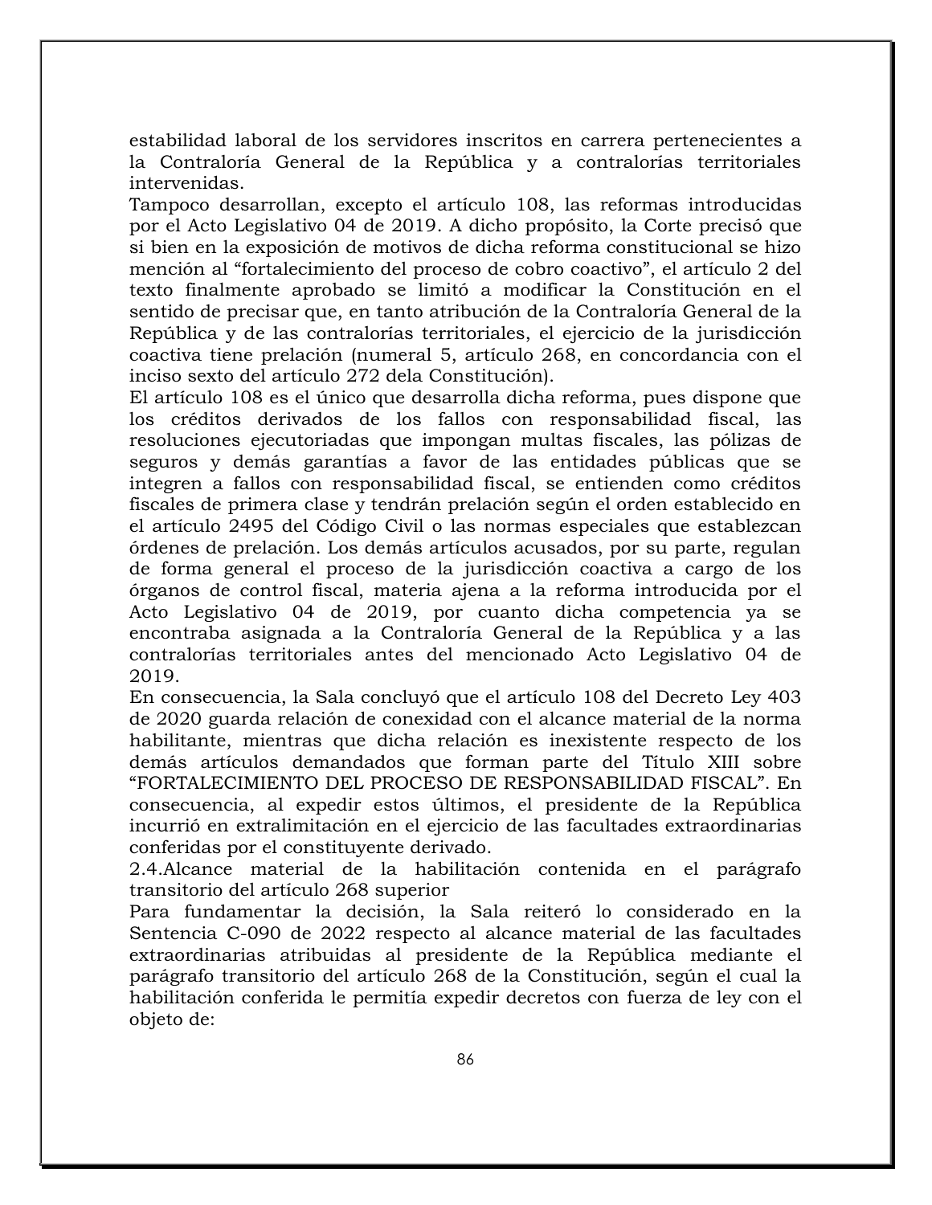estabilidad laboral de los servidores inscritos en carrera pertenecientes a la Contraloría General de la República y a contralorías territoriales intervenidas.

Tampoco desarrollan, excepto el artículo 108, las reformas introducidas por el Acto Legislativo 04 de 2019. A dicho propósito, la Corte precisó que si bien en la exposición de motivos de dicha reforma constitucional se hizo mención al "fortalecimiento del proceso de cobro coactivo", el artículo 2 del texto finalmente aprobado se limitó a modificar la Constitución en el sentido de precisar que, en tanto atribución de la Contraloría General de la República y de las contralorías territoriales, el ejercicio de la jurisdicción coactiva tiene prelación (numeral 5, artículo 268, en concordancia con el inciso sexto del artículo 272 dela Constitución).

El artículo 108 es el único que desarrolla dicha reforma, pues dispone que los créditos derivados de los fallos con responsabilidad fiscal, las resoluciones ejecutoriadas que impongan multas fiscales, las pólizas de seguros y demás garantías a favor de las entidades públicas que se integren a fallos con responsabilidad fiscal, se entienden como créditos fiscales de primera clase y tendrán prelación según el orden establecido en el artículo 2495 del Código Civil o las normas especiales que establezcan órdenes de prelación. Los demás artículos acusados, por su parte, regulan de forma general el proceso de la jurisdicción coactiva a cargo de los órganos de control fiscal, materia ajena a la reforma introducida por el Acto Legislativo 04 de 2019, por cuanto dicha competencia ya se encontraba asignada a la Contraloría General de la República y a las contralorías territoriales antes del mencionado Acto Legislativo 04 de 2019.

En consecuencia, la Sala concluyó que el artículo 108 del Decreto Ley 403 de 2020 guarda relación de conexidad con el alcance material de la norma habilitante, mientras que dicha relación es inexistente respecto de los demás artículos demandados que forman parte del Título XIII sobre "FORTALECIMIENTO DEL PROCESO DE RESPONSABILIDAD FISCAL". En consecuencia, al expedir estos últimos, el presidente de la República incurrió en extralimitación en el ejercicio de las facultades extraordinarias conferidas por el constituyente derivado.

2.4.Alcance material de la habilitación contenida en el parágrafo transitorio del artículo 268 superior

Para fundamentar la decisión, la Sala reiteró lo considerado en la Sentencia C-090 de 2022 respecto al alcance material de las facultades extraordinarias atribuidas al presidente de la República mediante el parágrafo transitorio del artículo 268 de la Constitución, según el cual la habilitación conferida le permitía expedir decretos con fuerza de ley con el objeto de: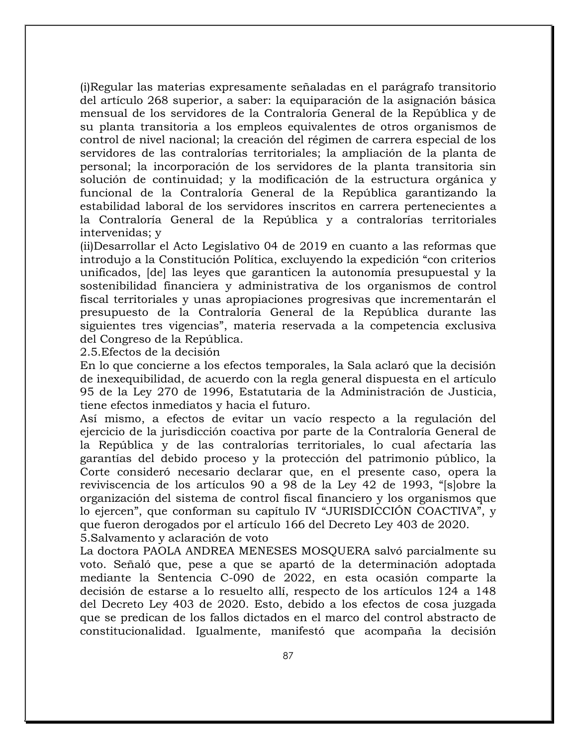(i)Regular las materias expresamente señaladas en el parágrafo transitorio del artículo 268 superior, a saber: la equiparación de la asignación básica mensual de los servidores de la Contraloría General de la República y de su planta transitoria a los empleos equivalentes de otros organismos de control de nivel nacional; la creación del régimen de carrera especial de los servidores de las contralorías territoriales; la ampliación de la planta de personal; la incorporación de los servidores de la planta transitoria sin solución de continuidad; y la modificación de la estructura orgánica y funcional de la Contraloría General de la República garantizando la estabilidad laboral de los servidores inscritos en carrera pertenecientes a la Contraloría General de la República y a contralorías territoriales intervenidas; y

(ii)Desarrollar el Acto Legislativo 04 de 2019 en cuanto a las reformas que introdujo a la Constitución Política, excluyendo la expedición "con criterios unificados, [de] las leyes que garanticen la autonomía presupuestal y la sostenibilidad financiera y administrativa de los organismos de control fiscal territoriales y unas apropiaciones progresivas que incrementarán el presupuesto de la Contraloría General de la República durante las siguientes tres vigencias", materia reservada a la competencia exclusiva del Congreso de la República.

2.5.Efectos de la decisión

En lo que concierne a los efectos temporales, la Sala aclaró que la decisión de inexequibilidad, de acuerdo con la regla general dispuesta en el artículo 95 de la Ley 270 de 1996, Estatutaria de la Administración de Justicia, tiene efectos inmediatos y hacia el futuro.

Así mismo, a efectos de evitar un vacío respecto a la regulación del ejercicio de la jurisdicción coactiva por parte de la Contraloría General de la República y de las contralorías territoriales, lo cual afectaría las garantías del debido proceso y la protección del patrimonio público, la Corte consideró necesario declarar que, en el presente caso, opera la reviviscencia de los artículos 90 a 98 de la Ley 42 de 1993, "[s]obre la organización del sistema de control fiscal financiero y los organismos que lo ejercen", que conforman su capítulo IV "JURISDICCIÓN COACTIVA", y que fueron derogados por el artículo 166 del Decreto Ley 403 de 2020.

5.Salvamento y aclaración de voto

La doctora PAOLA ANDREA MENESES MOSQUERA salvó parcialmente su voto. Señaló que, pese a que se apartó de la determinación adoptada mediante la Sentencia C-090 de 2022, en esta ocasión comparte la decisión de estarse a lo resuelto allí, respecto de los artículos 124 a 148 del Decreto Ley 403 de 2020. Esto, debido a los efectos de cosa juzgada que se predican de los fallos dictados en el marco del control abstracto de constitucionalidad. Igualmente, manifestó que acompaña la decisión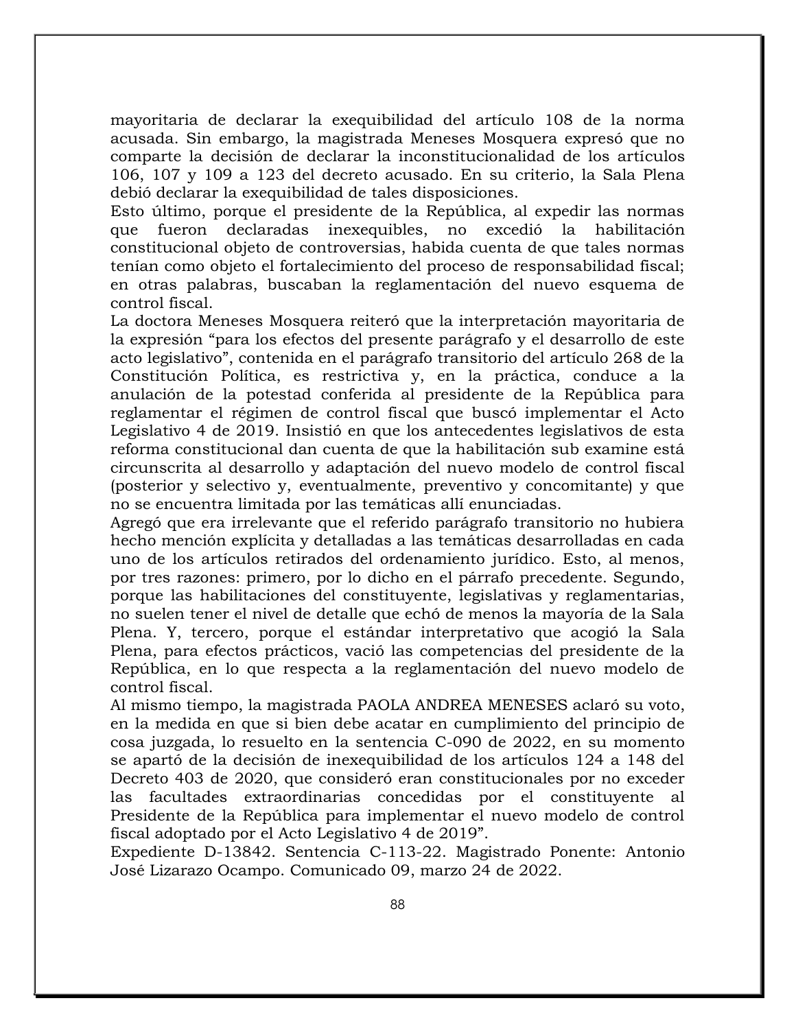mayoritaria de declarar la exequibilidad del artículo 108 de la norma acusada. Sin embargo, la magistrada Meneses Mosquera expresó que no comparte la decisión de declarar la inconstitucionalidad de los artículos 106, 107 y 109 a 123 del decreto acusado. En su criterio, la Sala Plena debió declarar la exequibilidad de tales disposiciones.

Esto último, porque el presidente de la República, al expedir las normas que fueron declaradas inexequibles, no excedió la habilitación constitucional objeto de controversias, habida cuenta de que tales normas tenían como objeto el fortalecimiento del proceso de responsabilidad fiscal; en otras palabras, buscaban la reglamentación del nuevo esquema de control fiscal.

La doctora Meneses Mosquera reiteró que la interpretación mayoritaria de la expresión "para los efectos del presente parágrafo y el desarrollo de este acto legislativo", contenida en el parágrafo transitorio del artículo 268 de la Constitución Política, es restrictiva y, en la práctica, conduce a la anulación de la potestad conferida al presidente de la República para reglamentar el régimen de control fiscal que buscó implementar el Acto Legislativo 4 de 2019. Insistió en que los antecedentes legislativos de esta reforma constitucional dan cuenta de que la habilitación sub examine está circunscrita al desarrollo y adaptación del nuevo modelo de control fiscal (posterior y selectivo y, eventualmente, preventivo y concomitante) y que no se encuentra limitada por las temáticas allí enunciadas.

Agregó que era irrelevante que el referido parágrafo transitorio no hubiera hecho mención explícita y detalladas a las temáticas desarrolladas en cada uno de los artículos retirados del ordenamiento jurídico. Esto, al menos, por tres razones: primero, por lo dicho en el párrafo precedente. Segundo, porque las habilitaciones del constituyente, legislativas y reglamentarias, no suelen tener el nivel de detalle que echó de menos la mayoría de la Sala Plena. Y, tercero, porque el estándar interpretativo que acogió la Sala Plena, para efectos prácticos, vació las competencias del presidente de la República, en lo que respecta a la reglamentación del nuevo modelo de control fiscal.

Al mismo tiempo, la magistrada PAOLA ANDREA MENESES aclaró su voto, en la medida en que si bien debe acatar en cumplimiento del principio de cosa juzgada, lo resuelto en la sentencia C-090 de 2022, en su momento se apartó de la decisión de inexequibilidad de los artículos 124 a 148 del Decreto 403 de 2020, que consideró eran constitucionales por no exceder las facultades extraordinarias concedidas por el constituyente al Presidente de la República para implementar el nuevo modelo de control fiscal adoptado por el Acto Legislativo 4 de 2019".

Expediente D-13842. Sentencia C-113-22. Magistrado Ponente: Antonio José Lizarazo Ocampo. Comunicado 09, marzo 24 de 2022.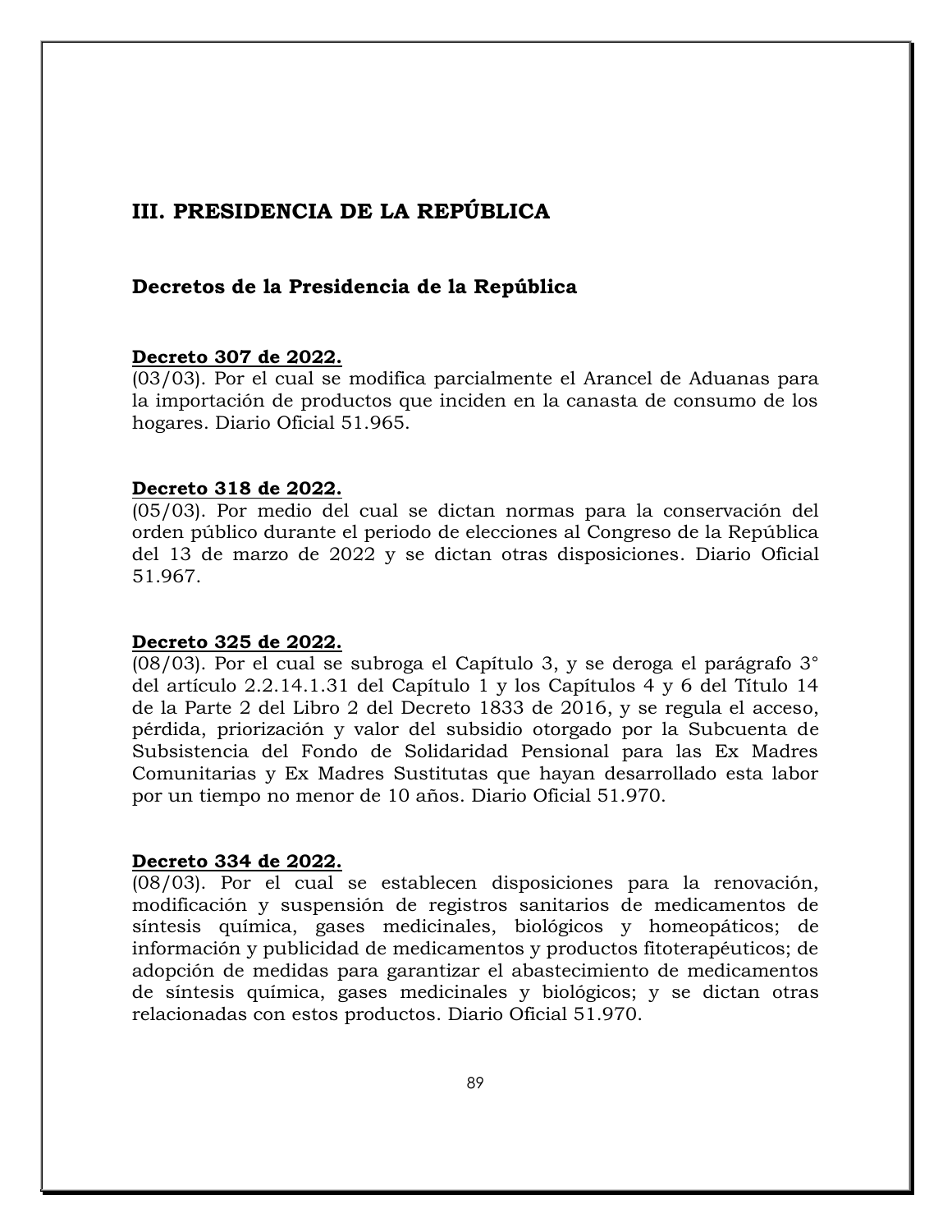# III. PRESIDENCIA DE LA REPÚBLICA

## Decretos de la Presidencia de la República

**Decreto 307 de 2022.**
(03/03). Por el cual se modifica parcialmente el Arancel de Aduanas para la importación de productos que inciden en la canasta de consumo de los hogares. Diario Oficial 51.965.

**Decreto 318 de 2022.**
(05/03). Por medio del cual se dictan normas para la conservación del orden público durante el periodo de elecciones al Congreso de la República del 13 de marzo de 2022 y se dictan otras disposiciones. Diario Oficial 51.967.

**Decreto 325 de 2022.**
(08/03). Por el cual se subroga el Capítulo 3, y se deroga el parágrafo 3° del artículo 2.2.14.1.31 del Capítulo 1 y los Capítulos 4 y 6 del Título 14 de la Parte 2 del Libro 2 del Decreto 1833 de 2016, y se regula el acceso, pérdida, priorización y valor del subsidio otorgado por la Subcuenta de Subsistencia del Fondo de Solidaridad Pensional para las Ex Madres Comunitarias y Ex Madres Sustitutas que hayan desarrollado esta labor por un tiempo no menor de 10 años. Diario Oficial 51.970.

**Decreto 334 de 2022.**
(08/03). Por el cual se establecen disposiciones para la renovación, modificación y suspensión de registros sanitarios de medicamentos de síntesis química, gases medicinales, biológicos y homeopáticos; de información y publicidad de medicamentos y productos fitoterapéuticos; de adopción de medidas para garantizar el abastecimiento de medicamentos de síntesis química, gases medicinales y biológicos; y se dictan otras relacionadas con estos productos. Diario Oficial 51.970.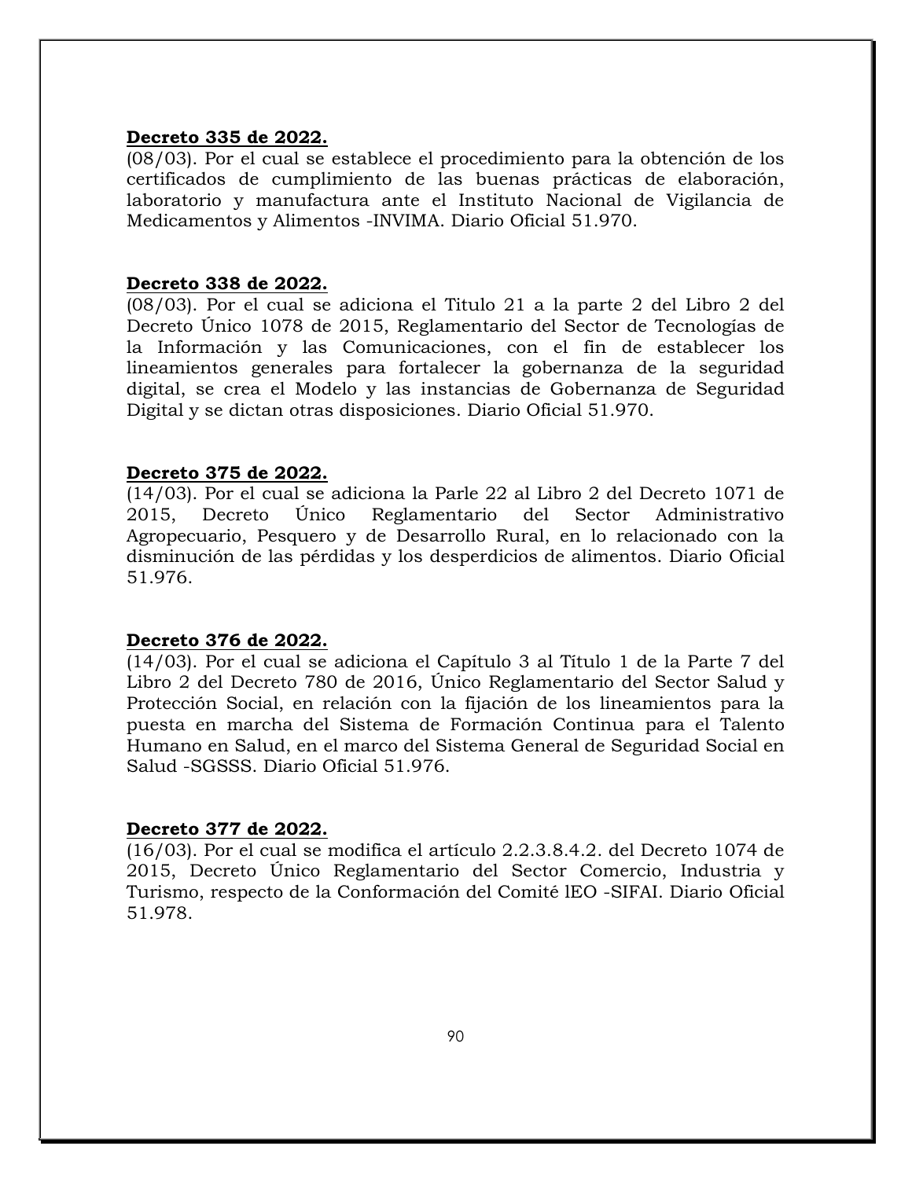**<u>Decreto 335 de 2022.</u>**
(08/03). Por el cual se establece el procedimiento para la obtención de los certificados de cumplimiento de las buenas prácticas de elaboración, laboratorio y manufactura ante el Instituto Nacional de Vigilancia de Medicamentos y Alimentos -INVIMA. Diario Oficial 51.970.

**<u>Decreto 338 de 2022.</u>**
(08/03). Por el cual se adiciona el Titulo 21 a la parte 2 del Libro 2 del Decreto Único 1078 de 2015, Reglamentario del Sector de Tecnologías de la Información y las Comunicaciones, con el fin de establecer los lineamientos generales para fortalecer la gobernanza de la seguridad digital, se crea el Modelo y las instancias de Gobernanza de Seguridad Digital y se dictan otras disposiciones. Diario Oficial 51.970.

**<u>Decreto 375 de 2022.</u>**
(14/03). Por el cual se adiciona la Parle 22 al Libro 2 del Decreto 1071 de 2015, Decreto Único Reglamentario del Sector Administrativo Agropecuario, Pesquero y de Desarrollo Rural, en lo relacionado con la disminución de las pérdidas y los desperdicios de alimentos. Diario Oficial 51.976.

**<u>Decreto 376 de 2022.</u>**
(14/03). Por el cual se adiciona el Capítulo 3 al Título 1 de la Parte 7 del Libro 2 del Decreto 780 de 2016, Único Reglamentario del Sector Salud y Protección Social, en relación con la fijación de los lineamientos para la puesta en marcha del Sistema de Formación Continua para el Talento Humano en Salud, en el marco del Sistema General de Seguridad Social en Salud -SGSSS. Diario Oficial 51.976.

**<u>Decreto 377 de 2022.</u>**
(16/03). Por el cual se modifica el artículo 2.2.3.8.4.2. del Decreto 1074 de 2015, Decreto Único Reglamentario del Sector Comercio, Industria y Turismo, respecto de la Conformación del Comité lEO -SIFAI. Diario Oficial 51.978.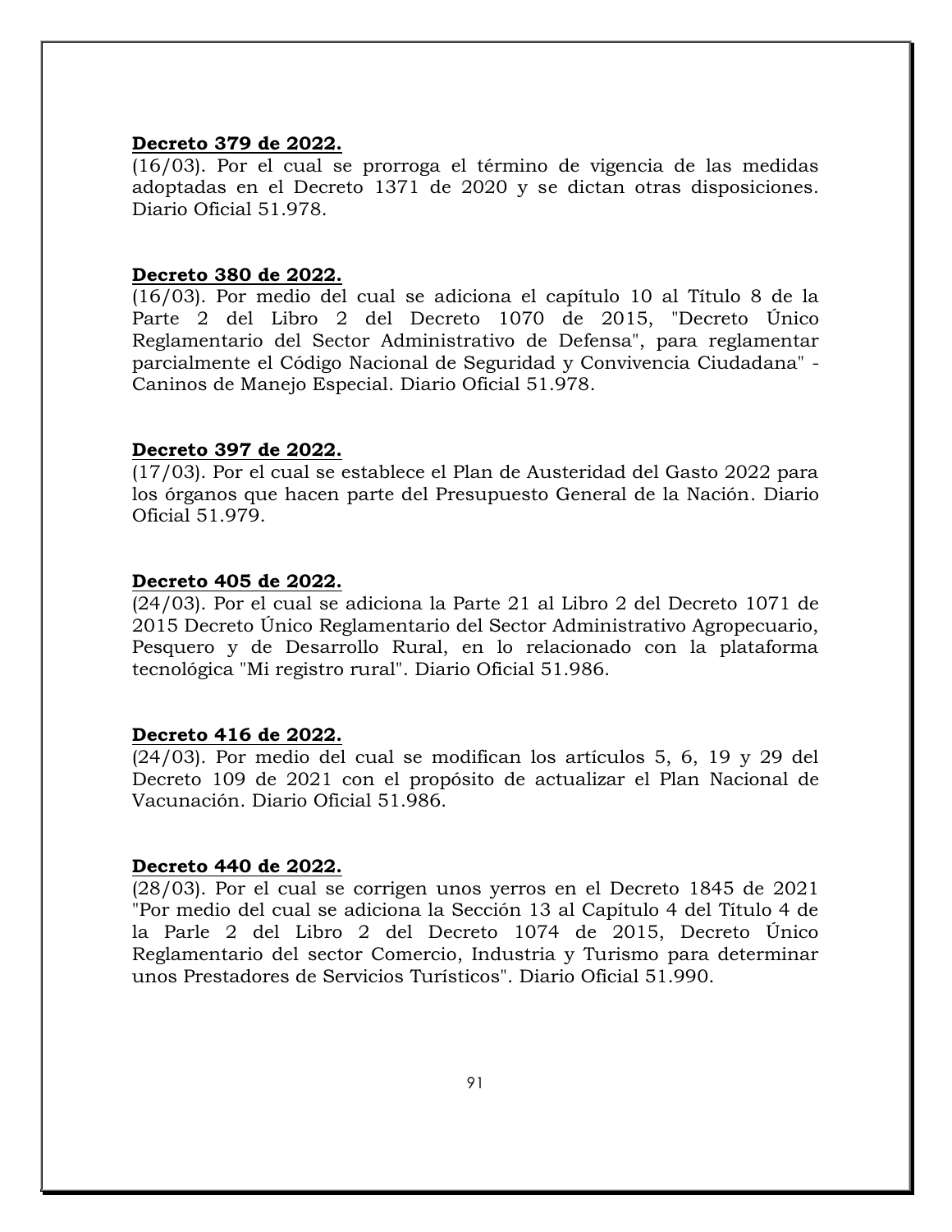**Decreto 379 de 2022.**
(16/03). Por el cual se prorroga el término de vigencia de las medidas adoptadas en el Decreto 1371 de 2020 y se dictan otras disposiciones. Diario Oficial 51.978.

**Decreto 380 de 2022.**
(16/03). Por medio del cual se adiciona el capítulo 10 al Título 8 de la Parte 2 del Libro 2 del Decreto 1070 de 2015, "Decreto Único Reglamentario del Sector Administrativo de Defensa", para reglamentar parcialmente el Código Nacional de Seguridad y Convivencia Ciudadana" - Caninos de Manejo Especial. Diario Oficial 51.978.

**Decreto 397 de 2022.**
(17/03). Por el cual se establece el Plan de Austeridad del Gasto 2022 para los órganos que hacen parte del Presupuesto General de la Nación. Diario Oficial 51.979.

**Decreto 405 de 2022.**
(24/03). Por el cual se adiciona la Parte 21 al Libro 2 del Decreto 1071 de 2015 Decreto Único Reglamentario del Sector Administrativo Agropecuario, Pesquero y de Desarrollo Rural, en lo relacionado con la plataforma tecnológica "Mi registro rural". Diario Oficial 51.986.

**Decreto 416 de 2022.**
(24/03). Por medio del cual se modifican los artículos 5, 6, 19 y 29 del Decreto 109 de 2021 con el propósito de actualizar el Plan Nacional de Vacunación. Diario Oficial 51.986.

**Decreto 440 de 2022.**
(28/03). Por el cual se corrigen unos yerros en el Decreto 1845 de 2021 "Por medio del cual se adiciona la Sección 13 al Capítulo 4 del Título 4 de la Parle 2 del Libro 2 del Decreto 1074 de 2015, Decreto Único Reglamentario del sector Comercio, Industria y Turismo para determinar unos Prestadores de Servicios Turísticos". Diario Oficial 51.990.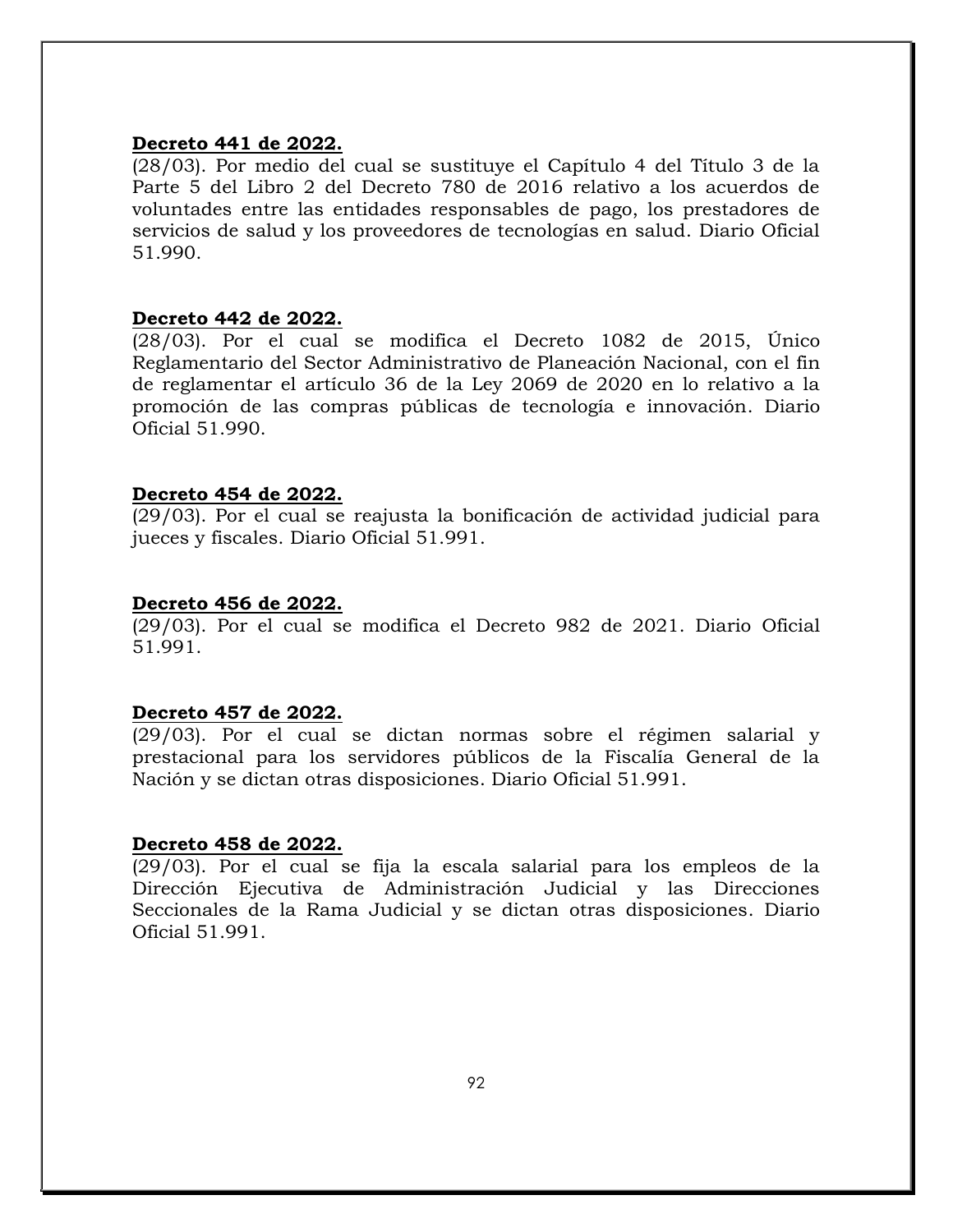**Decreto 441 de 2022.**
(28/03). Por medio del cual se sustituye el Capítulo 4 del Título 3 de la Parte 5 del Libro 2 del Decreto 780 de 2016 relativo a los acuerdos de voluntades entre las entidades responsables de pago, los prestadores de servicios de salud y los proveedores de tecnologías en salud. Diario Oficial 51.990.

**Decreto 442 de 2022.**
(28/03). Por el cual se modifica el Decreto 1082 de 2015, Único Reglamentario del Sector Administrativo de Planeación Nacional, con el fin de reglamentar el artículo 36 de la Ley 2069 de 2020 en lo relativo a la promoción de las compras públicas de tecnología e innovación. Diario Oficial 51.990.

**Decreto 454 de 2022.**
(29/03). Por el cual se reajusta la bonificación de actividad judicial para jueces y fiscales. Diario Oficial 51.991.

**Decreto 456 de 2022.**
(29/03). Por el cual se modifica el Decreto 982 de 2021. Diario Oficial 51.991.

**Decreto 457 de 2022.**
(29/03). Por el cual se dictan normas sobre el régimen salarial y prestacional para los servidores públicos de la Fiscalía General de la Nación y se dictan otras disposiciones. Diario Oficial 51.991.

**Decreto 458 de 2022.**
(29/03). Por el cual se fija la escala salarial para los empleos de la Dirección Ejecutiva de Administración Judicial y las Direcciones Seccionales de la Rama Judicial y se dictan otras disposiciones. Diario Oficial 51.991.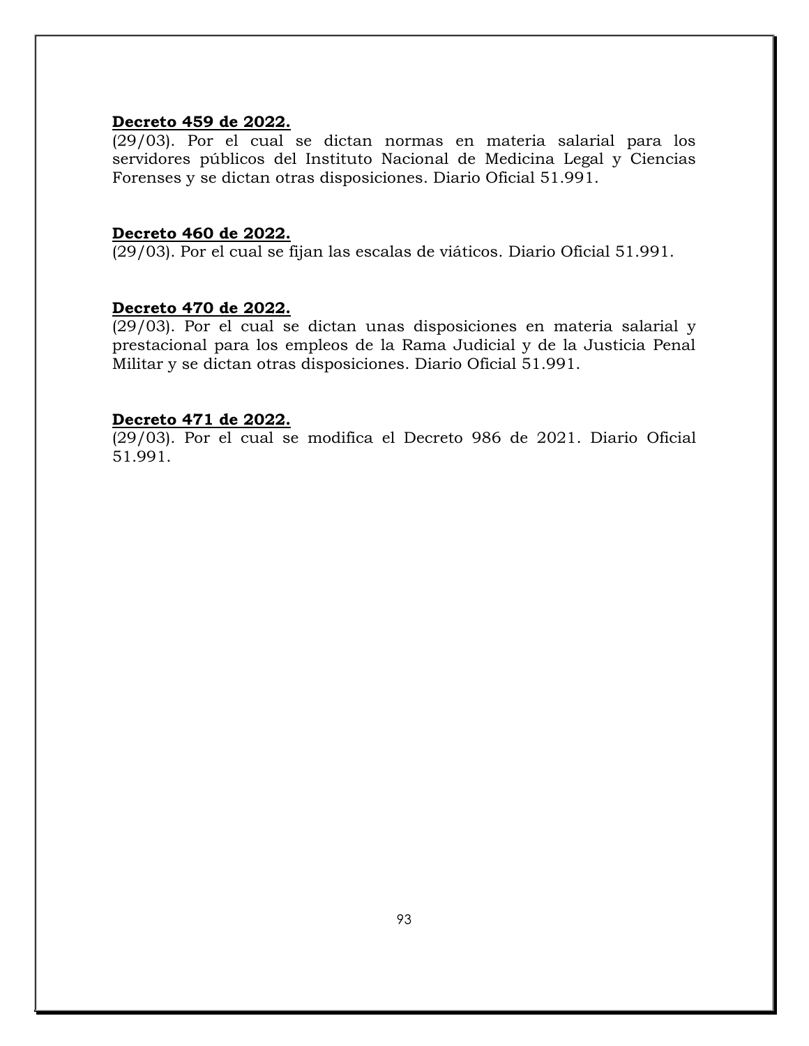**Decreto 459 de 2022.**
(29/03). Por el cual se dictan normas en materia salarial para los servidores públicos del Instituto Nacional de Medicina Legal y Ciencias Forenses y se dictan otras disposiciones. Diario Oficial 51.991.

**Decreto 460 de 2022.**
(29/03). Por el cual se fijan las escalas de viáticos. Diario Oficial 51.991.

**Decreto 470 de 2022.**
(29/03). Por el cual se dictan unas disposiciones en materia salarial y prestacional para los empleos de la Rama Judicial y de la Justicia Penal Militar y se dictan otras disposiciones. Diario Oficial 51.991.

**Decreto 471 de 2022.**
(29/03). Por el cual se modifica el Decreto 986 de 2021. Diario Oficial 51.991.